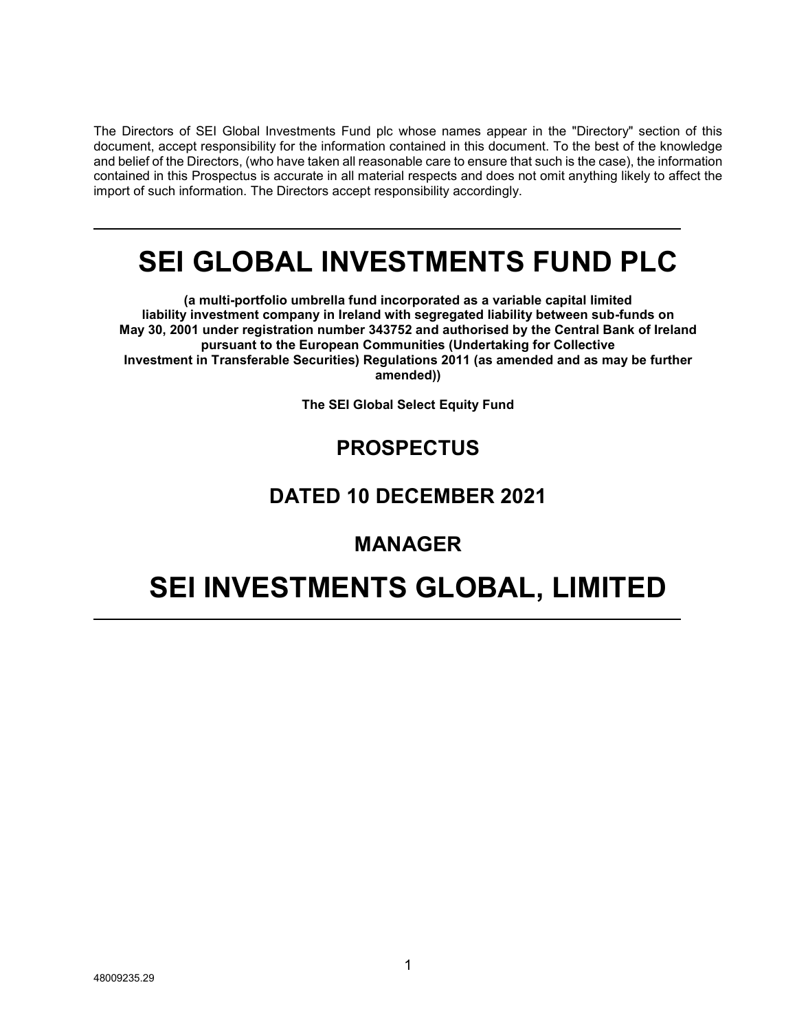The Directors of SEI Global Investments Fund plc whose names appear in the "Directory" section of this document, accept responsibility for the information contained in this document. To the best of the knowledge and belief of the Directors, (who have taken all reasonable care to ensure that such is the case), the information contained in this Prospectus is accurate in all material respects and does not omit anything likely to affect the import of such information. The Directors accept responsibility accordingly.

---

# SEI GLOBAL INVESTMENTS FUND PLC

**(a multi-portfolio umbrella fund incorporated as a variable capital limited liability investment company in Ireland with segregated liability between sub-funds on May 30, 2001 under registration number 343752 and authorised by the Central Bank of Ireland pursuant to the European Communities (Undertaking for Collective Investment in Transferable Securities) Regulations 2011 (as amended and as may be further amended))**

**The SEI Global Select Equity Fund**

## PROSPECTUS

## DATED 10 DECEMBER 2021

## MANAGER

# SEI INVESTMENTS GLOBAL, LIMITED

---

48009235.29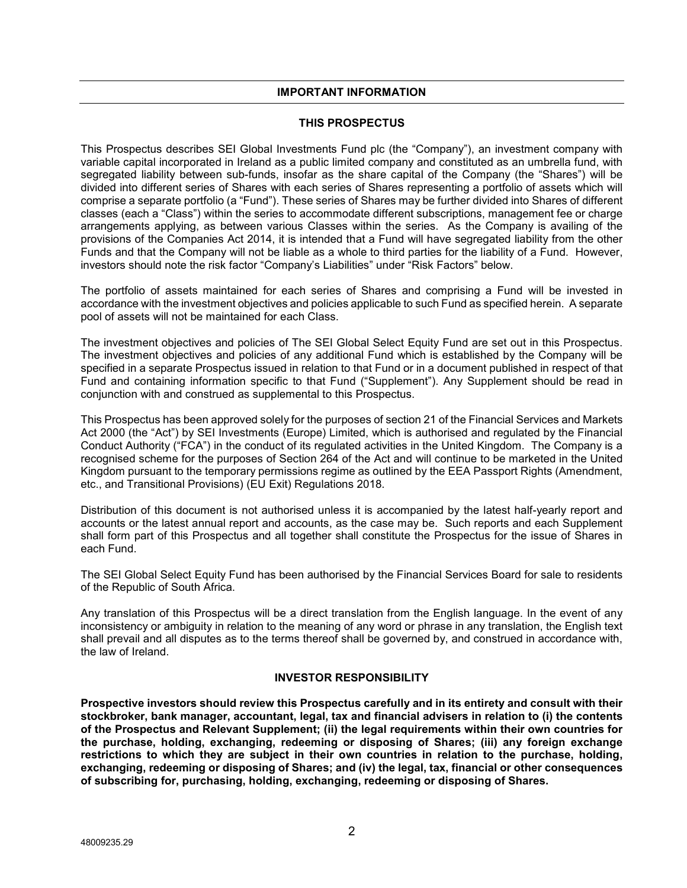## IMPORTANT INFORMATION

### THIS PROSPECTUS

This Prospectus describes SEI Global Investments Fund plc (the "Company"), an investment company with variable capital incorporated in Ireland as a public limited company and constituted as an umbrella fund, with segregated liability between sub-funds, insofar as the share capital of the Company (the "Shares") will be divided into different series of Shares with each series of Shares representing a portfolio of assets which will comprise a separate portfolio (a "Fund"). These series of Shares may be further divided into Shares of different classes (each a "Class") within the series to accommodate different subscriptions, management fee or charge arrangements applying, as between various Classes within the series. As the Company is availing of the provisions of the Companies Act 2014, it is intended that a Fund will have segregated liability from the other Funds and that the Company will not be liable as a whole to third parties for the liability of a Fund. However, investors should note the risk factor "Company's Liabilities" under "Risk Factors" below.

The portfolio of assets maintained for each series of Shares and comprising a Fund will be invested in accordance with the investment objectives and policies applicable to such Fund as specified herein. A separate pool of assets will not be maintained for each Class.

The investment objectives and policies of The SEI Global Select Equity Fund are set out in this Prospectus. The investment objectives and policies of any additional Fund which is established by the Company will be specified in a separate Prospectus issued in relation to that Fund or in a document published in respect of that Fund and containing information specific to that Fund ("Supplement"). Any Supplement should be read in conjunction with and construed as supplemental to this Prospectus.

This Prospectus has been approved solely for the purposes of section 21 of the Financial Services and Markets Act 2000 (the "Act") by SEI Investments (Europe) Limited, which is authorised and regulated by the Financial Conduct Authority ("FCA") in the conduct of its regulated activities in the United Kingdom. The Company is a recognised scheme for the purposes of Section 264 of the Act and will continue to be marketed in the United Kingdom pursuant to the temporary permissions regime as outlined by the EEA Passport Rights (Amendment, etc., and Transitional Provisions) (EU Exit) Regulations 2018.

Distribution of this document is not authorised unless it is accompanied by the latest half-yearly report and accounts or the latest annual report and accounts, as the case may be. Such reports and each Supplement shall form part of this Prospectus and all together shall constitute the Prospectus for the issue of Shares in each Fund.

The SEI Global Select Equity Fund has been authorised by the Financial Services Board for sale to residents of the Republic of South Africa.

Any translation of this Prospectus will be a direct translation from the English language. In the event of any inconsistency or ambiguity in relation to the meaning of any word or phrase in any translation, the English text shall prevail and all disputes as to the terms thereof shall be governed by, and construed in accordance with, the law of Ireland.

### INVESTOR RESPONSIBILITY

**Prospective investors should review this Prospectus carefully and in its entirety and consult with their stockbroker, bank manager, accountant, legal, tax and financial advisers in relation to (i) the contents of the Prospectus and Relevant Supplement; (ii) the legal requirements within their own countries for the purchase, holding, exchanging, redeeming or disposing of Shares; (iii) any foreign exchange restrictions to which they are subject in their own countries in relation to the purchase, holding, exchanging, redeeming or disposing of Shares; and (iv) the legal, tax, financial or other consequences of subscribing for, purchasing, holding, exchanging, redeeming or disposing of Shares.**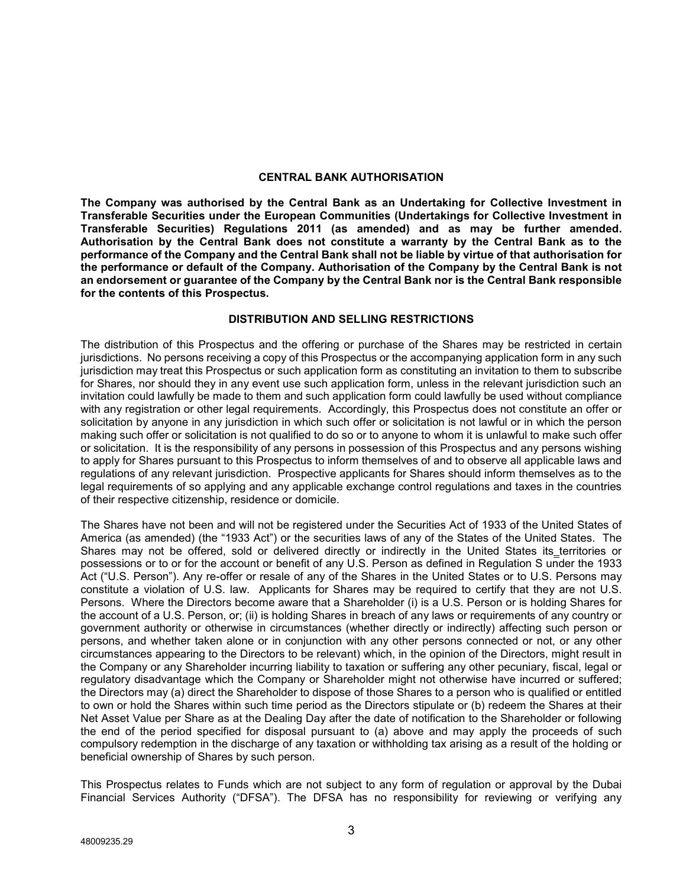## CENTRAL BANK AUTHORISATION

**The Company was authorised by the Central Bank as an Undertaking for Collective Investment in Transferable Securities under the European Communities (Undertakings for Collective Investment in Transferable Securities) Regulations 2011 (as amended) and as may be further amended. Authorisation by the Central Bank does not constitute a warranty by the Central Bank as to the performance of the Company and the Central Bank shall not be liable by virtue of that authorisation for the performance or default of the Company. Authorisation of the Company by the Central Bank is not an endorsement or guarantee of the Company by the Central Bank nor is the Central Bank responsible for the contents of this Prospectus.**

## DISTRIBUTION AND SELLING RESTRICTIONS

The distribution of this Prospectus and the offering or purchase of the Shares may be restricted in certain jurisdictions. No persons receiving a copy of this Prospectus or the accompanying application form in any such jurisdiction may treat this Prospectus or such application form as constituting an invitation to them to subscribe for Shares, nor should they in any event use such application form, unless in the relevant jurisdiction such an invitation could lawfully be made to them and such application form could lawfully be used without compliance with any registration or other legal requirements. Accordingly, this Prospectus does not constitute an offer or solicitation by anyone in any jurisdiction in which such offer or solicitation is not lawful or in which the person making such offer or solicitation is not qualified to do so or to anyone to whom it is unlawful to make such offer or solicitation. It is the responsibility of any persons in possession of this Prospectus and any persons wishing to apply for Shares pursuant to this Prospectus to inform themselves of and to observe all applicable laws and regulations of any relevant jurisdiction. Prospective applicants for Shares should inform themselves as to the legal requirements of so applying and any applicable exchange control regulations and taxes in the countries of their respective citizenship, residence or domicile.

The Shares have not been and will not be registered under the Securities Act of 1933 of the United States of America (as amended) (the "1933 Act") or the securities laws of any of the States of the United States. The Shares may not be offered, sold or delivered directly or indirectly in the United States its territories or possessions or to or for the account or benefit of any U.S. Person as defined in Regulation S under the 1933 Act ("U.S. Person"). Any re-offer or resale of any of the Shares in the United States or to U.S. Persons may constitute a violation of U.S. law. Applicants for Shares may be required to certify that they are not U.S. Persons. Where the Directors become aware that a Shareholder (i) is a U.S. Person or is holding Shares for the account of a U.S. Person, or; (ii) is holding Shares in breach of any laws or requirements of any country or government authority or otherwise in circumstances (whether directly or indirectly) affecting such person or persons, and whether taken alone or in conjunction with any other persons connected or not, or any other circumstances appearing to the Directors to be relevant) which, in the opinion of the Directors, might result in the Company or any Shareholder incurring liability to taxation or suffering any other pecuniary, fiscal, legal or regulatory disadvantage which the Company or Shareholder might not otherwise have incurred or suffered; the Directors may (a) direct the Shareholder to dispose of those Shares to a person who is qualified or entitled to own or hold the Shares within such time period as the Directors stipulate or (b) redeem the Shares at their Net Asset Value per Share as at the Dealing Day after the date of notification to the Shareholder or following the end of the period specified for disposal pursuant to (a) above and may apply the proceeds of such compulsory redemption in the discharge of any taxation or withholding tax arising as a result of the holding or beneficial ownership of Shares by such person.

This Prospectus relates to Funds which are not subject to any form of regulation or approval by the Dubai Financial Services Authority ("DFSA"). The DFSA has no responsibility for reviewing or verifying any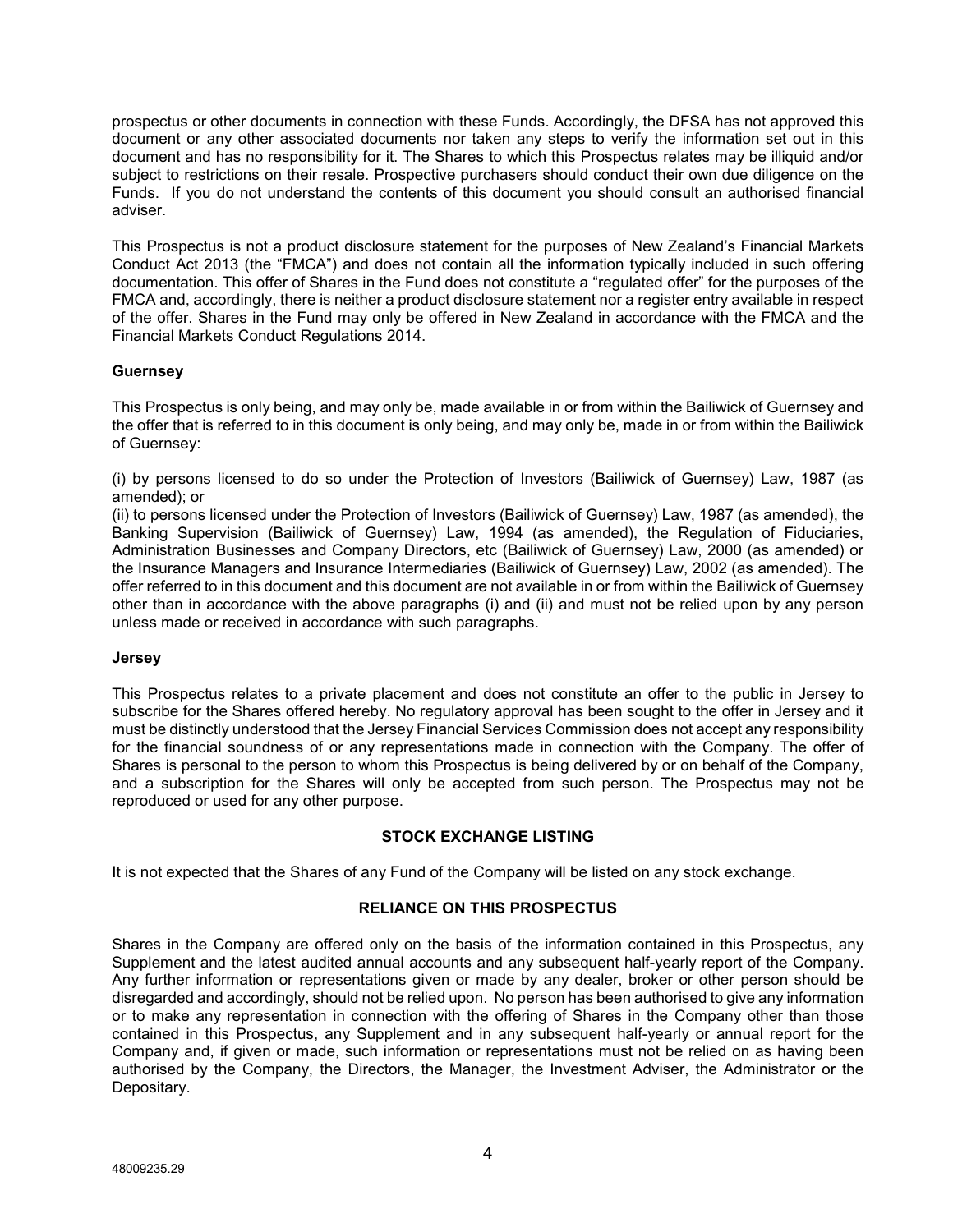prospectus or other documents in connection with these Funds. Accordingly, the DFSA has not approved this document or any other associated documents nor taken any steps to verify the information set out in this document and has no responsibility for it. The Shares to which this Prospectus relates may be illiquid and/or subject to restrictions on their resale. Prospective purchasers should conduct their own due diligence on the Funds. If you do not understand the contents of this document you should consult an authorised financial adviser.

This Prospectus is not a product disclosure statement for the purposes of New Zealand's Financial Markets Conduct Act 2013 (the "FMCA") and does not contain all the information typically included in such offering documentation. This offer of Shares in the Fund does not constitute a "regulated offer" for the purposes of the FMCA and, accordingly, there is neither a product disclosure statement nor a register entry available in respect of the offer. Shares in the Fund may only be offered in New Zealand in accordance with the FMCA and the Financial Markets Conduct Regulations 2014.

**Guernsey**

This Prospectus is only being, and may only be, made available in or from within the Bailiwick of Guernsey and the offer that is referred to in this document is only being, and may only be, made in or from within the Bailiwick of Guernsey:

(i) by persons licensed to do so under the Protection of Investors (Bailiwick of Guernsey) Law, 1987 (as amended); or

(ii) to persons licensed under the Protection of Investors (Bailiwick of Guernsey) Law, 1987 (as amended), the Banking Supervision (Bailiwick of Guernsey) Law, 1994 (as amended), the Regulation of Fiduciaries, Administration Businesses and Company Directors, etc (Bailiwick of Guernsey) Law, 2000 (as amended) or the Insurance Managers and Insurance Intermediaries (Bailiwick of Guernsey) Law, 2002 (as amended). The offer referred to in this document and this document are not available in or from within the Bailiwick of Guernsey other than in accordance with the above paragraphs (i) and (ii) and must not be relied upon by any person unless made or received in accordance with such paragraphs.

**Jersey**

This Prospectus relates to a private placement and does not constitute an offer to the public in Jersey to subscribe for the Shares offered hereby. No regulatory approval has been sought to the offer in Jersey and it must be distinctly understood that the Jersey Financial Services Commission does not accept any responsibility for the financial soundness of or any representations made in connection with the Company. The offer of Shares is personal to the person to whom this Prospectus is being delivered by or on behalf of the Company, and a subscription for the Shares will only be accepted from such person. The Prospectus may not be reproduced or used for any other purpose.

## STOCK EXCHANGE LISTING

It is not expected that the Shares of any Fund of the Company will be listed on any stock exchange.

## RELIANCE ON THIS PROSPECTUS

Shares in the Company are offered only on the basis of the information contained in this Prospectus, any Supplement and the latest audited annual accounts and any subsequent half-yearly report of the Company. Any further information or representations given or made by any dealer, broker or other person should be disregarded and accordingly, should not be relied upon. No person has been authorised to give any information or to make any representation in connection with the offering of Shares in the Company other than those contained in this Prospectus, any Supplement and in any subsequent half-yearly or annual report for the Company and, if given or made, such information or representations must not be relied on as having been authorised by the Company, the Directors, the Manager, the Investment Adviser, the Administrator or the Depositary.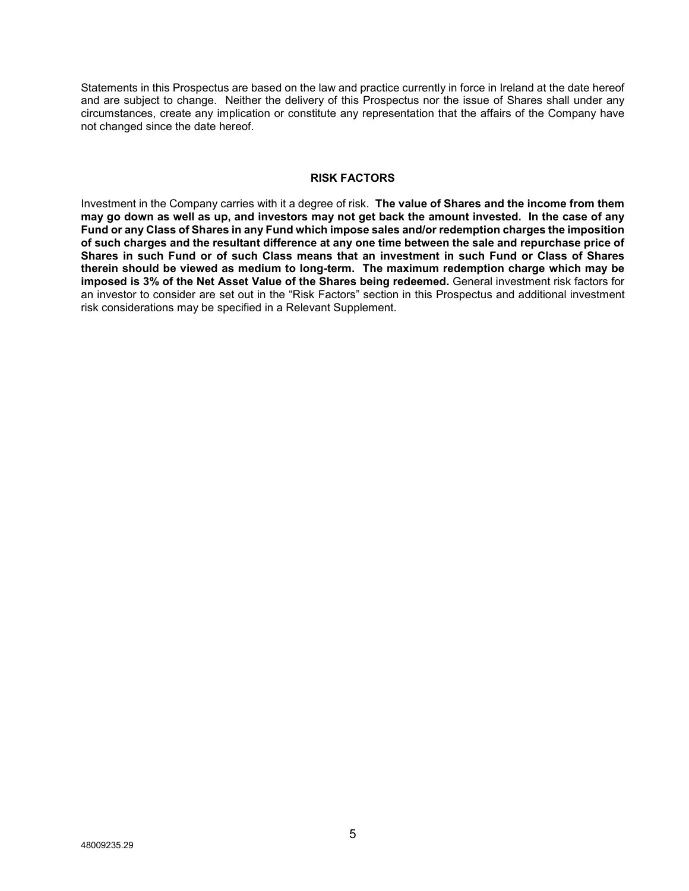Statements in this Prospectus are based on the law and practice currently in force in Ireland at the date hereof and are subject to change. Neither the delivery of this Prospectus nor the issue of Shares shall under any circumstances, create any implication or constitute any representation that the affairs of the Company have not changed since the date hereof.

## RISK FACTORS

Investment in the Company carries with it a degree of risk. **The value of Shares and the income from them may go down as well as up, and investors may not get back the amount invested. In the case of any Fund or any Class of Shares in any Fund which impose sales and/or redemption charges the imposition of such charges and the resultant difference at any one time between the sale and repurchase price of Shares in such Fund or of such Class means that an investment in such Fund or Class of Shares therein should be viewed as medium to long-term. The maximum redemption charge which may be imposed is 3% of the Net Asset Value of the Shares being redeemed.** General investment risk factors for an investor to consider are set out in the "Risk Factors" section in this Prospectus and additional investment risk considerations may be specified in a Relevant Supplement.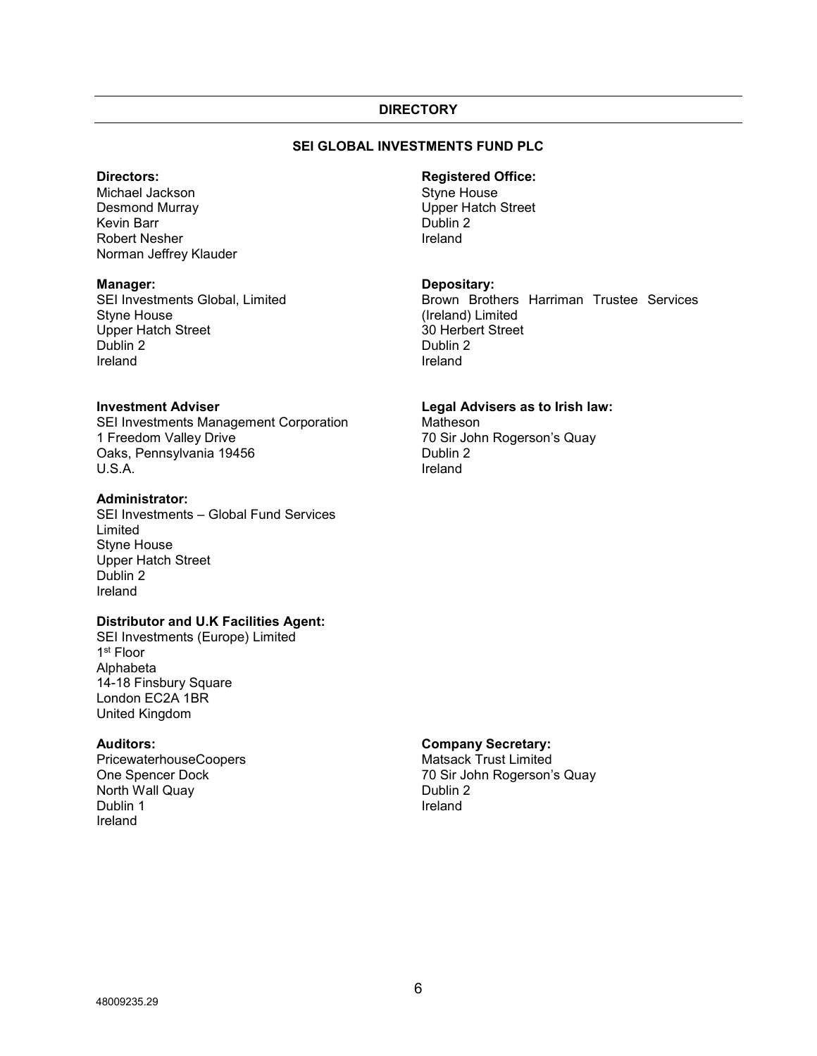## DIRECTORY

### SEI GLOBAL INVESTMENTS FUND PLC

**Directors:**
Michael Jackson
Desmond Murray
Kevin Barr
Robert Nesher
Norman Jeffrey Klauder

**Registered Office:**
Styne House
Upper Hatch Street
Dublin 2
Ireland

**Manager:**
SEI Investments Global, Limited
Styne House
Upper Hatch Street
Dublin 2
Ireland

**Depositary:**
Brown Brothers Harriman Trustee Services (Ireland) Limited
30 Herbert Street
Dublin 2
Ireland

**Investment Adviser**
SEI Investments Management Corporation
1 Freedom Valley Drive
Oaks, Pennsylvania 19456
U.S.A.

**Legal Advisers as to Irish law:**
Matheson
70 Sir John Rogerson's Quay
Dublin 2
Ireland

**Administrator:**
SEI Investments – Global Fund Services Limited
Styne House
Upper Hatch Street
Dublin 2
Ireland

**Distributor and U.K Facilities Agent:**
SEI Investments (Europe) Limited
1st Floor
Alphabeta
14-18 Finsbury Square
London EC2A 1BR
United Kingdom

**Auditors:**
PricewaterhouseCoopers
One Spencer Dock
North Wall Quay
Dublin 1
Ireland

**Company Secretary:**
Matsack Trust Limited
70 Sir John Rogerson's Quay
Dublin 2
Ireland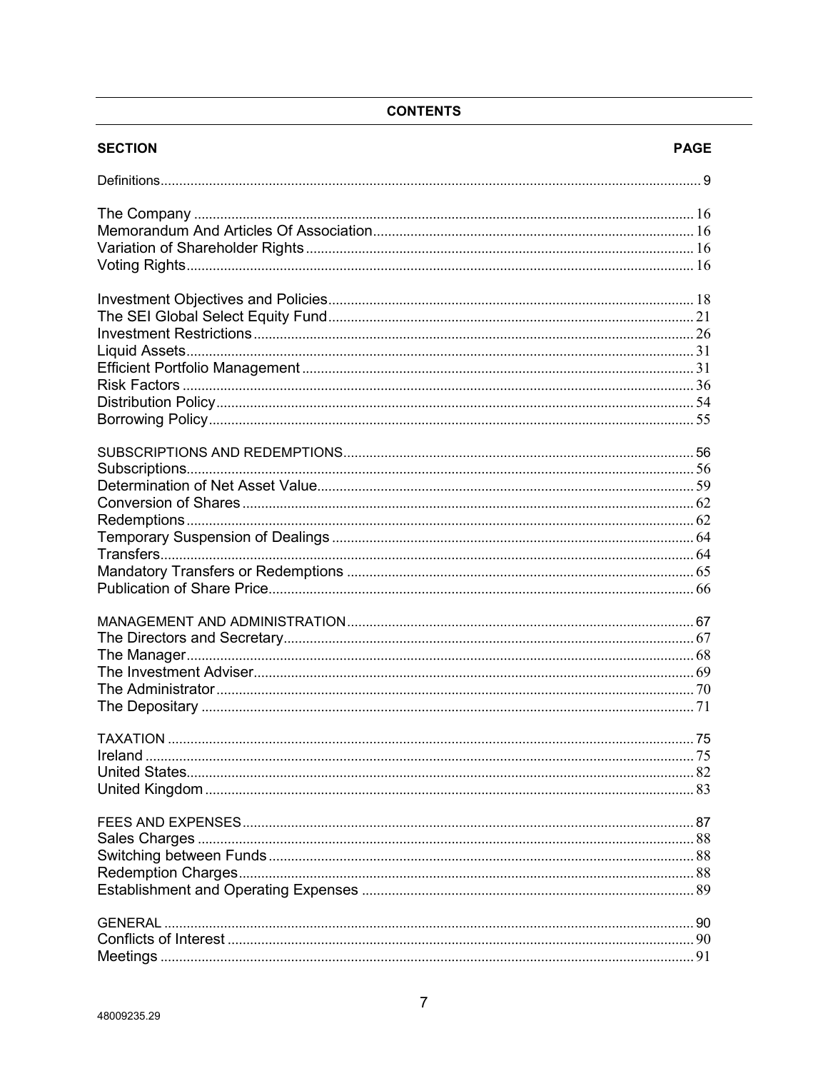## CONTENTS

| SECTION | PAGE |
|---|---|
| Definitions | 9 |
| | |
| The Company | 16 |
| Memorandum And Articles Of Association | 16 |
| Variation of Shareholder Rights | 16 |
| Voting Rights | 16 |
| | |
| Investment Objectives and Policies | 18 |
| The SEI Global Select Equity Fund | 21 |
| Investment Restrictions | 26 |
| Liquid Assets | 31 |
| Efficient Portfolio Management | 31 |
| Risk Factors | 36 |
| Distribution Policy | 54 |
| Borrowing Policy | 55 |
| | |
| SUBSCRIPTIONS AND REDEMPTIONS | 56 |
| Subscriptions | 56 |
| Determination of Net Asset Value | 59 |
| Conversion of Shares | 62 |
| Redemptions | 62 |
| Temporary Suspension of Dealings | 64 |
| Transfers | 64 |
| Mandatory Transfers or Redemptions | 65 |
| Publication of Share Price | 66 |
| | |
| MANAGEMENT AND ADMINISTRATION | 67 |
| The Directors and Secretary | 67 |
| The Manager | 68 |
| The Investment Adviser | 69 |
| The Administrator | 70 |
| The Depositary | 71 |
| | |
| TAXATION | 75 |
| Ireland | 75 |
| United States | 82 |
| United Kingdom | 83 |
| | |
| FEES AND EXPENSES | 87 |
| Sales Charges | 88 |
| Switching between Funds | 88 |
| Redemption Charges | 88 |
| Establishment and Operating Expenses | 89 |
| | |
| GENERAL | 90 |
| Conflicts of Interest | 90 |
| Meetings | 91 |

48009235.29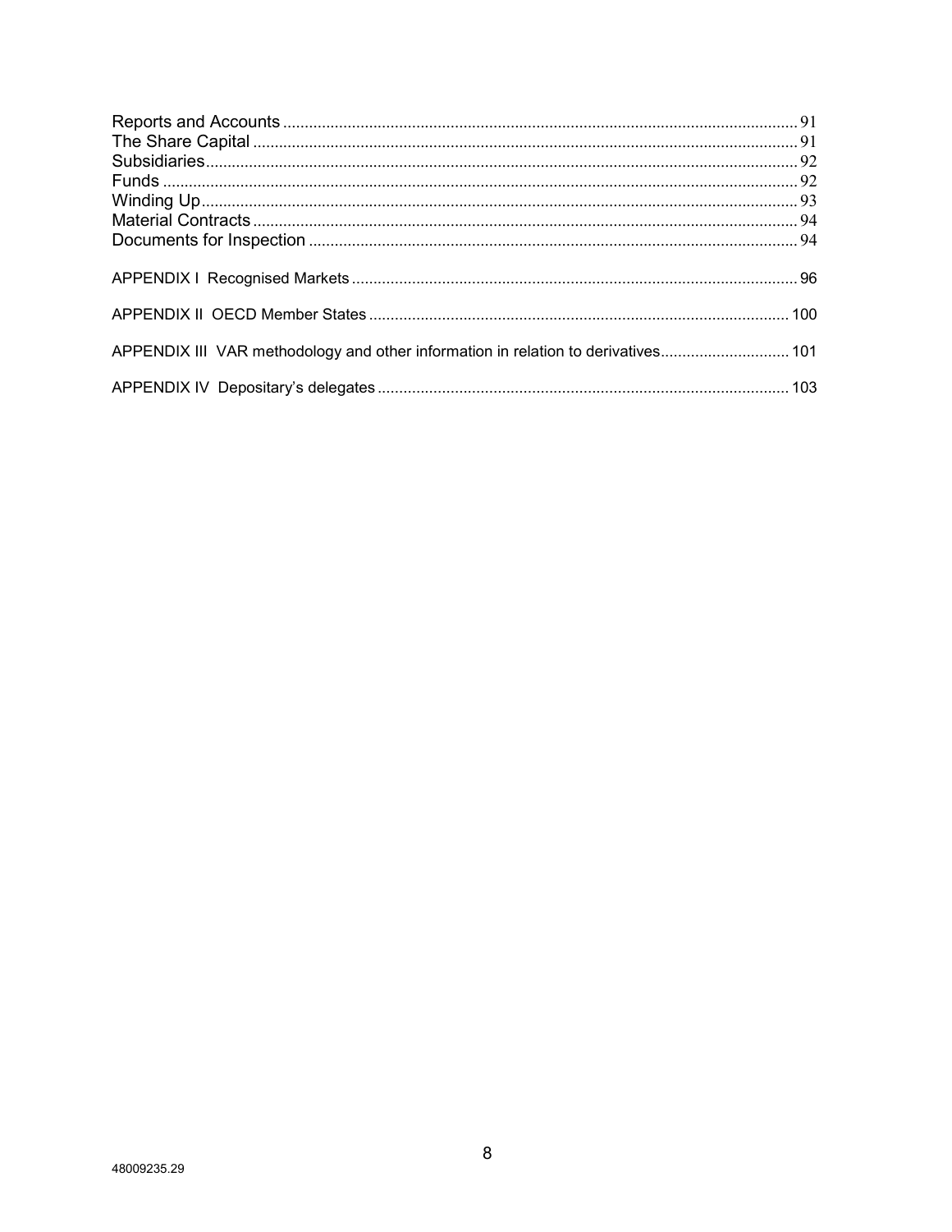Reports and Accounts ..................................................................................................................... 91
The Share Capital ........................................................................................................................... 91
Subsidiaries...................................................................................................................................... 92
Funds ................................................................................................................................................ 92
Winding Up....................................................................................................................................... 93
Material Contracts ........................................................................................................................... 94
Documents for Inspection .............................................................................................................. 94

APPENDIX I Recognised Markets ..................................................................................................... 96

APPENDIX II OECD Member States ................................................................................................ 100

APPENDIX III VAR methodology and other information in relation to derivatives............................. 101

APPENDIX IV Depositary's delegates .............................................................................................. 103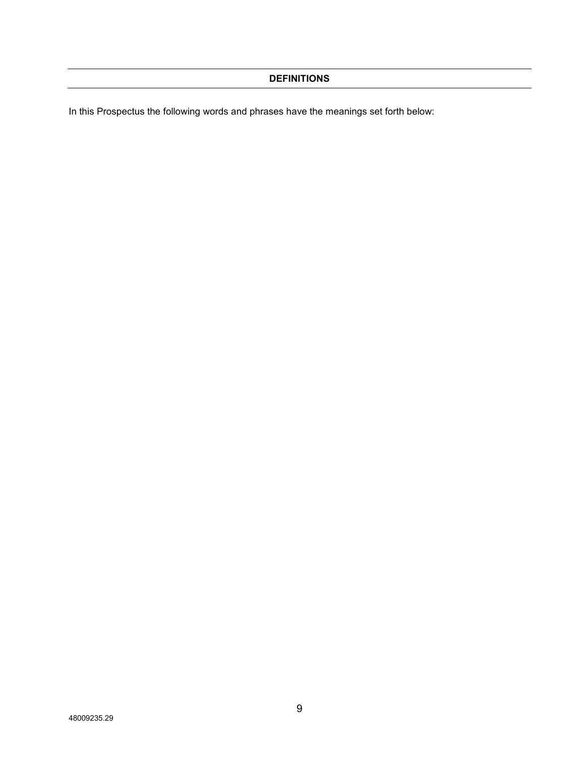## DEFINITIONS

In this Prospectus the following words and phrases have the meanings set forth below: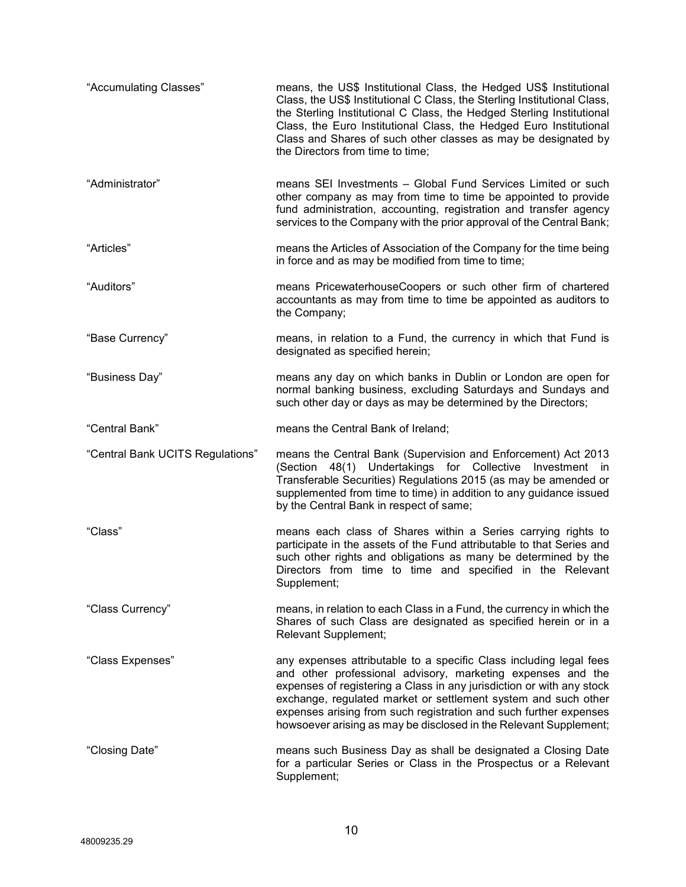| | |
|---|---|
| "Accumulating Classes" | means, the US$ Institutional Class, the Hedged US$ Institutional Class, the US$ Institutional C Class, the Sterling Institutional Class, the Sterling Institutional C Class, the Hedged Sterling Institutional Class, the Euro Institutional Class, the Hedged Euro Institutional Class and Shares of such other classes as may be designated by the Directors from time to time; |
| "Administrator" | means SEI Investments – Global Fund Services Limited or such other company as may from time to time be appointed to provide fund administration, accounting, registration and transfer agency services to the Company with the prior approval of the Central Bank; |
| "Articles" | means the Articles of Association of the Company for the time being in force and as may be modified from time to time; |
| "Auditors" | means PricewaterhouseCoopers or such other firm of chartered accountants as may from time to time be appointed as auditors to the Company; |
| "Base Currency" | means, in relation to a Fund, the currency in which that Fund is designated as specified herein; |
| "Business Day" | means any day on which banks in Dublin or London are open for normal banking business, excluding Saturdays and Sundays and such other day or days as may be determined by the Directors; |
| "Central Bank" | means the Central Bank of Ireland; |
| "Central Bank UCITS Regulations" | means the Central Bank (Supervision and Enforcement) Act 2013 (Section 48(1) Undertakings for Collective Investment in Transferable Securities) Regulations 2015 (as may be amended or supplemented from time to time) in addition to any guidance issued by the Central Bank in respect of same; |
| "Class" | means each class of Shares within a Series carrying rights to participate in the assets of the Fund attributable to that Series and such other rights and obligations as many be determined by the Directors from time to time and specified in the Relevant Supplement; |
| "Class Currency" | means, in relation to each Class in a Fund, the currency in which the Shares of such Class are designated as specified herein or in a Relevant Supplement; |
| "Class Expenses" | any expenses attributable to a specific Class including legal fees and other professional advisory, marketing expenses and the expenses of registering a Class in any jurisdiction or with any stock exchange, regulated market or settlement system and such other expenses arising from such registration and such further expenses howsoever arising as may be disclosed in the Relevant Supplement; |
| "Closing Date" | means such Business Day as shall be designated a Closing Date for a particular Series or Class in the Prospectus or a Relevant Supplement; |

48009235.29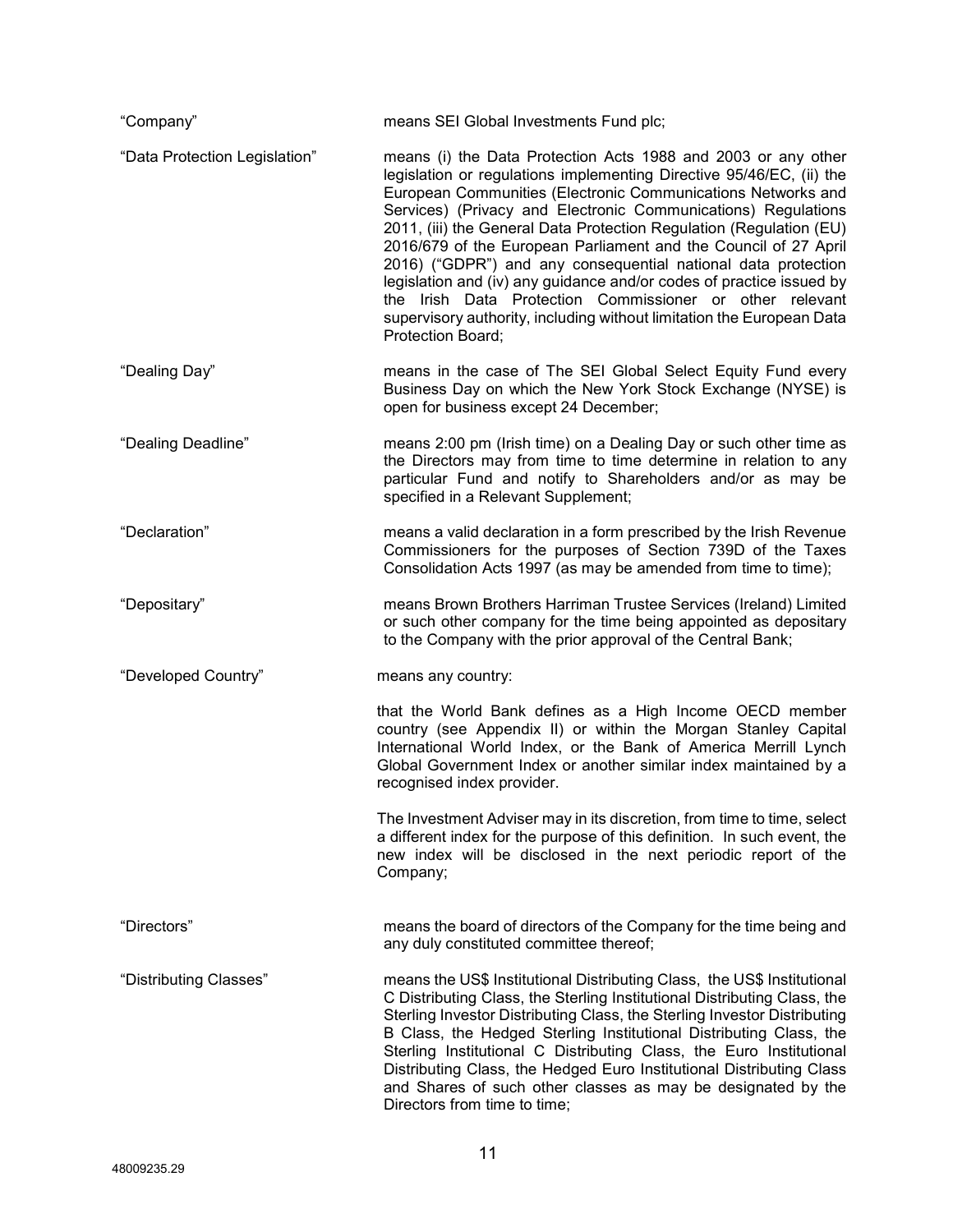| | |
|---|---|
| "Company" | means SEI Global Investments Fund plc; |
| "Data Protection Legislation" | means (i) the Data Protection Acts 1988 and 2003 or any other legislation or regulations implementing Directive 95/46/EC, (ii) the European Communities (Electronic Communications Networks and Services) (Privacy and Electronic Communications) Regulations 2011, (iii) the General Data Protection Regulation (Regulation (EU) 2016/679 of the European Parliament and the Council of 27 April 2016) ("GDPR") and any consequential national data protection legislation and (iv) any guidance and/or codes of practice issued by the Irish Data Protection Commissioner or other relevant supervisory authority, including without limitation the European Data Protection Board; |
| "Dealing Day" | means in the case of The SEI Global Select Equity Fund every Business Day on which the New York Stock Exchange (NYSE) is open for business except 24 December; |
| "Dealing Deadline" | means 2:00 pm (Irish time) on a Dealing Day or such other time as the Directors may from time to time determine in relation to any particular Fund and notify to Shareholders and/or as may be specified in a Relevant Supplement; |
| "Declaration" | means a valid declaration in a form prescribed by the Irish Revenue Commissioners for the purposes of Section 739D of the Taxes Consolidation Acts 1997 (as may be amended from time to time); |
| "Depositary" | means Brown Brothers Harriman Trustee Services (Ireland) Limited or such other company for the time being appointed as depositary to the Company with the prior approval of the Central Bank; |
| "Developed Country" | means any country:<br><br>that the World Bank defines as a High Income OECD member country (see Appendix II) or within the Morgan Stanley Capital International World Index, or the Bank of America Merrill Lynch Global Government Index or another similar index maintained by a recognised index provider.<br><br>The Investment Adviser may in its discretion, from time to time, select a different index for the purpose of this definition. In such event, the new index will be disclosed in the next periodic report of the Company; |
| "Directors" | means the board of directors of the Company for the time being and any duly constituted committee thereof; |
| "Distributing Classes" | means the US$ Institutional Distributing Class, the US$ Institutional C Distributing Class, the Sterling Institutional Distributing Class, the Sterling Investor Distributing Class, the Sterling Investor Distributing B Class, the Hedged Sterling Institutional Distributing Class, the Sterling Institutional C Distributing Class, the Euro Institutional Distributing Class, the Hedged Euro Institutional Distributing Class and Shares of such other classes as may be designated by the Directors from time to time; |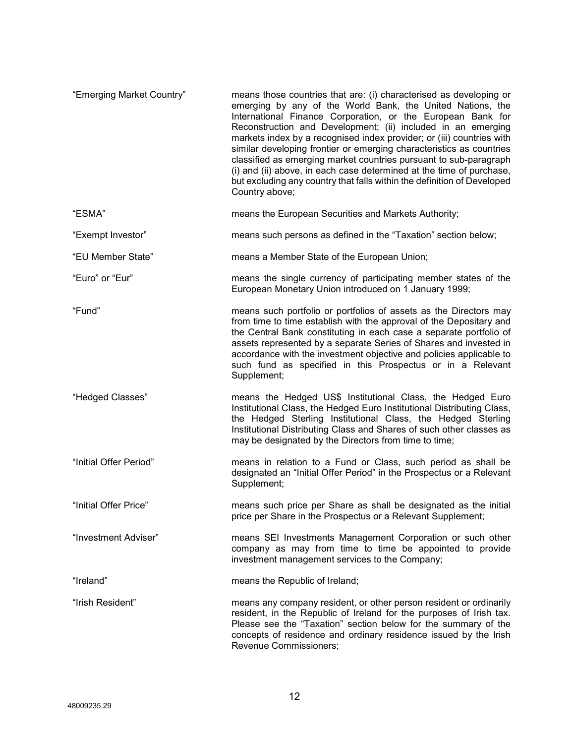| | |
|---|---|
| "Emerging Market Country" | means those countries that are: (i) characterised as developing or emerging by any of the World Bank, the United Nations, the International Finance Corporation, or the European Bank for Reconstruction and Development; (ii) included in an emerging markets index by a recognised index provider; or (iii) countries with similar developing frontier or emerging characteristics as countries classified as emerging market countries pursuant to sub-paragraph (i) and (ii) above, in each case determined at the time of purchase, but excluding any country that falls within the definition of Developed Country above; |
| "ESMA" | means the European Securities and Markets Authority; |
| "Exempt Investor" | means such persons as defined in the "Taxation" section below; |
| "EU Member State" | means a Member State of the European Union; |
| "Euro" or "Eur" | means the single currency of participating member states of the European Monetary Union introduced on 1 January 1999; |
| "Fund" | means such portfolio or portfolios of assets as the Directors may from time to time establish with the approval of the Depositary and the Central Bank constituting in each case a separate portfolio of assets represented by a separate Series of Shares and invested in accordance with the investment objective and policies applicable to such fund as specified in this Prospectus or in a Relevant Supplement; |
| "Hedged Classes" | means the Hedged US$ Institutional Class, the Hedged Euro Institutional Class, the Hedged Euro Institutional Distributing Class, the Hedged Sterling Institutional Class, the Hedged Sterling Institutional Distributing Class and Shares of such other classes as may be designated by the Directors from time to time; |
| "Initial Offer Period" | means in relation to a Fund or Class, such period as shall be designated an "Initial Offer Period" in the Prospectus or a Relevant Supplement; |
| "Initial Offer Price" | means such price per Share as shall be designated as the initial price per Share in the Prospectus or a Relevant Supplement; |
| "Investment Adviser" | means SEI Investments Management Corporation or such other company as may from time to time be appointed to provide investment management services to the Company; |
| "Ireland" | means the Republic of Ireland; |
| "Irish Resident" | means any company resident, or other person resident or ordinarily resident, in the Republic of Ireland for the purposes of Irish tax. Please see the "Taxation" section below for the summary of the concepts of residence and ordinary residence issued by the Irish Revenue Commissioners; |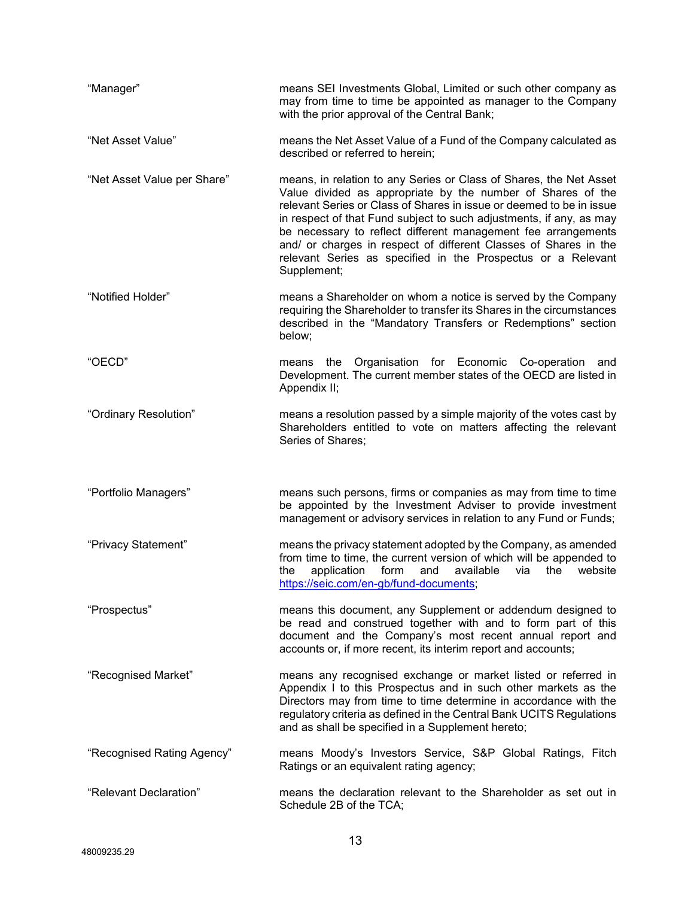| | |
|---|---|
| "Manager" | means SEI Investments Global, Limited or such other company as may from time to time be appointed as manager to the Company with the prior approval of the Central Bank; |
| "Net Asset Value" | means the Net Asset Value of a Fund of the Company calculated as described or referred to herein; |
| "Net Asset Value per Share" | means, in relation to any Series or Class of Shares, the Net Asset Value divided as appropriate by the number of Shares of the relevant Series or Class of Shares in issue or deemed to be in issue in respect of that Fund subject to such adjustments, if any, as may be necessary to reflect different management fee arrangements and/ or charges in respect of different Classes of Shares in the relevant Series as specified in the Prospectus or a Relevant Supplement; |
| "Notified Holder" | means a Shareholder on whom a notice is served by the Company requiring the Shareholder to transfer its Shares in the circumstances described in the "Mandatory Transfers or Redemptions" section below; |
| "OECD" | means the Organisation for Economic Co-operation and Development. The current member states of the OECD are listed in Appendix II; |
| "Ordinary Resolution" | means a resolution passed by a simple majority of the votes cast by Shareholders entitled to vote on matters affecting the relevant Series of Shares; |
| "Portfolio Managers" | means such persons, firms or companies as may from time to time be appointed by the Investment Adviser to provide investment management or advisory services in relation to any Fund or Funds; |
| "Privacy Statement" | means the privacy statement adopted by the Company, as amended from time to time, the current version of which will be appended to the application form and available via the website https://seic.com/en-gb/fund-documents; |
| "Prospectus" | means this document, any Supplement or addendum designed to be read and construed together with and to form part of this document and the Company's most recent annual report and accounts or, if more recent, its interim report and accounts; |
| "Recognised Market" | means any recognised exchange or market listed or referred in Appendix I to this Prospectus and in such other markets as the Directors may from time to time determine in accordance with the regulatory criteria as defined in the Central Bank UCITS Regulations and as shall be specified in a Supplement hereto; |
| "Recognised Rating Agency" | means Moody's Investors Service, S&P Global Ratings, Fitch Ratings or an equivalent rating agency; |
| "Relevant Declaration" | means the declaration relevant to the Shareholder as set out in Schedule 2B of the TCA; |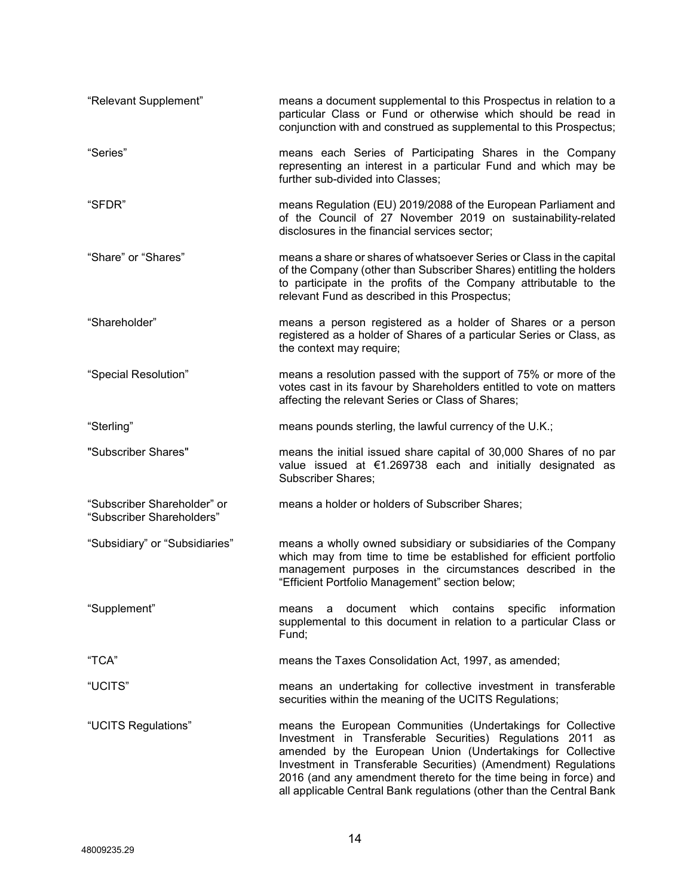| | |
|---|---|
| "Relevant Supplement" | means a document supplemental to this Prospectus in relation to a particular Class or Fund or otherwise which should be read in conjunction with and construed as supplemental to this Prospectus; |
| "Series" | means each Series of Participating Shares in the Company representing an interest in a particular Fund and which may be further sub-divided into Classes; |
| "SFDR" | means Regulation (EU) 2019/2088 of the European Parliament and of the Council of 27 November 2019 on sustainability-related disclosures in the financial services sector; |
| "Share" or "Shares" | means a share or shares of whatsoever Series or Class in the capital of the Company (other than Subscriber Shares) entitling the holders to participate in the profits of the Company attributable to the relevant Fund as described in this Prospectus; |
| "Shareholder" | means a person registered as a holder of Shares or a person registered as a holder of Shares of a particular Series or Class, as the context may require; |
| "Special Resolution" | means a resolution passed with the support of 75% or more of the votes cast in its favour by Shareholders entitled to vote on matters affecting the relevant Series or Class of Shares; |
| "Sterling" | means pounds sterling, the lawful currency of the U.K.; |
| "Subscriber Shares" | means the initial issued share capital of 30,000 Shares of no par value issued at €1.269738 each and initially designated as Subscriber Shares; |
| "Subscriber Shareholder" or "Subscriber Shareholders" | means a holder or holders of Subscriber Shares; |
| "Subsidiary" or "Subsidiaries" | means a wholly owned subsidiary or subsidiaries of the Company which may from time to time be established for efficient portfolio management purposes in the circumstances described in the "Efficient Portfolio Management" section below; |
| "Supplement" | means a document which contains specific information supplemental to this document in relation to a particular Class or Fund; |
| "TCA" | means the Taxes Consolidation Act, 1997, as amended; |
| "UCITS" | means an undertaking for collective investment in transferable securities within the meaning of the UCITS Regulations; |
| "UCITS Regulations" | means the European Communities (Undertakings for Collective Investment in Transferable Securities) Regulations 2011 as amended by the European Union (Undertakings for Collective Investment in Transferable Securities) (Amendment) Regulations 2016 (and any amendment thereto for the time being in force) and all applicable Central Bank regulations (other than the Central Bank |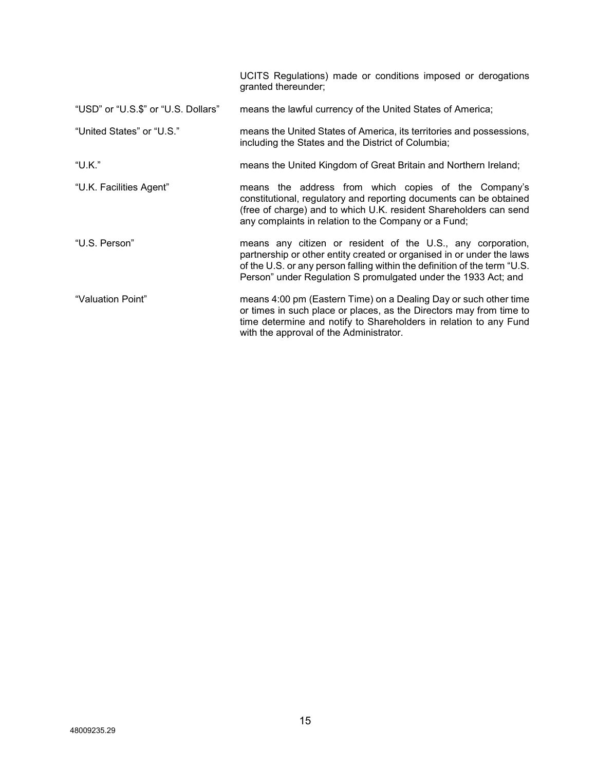| | |
|---|---|
| | UCITS Regulations) made or conditions imposed or derogations granted thereunder; |
| "USD" or "U.S.$" or "U.S. Dollars" | means the lawful currency of the United States of America; |
| "United States" or "U.S." | means the United States of America, its territories and possessions, including the States and the District of Columbia; |
| "U.K." | means the United Kingdom of Great Britain and Northern Ireland; |
| "U.K. Facilities Agent" | means the address from which copies of the Company's constitutional, regulatory and reporting documents can be obtained (free of charge) and to which U.K. resident Shareholders can send any complaints in relation to the Company or a Fund; |
| "U.S. Person" | means any citizen or resident of the U.S., any corporation, partnership or other entity created or organised in or under the laws of the U.S. or any person falling within the definition of the term "U.S. Person" under Regulation S promulgated under the 1933 Act; and |
| "Valuation Point" | means 4:00 pm (Eastern Time) on a Dealing Day or such other time or times in such place or places, as the Directors may from time to time determine and notify to Shareholders in relation to any Fund with the approval of the Administrator. |

48009235.29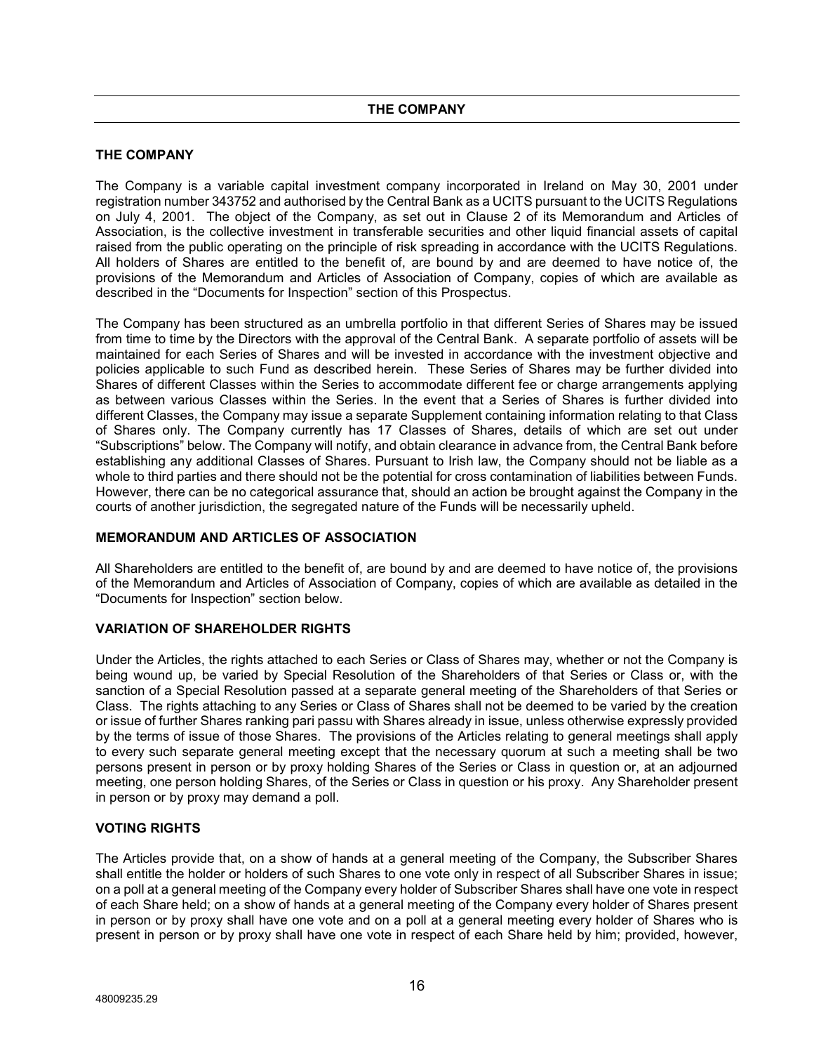# THE COMPANY

## THE COMPANY

The Company is a variable capital investment company incorporated in Ireland on May 30, 2001 under registration number 343752 and authorised by the Central Bank as a UCITS pursuant to the UCITS Regulations on July 4, 2001. The object of the Company, as set out in Clause 2 of its Memorandum and Articles of Association, is the collective investment in transferable securities and other liquid financial assets of capital raised from the public operating on the principle of risk spreading in accordance with the UCITS Regulations. All holders of Shares are entitled to the benefit of, are bound by and are deemed to have notice of, the provisions of the Memorandum and Articles of Association of Company, copies of which are available as described in the "Documents for Inspection" section of this Prospectus.

The Company has been structured as an umbrella portfolio in that different Series of Shares may be issued from time to time by the Directors with the approval of the Central Bank. A separate portfolio of assets will be maintained for each Series of Shares and will be invested in accordance with the investment objective and policies applicable to such Fund as described herein. These Series of Shares may be further divided into Shares of different Classes within the Series to accommodate different fee or charge arrangements applying as between various Classes within the Series. In the event that a Series of Shares is further divided into different Classes, the Company may issue a separate Supplement containing information relating to that Class of Shares only. The Company currently has 17 Classes of Shares, details of which are set out under "Subscriptions" below. The Company will notify, and obtain clearance in advance from, the Central Bank before establishing any additional Classes of Shares. Pursuant to Irish law, the Company should not be liable as a whole to third parties and there should not be the potential for cross contamination of liabilities between Funds. However, there can be no categorical assurance that, should an action be brought against the Company in the courts of another jurisdiction, the segregated nature of the Funds will be necessarily upheld.

## MEMORANDUM AND ARTICLES OF ASSOCIATION

All Shareholders are entitled to the benefit of, are bound by and are deemed to have notice of, the provisions of the Memorandum and Articles of Association of Company, copies of which are available as detailed in the "Documents for Inspection" section below.

## VARIATION OF SHAREHOLDER RIGHTS

Under the Articles, the rights attached to each Series or Class of Shares may, whether or not the Company is being wound up, be varied by Special Resolution of the Shareholders of that Series or Class or, with the sanction of a Special Resolution passed at a separate general meeting of the Shareholders of that Series or Class. The rights attaching to any Series or Class of Shares shall not be deemed to be varied by the creation or issue of further Shares ranking pari passu with Shares already in issue, unless otherwise expressly provided by the terms of issue of those Shares. The provisions of the Articles relating to general meetings shall apply to every such separate general meeting except that the necessary quorum at such a meeting shall be two persons present in person or by proxy holding Shares of the Series or Class in question or, at an adjourned meeting, one person holding Shares, of the Series or Class in question or his proxy. Any Shareholder present in person or by proxy may demand a poll.

## VOTING RIGHTS

The Articles provide that, on a show of hands at a general meeting of the Company, the Subscriber Shares shall entitle the holder or holders of such Shares to one vote only in respect of all Subscriber Shares in issue; on a poll at a general meeting of the Company every holder of Subscriber Shares shall have one vote in respect of each Share held; on a show of hands at a general meeting of the Company every holder of Shares present in person or by proxy shall have one vote and on a poll at a general meeting every holder of Shares who is present in person or by proxy shall have one vote in respect of each Share held by him; provided, however,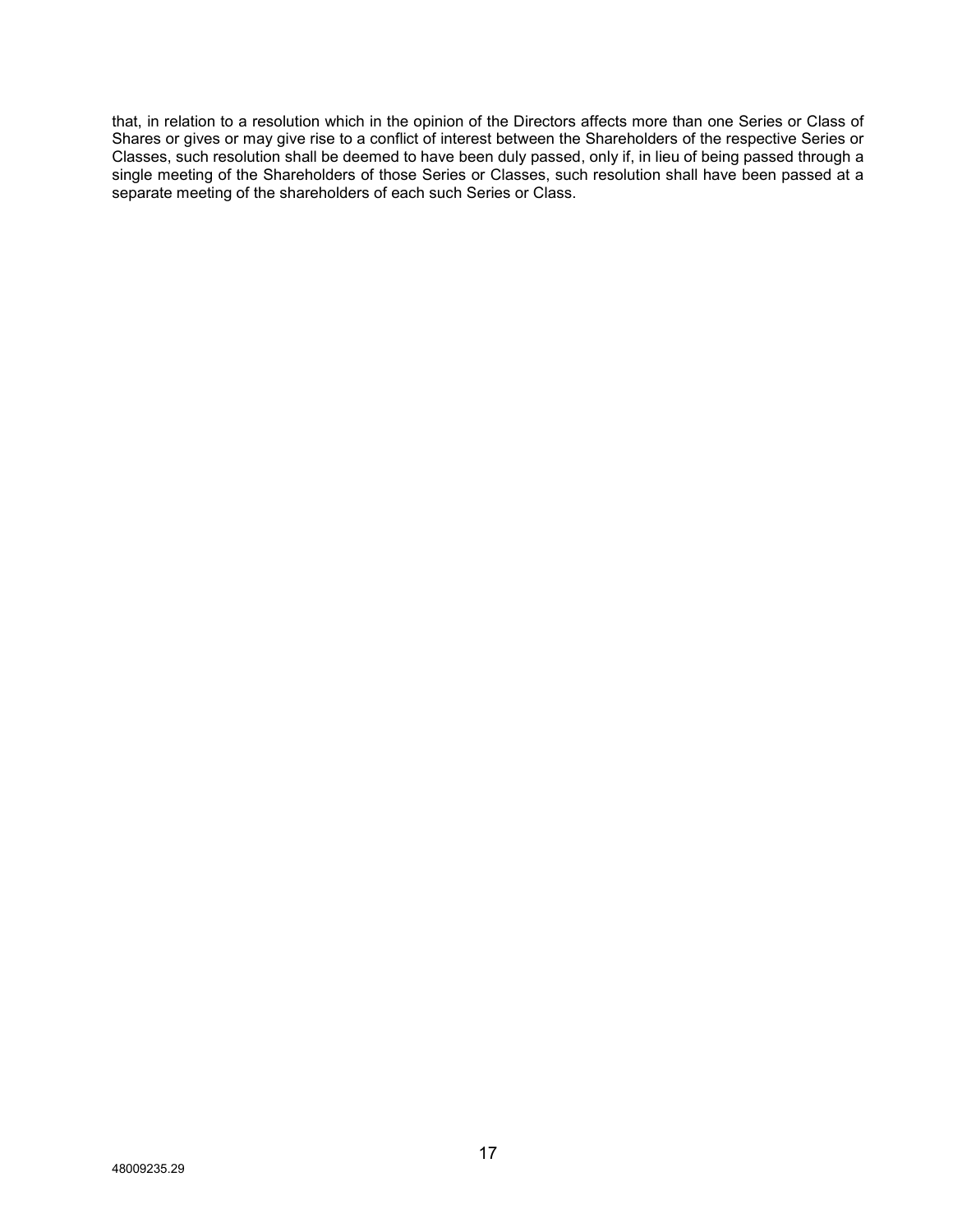that, in relation to a resolution which in the opinion of the Directors affects more than one Series or Class of Shares or gives or may give rise to a conflict of interest between the Shareholders of the respective Series or Classes, such resolution shall be deemed to have been duly passed, only if, in lieu of being passed through a single meeting of the Shareholders of those Series or Classes, such resolution shall have been passed at a separate meeting of the shareholders of each such Series or Class.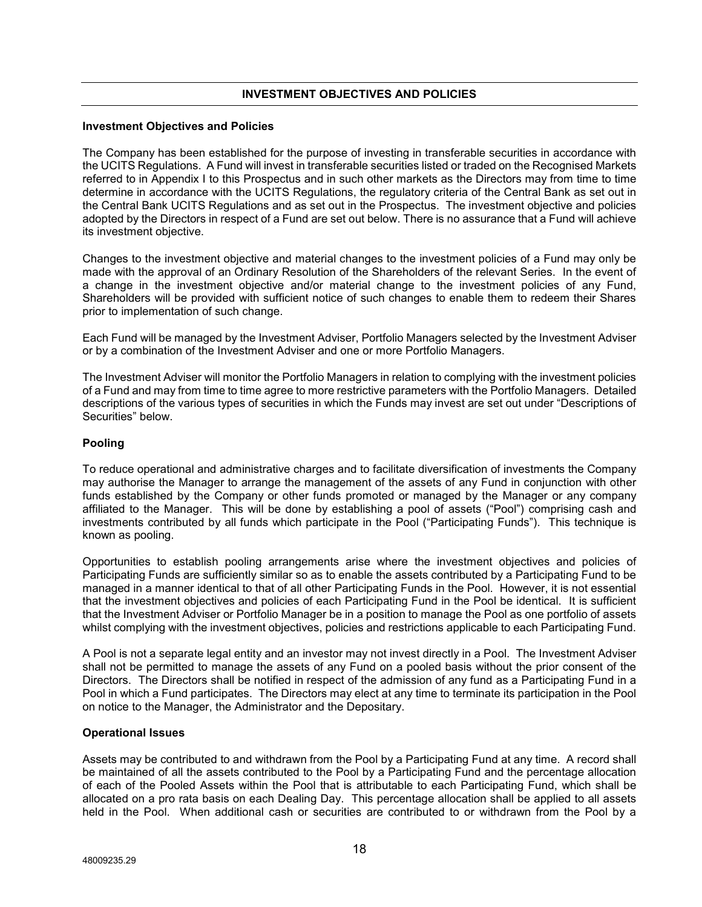## INVESTMENT OBJECTIVES AND POLICIES

### Investment Objectives and Policies

The Company has been established for the purpose of investing in transferable securities in accordance with the UCITS Regulations. A Fund will invest in transferable securities listed or traded on the Recognised Markets referred to in Appendix I to this Prospectus and in such other markets as the Directors may from time to time determine in accordance with the UCITS Regulations, the regulatory criteria of the Central Bank as set out in the Central Bank UCITS Regulations and as set out in the Prospectus. The investment objective and policies adopted by the Directors in respect of a Fund are set out below. There is no assurance that a Fund will achieve its investment objective.

Changes to the investment objective and material changes to the investment policies of a Fund may only be made with the approval of an Ordinary Resolution of the Shareholders of the relevant Series. In the event of a change in the investment objective and/or material change to the investment policies of any Fund, Shareholders will be provided with sufficient notice of such changes to enable them to redeem their Shares prior to implementation of such change.

Each Fund will be managed by the Investment Adviser, Portfolio Managers selected by the Investment Adviser or by a combination of the Investment Adviser and one or more Portfolio Managers.

The Investment Adviser will monitor the Portfolio Managers in relation to complying with the investment policies of a Fund and may from time to time agree to more restrictive parameters with the Portfolio Managers. Detailed descriptions of the various types of securities in which the Funds may invest are set out under "Descriptions of Securities" below.

### Pooling

To reduce operational and administrative charges and to facilitate diversification of investments the Company may authorise the Manager to arrange the management of the assets of any Fund in conjunction with other funds established by the Company or other funds promoted or managed by the Manager or any company affiliated to the Manager. This will be done by establishing a pool of assets ("Pool") comprising cash and investments contributed by all funds which participate in the Pool ("Participating Funds"). This technique is known as pooling.

Opportunities to establish pooling arrangements arise where the investment objectives and policies of Participating Funds are sufficiently similar so as to enable the assets contributed by a Participating Fund to be managed in a manner identical to that of all other Participating Funds in the Pool. However, it is not essential that the investment objectives and policies of each Participating Fund in the Pool be identical. It is sufficient that the Investment Adviser or Portfolio Manager be in a position to manage the Pool as one portfolio of assets whilst complying with the investment objectives, policies and restrictions applicable to each Participating Fund.

A Pool is not a separate legal entity and an investor may not invest directly in a Pool. The Investment Adviser shall not be permitted to manage the assets of any Fund on a pooled basis without the prior consent of the Directors. The Directors shall be notified in respect of the admission of any fund as a Participating Fund in a Pool in which a Fund participates. The Directors may elect at any time to terminate its participation in the Pool on notice to the Manager, the Administrator and the Depositary.

### Operational Issues

Assets may be contributed to and withdrawn from the Pool by a Participating Fund at any time. A record shall be maintained of all the assets contributed to the Pool by a Participating Fund and the percentage allocation of each of the Pooled Assets within the Pool that is attributable to each Participating Fund, which shall be allocated on a pro rata basis on each Dealing Day. This percentage allocation shall be applied to all assets held in the Pool. When additional cash or securities are contributed to or withdrawn from the Pool by a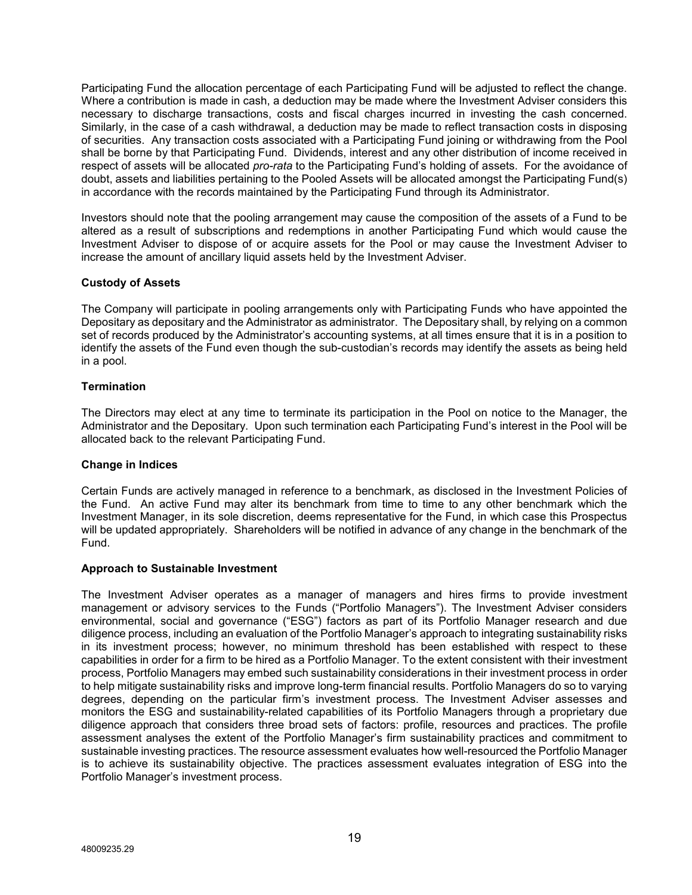Participating Fund the allocation percentage of each Participating Fund will be adjusted to reflect the change. Where a contribution is made in cash, a deduction may be made where the Investment Adviser considers this necessary to discharge transactions, costs and fiscal charges incurred in investing the cash concerned. Similarly, in the case of a cash withdrawal, a deduction may be made to reflect transaction costs in disposing of securities. Any transaction costs associated with a Participating Fund joining or withdrawing from the Pool shall be borne by that Participating Fund. Dividends, interest and any other distribution of income received in respect of assets will be allocated *pro-rata* to the Participating Fund's holding of assets. For the avoidance of doubt, assets and liabilities pertaining to the Pooled Assets will be allocated amongst the Participating Fund(s) in accordance with the records maintained by the Participating Fund through its Administrator.

Investors should note that the pooling arrangement may cause the composition of the assets of a Fund to be altered as a result of subscriptions and redemptions in another Participating Fund which would cause the Investment Adviser to dispose of or acquire assets for the Pool or may cause the Investment Adviser to increase the amount of ancillary liquid assets held by the Investment Adviser.

**Custody of Assets**

The Company will participate in pooling arrangements only with Participating Funds who have appointed the Depositary as depositary and the Administrator as administrator. The Depositary shall, by relying on a common set of records produced by the Administrator's accounting systems, at all times ensure that it is in a position to identify the assets of the Fund even though the sub-custodian's records may identify the assets as being held in a pool.

**Termination**

The Directors may elect at any time to terminate its participation in the Pool on notice to the Manager, the Administrator and the Depositary. Upon such termination each Participating Fund's interest in the Pool will be allocated back to the relevant Participating Fund.

**Change in Indices**

Certain Funds are actively managed in reference to a benchmark, as disclosed in the Investment Policies of the Fund. An active Fund may alter its benchmark from time to time to any other benchmark which the Investment Manager, in its sole discretion, deems representative for the Fund, in which case this Prospectus will be updated appropriately. Shareholders will be notified in advance of any change in the benchmark of the Fund.

**Approach to Sustainable Investment**

The Investment Adviser operates as a manager of managers and hires firms to provide investment management or advisory services to the Funds ("Portfolio Managers"). The Investment Adviser considers environmental, social and governance ("ESG") factors as part of its Portfolio Manager research and due diligence process, including an evaluation of the Portfolio Manager's approach to integrating sustainability risks in its investment process; however, no minimum threshold has been established with respect to these capabilities in order for a firm to be hired as a Portfolio Manager. To the extent consistent with their investment process, Portfolio Managers may embed such sustainability considerations in their investment process in order to help mitigate sustainability risks and improve long-term financial results. Portfolio Managers do so to varying degrees, depending on the particular firm's investment process. The Investment Adviser assesses and monitors the ESG and sustainability-related capabilities of its Portfolio Managers through a proprietary due diligence approach that considers three broad sets of factors: profile, resources and practices. The profile assessment analyses the extent of the Portfolio Manager's firm sustainability practices and commitment to sustainable investing practices. The resource assessment evaluates how well-resourced the Portfolio Manager is to achieve its sustainability objective. The practices assessment evaluates integration of ESG into the Portfolio Manager's investment process.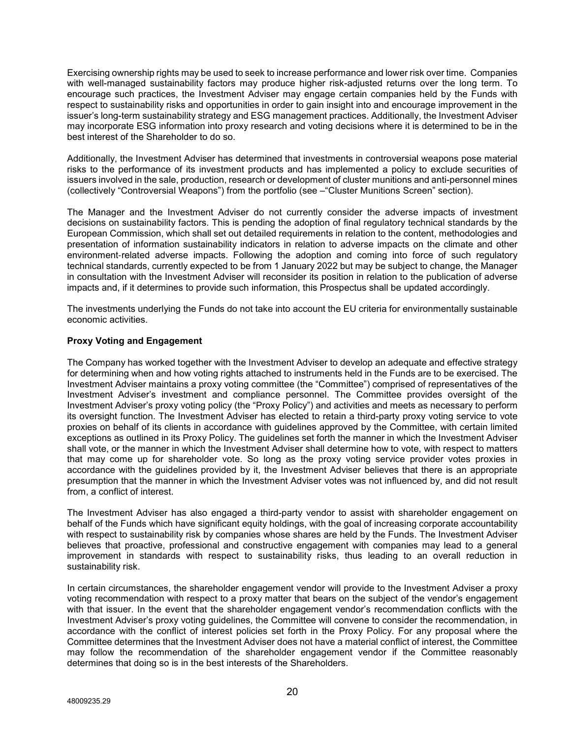Exercising ownership rights may be used to seek to increase performance and lower risk over time. Companies with well-managed sustainability factors may produce higher risk-adjusted returns over the long term. To encourage such practices, the Investment Adviser may engage certain companies held by the Funds with respect to sustainability risks and opportunities in order to gain insight into and encourage improvement in the issuer's long-term sustainability strategy and ESG management practices. Additionally, the Investment Adviser may incorporate ESG information into proxy research and voting decisions where it is determined to be in the best interest of the Shareholder to do so.

Additionally, the Investment Adviser has determined that investments in controversial weapons pose material risks to the performance of its investment products and has implemented a policy to exclude securities of issuers involved in the sale, production, research or development of cluster munitions and anti-personnel mines (collectively "Controversial Weapons") from the portfolio (see –"Cluster Munitions Screen" section).

The Manager and the Investment Adviser do not currently consider the adverse impacts of investment decisions on sustainability factors. This is pending the adoption of final regulatory technical standards by the European Commission, which shall set out detailed requirements in relation to the content, methodologies and presentation of information sustainability indicators in relation to adverse impacts on the climate and other environment-related adverse impacts. Following the adoption and coming into force of such regulatory technical standards, currently expected to be from 1 January 2022 but may be subject to change, the Manager in consultation with the Investment Adviser will reconsider its position in relation to the publication of adverse impacts and, if it determines to provide such information, this Prospectus shall be updated accordingly.

The investments underlying the Funds do not take into account the EU criteria for environmentally sustainable economic activities.

**Proxy Voting and Engagement**

The Company has worked together with the Investment Adviser to develop an adequate and effective strategy for determining when and how voting rights attached to instruments held in the Funds are to be exercised. The Investment Adviser maintains a proxy voting committee (the "Committee") comprised of representatives of the Investment Adviser's investment and compliance personnel. The Committee provides oversight of the Investment Adviser's proxy voting policy (the "Proxy Policy") and activities and meets as necessary to perform its oversight function. The Investment Adviser has elected to retain a third-party proxy voting service to vote proxies on behalf of its clients in accordance with guidelines approved by the Committee, with certain limited exceptions as outlined in its Proxy Policy. The guidelines set forth the manner in which the Investment Adviser shall vote, or the manner in which the Investment Adviser shall determine how to vote, with respect to matters that may come up for shareholder vote. So long as the proxy voting service provider votes proxies in accordance with the guidelines provided by it, the Investment Adviser believes that there is an appropriate presumption that the manner in which the Investment Adviser votes was not influenced by, and did not result from, a conflict of interest.

The Investment Adviser has also engaged a third-party vendor to assist with shareholder engagement on behalf of the Funds which have significant equity holdings, with the goal of increasing corporate accountability with respect to sustainability risk by companies whose shares are held by the Funds. The Investment Adviser believes that proactive, professional and constructive engagement with companies may lead to a general improvement in standards with respect to sustainability risks, thus leading to an overall reduction in sustainability risk.

In certain circumstances, the shareholder engagement vendor will provide to the Investment Adviser a proxy voting recommendation with respect to a proxy matter that bears on the subject of the vendor's engagement with that issuer. In the event that the shareholder engagement vendor's recommendation conflicts with the Investment Adviser's proxy voting guidelines, the Committee will convene to consider the recommendation, in accordance with the conflict of interest policies set forth in the Proxy Policy. For any proposal where the Committee determines that the Investment Adviser does not have a material conflict of interest, the Committee may follow the recommendation of the shareholder engagement vendor if the Committee reasonably determines that doing so is in the best interests of the Shareholders.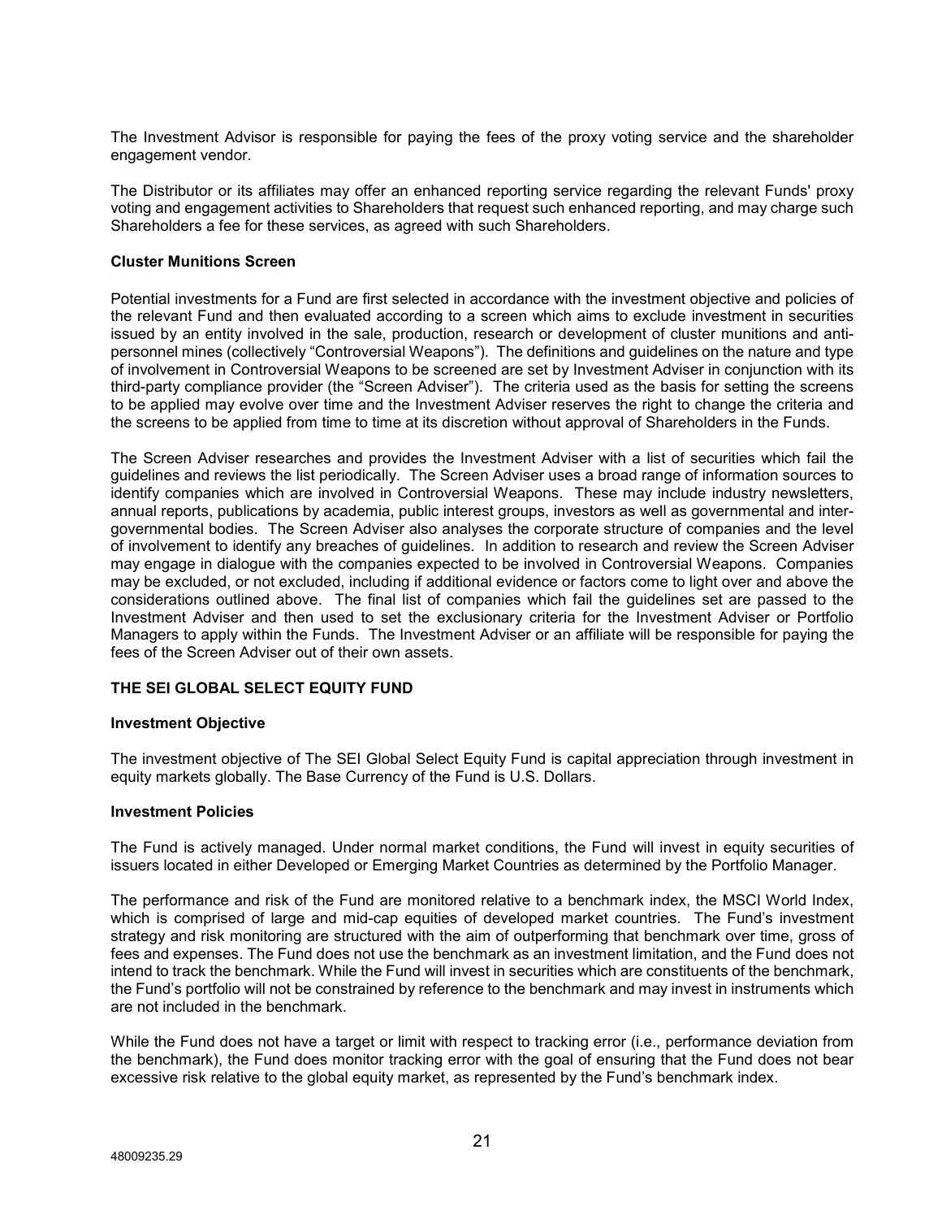The Investment Advisor is responsible for paying the fees of the proxy voting service and the shareholder engagement vendor.

The Distributor or its affiliates may offer an enhanced reporting service regarding the relevant Funds' proxy voting and engagement activities to Shareholders that request such enhanced reporting, and may charge such Shareholders a fee for these services, as agreed with such Shareholders.

**Cluster Munitions Screen**

Potential investments for a Fund are first selected in accordance with the investment objective and policies of the relevant Fund and then evaluated according to a screen which aims to exclude investment in securities issued by an entity involved in the sale, production, research or development of cluster munitions and anti-personnel mines (collectively "Controversial Weapons"). The definitions and guidelines on the nature and type of involvement in Controversial Weapons to be screened are set by Investment Adviser in conjunction with its third-party compliance provider (the "Screen Adviser"). The criteria used as the basis for setting the screens to be applied may evolve over time and the Investment Adviser reserves the right to change the criteria and the screens to be applied from time to time at its discretion without approval of Shareholders in the Funds.

The Screen Adviser researches and provides the Investment Adviser with a list of securities which fail the guidelines and reviews the list periodically. The Screen Adviser uses a broad range of information sources to identify companies which are involved in Controversial Weapons. These may include industry newsletters, annual reports, publications by academia, public interest groups, investors as well as governmental and inter-governmental bodies. The Screen Adviser also analyses the corporate structure of companies and the level of involvement to identify any breaches of guidelines. In addition to research and review the Screen Adviser may engage in dialogue with the companies expected to be involved in Controversial Weapons. Companies may be excluded, or not excluded, including if additional evidence or factors come to light over and above the considerations outlined above. The final list of companies which fail the guidelines set are passed to the Investment Adviser and then used to set the exclusionary criteria for the Investment Adviser or Portfolio Managers to apply within the Funds. The Investment Adviser or an affiliate will be responsible for paying the fees of the Screen Adviser out of their own assets.

## THE SEI GLOBAL SELECT EQUITY FUND

**Investment Objective**

The investment objective of The SEI Global Select Equity Fund is capital appreciation through investment in equity markets globally. The Base Currency of the Fund is U.S. Dollars.

**Investment Policies**

The Fund is actively managed. Under normal market conditions, the Fund will invest in equity securities of issuers located in either Developed or Emerging Market Countries as determined by the Portfolio Manager.

The performance and risk of the Fund are monitored relative to a benchmark index, the MSCI World Index, which is comprised of large and mid-cap equities of developed market countries. The Fund's investment strategy and risk monitoring are structured with the aim of outperforming that benchmark over time, gross of fees and expenses. The Fund does not use the benchmark as an investment limitation, and the Fund does not intend to track the benchmark. While the Fund will invest in securities which are constituents of the benchmark, the Fund's portfolio will not be constrained by reference to the benchmark and may invest in instruments which are not included in the benchmark.

While the Fund does not have a target or limit with respect to tracking error (i.e., performance deviation from the benchmark), the Fund does monitor tracking error with the goal of ensuring that the Fund does not bear excessive risk relative to the global equity market, as represented by the Fund's benchmark index.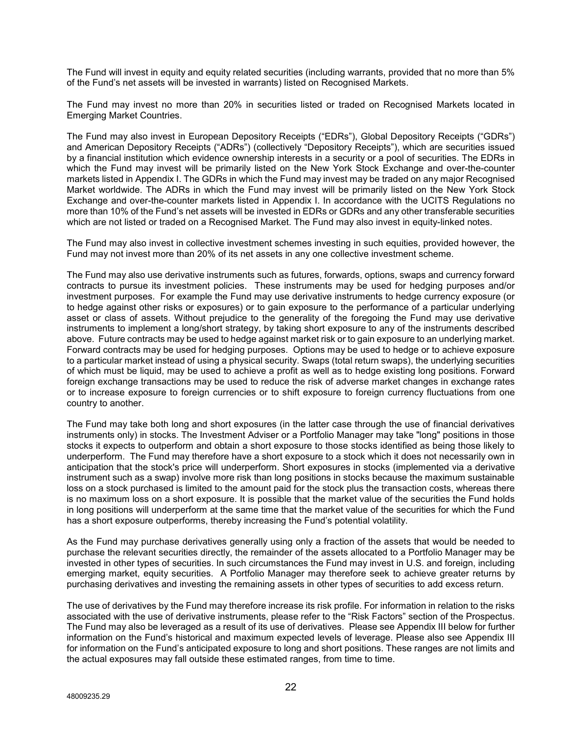The Fund will invest in equity and equity related securities (including warrants, provided that no more than 5% of the Fund's net assets will be invested in warrants) listed on Recognised Markets.

The Fund may invest no more than 20% in securities listed or traded on Recognised Markets located in Emerging Market Countries.

The Fund may also invest in European Depository Receipts ("EDRs"), Global Depository Receipts ("GDRs") and American Depository Receipts ("ADRs") (collectively "Depository Receipts"), which are securities issued by a financial institution which evidence ownership interests in a security or a pool of securities. The EDRs in which the Fund may invest will be primarily listed on the New York Stock Exchange and over-the-counter markets listed in Appendix I. The GDRs in which the Fund may invest may be traded on any major Recognised Market worldwide. The ADRs in which the Fund may invest will be primarily listed on the New York Stock Exchange and over-the-counter markets listed in Appendix I. In accordance with the UCITS Regulations no more than 10% of the Fund's net assets will be invested in EDRs or GDRs and any other transferable securities which are not listed or traded on a Recognised Market. The Fund may also invest in equity-linked notes.

The Fund may also invest in collective investment schemes investing in such equities, provided however, the Fund may not invest more than 20% of its net assets in any one collective investment scheme.

The Fund may also use derivative instruments such as futures, forwards, options, swaps and currency forward contracts to pursue its investment policies. These instruments may be used for hedging purposes and/or investment purposes. For example the Fund may use derivative instruments to hedge currency exposure (or to hedge against other risks or exposures) or to gain exposure to the performance of a particular underlying asset or class of assets. Without prejudice to the generality of the foregoing the Fund may use derivative instruments to implement a long/short strategy, by taking short exposure to any of the instruments described above. Future contracts may be used to hedge against market risk or to gain exposure to an underlying market. Forward contracts may be used for hedging purposes. Options may be used to hedge or to achieve exposure to a particular market instead of using a physical security. Swaps (total return swaps), the underlying securities of which must be liquid, may be used to achieve a profit as well as to hedge existing long positions. Forward foreign exchange transactions may be used to reduce the risk of adverse market changes in exchange rates or to increase exposure to foreign currencies or to shift exposure to foreign currency fluctuations from one country to another.

The Fund may take both long and short exposures (in the latter case through the use of financial derivatives instruments only) in stocks. The Investment Adviser or a Portfolio Manager may take "long" positions in those stocks it expects to outperform and obtain a short exposure to those stocks identified as being those likely to underperform. The Fund may therefore have a short exposure to a stock which it does not necessarily own in anticipation that the stock's price will underperform. Short exposures in stocks (implemented via a derivative instrument such as a swap) involve more risk than long positions in stocks because the maximum sustainable loss on a stock purchased is limited to the amount paid for the stock plus the transaction costs, whereas there is no maximum loss on a short exposure. It is possible that the market value of the securities the Fund holds in long positions will underperform at the same time that the market value of the securities for which the Fund has a short exposure outperforms, thereby increasing the Fund's potential volatility.

As the Fund may purchase derivatives generally using only a fraction of the assets that would be needed to purchase the relevant securities directly, the remainder of the assets allocated to a Portfolio Manager may be invested in other types of securities. In such circumstances the Fund may invest in U.S. and foreign, including emerging market, equity securities. A Portfolio Manager may therefore seek to achieve greater returns by purchasing derivatives and investing the remaining assets in other types of securities to add excess return.

The use of derivatives by the Fund may therefore increase its risk profile. For information in relation to the risks associated with the use of derivative instruments, please refer to the "Risk Factors" section of the Prospectus. The Fund may also be leveraged as a result of its use of derivatives. Please see Appendix III below for further information on the Fund's historical and maximum expected levels of leverage. Please also see Appendix III for information on the Fund's anticipated exposure to long and short positions. These ranges are not limits and the actual exposures may fall outside these estimated ranges, from time to time.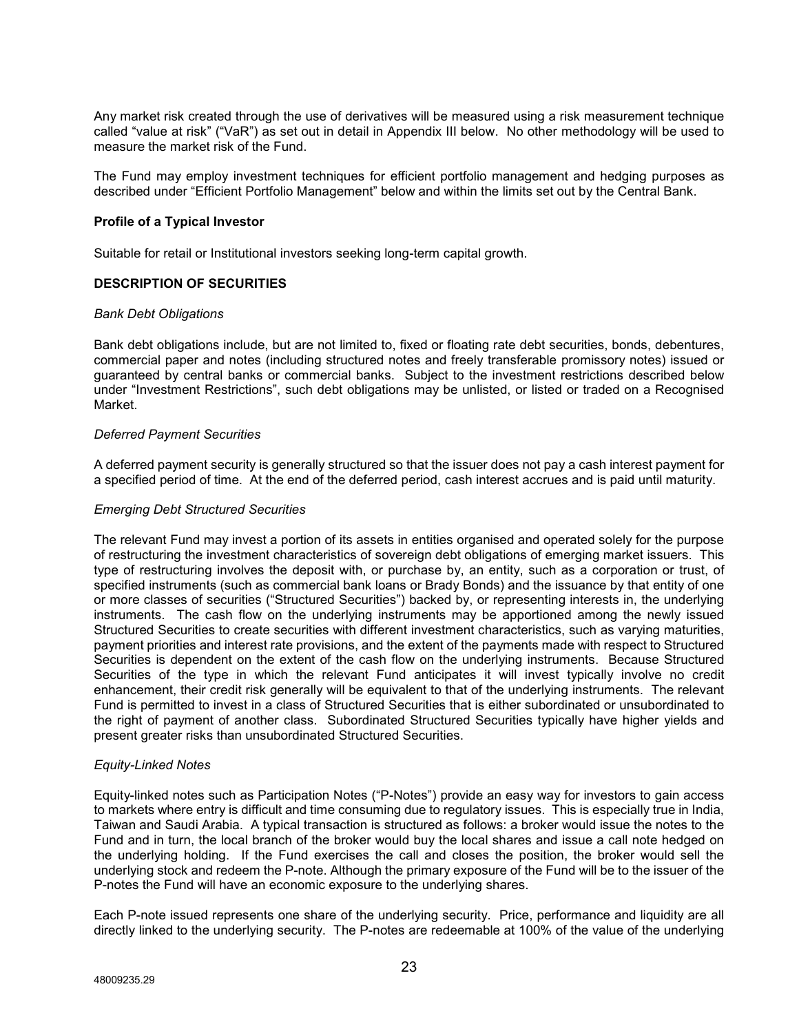Any market risk created through the use of derivatives will be measured using a risk measurement technique called "value at risk" ("VaR") as set out in detail in Appendix III below. No other methodology will be used to measure the market risk of the Fund.

The Fund may employ investment techniques for efficient portfolio management and hedging purposes as described under "Efficient Portfolio Management" below and within the limits set out by the Central Bank.

**Profile of a Typical Investor**

Suitable for retail or Institutional investors seeking long-term capital growth.

## DESCRIPTION OF SECURITIES

*Bank Debt Obligations*

Bank debt obligations include, but are not limited to, fixed or floating rate debt securities, bonds, debentures, commercial paper and notes (including structured notes and freely transferable promissory notes) issued or guaranteed by central banks or commercial banks. Subject to the investment restrictions described below under "Investment Restrictions", such debt obligations may be unlisted, or listed or traded on a Recognised Market.

*Deferred Payment Securities*

A deferred payment security is generally structured so that the issuer does not pay a cash interest payment for a specified period of time. At the end of the deferred period, cash interest accrues and is paid until maturity.

*Emerging Debt Structured Securities*

The relevant Fund may invest a portion of its assets in entities organised and operated solely for the purpose of restructuring the investment characteristics of sovereign debt obligations of emerging market issuers. This type of restructuring involves the deposit with, or purchase by, an entity, such as a corporation or trust, of specified instruments (such as commercial bank loans or Brady Bonds) and the issuance by that entity of one or more classes of securities ("Structured Securities") backed by, or representing interests in, the underlying instruments. The cash flow on the underlying instruments may be apportioned among the newly issued Structured Securities to create securities with different investment characteristics, such as varying maturities, payment priorities and interest rate provisions, and the extent of the payments made with respect to Structured Securities is dependent on the extent of the cash flow on the underlying instruments. Because Structured Securities of the type in which the relevant Fund anticipates it will invest typically involve no credit enhancement, their credit risk generally will be equivalent to that of the underlying instruments. The relevant Fund is permitted to invest in a class of Structured Securities that is either subordinated or unsubordinated to the right of payment of another class. Subordinated Structured Securities typically have higher yields and present greater risks than unsubordinated Structured Securities.

*Equity-Linked Notes*

Equity-linked notes such as Participation Notes ("P-Notes") provide an easy way for investors to gain access to markets where entry is difficult and time consuming due to regulatory issues. This is especially true in India, Taiwan and Saudi Arabia. A typical transaction is structured as follows: a broker would issue the notes to the Fund and in turn, the local branch of the broker would buy the local shares and issue a call note hedged on the underlying holding. If the Fund exercises the call and closes the position, the broker would sell the underlying stock and redeem the P-note. Although the primary exposure of the Fund will be to the issuer of the P-notes the Fund will have an economic exposure to the underlying shares.

Each P-note issued represents one share of the underlying security. Price, performance and liquidity are all directly linked to the underlying security. The P-notes are redeemable at 100% of the value of the underlying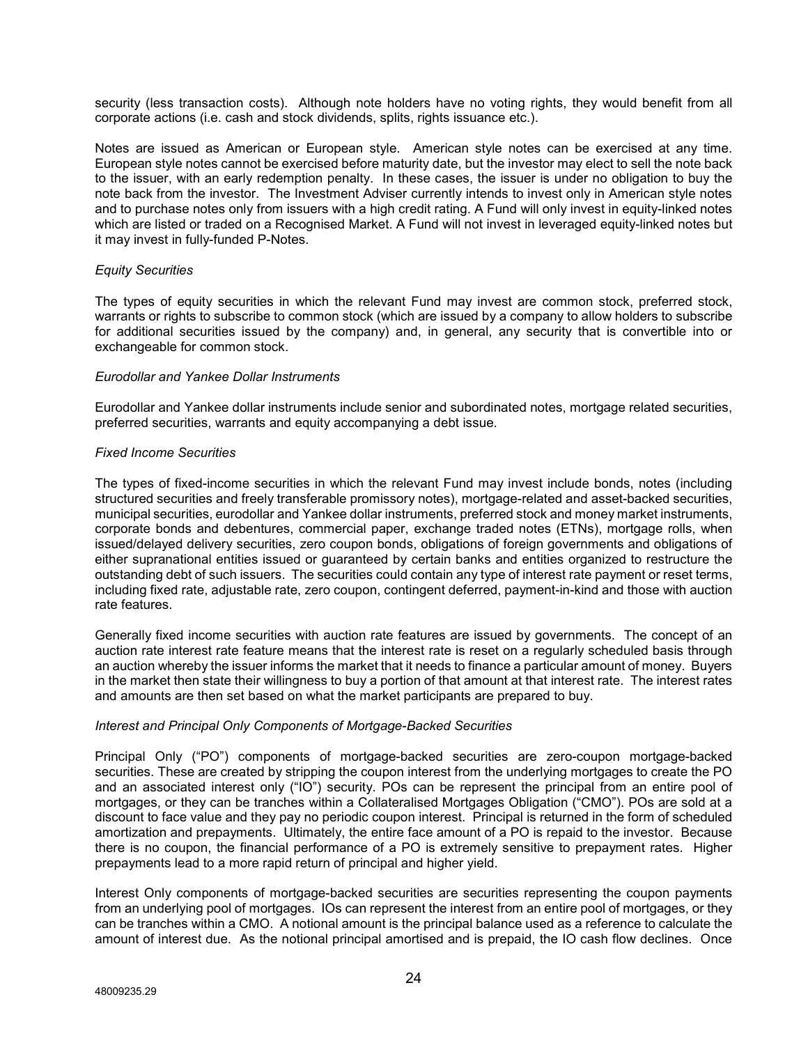security (less transaction costs). Although note holders have no voting rights, they would benefit from all corporate actions (i.e. cash and stock dividends, splits, rights issuance etc.).

Notes are issued as American or European style. American style notes can be exercised at any time. European style notes cannot be exercised before maturity date, but the investor may elect to sell the note back to the issuer, with an early redemption penalty. In these cases, the issuer is under no obligation to buy the note back from the investor. The Investment Adviser currently intends to invest only in American style notes and to purchase notes only from issuers with a high credit rating. A Fund will only invest in equity-linked notes which are listed or traded on a Recognised Market. A Fund will not invest in leveraged equity-linked notes but it may invest in fully-funded P-Notes.

*Equity Securities*

The types of equity securities in which the relevant Fund may invest are common stock, preferred stock, warrants or rights to subscribe to common stock (which are issued by a company to allow holders to subscribe for additional securities issued by the company) and, in general, any security that is convertible into or exchangeable for common stock.

*Eurodollar and Yankee Dollar Instruments*

Eurodollar and Yankee dollar instruments include senior and subordinated notes, mortgage related securities, preferred securities, warrants and equity accompanying a debt issue.

*Fixed Income Securities*

The types of fixed-income securities in which the relevant Fund may invest include bonds, notes (including structured securities and freely transferable promissory notes), mortgage-related and asset-backed securities, municipal securities, eurodollar and Yankee dollar instruments, preferred stock and money market instruments, corporate bonds and debentures, commercial paper, exchange traded notes (ETNs), mortgage rolls, when issued/delayed delivery securities, zero coupon bonds, obligations of foreign governments and obligations of either supranational entities issued or guaranteed by certain banks and entities organized to restructure the outstanding debt of such issuers. The securities could contain any type of interest rate payment or reset terms, including fixed rate, adjustable rate, zero coupon, contingent deferred, payment-in-kind and those with auction rate features.

Generally fixed income securities with auction rate features are issued by governments. The concept of an auction rate interest rate feature means that the interest rate is reset on a regularly scheduled basis through an auction whereby the issuer informs the market that it needs to finance a particular amount of money. Buyers in the market then state their willingness to buy a portion of that amount at that interest rate. The interest rates and amounts are then set based on what the market participants are prepared to buy.

*Interest and Principal Only Components of Mortgage-Backed Securities*

Principal Only ("PO") components of mortgage-backed securities are zero-coupon mortgage-backed securities. These are created by stripping the coupon interest from the underlying mortgages to create the PO and an associated interest only ("IO") security. POs can be represent the principal from an entire pool of mortgages, or they can be tranches within a Collateralised Mortgages Obligation ("CMO"). POs are sold at a discount to face value and they pay no periodic coupon interest. Principal is returned in the form of scheduled amortization and prepayments. Ultimately, the entire face amount of a PO is repaid to the investor. Because there is no coupon, the financial performance of a PO is extremely sensitive to prepayment rates. Higher prepayments lead to a more rapid return of principal and higher yield.

Interest Only components of mortgage-backed securities are securities representing the coupon payments from an underlying pool of mortgages. IOs can represent the interest from an entire pool of mortgages, or they can be tranches within a CMO. A notional amount is the principal balance used as a reference to calculate the amount of interest due. As the notional principal amortised and is prepaid, the IO cash flow declines. Once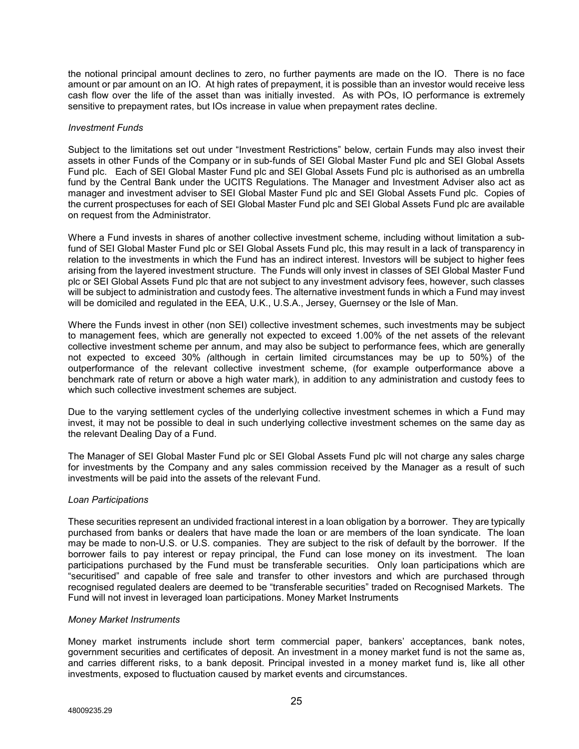the notional principal amount declines to zero, no further payments are made on the IO. There is no face amount or par amount on an IO. At high rates of prepayment, it is possible than an investor would receive less cash flow over the life of the asset than was initially invested. As with POs, IO performance is extremely sensitive to prepayment rates, but IOs increase in value when prepayment rates decline.

*Investment Funds*

Subject to the limitations set out under "Investment Restrictions" below, certain Funds may also invest their assets in other Funds of the Company or in sub-funds of SEI Global Master Fund plc and SEI Global Assets Fund plc. Each of SEI Global Master Fund plc and SEI Global Assets Fund plc is authorised as an umbrella fund by the Central Bank under the UCITS Regulations. The Manager and Investment Adviser also act as manager and investment adviser to SEI Global Master Fund plc and SEI Global Assets Fund plc. Copies of the current prospectuses for each of SEI Global Master Fund plc and SEI Global Assets Fund plc are available on request from the Administrator.

Where a Fund invests in shares of another collective investment scheme, including without limitation a sub-fund of SEI Global Master Fund plc or SEI Global Assets Fund plc, this may result in a lack of transparency in relation to the investments in which the Fund has an indirect interest. Investors will be subject to higher fees arising from the layered investment structure. The Funds will only invest in classes of SEI Global Master Fund plc or SEI Global Assets Fund plc that are not subject to any investment advisory fees, however, such classes will be subject to administration and custody fees. The alternative investment funds in which a Fund may invest will be domiciled and regulated in the EEA, U.K., U.S.A., Jersey, Guernsey or the Isle of Man.

Where the Funds invest in other (non SEI) collective investment schemes, such investments may be subject to management fees, which are generally not expected to exceed 1.00% of the net assets of the relevant collective investment scheme per annum, and may also be subject to performance fees, which are generally not expected to exceed 30% *(*although in certain limited circumstances may be up to 50%) of the outperformance of the relevant collective investment scheme, (for example outperformance above a benchmark rate of return or above a high water mark), in addition to any administration and custody fees to which such collective investment schemes are subject.

Due to the varying settlement cycles of the underlying collective investment schemes in which a Fund may invest, it may not be possible to deal in such underlying collective investment schemes on the same day as the relevant Dealing Day of a Fund.

The Manager of SEI Global Master Fund plc or SEI Global Assets Fund plc will not charge any sales charge for investments by the Company and any sales commission received by the Manager as a result of such investments will be paid into the assets of the relevant Fund.

*Loan Participations*

These securities represent an undivided fractional interest in a loan obligation by a borrower. They are typically purchased from banks or dealers that have made the loan or are members of the loan syndicate. The loan may be made to non-U.S. or U.S. companies. They are subject to the risk of default by the borrower. If the borrower fails to pay interest or repay principal, the Fund can lose money on its investment. The loan participations purchased by the Fund must be transferable securities. Only loan participations which are "securitised" and capable of free sale and transfer to other investors and which are purchased through recognised regulated dealers are deemed to be "transferable securities" traded on Recognised Markets. The Fund will not invest in leveraged loan participations. Money Market Instruments

*Money Market Instruments*

Money market instruments include short term commercial paper, bankers' acceptances, bank notes, government securities and certificates of deposit. An investment in a money market fund is not the same as, and carries different risks, to a bank deposit. Principal invested in a money market fund is, like all other investments, exposed to fluctuation caused by market events and circumstances.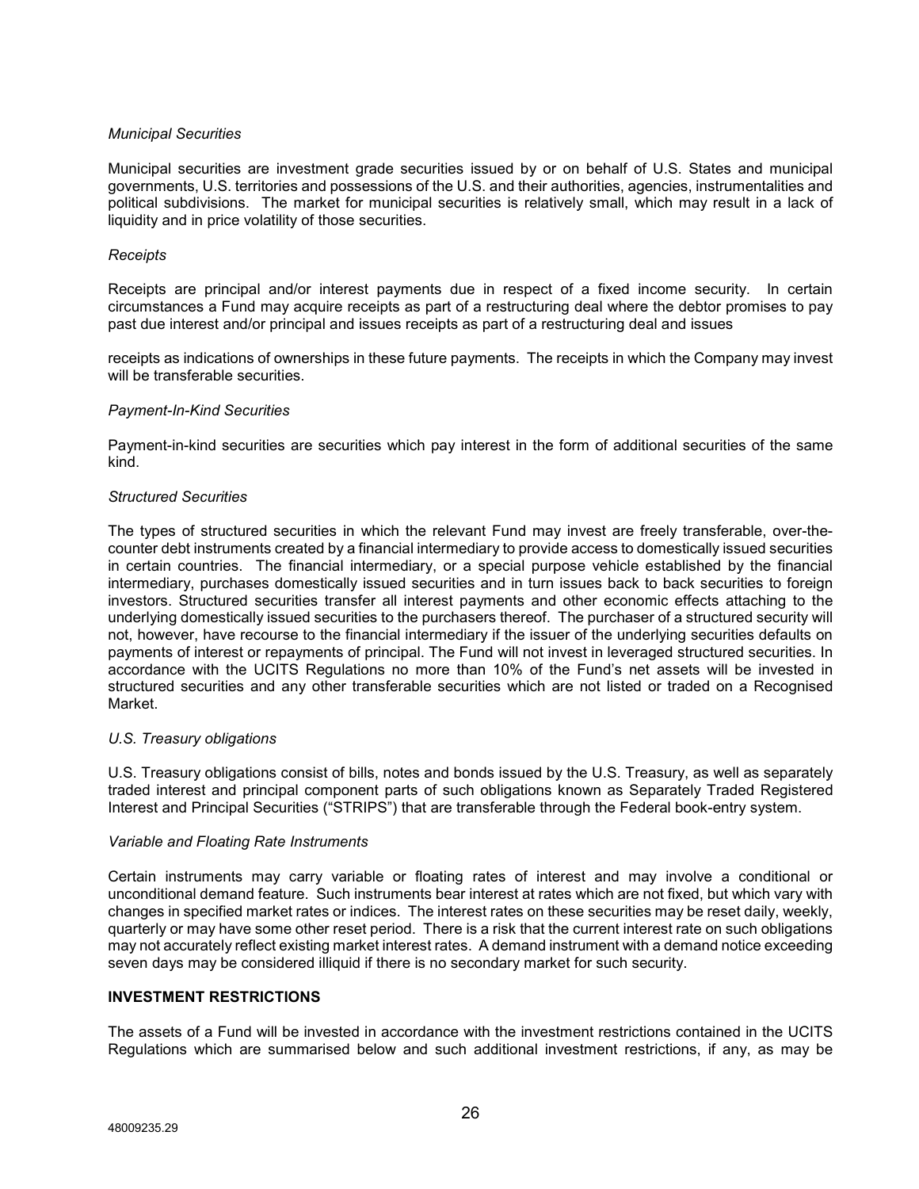*Municipal Securities*

Municipal securities are investment grade securities issued by or on behalf of U.S. States and municipal governments, U.S. territories and possessions of the U.S. and their authorities, agencies, instrumentalities and political subdivisions. The market for municipal securities is relatively small, which may result in a lack of liquidity and in price volatility of those securities.

*Receipts*

Receipts are principal and/or interest payments due in respect of a fixed income security. In certain circumstances a Fund may acquire receipts as part of a restructuring deal where the debtor promises to pay past due interest and/or principal and issues receipts as part of a restructuring deal and issues

receipts as indications of ownerships in these future payments. The receipts in which the Company may invest will be transferable securities.

*Payment-In-Kind Securities*

Payment-in-kind securities are securities which pay interest in the form of additional securities of the same kind.

*Structured Securities*

The types of structured securities in which the relevant Fund may invest are freely transferable, over-the-counter debt instruments created by a financial intermediary to provide access to domestically issued securities in certain countries. The financial intermediary, or a special purpose vehicle established by the financial intermediary, purchases domestically issued securities and in turn issues back to back securities to foreign investors. Structured securities transfer all interest payments and other economic effects attaching to the underlying domestically issued securities to the purchasers thereof. The purchaser of a structured security will not, however, have recourse to the financial intermediary if the issuer of the underlying securities defaults on payments of interest or repayments of principal. The Fund will not invest in leveraged structured securities. In accordance with the UCITS Regulations no more than 10% of the Fund's net assets will be invested in structured securities and any other transferable securities which are not listed or traded on a Recognised Market.

*U.S. Treasury obligations*

U.S. Treasury obligations consist of bills, notes and bonds issued by the U.S. Treasury, as well as separately traded interest and principal component parts of such obligations known as Separately Traded Registered Interest and Principal Securities ("STRIPS") that are transferable through the Federal book-entry system.

*Variable and Floating Rate Instruments*

Certain instruments may carry variable or floating rates of interest and may involve a conditional or unconditional demand feature. Such instruments bear interest at rates which are not fixed, but which vary with changes in specified market rates or indices. The interest rates on these securities may be reset daily, weekly, quarterly or may have some other reset period. There is a risk that the current interest rate on such obligations may not accurately reflect existing market interest rates. A demand instrument with a demand notice exceeding seven days may be considered illiquid if there is no secondary market for such security.

**INVESTMENT RESTRICTIONS**

The assets of a Fund will be invested in accordance with the investment restrictions contained in the UCITS Regulations which are summarised below and such additional investment restrictions, if any, as may be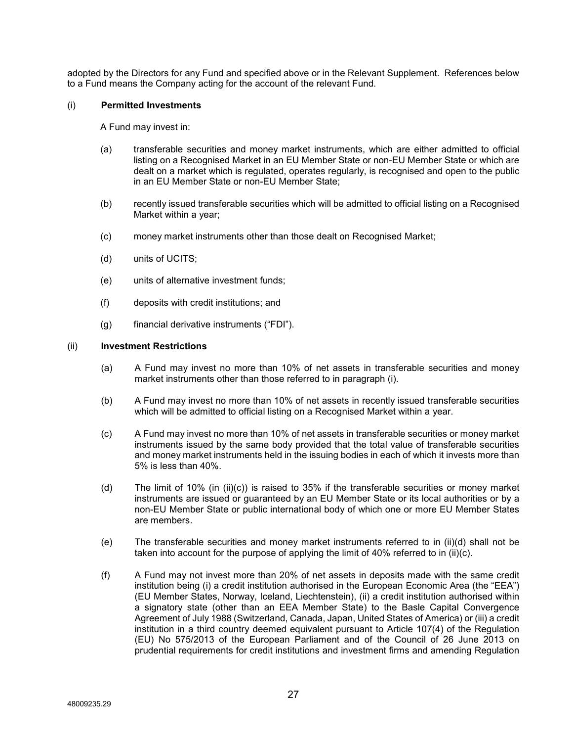adopted by the Directors for any Fund and specified above or in the Relevant Supplement. References below to a Fund means the Company acting for the account of the relevant Fund.

(i) **Permitted Investments**

A Fund may invest in:

(a) transferable securities and money market instruments, which are either admitted to official listing on a Recognised Market in an EU Member State or non-EU Member State or which are dealt on a market which is regulated, operates regularly, is recognised and open to the public in an EU Member State or non-EU Member State;

(b) recently issued transferable securities which will be admitted to official listing on a Recognised Market within a year;

(c) money market instruments other than those dealt on Recognised Market;

(d) units of UCITS;

(e) units of alternative investment funds;

(f) deposits with credit institutions; and

(g) financial derivative instruments ("FDI").

(ii) **Investment Restrictions**

(a) A Fund may invest no more than 10% of net assets in transferable securities and money market instruments other than those referred to in paragraph (i).

(b) A Fund may invest no more than 10% of net assets in recently issued transferable securities which will be admitted to official listing on a Recognised Market within a year.

(c) A Fund may invest no more than 10% of net assets in transferable securities or money market instruments issued by the same body provided that the total value of transferable securities and money market instruments held in the issuing bodies in each of which it invests more than 5% is less than 40%.

(d) The limit of 10% (in (ii)(c)) is raised to 35% if the transferable securities or money market instruments are issued or guaranteed by an EU Member State or its local authorities or by a non-EU Member State or public international body of which one or more EU Member States are members.

(e) The transferable securities and money market instruments referred to in (ii)(d) shall not be taken into account for the purpose of applying the limit of 40% referred to in (ii)(c).

(f) A Fund may not invest more than 20% of net assets in deposits made with the same credit institution being (i) a credit institution authorised in the European Economic Area (the "EEA") (EU Member States, Norway, Iceland, Liechtenstein), (ii) a credit institution authorised within a signatory state (other than an EEA Member State) to the Basle Capital Convergence Agreement of July 1988 (Switzerland, Canada, Japan, United States of America) or (iii) a credit institution in a third country deemed equivalent pursuant to Article 107(4) of the Regulation (EU) No 575/2013 of the European Parliament and of the Council of 26 June 2013 on prudential requirements for credit institutions and investment firms and amending Regulation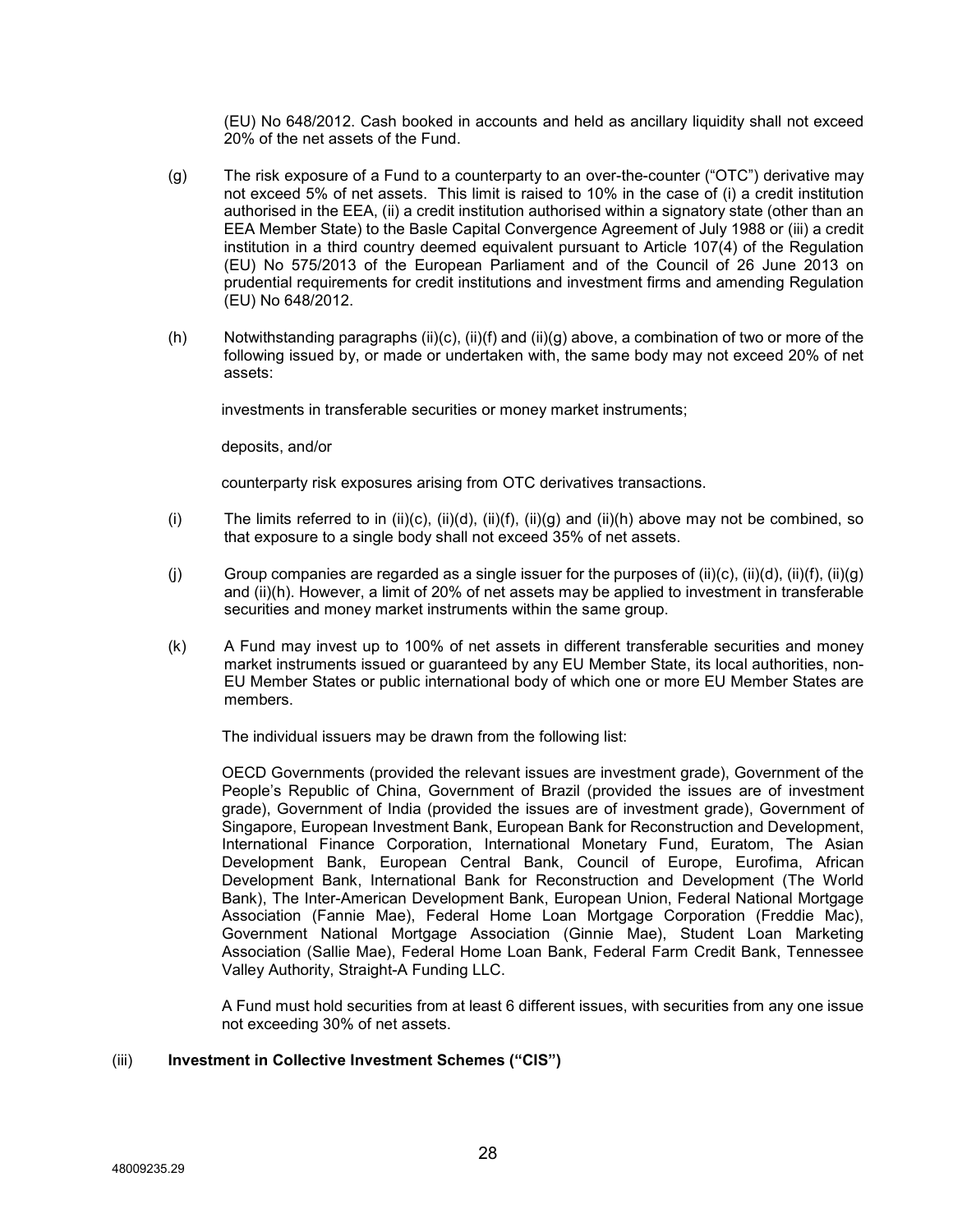(EU) No 648/2012. Cash booked in accounts and held as ancillary liquidity shall not exceed 20% of the net assets of the Fund.

(g) The risk exposure of a Fund to a counterparty to an over-the-counter ("OTC") derivative may not exceed 5% of net assets. This limit is raised to 10% in the case of (i) a credit institution authorised in the EEA, (ii) a credit institution authorised within a signatory state (other than an EEA Member State) to the Basle Capital Convergence Agreement of July 1988 or (iii) a credit institution in a third country deemed equivalent pursuant to Article 107(4) of the Regulation (EU) No 575/2013 of the European Parliament and of the Council of 26 June 2013 on prudential requirements for credit institutions and investment firms and amending Regulation (EU) No 648/2012.

(h) Notwithstanding paragraphs (ii)(c), (ii)(f) and (ii)(g) above, a combination of two or more of the following issued by, or made or undertaken with, the same body may not exceed 20% of net assets:

investments in transferable securities or money market instruments;

deposits, and/or

counterparty risk exposures arising from OTC derivatives transactions.

(i) The limits referred to in (ii)(c), (ii)(d), (ii)(f), (ii)(g) and (ii)(h) above may not be combined, so that exposure to a single body shall not exceed 35% of net assets.

(j) Group companies are regarded as a single issuer for the purposes of (ii)(c), (ii)(d), (ii)(f), (ii)(g) and (ii)(h). However, a limit of 20% of net assets may be applied to investment in transferable securities and money market instruments within the same group.

(k) A Fund may invest up to 100% of net assets in different transferable securities and money market instruments issued or guaranteed by any EU Member State, its local authorities, non-EU Member States or public international body of which one or more EU Member States are members.

The individual issuers may be drawn from the following list:

OECD Governments (provided the relevant issues are investment grade), Government of the People's Republic of China, Government of Brazil (provided the issues are of investment grade), Government of India (provided the issues are of investment grade), Government of Singapore, European Investment Bank, European Bank for Reconstruction and Development, International Finance Corporation, International Monetary Fund, Euratom, The Asian Development Bank, European Central Bank, Council of Europe, Eurofima, African Development Bank, International Bank for Reconstruction and Development (The World Bank), The Inter-American Development Bank, European Union, Federal National Mortgage Association (Fannie Mae), Federal Home Loan Mortgage Corporation (Freddie Mac), Government National Mortgage Association (Ginnie Mae), Student Loan Marketing Association (Sallie Mae), Federal Home Loan Bank, Federal Farm Credit Bank, Tennessee Valley Authority, Straight-A Funding LLC.

A Fund must hold securities from at least 6 different issues, with securities from any one issue not exceeding 30% of net assets.

(iii) **Investment in Collective Investment Schemes ("CIS")**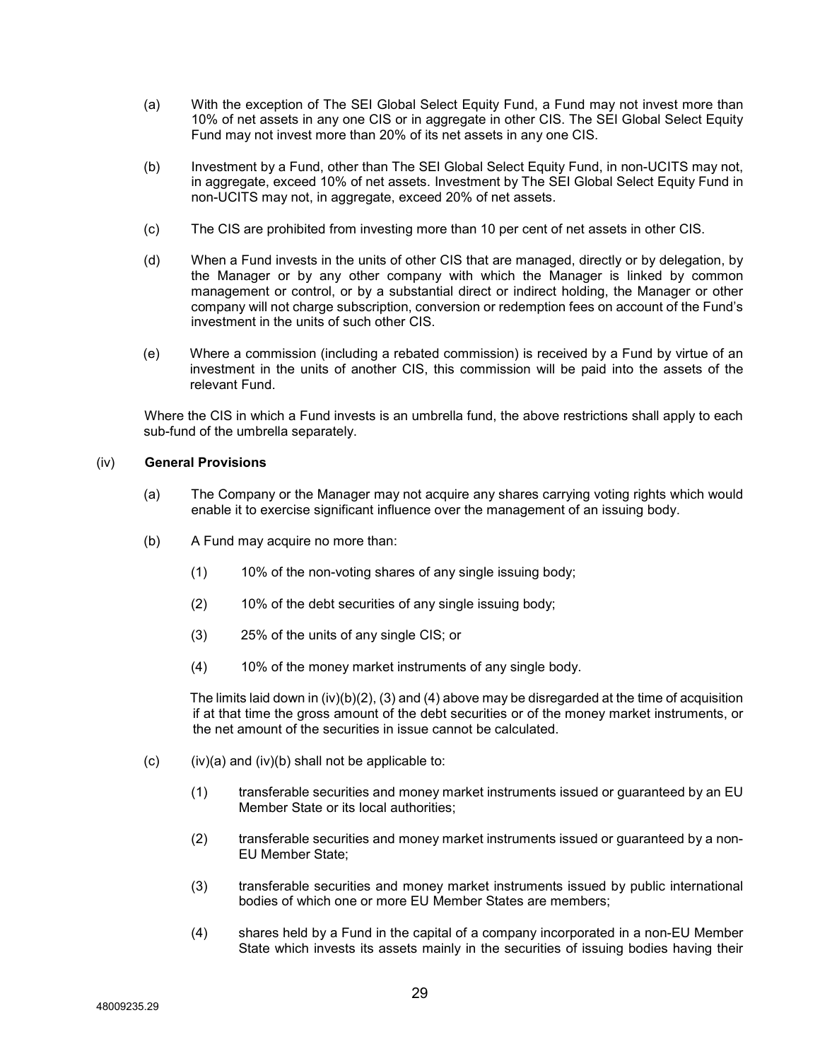(a) With the exception of The SEI Global Select Equity Fund, a Fund may not invest more than 10% of net assets in any one CIS or in aggregate in other CIS. The SEI Global Select Equity Fund may not invest more than 20% of its net assets in any one CIS.

(b) Investment by a Fund, other than The SEI Global Select Equity Fund, in non-UCITS may not, in aggregate, exceed 10% of net assets. Investment by The SEI Global Select Equity Fund in non-UCITS may not, in aggregate, exceed 20% of net assets.

(c) The CIS are prohibited from investing more than 10 per cent of net assets in other CIS.

(d) When a Fund invests in the units of other CIS that are managed, directly or by delegation, by the Manager or by any other company with which the Manager is linked by common management or control, or by a substantial direct or indirect holding, the Manager or other company will not charge subscription, conversion or redemption fees on account of the Fund's investment in the units of such other CIS.

(e) Where a commission (including a rebated commission) is received by a Fund by virtue of an investment in the units of another CIS, this commission will be paid into the assets of the relevant Fund.

Where the CIS in which a Fund invests is an umbrella fund, the above restrictions shall apply to each sub-fund of the umbrella separately.

(iv) **General Provisions**

(a) The Company or the Manager may not acquire any shares carrying voting rights which would enable it to exercise significant influence over the management of an issuing body.

(b) A Fund may acquire no more than:

(1) 10% of the non-voting shares of any single issuing body;

(2) 10% of the debt securities of any single issuing body;

(3) 25% of the units of any single CIS; or

(4) 10% of the money market instruments of any single body.

The limits laid down in (iv)(b)(2), (3) and (4) above may be disregarded at the time of acquisition if at that time the gross amount of the debt securities or of the money market instruments, or the net amount of the securities in issue cannot be calculated.

(c) (iv)(a) and (iv)(b) shall not be applicable to:

(1) transferable securities and money market instruments issued or guaranteed by an EU Member State or its local authorities;

(2) transferable securities and money market instruments issued or guaranteed by a non-EU Member State;

(3) transferable securities and money market instruments issued by public international bodies of which one or more EU Member States are members;

(4) shares held by a Fund in the capital of a company incorporated in a non-EU Member State which invests its assets mainly in the securities of issuing bodies having their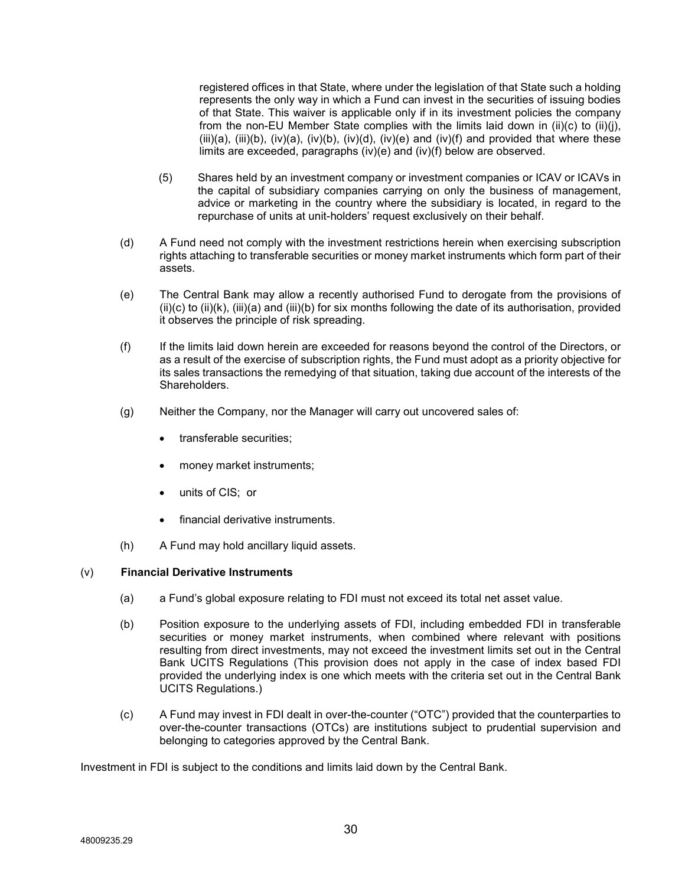registered offices in that State, where under the legislation of that State such a holding represents the only way in which a Fund can invest in the securities of issuing bodies of that State. This waiver is applicable only if in its investment policies the company from the non-EU Member State complies with the limits laid down in (ii)(c) to (ii)(j), (iii)(a), (iii)(b), (iv)(a), (iv)(b), (iv)(d), (iv)(e) and (iv)(f) and provided that where these limits are exceeded, paragraphs (iv)(e) and (iv)(f) below are observed.

(5) Shares held by an investment company or investment companies or ICAV or ICAVs in the capital of subsidiary companies carrying on only the business of management, advice or marketing in the country where the subsidiary is located, in regard to the repurchase of units at unit-holders' request exclusively on their behalf.

(d) A Fund need not comply with the investment restrictions herein when exercising subscription rights attaching to transferable securities or money market instruments which form part of their assets.

(e) The Central Bank may allow a recently authorised Fund to derogate from the provisions of (ii)(c) to (ii)(k), (iii)(a) and (iii)(b) for six months following the date of its authorisation, provided it observes the principle of risk spreading.

(f) If the limits laid down herein are exceeded for reasons beyond the control of the Directors, or as a result of the exercise of subscription rights, the Fund must adopt as a priority objective for its sales transactions the remedying of that situation, taking due account of the interests of the Shareholders.

(g) Neither the Company, nor the Manager will carry out uncovered sales of:

- transferable securities;
- money market instruments;
- units of CIS; or
- financial derivative instruments.

(h) A Fund may hold ancillary liquid assets.

(v) **Financial Derivative Instruments**

(a) a Fund's global exposure relating to FDI must not exceed its total net asset value.

(b) Position exposure to the underlying assets of FDI, including embedded FDI in transferable securities or money market instruments, when combined where relevant with positions resulting from direct investments, may not exceed the investment limits set out in the Central Bank UCITS Regulations (This provision does not apply in the case of index based FDI provided the underlying index is one which meets with the criteria set out in the Central Bank UCITS Regulations.)

(c) A Fund may invest in FDI dealt in over-the-counter ("OTC") provided that the counterparties to over-the-counter transactions (OTCs) are institutions subject to prudential supervision and belonging to categories approved by the Central Bank.

Investment in FDI is subject to the conditions and limits laid down by the Central Bank.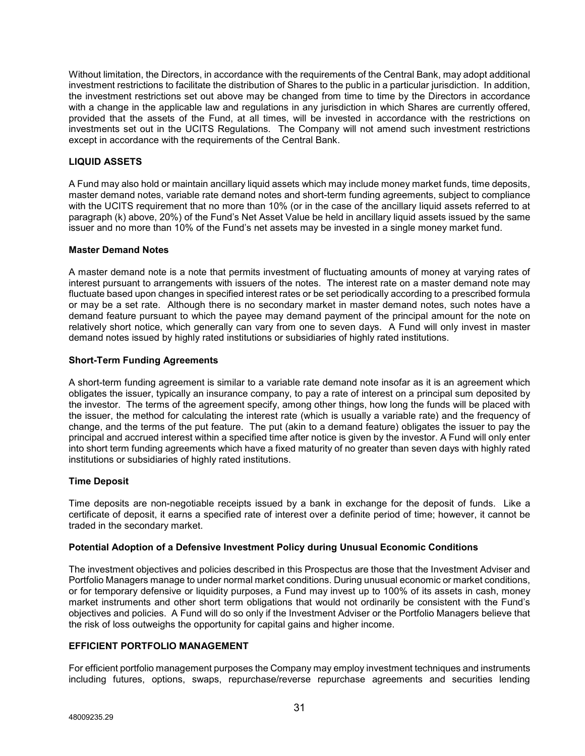Without limitation, the Directors, in accordance with the requirements of the Central Bank, may adopt additional investment restrictions to facilitate the distribution of Shares to the public in a particular jurisdiction. In addition, the investment restrictions set out above may be changed from time to time by the Directors in accordance with a change in the applicable law and regulations in any jurisdiction in which Shares are currently offered, provided that the assets of the Fund, at all times, will be invested in accordance with the restrictions on investments set out in the UCITS Regulations. The Company will not amend such investment restrictions except in accordance with the requirements of the Central Bank.

## LIQUID ASSETS

A Fund may also hold or maintain ancillary liquid assets which may include money market funds, time deposits, master demand notes, variable rate demand notes and short-term funding agreements, subject to compliance with the UCITS requirement that no more than 10% (or in the case of the ancillary liquid assets referred to at paragraph (k) above, 20%) of the Fund's Net Asset Value be held in ancillary liquid assets issued by the same issuer and no more than 10% of the Fund's net assets may be invested in a single money market fund.

### Master Demand Notes

A master demand note is a note that permits investment of fluctuating amounts of money at varying rates of interest pursuant to arrangements with issuers of the notes. The interest rate on a master demand note may fluctuate based upon changes in specified interest rates or be set periodically according to a prescribed formula or may be a set rate. Although there is no secondary market in master demand notes, such notes have a demand feature pursuant to which the payee may demand payment of the principal amount for the note on relatively short notice, which generally can vary from one to seven days. A Fund will only invest in master demand notes issued by highly rated institutions or subsidiaries of highly rated institutions.

### Short-Term Funding Agreements

A short-term funding agreement is similar to a variable rate demand note insofar as it is an agreement which obligates the issuer, typically an insurance company, to pay a rate of interest on a principal sum deposited by the investor. The terms of the agreement specify, among other things, how long the funds will be placed with the issuer, the method for calculating the interest rate (which is usually a variable rate) and the frequency of change, and the terms of the put feature. The put (akin to a demand feature) obligates the issuer to pay the principal and accrued interest within a specified time after notice is given by the investor. A Fund will only enter into short term funding agreements which have a fixed maturity of no greater than seven days with highly rated institutions or subsidiaries of highly rated institutions.

### Time Deposit

Time deposits are non-negotiable receipts issued by a bank in exchange for the deposit of funds. Like a certificate of deposit, it earns a specified rate of interest over a definite period of time; however, it cannot be traded in the secondary market.

### Potential Adoption of a Defensive Investment Policy during Unusual Economic Conditions

The investment objectives and policies described in this Prospectus are those that the Investment Adviser and Portfolio Managers manage to under normal market conditions. During unusual economic or market conditions, or for temporary defensive or liquidity purposes, a Fund may invest up to 100% of its assets in cash, money market instruments and other short term obligations that would not ordinarily be consistent with the Fund's objectives and policies. A Fund will do so only if the Investment Adviser or the Portfolio Managers believe that the risk of loss outweighs the opportunity for capital gains and higher income.

## EFFICIENT PORTFOLIO MANAGEMENT

For efficient portfolio management purposes the Company may employ investment techniques and instruments including futures, options, swaps, repurchase/reverse repurchase agreements and securities lending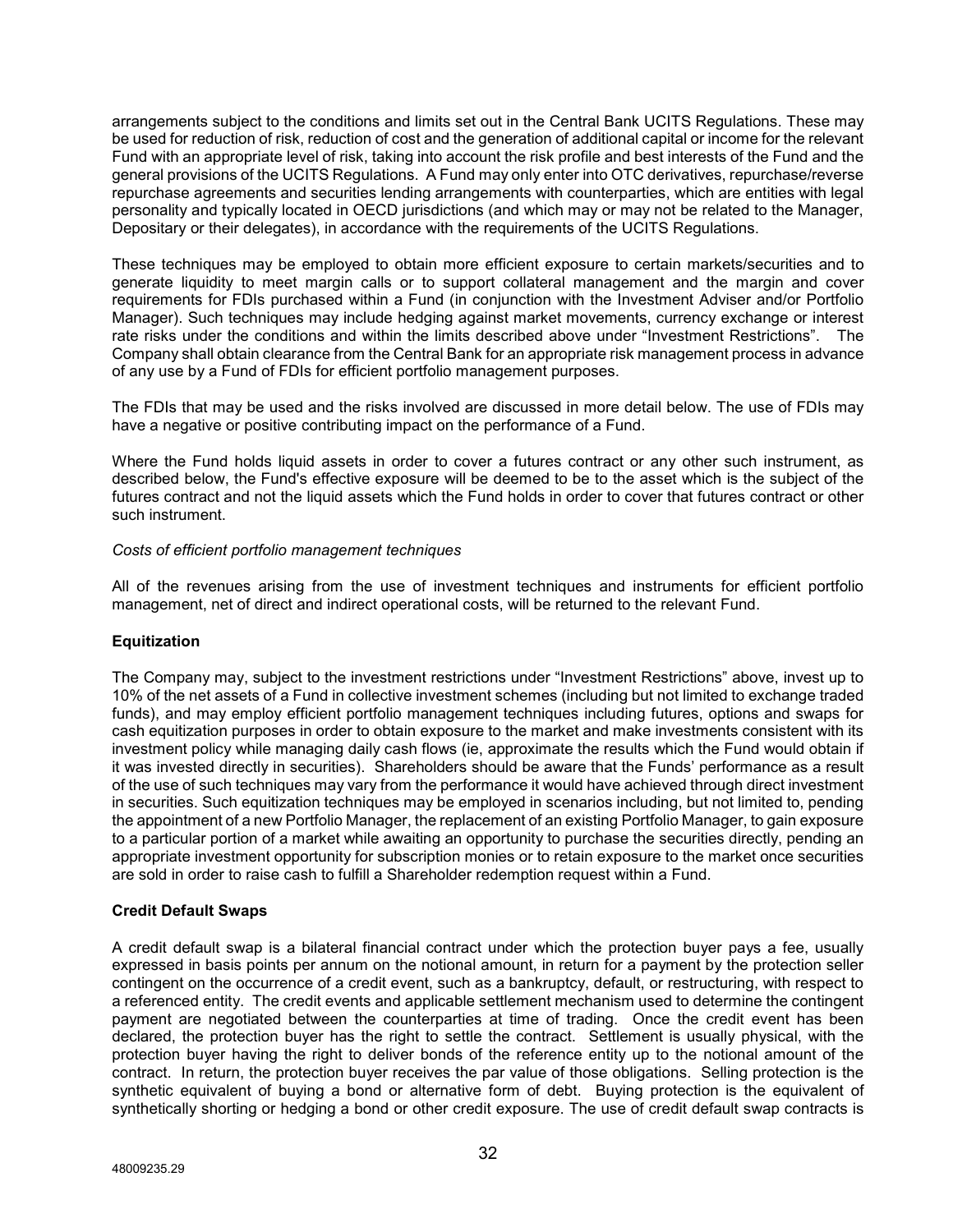arrangements subject to the conditions and limits set out in the Central Bank UCITS Regulations. These may be used for reduction of risk, reduction of cost and the generation of additional capital or income for the relevant Fund with an appropriate level of risk, taking into account the risk profile and best interests of the Fund and the general provisions of the UCITS Regulations. A Fund may only enter into OTC derivatives, repurchase/reverse repurchase agreements and securities lending arrangements with counterparties, which are entities with legal personality and typically located in OECD jurisdictions (and which may or may not be related to the Manager, Depositary or their delegates), in accordance with the requirements of the UCITS Regulations.

These techniques may be employed to obtain more efficient exposure to certain markets/securities and to generate liquidity to meet margin calls or to support collateral management and the margin and cover requirements for FDIs purchased within a Fund (in conjunction with the Investment Adviser and/or Portfolio Manager). Such techniques may include hedging against market movements, currency exchange or interest rate risks under the conditions and within the limits described above under "Investment Restrictions". The Company shall obtain clearance from the Central Bank for an appropriate risk management process in advance of any use by a Fund of FDIs for efficient portfolio management purposes.

The FDIs that may be used and the risks involved are discussed in more detail below. The use of FDIs may have a negative or positive contributing impact on the performance of a Fund.

Where the Fund holds liquid assets in order to cover a futures contract or any other such instrument, as described below, the Fund's effective exposure will be deemed to be to the asset which is the subject of the futures contract and not the liquid assets which the Fund holds in order to cover that futures contract or other such instrument.

*Costs of efficient portfolio management techniques*

All of the revenues arising from the use of investment techniques and instruments for efficient portfolio management, net of direct and indirect operational costs, will be returned to the relevant Fund.

**Equitization**

The Company may, subject to the investment restrictions under "Investment Restrictions" above, invest up to 10% of the net assets of a Fund in collective investment schemes (including but not limited to exchange traded funds), and may employ efficient portfolio management techniques including futures, options and swaps for cash equitization purposes in order to obtain exposure to the market and make investments consistent with its investment policy while managing daily cash flows (ie, approximate the results which the Fund would obtain if it was invested directly in securities). Shareholders should be aware that the Funds' performance as a result of the use of such techniques may vary from the performance it would have achieved through direct investment in securities. Such equitization techniques may be employed in scenarios including, but not limited to, pending the appointment of a new Portfolio Manager, the replacement of an existing Portfolio Manager, to gain exposure to a particular portion of a market while awaiting an opportunity to purchase the securities directly, pending an appropriate investment opportunity for subscription monies or to retain exposure to the market once securities are sold in order to raise cash to fulfill a Shareholder redemption request within a Fund.

**Credit Default Swaps**

A credit default swap is a bilateral financial contract under which the protection buyer pays a fee, usually expressed in basis points per annum on the notional amount, in return for a payment by the protection seller contingent on the occurrence of a credit event, such as a bankruptcy, default, or restructuring, with respect to a referenced entity. The credit events and applicable settlement mechanism used to determine the contingent payment are negotiated between the counterparties at time of trading. Once the credit event has been declared, the protection buyer has the right to settle the contract. Settlement is usually physical, with the protection buyer having the right to deliver bonds of the reference entity up to the notional amount of the contract. In return, the protection buyer receives the par value of those obligations. Selling protection is the synthetic equivalent of buying a bond or alternative form of debt. Buying protection is the equivalent of synthetically shorting or hedging a bond or other credit exposure. The use of credit default swap contracts is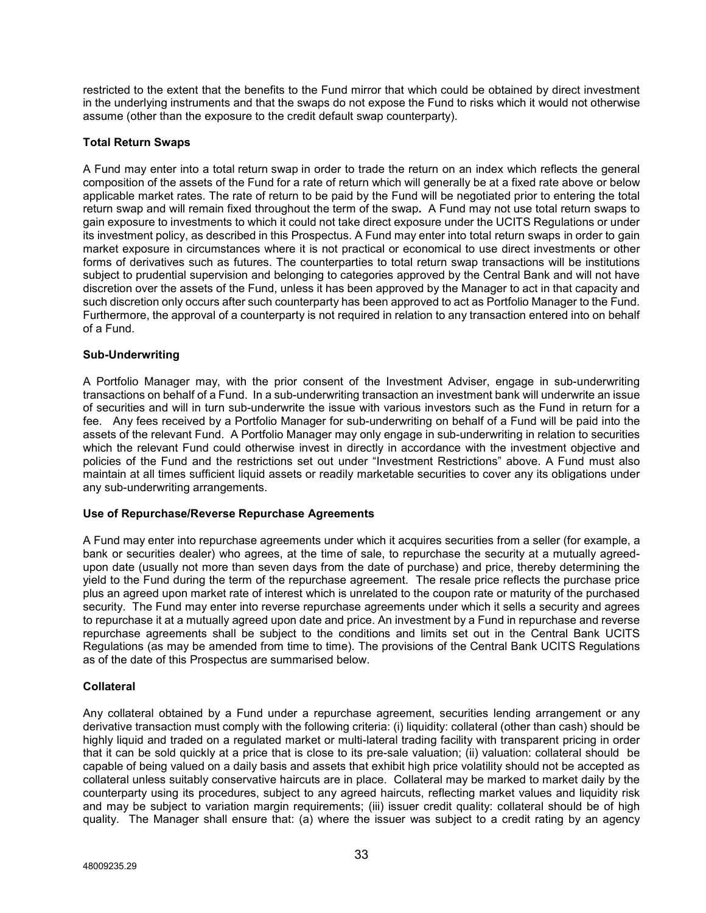restricted to the extent that the benefits to the Fund mirror that which could be obtained by direct investment in the underlying instruments and that the swaps do not expose the Fund to risks which it would not otherwise assume (other than the exposure to the credit default swap counterparty).

**Total Return Swaps**

A Fund may enter into a total return swap in order to trade the return on an index which reflects the general composition of the assets of the Fund for a rate of return which will generally be at a fixed rate above or below applicable market rates. The rate of return to be paid by the Fund will be negotiated prior to entering the total return swap and will remain fixed throughout the term of the swap**.** A Fund may not use total return swaps to gain exposure to investments to which it could not take direct exposure under the UCITS Regulations or under its investment policy, as described in this Prospectus. A Fund may enter into total return swaps in order to gain market exposure in circumstances where it is not practical or economical to use direct investments or other forms of derivatives such as futures. The counterparties to total return swap transactions will be institutions subject to prudential supervision and belonging to categories approved by the Central Bank and will not have discretion over the assets of the Fund, unless it has been approved by the Manager to act in that capacity and such discretion only occurs after such counterparty has been approved to act as Portfolio Manager to the Fund. Furthermore, the approval of a counterparty is not required in relation to any transaction entered into on behalf of a Fund.

**Sub-Underwriting**

A Portfolio Manager may, with the prior consent of the Investment Adviser, engage in sub-underwriting transactions on behalf of a Fund. In a sub-underwriting transaction an investment bank will underwrite an issue of securities and will in turn sub-underwrite the issue with various investors such as the Fund in return for a fee. Any fees received by a Portfolio Manager for sub-underwriting on behalf of a Fund will be paid into the assets of the relevant Fund. A Portfolio Manager may only engage in sub-underwriting in relation to securities which the relevant Fund could otherwise invest in directly in accordance with the investment objective and policies of the Fund and the restrictions set out under "Investment Restrictions" above. A Fund must also maintain at all times sufficient liquid assets or readily marketable securities to cover any its obligations under any sub-underwriting arrangements.

**Use of Repurchase/Reverse Repurchase Agreements**

A Fund may enter into repurchase agreements under which it acquires securities from a seller (for example, a bank or securities dealer) who agrees, at the time of sale, to repurchase the security at a mutually agreed-upon date (usually not more than seven days from the date of purchase) and price, thereby determining the yield to the Fund during the term of the repurchase agreement. The resale price reflects the purchase price plus an agreed upon market rate of interest which is unrelated to the coupon rate or maturity of the purchased security. The Fund may enter into reverse repurchase agreements under which it sells a security and agrees to repurchase it at a mutually agreed upon date and price. An investment by a Fund in repurchase and reverse repurchase agreements shall be subject to the conditions and limits set out in the Central Bank UCITS Regulations (as may be amended from time to time). The provisions of the Central Bank UCITS Regulations as of the date of this Prospectus are summarised below.

**Collateral**

Any collateral obtained by a Fund under a repurchase agreement, securities lending arrangement or any derivative transaction must comply with the following criteria: (i) liquidity: collateral (other than cash) should be highly liquid and traded on a regulated market or multi-lateral trading facility with transparent pricing in order that it can be sold quickly at a price that is close to its pre-sale valuation; (ii) valuation: collateral should be capable of being valued on a daily basis and assets that exhibit high price volatility should not be accepted as collateral unless suitably conservative haircuts are in place. Collateral may be marked to market daily by the counterparty using its procedures, subject to any agreed haircuts, reflecting market values and liquidity risk and may be subject to variation margin requirements; (iii) issuer credit quality: collateral should be of high quality. The Manager shall ensure that: (a) where the issuer was subject to a credit rating by an agency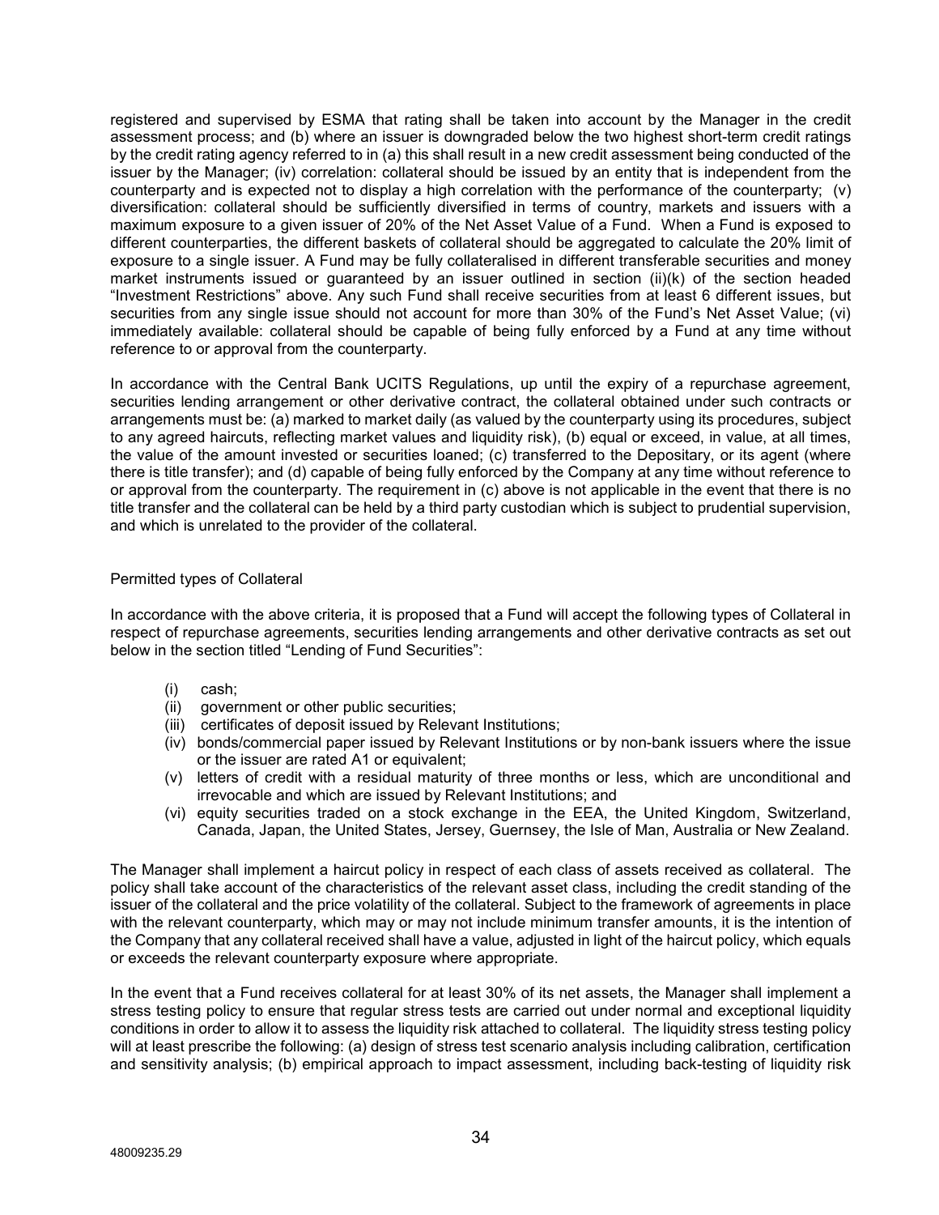registered and supervised by ESMA that rating shall be taken into account by the Manager in the credit assessment process; and (b) where an issuer is downgraded below the two highest short-term credit ratings by the credit rating agency referred to in (a) this shall result in a new credit assessment being conducted of the issuer by the Manager; (iv) correlation: collateral should be issued by an entity that is independent from the counterparty and is expected not to display a high correlation with the performance of the counterparty; (v) diversification: collateral should be sufficiently diversified in terms of country, markets and issuers with a maximum exposure to a given issuer of 20% of the Net Asset Value of a Fund. When a Fund is exposed to different counterparties, the different baskets of collateral should be aggregated to calculate the 20% limit of exposure to a single issuer. A Fund may be fully collateralised in different transferable securities and money market instruments issued or guaranteed by an issuer outlined in section (ii)(k) of the section headed "Investment Restrictions" above. Any such Fund shall receive securities from at least 6 different issues, but securities from any single issue should not account for more than 30% of the Fund's Net Asset Value; (vi) immediately available: collateral should be capable of being fully enforced by a Fund at any time without reference to or approval from the counterparty.

In accordance with the Central Bank UCITS Regulations, up until the expiry of a repurchase agreement, securities lending arrangement or other derivative contract, the collateral obtained under such contracts or arrangements must be: (a) marked to market daily (as valued by the counterparty using its procedures, subject to any agreed haircuts, reflecting market values and liquidity risk), (b) equal or exceed, in value, at all times, the value of the amount invested or securities loaned; (c) transferred to the Depositary, or its agent (where there is title transfer); and (d) capable of being fully enforced by the Company at any time without reference to or approval from the counterparty. The requirement in (c) above is not applicable in the event that there is no title transfer and the collateral can be held by a third party custodian which is subject to prudential supervision, and which is unrelated to the provider of the collateral.

Permitted types of Collateral

In accordance with the above criteria, it is proposed that a Fund will accept the following types of Collateral in respect of repurchase agreements, securities lending arrangements and other derivative contracts as set out below in the section titled "Lending of Fund Securities":

(i) cash;
(ii) government or other public securities;
(iii) certificates of deposit issued by Relevant Institutions;
(iv) bonds/commercial paper issued by Relevant Institutions or by non-bank issuers where the issue or the issuer are rated A1 or equivalent;
(v) letters of credit with a residual maturity of three months or less, which are unconditional and irrevocable and which are issued by Relevant Institutions; and
(vi) equity securities traded on a stock exchange in the EEA, the United Kingdom, Switzerland, Canada, Japan, the United States, Jersey, Guernsey, the Isle of Man, Australia or New Zealand.

The Manager shall implement a haircut policy in respect of each class of assets received as collateral. The policy shall take account of the characteristics of the relevant asset class, including the credit standing of the issuer of the collateral and the price volatility of the collateral. Subject to the framework of agreements in place with the relevant counterparty, which may or may not include minimum transfer amounts, it is the intention of the Company that any collateral received shall have a value, adjusted in light of the haircut policy, which equals or exceeds the relevant counterparty exposure where appropriate.

In the event that a Fund receives collateral for at least 30% of its net assets, the Manager shall implement a stress testing policy to ensure that regular stress tests are carried out under normal and exceptional liquidity conditions in order to allow it to assess the liquidity risk attached to collateral. The liquidity stress testing policy will at least prescribe the following: (a) design of stress test scenario analysis including calibration, certification and sensitivity analysis; (b) empirical approach to impact assessment, including back-testing of liquidity risk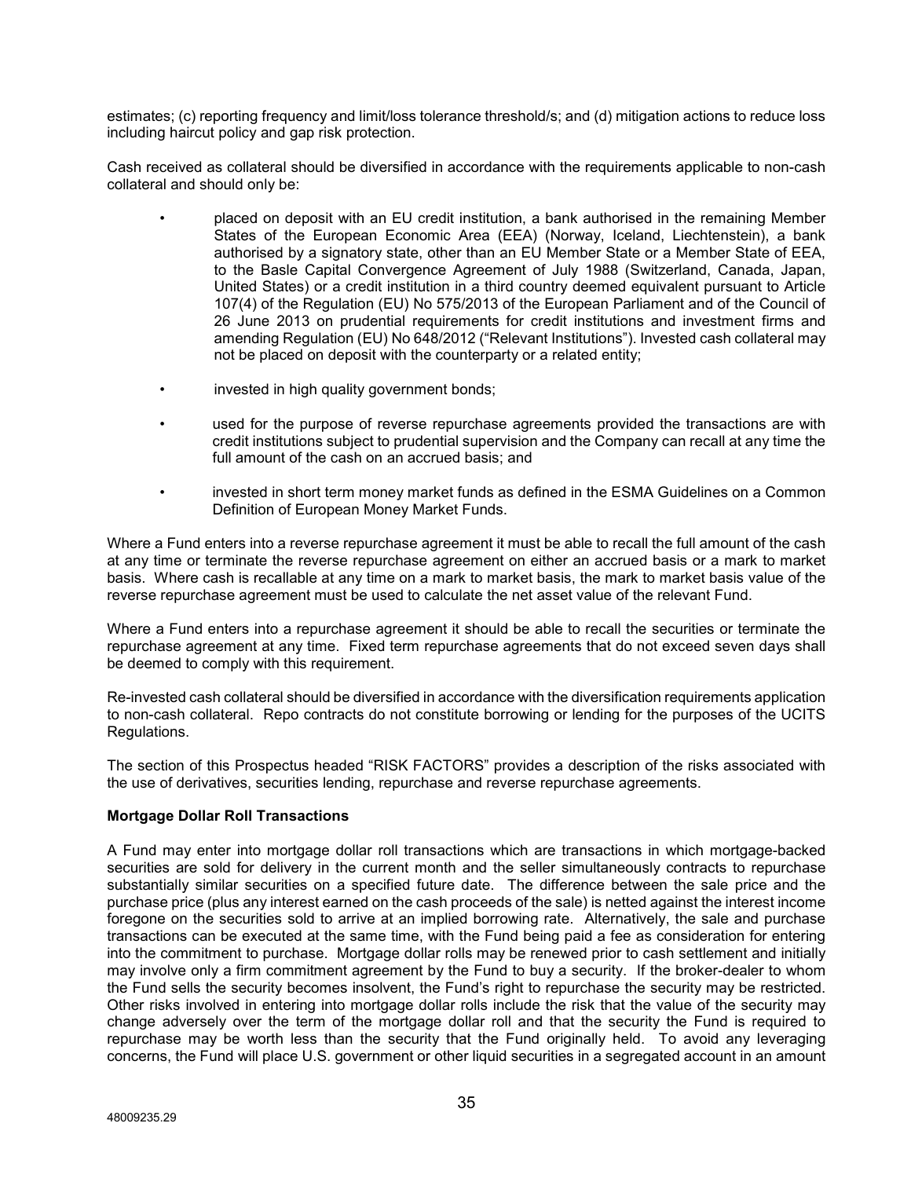estimates; (c) reporting frequency and limit/loss tolerance threshold/s; and (d) mitigation actions to reduce loss including haircut policy and gap risk protection.

Cash received as collateral should be diversified in accordance with the requirements applicable to non-cash collateral and should only be:

- placed on deposit with an EU credit institution, a bank authorised in the remaining Member States of the European Economic Area (EEA) (Norway, Iceland, Liechtenstein), a bank authorised by a signatory state, other than an EU Member State or a Member State of EEA, to the Basle Capital Convergence Agreement of July 1988 (Switzerland, Canada, Japan, United States) or a credit institution in a third country deemed equivalent pursuant to Article 107(4) of the Regulation (EU) No 575/2013 of the European Parliament and of the Council of 26 June 2013 on prudential requirements for credit institutions and investment firms and amending Regulation (EU) No 648/2012 ("Relevant Institutions"). Invested cash collateral may not be placed on deposit with the counterparty or a related entity;
- invested in high quality government bonds;
- used for the purpose of reverse repurchase agreements provided the transactions are with credit institutions subject to prudential supervision and the Company can recall at any time the full amount of the cash on an accrued basis; and
- invested in short term money market funds as defined in the ESMA Guidelines on a Common Definition of European Money Market Funds.

Where a Fund enters into a reverse repurchase agreement it must be able to recall the full amount of the cash at any time or terminate the reverse repurchase agreement on either an accrued basis or a mark to market basis. Where cash is recallable at any time on a mark to market basis, the mark to market basis value of the reverse repurchase agreement must be used to calculate the net asset value of the relevant Fund.

Where a Fund enters into a repurchase agreement it should be able to recall the securities or terminate the repurchase agreement at any time. Fixed term repurchase agreements that do not exceed seven days shall be deemed to comply with this requirement.

Re-invested cash collateral should be diversified in accordance with the diversification requirements application to non-cash collateral. Repo contracts do not constitute borrowing or lending for the purposes of the UCITS Regulations.

The section of this Prospectus headed "RISK FACTORS" provides a description of the risks associated with the use of derivatives, securities lending, repurchase and reverse repurchase agreements.

**Mortgage Dollar Roll Transactions**

A Fund may enter into mortgage dollar roll transactions which are transactions in which mortgage-backed securities are sold for delivery in the current month and the seller simultaneously contracts to repurchase substantially similar securities on a specified future date. The difference between the sale price and the purchase price (plus any interest earned on the cash proceeds of the sale) is netted against the interest income foregone on the securities sold to arrive at an implied borrowing rate. Alternatively, the sale and purchase transactions can be executed at the same time, with the Fund being paid a fee as consideration for entering into the commitment to purchase. Mortgage dollar rolls may be renewed prior to cash settlement and initially may involve only a firm commitment agreement by the Fund to buy a security. If the broker-dealer to whom the Fund sells the security becomes insolvent, the Fund's right to repurchase the security may be restricted. Other risks involved in entering into mortgage dollar rolls include the risk that the value of the security may change adversely over the term of the mortgage dollar roll and that the security the Fund is required to repurchase may be worth less than the security that the Fund originally held. To avoid any leveraging concerns, the Fund will place U.S. government or other liquid securities in a segregated account in an amount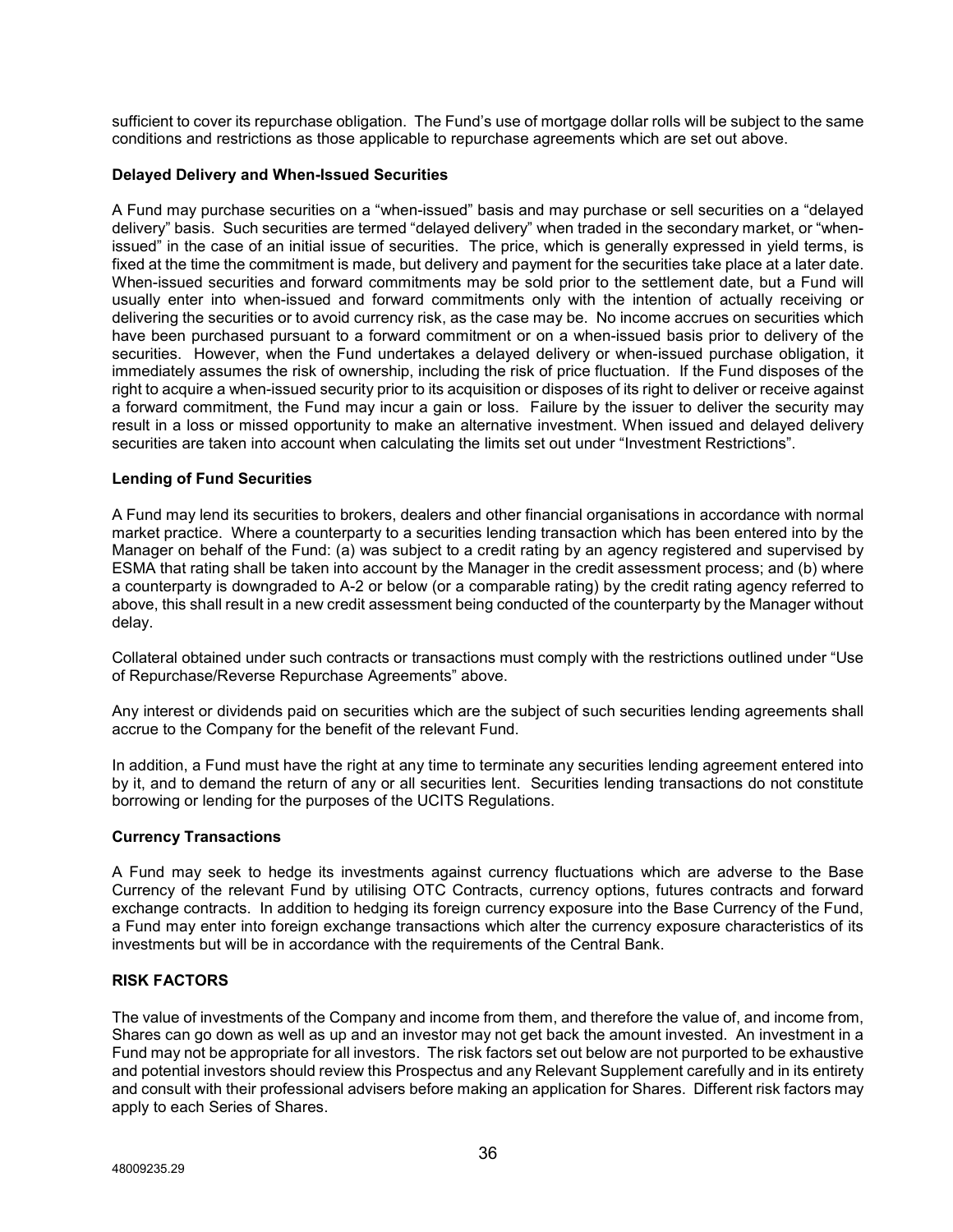sufficient to cover its repurchase obligation. The Fund's use of mortgage dollar rolls will be subject to the same conditions and restrictions as those applicable to repurchase agreements which are set out above.

**Delayed Delivery and When-Issued Securities**

A Fund may purchase securities on a "when-issued" basis and may purchase or sell securities on a "delayed delivery" basis. Such securities are termed "delayed delivery" when traded in the secondary market, or "when-issued" in the case of an initial issue of securities. The price, which is generally expressed in yield terms, is fixed at the time the commitment is made, but delivery and payment for the securities take place at a later date. When-issued securities and forward commitments may be sold prior to the settlement date, but a Fund will usually enter into when-issued and forward commitments only with the intention of actually receiving or delivering the securities or to avoid currency risk, as the case may be. No income accrues on securities which have been purchased pursuant to a forward commitment or on a when-issued basis prior to delivery of the securities. However, when the Fund undertakes a delayed delivery or when-issued purchase obligation, it immediately assumes the risk of ownership, including the risk of price fluctuation. If the Fund disposes of the right to acquire a when-issued security prior to its acquisition or disposes of its right to deliver or receive against a forward commitment, the Fund may incur a gain or loss. Failure by the issuer to deliver the security may result in a loss or missed opportunity to make an alternative investment. When issued and delayed delivery securities are taken into account when calculating the limits set out under "Investment Restrictions".

**Lending of Fund Securities**

A Fund may lend its securities to brokers, dealers and other financial organisations in accordance with normal market practice. Where a counterparty to a securities lending transaction which has been entered into by the Manager on behalf of the Fund: (a) was subject to a credit rating by an agency registered and supervised by ESMA that rating shall be taken into account by the Manager in the credit assessment process; and (b) where a counterparty is downgraded to A-2 or below (or a comparable rating) by the credit rating agency referred to above, this shall result in a new credit assessment being conducted of the counterparty by the Manager without delay.

Collateral obtained under such contracts or transactions must comply with the restrictions outlined under "Use of Repurchase/Reverse Repurchase Agreements" above.

Any interest or dividends paid on securities which are the subject of such securities lending agreements shall accrue to the Company for the benefit of the relevant Fund.

In addition, a Fund must have the right at any time to terminate any securities lending agreement entered into by it, and to demand the return of any or all securities lent. Securities lending transactions do not constitute borrowing or lending for the purposes of the UCITS Regulations.

**Currency Transactions**

A Fund may seek to hedge its investments against currency fluctuations which are adverse to the Base Currency of the relevant Fund by utilising OTC Contracts, currency options, futures contracts and forward exchange contracts. In addition to hedging its foreign currency exposure into the Base Currency of the Fund, a Fund may enter into foreign exchange transactions which alter the currency exposure characteristics of its investments but will be in accordance with the requirements of the Central Bank.

## RISK FACTORS

The value of investments of the Company and income from them, and therefore the value of, and income from, Shares can go down as well as up and an investor may not get back the amount invested. An investment in a Fund may not be appropriate for all investors. The risk factors set out below are not purported to be exhaustive and potential investors should review this Prospectus and any Relevant Supplement carefully and in its entirety and consult with their professional advisers before making an application for Shares. Different risk factors may apply to each Series of Shares.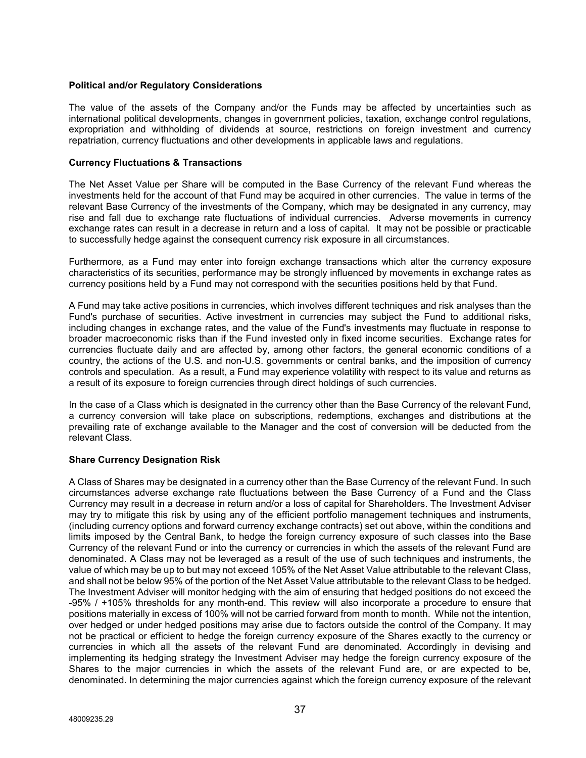**Political and/or Regulatory Considerations**

The value of the assets of the Company and/or the Funds may be affected by uncertainties such as international political developments, changes in government policies, taxation, exchange control regulations, expropriation and withholding of dividends at source, restrictions on foreign investment and currency repatriation, currency fluctuations and other developments in applicable laws and regulations.

**Currency Fluctuations & Transactions**

The Net Asset Value per Share will be computed in the Base Currency of the relevant Fund whereas the investments held for the account of that Fund may be acquired in other currencies. The value in terms of the relevant Base Currency of the investments of the Company, which may be designated in any currency, may rise and fall due to exchange rate fluctuations of individual currencies. Adverse movements in currency exchange rates can result in a decrease in return and a loss of capital. It may not be possible or practicable to successfully hedge against the consequent currency risk exposure in all circumstances.

Furthermore, as a Fund may enter into foreign exchange transactions which alter the currency exposure characteristics of its securities, performance may be strongly influenced by movements in exchange rates as currency positions held by a Fund may not correspond with the securities positions held by that Fund.

A Fund may take active positions in currencies, which involves different techniques and risk analyses than the Fund's purchase of securities. Active investment in currencies may subject the Fund to additional risks, including changes in exchange rates, and the value of the Fund's investments may fluctuate in response to broader macroeconomic risks than if the Fund invested only in fixed income securities. Exchange rates for currencies fluctuate daily and are affected by, among other factors, the general economic conditions of a country, the actions of the U.S. and non-U.S. governments or central banks, and the imposition of currency controls and speculation. As a result, a Fund may experience volatility with respect to its value and returns as a result of its exposure to foreign currencies through direct holdings of such currencies.

In the case of a Class which is designated in the currency other than the Base Currency of the relevant Fund, a currency conversion will take place on subscriptions, redemptions, exchanges and distributions at the prevailing rate of exchange available to the Manager and the cost of conversion will be deducted from the relevant Class.

**Share Currency Designation Risk**

A Class of Shares may be designated in a currency other than the Base Currency of the relevant Fund. In such circumstances adverse exchange rate fluctuations between the Base Currency of a Fund and the Class Currency may result in a decrease in return and/or a loss of capital for Shareholders. The Investment Adviser may try to mitigate this risk by using any of the efficient portfolio management techniques and instruments, (including currency options and forward currency exchange contracts) set out above, within the conditions and limits imposed by the Central Bank, to hedge the foreign currency exposure of such classes into the Base Currency of the relevant Fund or into the currency or currencies in which the assets of the relevant Fund are denominated. A Class may not be leveraged as a result of the use of such techniques and instruments, the value of which may be up to but may not exceed 105% of the Net Asset Value attributable to the relevant Class, and shall not be below 95% of the portion of the Net Asset Value attributable to the relevant Class to be hedged. The Investment Adviser will monitor hedging with the aim of ensuring that hedged positions do not exceed the -95% / +105% thresholds for any month-end. This review will also incorporate a procedure to ensure that positions materially in excess of 100% will not be carried forward from month to month. While not the intention, over hedged or under hedged positions may arise due to factors outside the control of the Company. It may not be practical or efficient to hedge the foreign currency exposure of the Shares exactly to the currency or currencies in which all the assets of the relevant Fund are denominated. Accordingly in devising and implementing its hedging strategy the Investment Adviser may hedge the foreign currency exposure of the Shares to the major currencies in which the assets of the relevant Fund are, or are expected to be, denominated. In determining the major currencies against which the foreign currency exposure of the relevant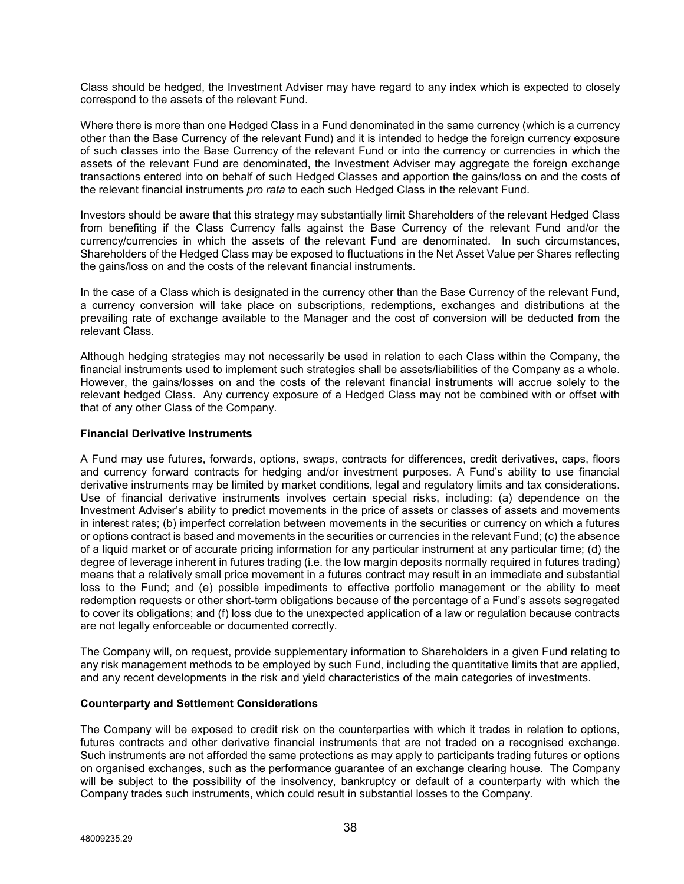Class should be hedged, the Investment Adviser may have regard to any index which is expected to closely correspond to the assets of the relevant Fund.

Where there is more than one Hedged Class in a Fund denominated in the same currency (which is a currency other than the Base Currency of the relevant Fund) and it is intended to hedge the foreign currency exposure of such classes into the Base Currency of the relevant Fund or into the currency or currencies in which the assets of the relevant Fund are denominated, the Investment Adviser may aggregate the foreign exchange transactions entered into on behalf of such Hedged Classes and apportion the gains/loss on and the costs of the relevant financial instruments *pro rata* to each such Hedged Class in the relevant Fund.

Investors should be aware that this strategy may substantially limit Shareholders of the relevant Hedged Class from benefiting if the Class Currency falls against the Base Currency of the relevant Fund and/or the currency/currencies in which the assets of the relevant Fund are denominated. In such circumstances, Shareholders of the Hedged Class may be exposed to fluctuations in the Net Asset Value per Shares reflecting the gains/loss on and the costs of the relevant financial instruments.

In the case of a Class which is designated in the currency other than the Base Currency of the relevant Fund, a currency conversion will take place on subscriptions, redemptions, exchanges and distributions at the prevailing rate of exchange available to the Manager and the cost of conversion will be deducted from the relevant Class.

Although hedging strategies may not necessarily be used in relation to each Class within the Company, the financial instruments used to implement such strategies shall be assets/liabilities of the Company as a whole. However, the gains/losses on and the costs of the relevant financial instruments will accrue solely to the relevant hedged Class. Any currency exposure of a Hedged Class may not be combined with or offset with that of any other Class of the Company.

**Financial Derivative Instruments**

A Fund may use futures, forwards, options, swaps, contracts for differences, credit derivatives, caps, floors and currency forward contracts for hedging and/or investment purposes. A Fund's ability to use financial derivative instruments may be limited by market conditions, legal and regulatory limits and tax considerations. Use of financial derivative instruments involves certain special risks, including: (a) dependence on the Investment Adviser's ability to predict movements in the price of assets or classes of assets and movements in interest rates; (b) imperfect correlation between movements in the securities or currency on which a futures or options contract is based and movements in the securities or currencies in the relevant Fund; (c) the absence of a liquid market or of accurate pricing information for any particular instrument at any particular time; (d) the degree of leverage inherent in futures trading (i.e. the low margin deposits normally required in futures trading) means that a relatively small price movement in a futures contract may result in an immediate and substantial loss to the Fund; and (e) possible impediments to effective portfolio management or the ability to meet redemption requests or other short-term obligations because of the percentage of a Fund's assets segregated to cover its obligations; and (f) loss due to the unexpected application of a law or regulation because contracts are not legally enforceable or documented correctly.

The Company will, on request, provide supplementary information to Shareholders in a given Fund relating to any risk management methods to be employed by such Fund, including the quantitative limits that are applied, and any recent developments in the risk and yield characteristics of the main categories of investments.

**Counterparty and Settlement Considerations**

The Company will be exposed to credit risk on the counterparties with which it trades in relation to options, futures contracts and other derivative financial instruments that are not traded on a recognised exchange. Such instruments are not afforded the same protections as may apply to participants trading futures or options on organised exchanges, such as the performance guarantee of an exchange clearing house. The Company will be subject to the possibility of the insolvency, bankruptcy or default of a counterparty with which the Company trades such instruments, which could result in substantial losses to the Company.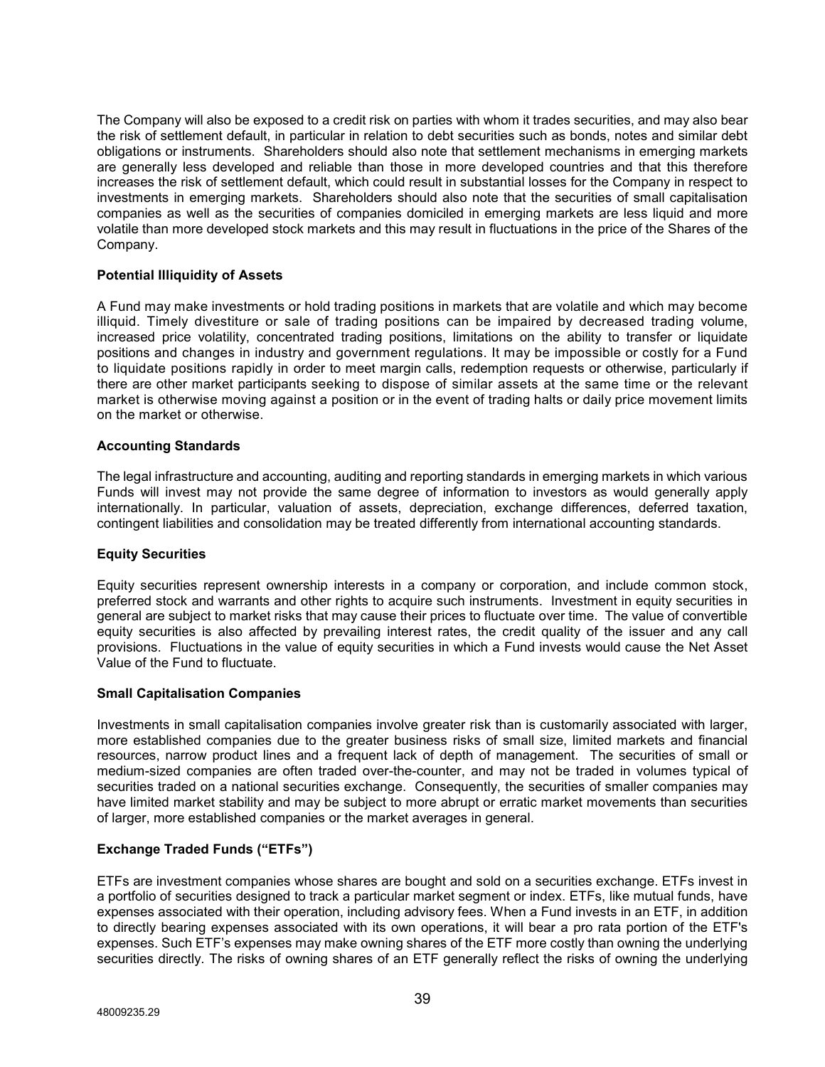The Company will also be exposed to a credit risk on parties with whom it trades securities, and may also bear the risk of settlement default, in particular in relation to debt securities such as bonds, notes and similar debt obligations or instruments. Shareholders should also note that settlement mechanisms in emerging markets are generally less developed and reliable than those in more developed countries and that this therefore increases the risk of settlement default, which could result in substantial losses for the Company in respect to investments in emerging markets. Shareholders should also note that the securities of small capitalisation companies as well as the securities of companies domiciled in emerging markets are less liquid and more volatile than more developed stock markets and this may result in fluctuations in the price of the Shares of the Company.

**Potential Illiquidity of Assets**

A Fund may make investments or hold trading positions in markets that are volatile and which may become illiquid. Timely divestiture or sale of trading positions can be impaired by decreased trading volume, increased price volatility, concentrated trading positions, limitations on the ability to transfer or liquidate positions and changes in industry and government regulations. It may be impossible or costly for a Fund to liquidate positions rapidly in order to meet margin calls, redemption requests or otherwise, particularly if there are other market participants seeking to dispose of similar assets at the same time or the relevant market is otherwise moving against a position or in the event of trading halts or daily price movement limits on the market or otherwise.

**Accounting Standards**

The legal infrastructure and accounting, auditing and reporting standards in emerging markets in which various Funds will invest may not provide the same degree of information to investors as would generally apply internationally. In particular, valuation of assets, depreciation, exchange differences, deferred taxation, contingent liabilities and consolidation may be treated differently from international accounting standards.

**Equity Securities**

Equity securities represent ownership interests in a company or corporation, and include common stock, preferred stock and warrants and other rights to acquire such instruments. Investment in equity securities in general are subject to market risks that may cause their prices to fluctuate over time. The value of convertible equity securities is also affected by prevailing interest rates, the credit quality of the issuer and any call provisions. Fluctuations in the value of equity securities in which a Fund invests would cause the Net Asset Value of the Fund to fluctuate.

**Small Capitalisation Companies**

Investments in small capitalisation companies involve greater risk than is customarily associated with larger, more established companies due to the greater business risks of small size, limited markets and financial resources, narrow product lines and a frequent lack of depth of management. The securities of small or medium-sized companies are often traded over-the-counter, and may not be traded in volumes typical of securities traded on a national securities exchange. Consequently, the securities of smaller companies may have limited market stability and may be subject to more abrupt or erratic market movements than securities of larger, more established companies or the market averages in general.

**Exchange Traded Funds ("ETFs")**

ETFs are investment companies whose shares are bought and sold on a securities exchange. ETFs invest in a portfolio of securities designed to track a particular market segment or index. ETFs, like mutual funds, have expenses associated with their operation, including advisory fees. When a Fund invests in an ETF, in addition to directly bearing expenses associated with its own operations, it will bear a pro rata portion of the ETF's expenses. Such ETF's expenses may make owning shares of the ETF more costly than owning the underlying securities directly. The risks of owning shares of an ETF generally reflect the risks of owning the underlying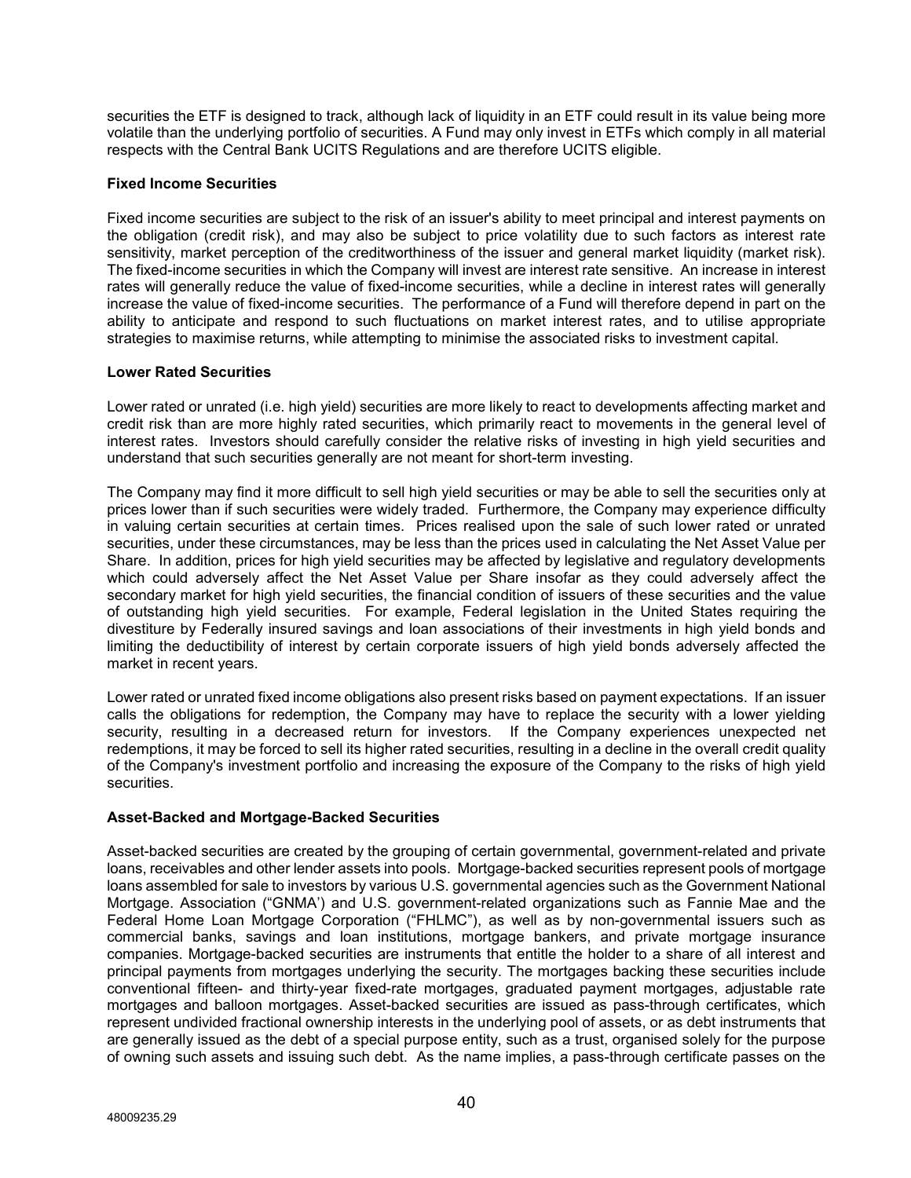securities the ETF is designed to track, although lack of liquidity in an ETF could result in its value being more volatile than the underlying portfolio of securities. A Fund may only invest in ETFs which comply in all material respects with the Central Bank UCITS Regulations and are therefore UCITS eligible.

**Fixed Income Securities**

Fixed income securities are subject to the risk of an issuer's ability to meet principal and interest payments on the obligation (credit risk), and may also be subject to price volatility due to such factors as interest rate sensitivity, market perception of the creditworthiness of the issuer and general market liquidity (market risk). The fixed-income securities in which the Company will invest are interest rate sensitive. An increase in interest rates will generally reduce the value of fixed-income securities, while a decline in interest rates will generally increase the value of fixed-income securities. The performance of a Fund will therefore depend in part on the ability to anticipate and respond to such fluctuations on market interest rates, and to utilise appropriate strategies to maximise returns, while attempting to minimise the associated risks to investment capital.

**Lower Rated Securities**

Lower rated or unrated (i.e. high yield) securities are more likely to react to developments affecting market and credit risk than are more highly rated securities, which primarily react to movements in the general level of interest rates. Investors should carefully consider the relative risks of investing in high yield securities and understand that such securities generally are not meant for short-term investing.

The Company may find it more difficult to sell high yield securities or may be able to sell the securities only at prices lower than if such securities were widely traded. Furthermore, the Company may experience difficulty in valuing certain securities at certain times. Prices realised upon the sale of such lower rated or unrated securities, under these circumstances, may be less than the prices used in calculating the Net Asset Value per Share. In addition, prices for high yield securities may be affected by legislative and regulatory developments which could adversely affect the Net Asset Value per Share insofar as they could adversely affect the secondary market for high yield securities, the financial condition of issuers of these securities and the value of outstanding high yield securities. For example, Federal legislation in the United States requiring the divestiture by Federally insured savings and loan associations of their investments in high yield bonds and limiting the deductibility of interest by certain corporate issuers of high yield bonds adversely affected the market in recent years.

Lower rated or unrated fixed income obligations also present risks based on payment expectations. If an issuer calls the obligations for redemption, the Company may have to replace the security with a lower yielding security, resulting in a decreased return for investors. If the Company experiences unexpected net redemptions, it may be forced to sell its higher rated securities, resulting in a decline in the overall credit quality of the Company's investment portfolio and increasing the exposure of the Company to the risks of high yield securities.

**Asset-Backed and Mortgage-Backed Securities**

Asset-backed securities are created by the grouping of certain governmental, government-related and private loans, receivables and other lender assets into pools. Mortgage-backed securities represent pools of mortgage loans assembled for sale to investors by various U.S. governmental agencies such as the Government National Mortgage. Association ("GNMA') and U.S. government-related organizations such as Fannie Mae and the Federal Home Loan Mortgage Corporation ("FHLMC"), as well as by non-governmental issuers such as commercial banks, savings and loan institutions, mortgage bankers, and private mortgage insurance companies. Mortgage-backed securities are instruments that entitle the holder to a share of all interest and principal payments from mortgages underlying the security. The mortgages backing these securities include conventional fifteen- and thirty-year fixed-rate mortgages, graduated payment mortgages, adjustable rate mortgages and balloon mortgages. Asset-backed securities are issued as pass-through certificates, which represent undivided fractional ownership interests in the underlying pool of assets, or as debt instruments that are generally issued as the debt of a special purpose entity, such as a trust, organised solely for the purpose of owning such assets and issuing such debt. As the name implies, a pass-through certificate passes on the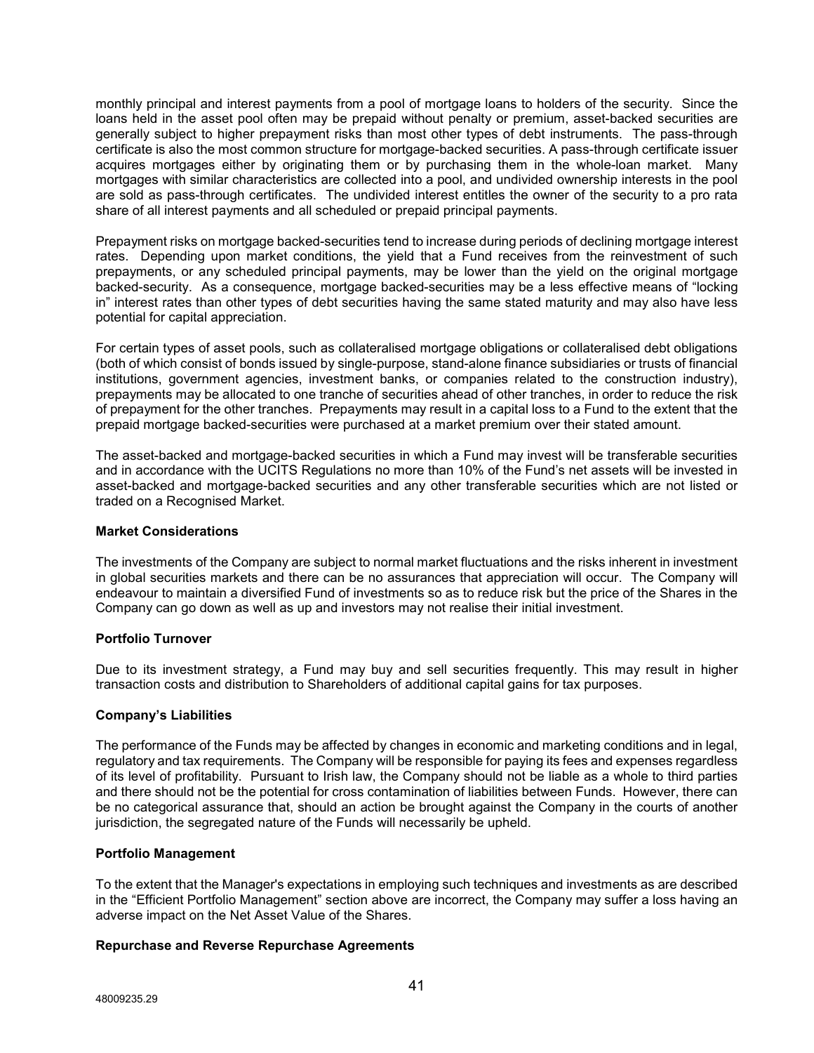monthly principal and interest payments from a pool of mortgage loans to holders of the security. Since the loans held in the asset pool often may be prepaid without penalty or premium, asset-backed securities are generally subject to higher prepayment risks than most other types of debt instruments. The pass-through certificate is also the most common structure for mortgage-backed securities. A pass-through certificate issuer acquires mortgages either by originating them or by purchasing them in the whole-loan market. Many mortgages with similar characteristics are collected into a pool, and undivided ownership interests in the pool are sold as pass-through certificates. The undivided interest entitles the owner of the security to a pro rata share of all interest payments and all scheduled or prepaid principal payments.

Prepayment risks on mortgage backed-securities tend to increase during periods of declining mortgage interest rates. Depending upon market conditions, the yield that a Fund receives from the reinvestment of such prepayments, or any scheduled principal payments, may be lower than the yield on the original mortgage backed-security. As a consequence, mortgage backed-securities may be a less effective means of "locking in" interest rates than other types of debt securities having the same stated maturity and may also have less potential for capital appreciation.

For certain types of asset pools, such as collateralised mortgage obligations or collateralised debt obligations (both of which consist of bonds issued by single-purpose, stand-alone finance subsidiaries or trusts of financial institutions, government agencies, investment banks, or companies related to the construction industry), prepayments may be allocated to one tranche of securities ahead of other tranches, in order to reduce the risk of prepayment for the other tranches. Prepayments may result in a capital loss to a Fund to the extent that the prepaid mortgage backed-securities were purchased at a market premium over their stated amount.

The asset-backed and mortgage-backed securities in which a Fund may invest will be transferable securities and in accordance with the UCITS Regulations no more than 10% of the Fund's net assets will be invested in asset-backed and mortgage-backed securities and any other transferable securities which are not listed or traded on a Recognised Market.

**Market Considerations**

The investments of the Company are subject to normal market fluctuations and the risks inherent in investment in global securities markets and there can be no assurances that appreciation will occur. The Company will endeavour to maintain a diversified Fund of investments so as to reduce risk but the price of the Shares in the Company can go down as well as up and investors may not realise their initial investment.

**Portfolio Turnover**

Due to its investment strategy, a Fund may buy and sell securities frequently. This may result in higher transaction costs and distribution to Shareholders of additional capital gains for tax purposes.

**Company's Liabilities**

The performance of the Funds may be affected by changes in economic and marketing conditions and in legal, regulatory and tax requirements. The Company will be responsible for paying its fees and expenses regardless of its level of profitability. Pursuant to Irish law, the Company should not be liable as a whole to third parties and there should not be the potential for cross contamination of liabilities between Funds. However, there can be no categorical assurance that, should an action be brought against the Company in the courts of another jurisdiction, the segregated nature of the Funds will necessarily be upheld.

**Portfolio Management**

To the extent that the Manager's expectations in employing such techniques and investments as are described in the "Efficient Portfolio Management" section above are incorrect, the Company may suffer a loss having an adverse impact on the Net Asset Value of the Shares.

**Repurchase and Reverse Repurchase Agreements**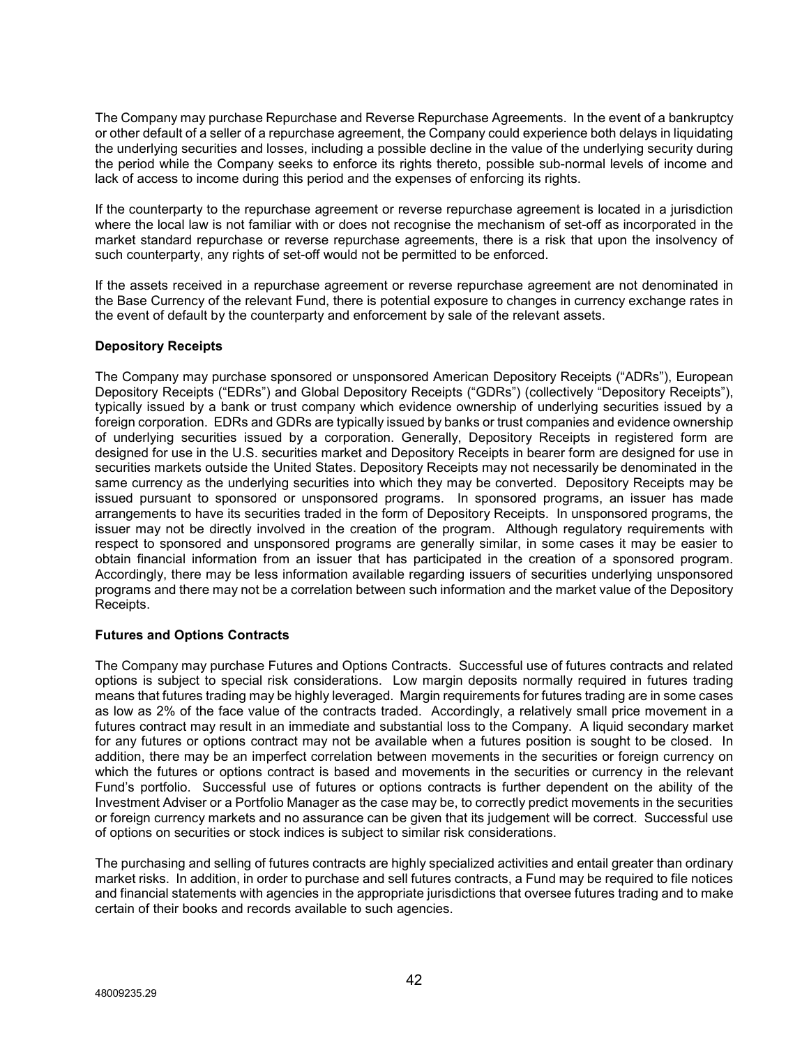The Company may purchase Repurchase and Reverse Repurchase Agreements. In the event of a bankruptcy or other default of a seller of a repurchase agreement, the Company could experience both delays in liquidating the underlying securities and losses, including a possible decline in the value of the underlying security during the period while the Company seeks to enforce its rights thereto, possible sub-normal levels of income and lack of access to income during this period and the expenses of enforcing its rights.

If the counterparty to the repurchase agreement or reverse repurchase agreement is located in a jurisdiction where the local law is not familiar with or does not recognise the mechanism of set-off as incorporated in the market standard repurchase or reverse repurchase agreements, there is a risk that upon the insolvency of such counterparty, any rights of set-off would not be permitted to be enforced.

If the assets received in a repurchase agreement or reverse repurchase agreement are not denominated in the Base Currency of the relevant Fund, there is potential exposure to changes in currency exchange rates in the event of default by the counterparty and enforcement by sale of the relevant assets.

**Depository Receipts**

The Company may purchase sponsored or unsponsored American Depository Receipts ("ADRs"), European Depository Receipts ("EDRs") and Global Depository Receipts ("GDRs") (collectively "Depository Receipts"), typically issued by a bank or trust company which evidence ownership of underlying securities issued by a foreign corporation. EDRs and GDRs are typically issued by banks or trust companies and evidence ownership of underlying securities issued by a corporation. Generally, Depository Receipts in registered form are designed for use in the U.S. securities market and Depository Receipts in bearer form are designed for use in securities markets outside the United States. Depository Receipts may not necessarily be denominated in the same currency as the underlying securities into which they may be converted. Depository Receipts may be issued pursuant to sponsored or unsponsored programs. In sponsored programs, an issuer has made arrangements to have its securities traded in the form of Depository Receipts. In unsponsored programs, the issuer may not be directly involved in the creation of the program. Although regulatory requirements with respect to sponsored and unsponsored programs are generally similar, in some cases it may be easier to obtain financial information from an issuer that has participated in the creation of a sponsored program. Accordingly, there may be less information available regarding issuers of securities underlying unsponsored programs and there may not be a correlation between such information and the market value of the Depository Receipts.

**Futures and Options Contracts**

The Company may purchase Futures and Options Contracts. Successful use of futures contracts and related options is subject to special risk considerations. Low margin deposits normally required in futures trading means that futures trading may be highly leveraged. Margin requirements for futures trading are in some cases as low as 2% of the face value of the contracts traded. Accordingly, a relatively small price movement in a futures contract may result in an immediate and substantial loss to the Company. A liquid secondary market for any futures or options contract may not be available when a futures position is sought to be closed. In addition, there may be an imperfect correlation between movements in the securities or foreign currency on which the futures or options contract is based and movements in the securities or currency in the relevant Fund's portfolio. Successful use of futures or options contracts is further dependent on the ability of the Investment Adviser or a Portfolio Manager as the case may be, to correctly predict movements in the securities or foreign currency markets and no assurance can be given that its judgement will be correct. Successful use of options on securities or stock indices is subject to similar risk considerations.

The purchasing and selling of futures contracts are highly specialized activities and entail greater than ordinary market risks. In addition, in order to purchase and sell futures contracts, a Fund may be required to file notices and financial statements with agencies in the appropriate jurisdictions that oversee futures trading and to make certain of their books and records available to such agencies.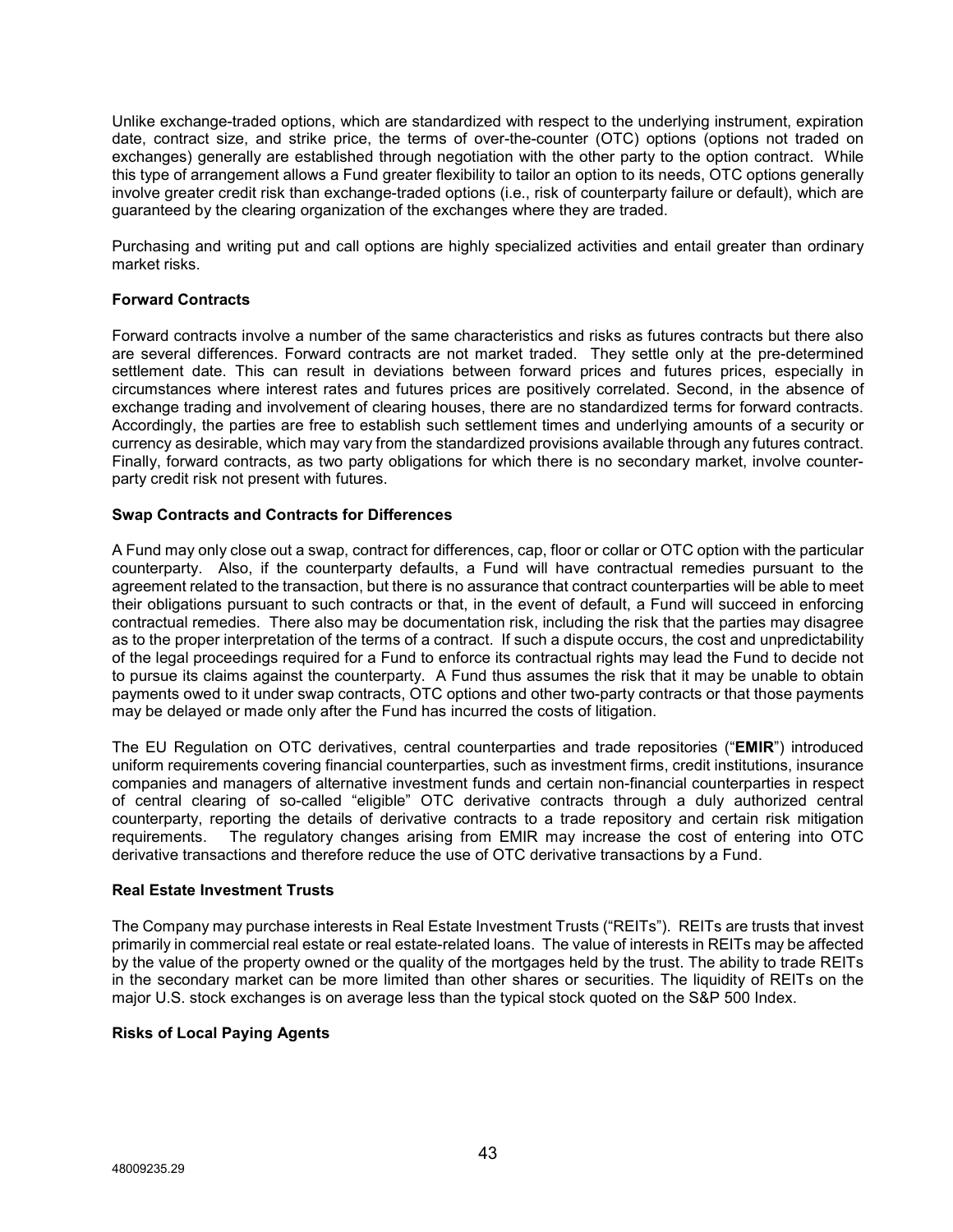Unlike exchange-traded options, which are standardized with respect to the underlying instrument, expiration date, contract size, and strike price, the terms of over-the-counter (OTC) options (options not traded on exchanges) generally are established through negotiation with the other party to the option contract. While this type of arrangement allows a Fund greater flexibility to tailor an option to its needs, OTC options generally involve greater credit risk than exchange-traded options (i.e., risk of counterparty failure or default), which are guaranteed by the clearing organization of the exchanges where they are traded.

Purchasing and writing put and call options are highly specialized activities and entail greater than ordinary market risks.

**Forward Contracts**

Forward contracts involve a number of the same characteristics and risks as futures contracts but there also are several differences. Forward contracts are not market traded. They settle only at the pre-determined settlement date. This can result in deviations between forward prices and futures prices, especially in circumstances where interest rates and futures prices are positively correlated. Second, in the absence of exchange trading and involvement of clearing houses, there are no standardized terms for forward contracts. Accordingly, the parties are free to establish such settlement times and underlying amounts of a security or currency as desirable, which may vary from the standardized provisions available through any futures contract. Finally, forward contracts, as two party obligations for which there is no secondary market, involve counter-party credit risk not present with futures.

**Swap Contracts and Contracts for Differences**

A Fund may only close out a swap, contract for differences, cap, floor or collar or OTC option with the particular counterparty. Also, if the counterparty defaults, a Fund will have contractual remedies pursuant to the agreement related to the transaction, but there is no assurance that contract counterparties will be able to meet their obligations pursuant to such contracts or that, in the event of default, a Fund will succeed in enforcing contractual remedies. There also may be documentation risk, including the risk that the parties may disagree as to the proper interpretation of the terms of a contract. If such a dispute occurs, the cost and unpredictability of the legal proceedings required for a Fund to enforce its contractual rights may lead the Fund to decide not to pursue its claims against the counterparty. A Fund thus assumes the risk that it may be unable to obtain payments owed to it under swap contracts, OTC options and other two-party contracts or that those payments may be delayed or made only after the Fund has incurred the costs of litigation.

The EU Regulation on OTC derivatives, central counterparties and trade repositories ("**EMIR**") introduced uniform requirements covering financial counterparties, such as investment firms, credit institutions, insurance companies and managers of alternative investment funds and certain non-financial counterparties in respect of central clearing of so-called "eligible" OTC derivative contracts through a duly authorized central counterparty, reporting the details of derivative contracts to a trade repository and certain risk mitigation requirements. The regulatory changes arising from EMIR may increase the cost of entering into OTC derivative transactions and therefore reduce the use of OTC derivative transactions by a Fund.

**Real Estate Investment Trusts**

The Company may purchase interests in Real Estate Investment Trusts ("REITs"). REITs are trusts that invest primarily in commercial real estate or real estate-related loans. The value of interests in REITs may be affected by the value of the property owned or the quality of the mortgages held by the trust. The ability to trade REITs in the secondary market can be more limited than other shares or securities. The liquidity of REITs on the major U.S. stock exchanges is on average less than the typical stock quoted on the S&P 500 Index.

**Risks of Local Paying Agents**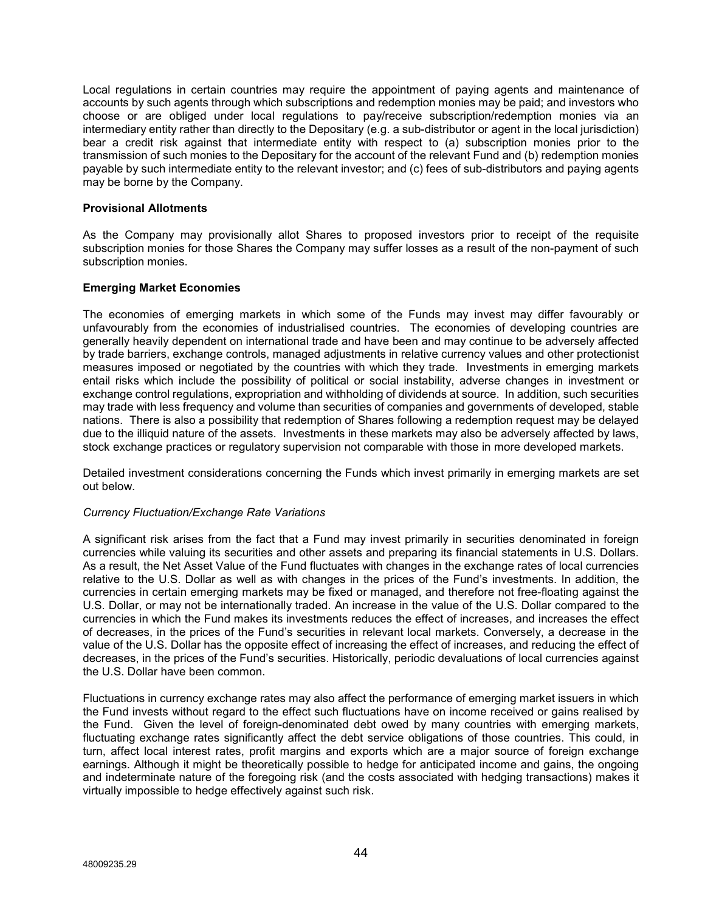Local regulations in certain countries may require the appointment of paying agents and maintenance of accounts by such agents through which subscriptions and redemption monies may be paid; and investors who choose or are obliged under local regulations to pay/receive subscription/redemption monies via an intermediary entity rather than directly to the Depositary (e.g. a sub-distributor or agent in the local jurisdiction) bear a credit risk against that intermediate entity with respect to (a) subscription monies prior to the transmission of such monies to the Depositary for the account of the relevant Fund and (b) redemption monies payable by such intermediate entity to the relevant investor; and (c) fees of sub-distributors and paying agents may be borne by the Company.

**Provisional Allotments**

As the Company may provisionally allot Shares to proposed investors prior to receipt of the requisite subscription monies for those Shares the Company may suffer losses as a result of the non-payment of such subscription monies.

**Emerging Market Economies**

The economies of emerging markets in which some of the Funds may invest may differ favourably or unfavourably from the economies of industrialised countries. The economies of developing countries are generally heavily dependent on international trade and have been and may continue to be adversely affected by trade barriers, exchange controls, managed adjustments in relative currency values and other protectionist measures imposed or negotiated by the countries with which they trade. Investments in emerging markets entail risks which include the possibility of political or social instability, adverse changes in investment or exchange control regulations, expropriation and withholding of dividends at source. In addition, such securities may trade with less frequency and volume than securities of companies and governments of developed, stable nations. There is also a possibility that redemption of Shares following a redemption request may be delayed due to the illiquid nature of the assets. Investments in these markets may also be adversely affected by laws, stock exchange practices or regulatory supervision not comparable with those in more developed markets.

Detailed investment considerations concerning the Funds which invest primarily in emerging markets are set out below.

*Currency Fluctuation/Exchange Rate Variations*

A significant risk arises from the fact that a Fund may invest primarily in securities denominated in foreign currencies while valuing its securities and other assets and preparing its financial statements in U.S. Dollars. As a result, the Net Asset Value of the Fund fluctuates with changes in the exchange rates of local currencies relative to the U.S. Dollar as well as with changes in the prices of the Fund's investments. In addition, the currencies in certain emerging markets may be fixed or managed, and therefore not free-floating against the U.S. Dollar, or may not be internationally traded. An increase in the value of the U.S. Dollar compared to the currencies in which the Fund makes its investments reduces the effect of increases, and increases the effect of decreases, in the prices of the Fund's securities in relevant local markets. Conversely, a decrease in the value of the U.S. Dollar has the opposite effect of increasing the effect of increases, and reducing the effect of decreases, in the prices of the Fund's securities. Historically, periodic devaluations of local currencies against the U.S. Dollar have been common.

Fluctuations in currency exchange rates may also affect the performance of emerging market issuers in which the Fund invests without regard to the effect such fluctuations have on income received or gains realised by the Fund. Given the level of foreign-denominated debt owed by many countries with emerging markets, fluctuating exchange rates significantly affect the debt service obligations of those countries. This could, in turn, affect local interest rates, profit margins and exports which are a major source of foreign exchange earnings. Although it might be theoretically possible to hedge for anticipated income and gains, the ongoing and indeterminate nature of the foregoing risk (and the costs associated with hedging transactions) makes it virtually impossible to hedge effectively against such risk.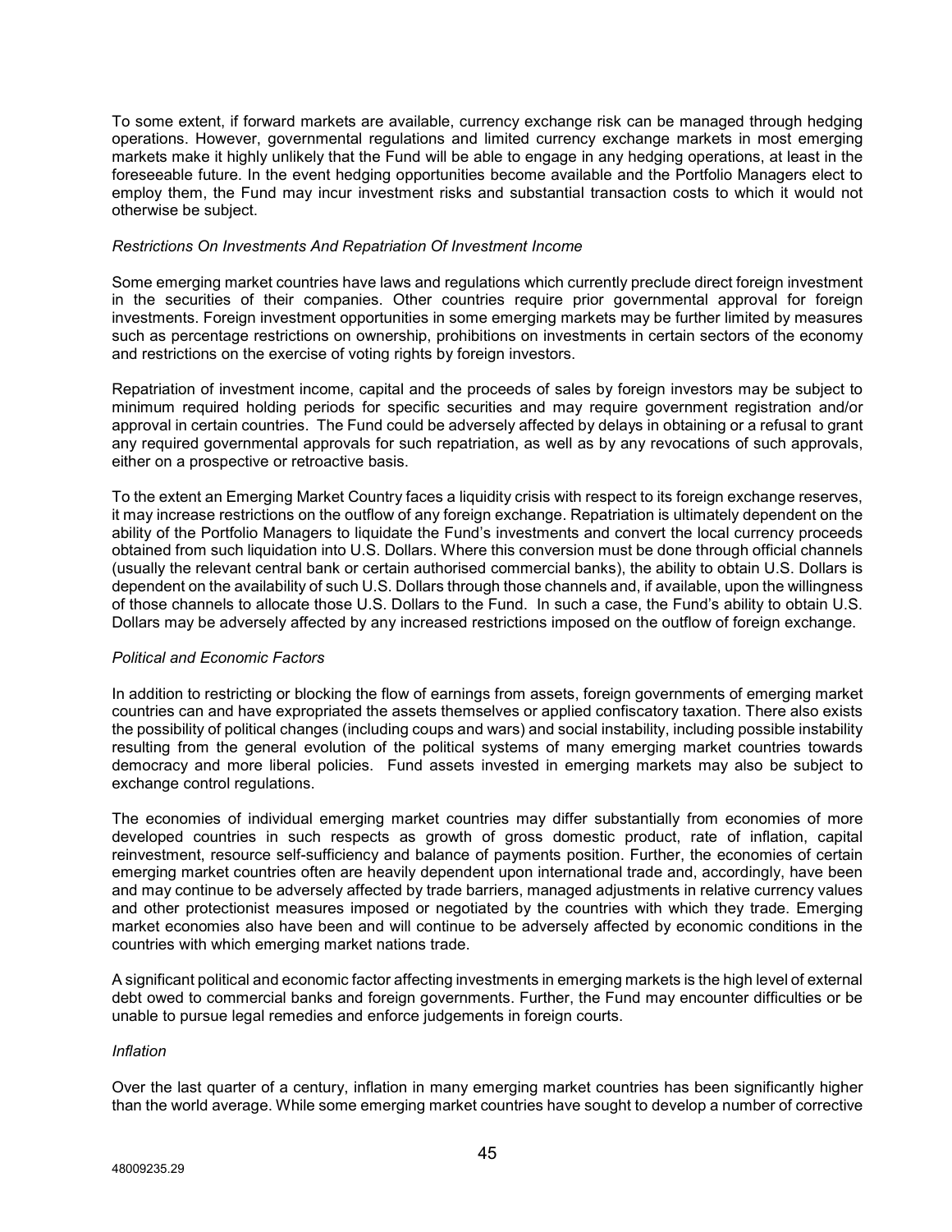To some extent, if forward markets are available, currency exchange risk can be managed through hedging operations. However, governmental regulations and limited currency exchange markets in most emerging markets make it highly unlikely that the Fund will be able to engage in any hedging operations, at least in the foreseeable future. In the event hedging opportunities become available and the Portfolio Managers elect to employ them, the Fund may incur investment risks and substantial transaction costs to which it would not otherwise be subject.

*Restrictions On Investments And Repatriation Of Investment Income*

Some emerging market countries have laws and regulations which currently preclude direct foreign investment in the securities of their companies. Other countries require prior governmental approval for foreign investments. Foreign investment opportunities in some emerging markets may be further limited by measures such as percentage restrictions on ownership, prohibitions on investments in certain sectors of the economy and restrictions on the exercise of voting rights by foreign investors.

Repatriation of investment income, capital and the proceeds of sales by foreign investors may be subject to minimum required holding periods for specific securities and may require government registration and/or approval in certain countries. The Fund could be adversely affected by delays in obtaining or a refusal to grant any required governmental approvals for such repatriation, as well as by any revocations of such approvals, either on a prospective or retroactive basis.

To the extent an Emerging Market Country faces a liquidity crisis with respect to its foreign exchange reserves, it may increase restrictions on the outflow of any foreign exchange. Repatriation is ultimately dependent on the ability of the Portfolio Managers to liquidate the Fund's investments and convert the local currency proceeds obtained from such liquidation into U.S. Dollars. Where this conversion must be done through official channels (usually the relevant central bank or certain authorised commercial banks), the ability to obtain U.S. Dollars is dependent on the availability of such U.S. Dollars through those channels and, if available, upon the willingness of those channels to allocate those U.S. Dollars to the Fund. In such a case, the Fund's ability to obtain U.S. Dollars may be adversely affected by any increased restrictions imposed on the outflow of foreign exchange.

*Political and Economic Factors*

In addition to restricting or blocking the flow of earnings from assets, foreign governments of emerging market countries can and have expropriated the assets themselves or applied confiscatory taxation. There also exists the possibility of political changes (including coups and wars) and social instability, including possible instability resulting from the general evolution of the political systems of many emerging market countries towards democracy and more liberal policies. Fund assets invested in emerging markets may also be subject to exchange control regulations.

The economies of individual emerging market countries may differ substantially from economies of more developed countries in such respects as growth of gross domestic product, rate of inflation, capital reinvestment, resource self-sufficiency and balance of payments position. Further, the economies of certain emerging market countries often are heavily dependent upon international trade and, accordingly, have been and may continue to be adversely affected by trade barriers, managed adjustments in relative currency values and other protectionist measures imposed or negotiated by the countries with which they trade. Emerging market economies also have been and will continue to be adversely affected by economic conditions in the countries with which emerging market nations trade.

A significant political and economic factor affecting investments in emerging markets is the high level of external debt owed to commercial banks and foreign governments. Further, the Fund may encounter difficulties or be unable to pursue legal remedies and enforce judgements in foreign courts.

*Inflation*

Over the last quarter of a century, inflation in many emerging market countries has been significantly higher than the world average. While some emerging market countries have sought to develop a number of corrective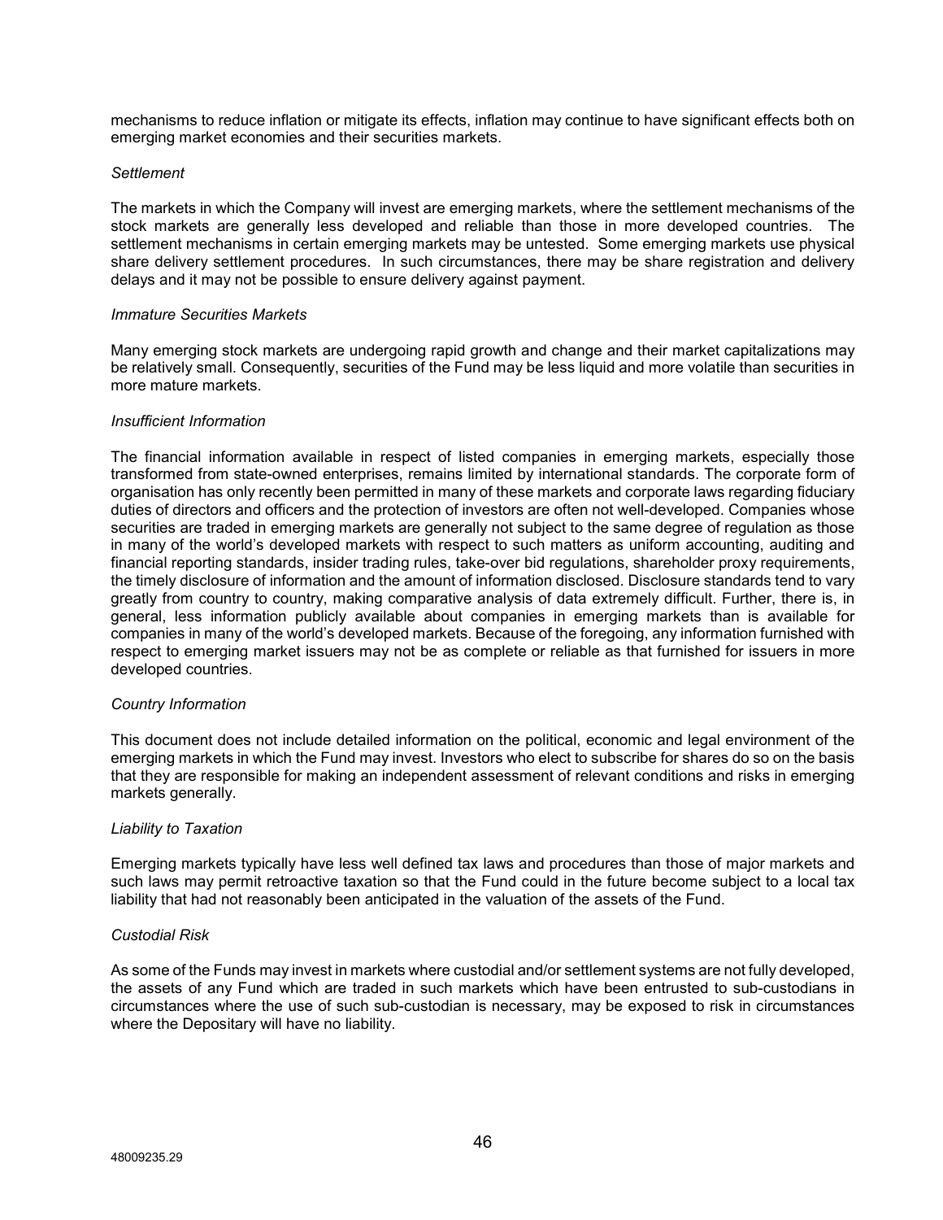mechanisms to reduce inflation or mitigate its effects, inflation may continue to have significant effects both on emerging market economies and their securities markets.

*Settlement*

The markets in which the Company will invest are emerging markets, where the settlement mechanisms of the stock markets are generally less developed and reliable than those in more developed countries. The settlement mechanisms in certain emerging markets may be untested. Some emerging markets use physical share delivery settlement procedures. In such circumstances, there may be share registration and delivery delays and it may not be possible to ensure delivery against payment.

*Immature Securities Markets*

Many emerging stock markets are undergoing rapid growth and change and their market capitalizations may be relatively small. Consequently, securities of the Fund may be less liquid and more volatile than securities in more mature markets.

*Insufficient Information*

The financial information available in respect of listed companies in emerging markets, especially those transformed from state-owned enterprises, remains limited by international standards. The corporate form of organisation has only recently been permitted in many of these markets and corporate laws regarding fiduciary duties of directors and officers and the protection of investors are often not well-developed. Companies whose securities are traded in emerging markets are generally not subject to the same degree of regulation as those in many of the world's developed markets with respect to such matters as uniform accounting, auditing and financial reporting standards, insider trading rules, take-over bid regulations, shareholder proxy requirements, the timely disclosure of information and the amount of information disclosed. Disclosure standards tend to vary greatly from country to country, making comparative analysis of data extremely difficult. Further, there is, in general, less information publicly available about companies in emerging markets than is available for companies in many of the world's developed markets. Because of the foregoing, any information furnished with respect to emerging market issuers may not be as complete or reliable as that furnished for issuers in more developed countries.

*Country Information*

This document does not include detailed information on the political, economic and legal environment of the emerging markets in which the Fund may invest. Investors who elect to subscribe for shares do so on the basis that they are responsible for making an independent assessment of relevant conditions and risks in emerging markets generally.

*Liability to Taxation*

Emerging markets typically have less well defined tax laws and procedures than those of major markets and such laws may permit retroactive taxation so that the Fund could in the future become subject to a local tax liability that had not reasonably been anticipated in the valuation of the assets of the Fund.

*Custodial Risk*

As some of the Funds may invest in markets where custodial and/or settlement systems are not fully developed, the assets of any Fund which are traded in such markets which have been entrusted to sub-custodians in circumstances where the use of such sub-custodian is necessary, may be exposed to risk in circumstances where the Depositary will have no liability.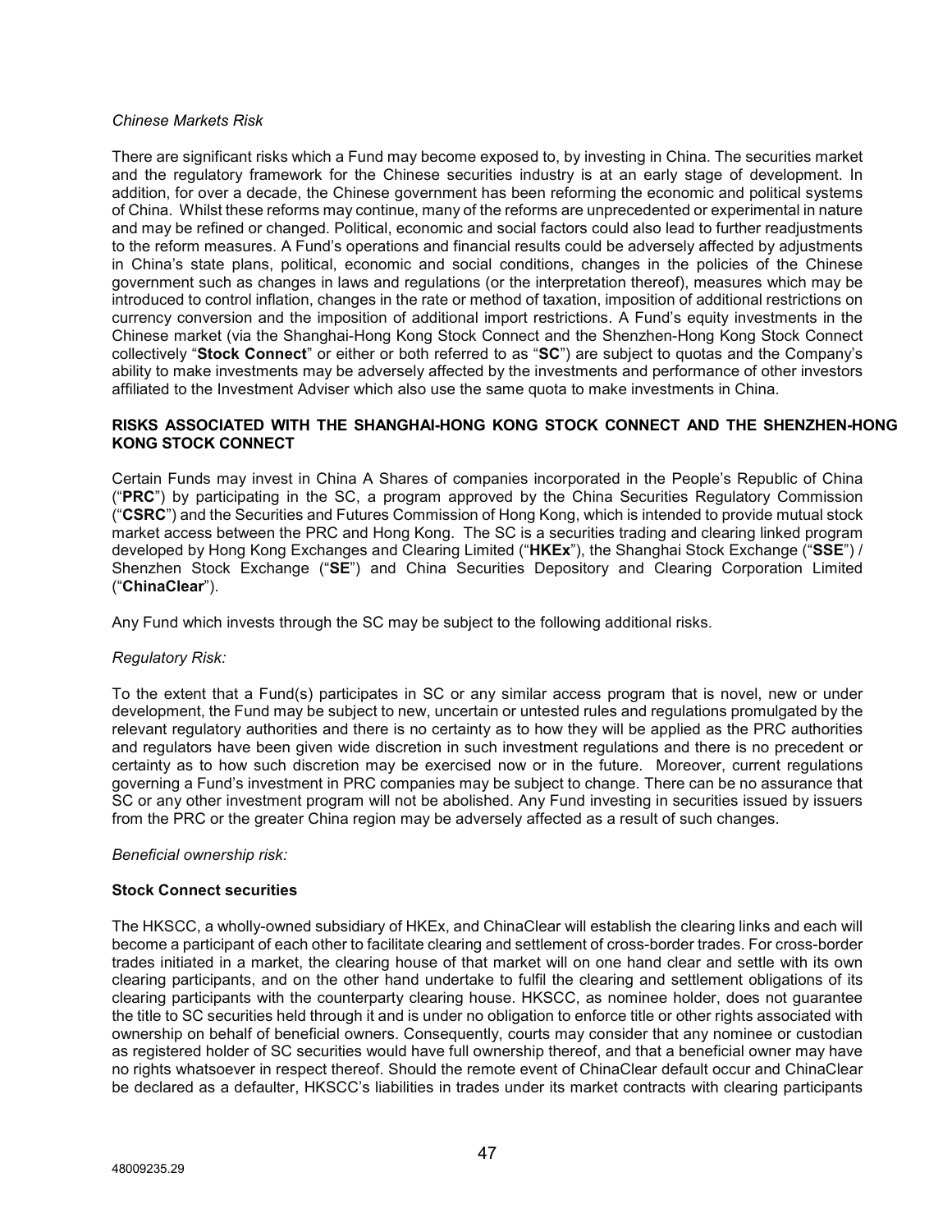*Chinese Markets Risk*

There are significant risks which a Fund may become exposed to, by investing in China. The securities market and the regulatory framework for the Chinese securities industry is at an early stage of development. In addition, for over a decade, the Chinese government has been reforming the economic and political systems of China. Whilst these reforms may continue, many of the reforms are unprecedented or experimental in nature and may be refined or changed. Political, economic and social factors could also lead to further readjustments to the reform measures. A Fund's operations and financial results could be adversely affected by adjustments in China's state plans, political, economic and social conditions, changes in the policies of the Chinese government such as changes in laws and regulations (or the interpretation thereof), measures which may be introduced to control inflation, changes in the rate or method of taxation, imposition of additional restrictions on currency conversion and the imposition of additional import restrictions. A Fund's equity investments in the Chinese market (via the Shanghai-Hong Kong Stock Connect and the Shenzhen-Hong Kong Stock Connect collectively "**Stock Connect**" or either or both referred to as "**SC**") are subject to quotas and the Company's ability to make investments may be adversely affected by the investments and performance of other investors affiliated to the Investment Adviser which also use the same quota to make investments in China.

**RISKS ASSOCIATED WITH THE SHANGHAI-HONG KONG STOCK CONNECT AND THE SHENZHEN-HONG KONG STOCK CONNECT**

Certain Funds may invest in China A Shares of companies incorporated in the People's Republic of China ("**PRC**") by participating in the SC, a program approved by the China Securities Regulatory Commission ("**CSRC**") and the Securities and Futures Commission of Hong Kong, which is intended to provide mutual stock market access between the PRC and Hong Kong. The SC is a securities trading and clearing linked program developed by Hong Kong Exchanges and Clearing Limited ("**HKEx**"), the Shanghai Stock Exchange ("**SSE**") / Shenzhen Stock Exchange ("**SE**") and China Securities Depository and Clearing Corporation Limited ("**ChinaClear**").

Any Fund which invests through the SC may be subject to the following additional risks.

*Regulatory Risk:*

To the extent that a Fund(s) participates in SC or any similar access program that is novel, new or under development, the Fund may be subject to new, uncertain or untested rules and regulations promulgated by the relevant regulatory authorities and there is no certainty as to how they will be applied as the PRC authorities and regulators have been given wide discretion in such investment regulations and there is no precedent or certainty as to how such discretion may be exercised now or in the future. Moreover, current regulations governing a Fund's investment in PRC companies may be subject to change. There can be no assurance that SC or any other investment program will not be abolished. Any Fund investing in securities issued by issuers from the PRC or the greater China region may be adversely affected as a result of such changes.

*Beneficial ownership risk:*

**Stock Connect securities**

The HKSCC, a wholly-owned subsidiary of HKEx, and ChinaClear will establish the clearing links and each will become a participant of each other to facilitate clearing and settlement of cross-border trades. For cross-border trades initiated in a market, the clearing house of that market will on one hand clear and settle with its own clearing participants, and on the other hand undertake to fulfil the clearing and settlement obligations of its clearing participants with the counterparty clearing house. HKSCC, as nominee holder, does not guarantee the title to SC securities held through it and is under no obligation to enforce title or other rights associated with ownership on behalf of beneficial owners. Consequently, courts may consider that any nominee or custodian as registered holder of SC securities would have full ownership thereof, and that a beneficial owner may have no rights whatsoever in respect thereof. Should the remote event of ChinaClear default occur and ChinaClear be declared as a defaulter, HKSCC's liabilities in trades under its market contracts with clearing participants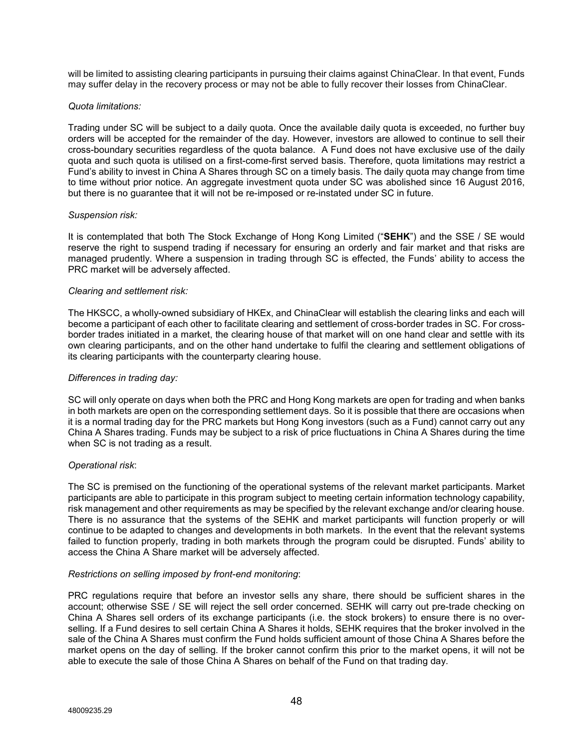will be limited to assisting clearing participants in pursuing their claims against ChinaClear. In that event, Funds may suffer delay in the recovery process or may not be able to fully recover their losses from ChinaClear.

*Quota limitations:*

Trading under SC will be subject to a daily quota. Once the available daily quota is exceeded, no further buy orders will be accepted for the remainder of the day. However, investors are allowed to continue to sell their cross-boundary securities regardless of the quota balance. A Fund does not have exclusive use of the daily quota and such quota is utilised on a first-come-first served basis. Therefore, quota limitations may restrict a Fund's ability to invest in China A Shares through SC on a timely basis. The daily quota may change from time to time without prior notice. An aggregate investment quota under SC was abolished since 16 August 2016, but there is no guarantee that it will not be re-imposed or re-instated under SC in future.

*Suspension risk:*

It is contemplated that both The Stock Exchange of Hong Kong Limited ("**SEHK**") and the SSE / SE would reserve the right to suspend trading if necessary for ensuring an orderly and fair market and that risks are managed prudently. Where a suspension in trading through SC is effected, the Funds' ability to access the PRC market will be adversely affected.

*Clearing and settlement risk:*

The HKSCC, a wholly-owned subsidiary of HKEx, and ChinaClear will establish the clearing links and each will become a participant of each other to facilitate clearing and settlement of cross-border trades in SC. For cross-border trades initiated in a market, the clearing house of that market will on one hand clear and settle with its own clearing participants, and on the other hand undertake to fulfil the clearing and settlement obligations of its clearing participants with the counterparty clearing house.

*Differences in trading day:*

SC will only operate on days when both the PRC and Hong Kong markets are open for trading and when banks in both markets are open on the corresponding settlement days. So it is possible that there are occasions when it is a normal trading day for the PRC markets but Hong Kong investors (such as a Fund) cannot carry out any China A Shares trading. Funds may be subject to a risk of price fluctuations in China A Shares during the time when SC is not trading as a result.

*Operational risk*:

The SC is premised on the functioning of the operational systems of the relevant market participants. Market participants are able to participate in this program subject to meeting certain information technology capability, risk management and other requirements as may be specified by the relevant exchange and/or clearing house. There is no assurance that the systems of the SEHK and market participants will function properly or will continue to be adapted to changes and developments in both markets. In the event that the relevant systems failed to function properly, trading in both markets through the program could be disrupted. Funds' ability to access the China A Share market will be adversely affected.

*Restrictions on selling imposed by front-end monitoring*:

PRC regulations require that before an investor sells any share, there should be sufficient shares in the account; otherwise SSE / SE will reject the sell order concerned. SEHK will carry out pre-trade checking on China A Shares sell orders of its exchange participants (i.e. the stock brokers) to ensure there is no over-selling. If a Fund desires to sell certain China A Shares it holds, SEHK requires that the broker involved in the sale of the China A Shares must confirm the Fund holds sufficient amount of those China A Shares before the market opens on the day of selling. If the broker cannot confirm this prior to the market opens, it will not be able to execute the sale of those China A Shares on behalf of the Fund on that trading day.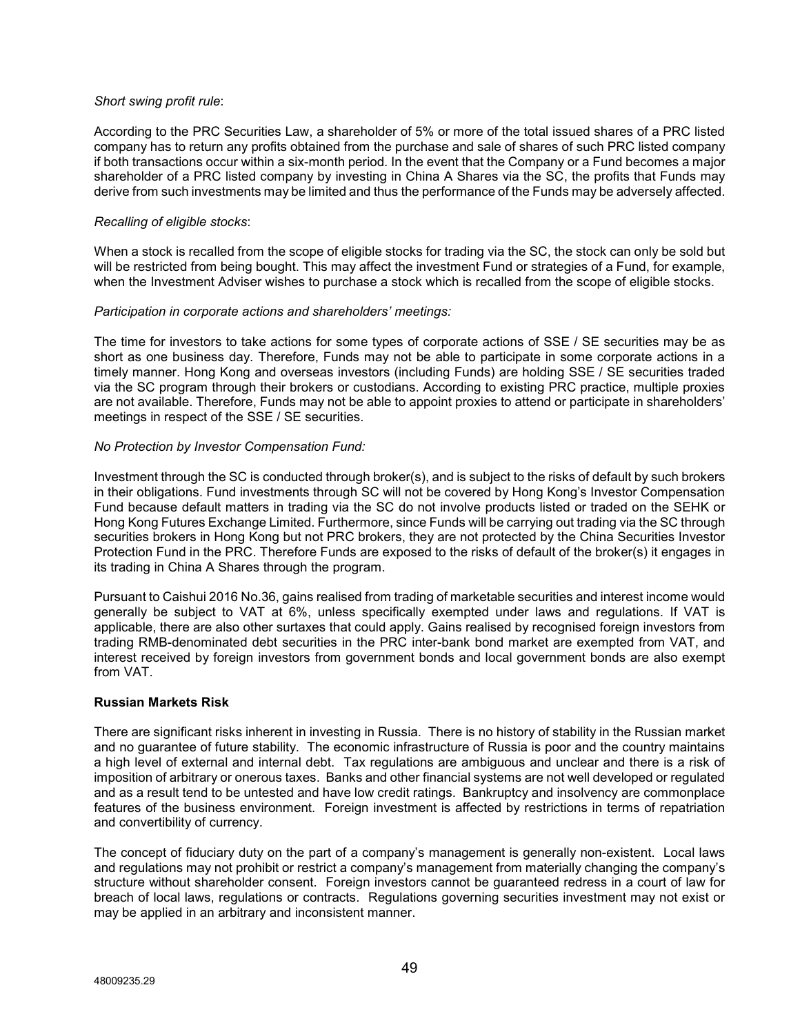*Short swing profit rule*:

According to the PRC Securities Law, a shareholder of 5% or more of the total issued shares of a PRC listed company has to return any profits obtained from the purchase and sale of shares of such PRC listed company if both transactions occur within a six-month period. In the event that the Company or a Fund becomes a major shareholder of a PRC listed company by investing in China A Shares via the SC, the profits that Funds may derive from such investments may be limited and thus the performance of the Funds may be adversely affected.

*Recalling of eligible stocks*:

When a stock is recalled from the scope of eligible stocks for trading via the SC, the stock can only be sold but will be restricted from being bought. This may affect the investment Fund or strategies of a Fund, for example, when the Investment Adviser wishes to purchase a stock which is recalled from the scope of eligible stocks.

*Participation in corporate actions and shareholders' meetings:*

The time for investors to take actions for some types of corporate actions of SSE / SE securities may be as short as one business day. Therefore, Funds may not be able to participate in some corporate actions in a timely manner. Hong Kong and overseas investors (including Funds) are holding SSE / SE securities traded via the SC program through their brokers or custodians. According to existing PRC practice, multiple proxies are not available. Therefore, Funds may not be able to appoint proxies to attend or participate in shareholders' meetings in respect of the SSE / SE securities.

*No Protection by Investor Compensation Fund:*

Investment through the SC is conducted through broker(s), and is subject to the risks of default by such brokers in their obligations. Fund investments through SC will not be covered by Hong Kong's Investor Compensation Fund because default matters in trading via the SC do not involve products listed or traded on the SEHK or Hong Kong Futures Exchange Limited. Furthermore, since Funds will be carrying out trading via the SC through securities brokers in Hong Kong but not PRC brokers, they are not protected by the China Securities Investor Protection Fund in the PRC. Therefore Funds are exposed to the risks of default of the broker(s) it engages in its trading in China A Shares through the program.

Pursuant to Caishui 2016 No.36, gains realised from trading of marketable securities and interest income would generally be subject to VAT at 6%, unless specifically exempted under laws and regulations. If VAT is applicable, there are also other surtaxes that could apply. Gains realised by recognised foreign investors from trading RMB-denominated debt securities in the PRC inter-bank bond market are exempted from VAT, and interest received by foreign investors from government bonds and local government bonds are also exempt from VAT.

**Russian Markets Risk**

There are significant risks inherent in investing in Russia. There is no history of stability in the Russian market and no guarantee of future stability. The economic infrastructure of Russia is poor and the country maintains a high level of external and internal debt. Tax regulations are ambiguous and unclear and there is a risk of imposition of arbitrary or onerous taxes. Banks and other financial systems are not well developed or regulated and as a result tend to be untested and have low credit ratings. Bankruptcy and insolvency are commonplace features of the business environment. Foreign investment is affected by restrictions in terms of repatriation and convertibility of currency.

The concept of fiduciary duty on the part of a company's management is generally non-existent. Local laws and regulations may not prohibit or restrict a company's management from materially changing the company's structure without shareholder consent. Foreign investors cannot be guaranteed redress in a court of law for breach of local laws, regulations or contracts. Regulations governing securities investment may not exist or may be applied in an arbitrary and inconsistent manner.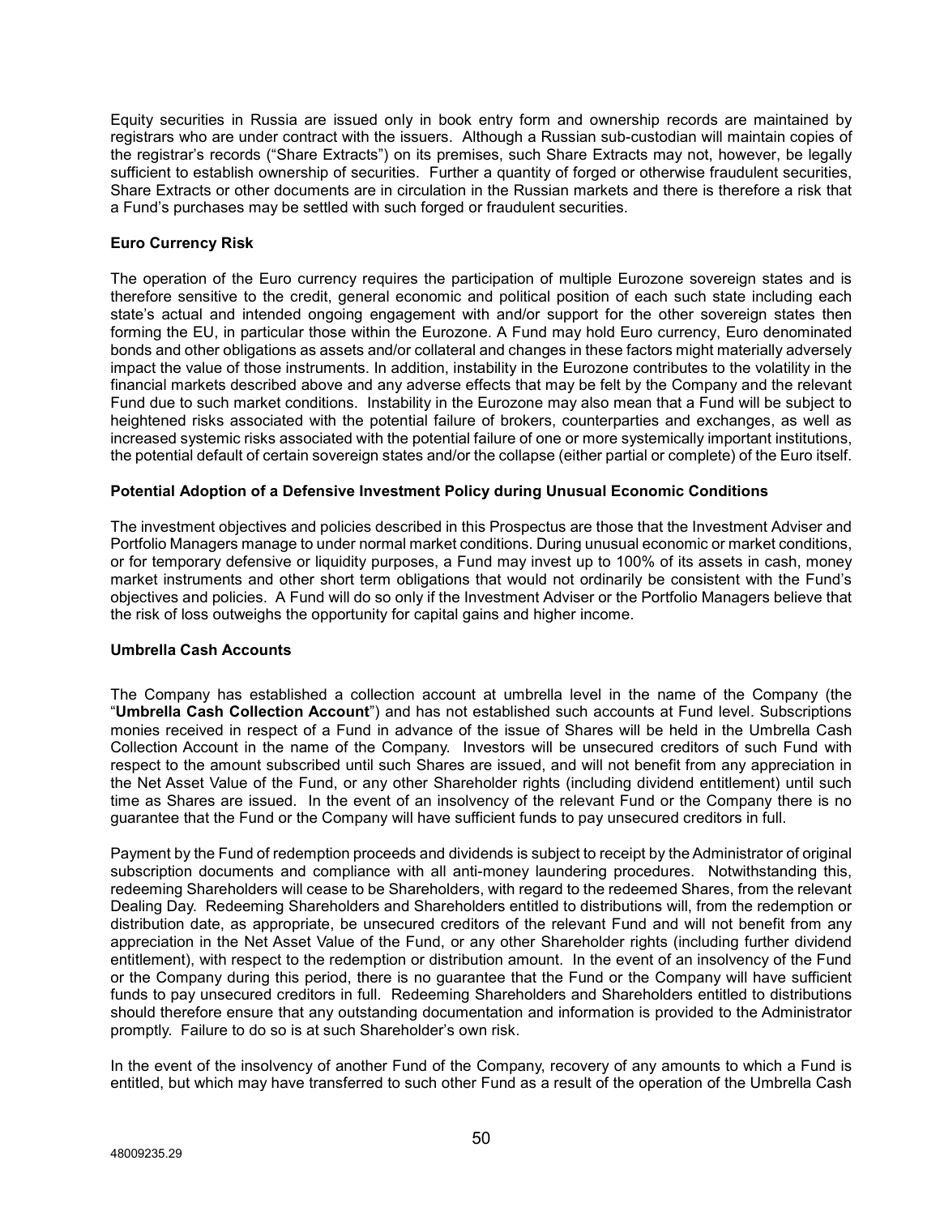Equity securities in Russia are issued only in book entry form and ownership records are maintained by registrars who are under contract with the issuers. Although a Russian sub-custodian will maintain copies of the registrar's records ("Share Extracts") on its premises, such Share Extracts may not, however, be legally sufficient to establish ownership of securities. Further a quantity of forged or otherwise fraudulent securities, Share Extracts or other documents are in circulation in the Russian markets and there is therefore a risk that a Fund's purchases may be settled with such forged or fraudulent securities.

**Euro Currency Risk**

The operation of the Euro currency requires the participation of multiple Eurozone sovereign states and is therefore sensitive to the credit, general economic and political position of each such state including each state's actual and intended ongoing engagement with and/or support for the other sovereign states then forming the EU, in particular those within the Eurozone. A Fund may hold Euro currency, Euro denominated bonds and other obligations as assets and/or collateral and changes in these factors might materially adversely impact the value of those instruments. In addition, instability in the Eurozone contributes to the volatility in the financial markets described above and any adverse effects that may be felt by the Company and the relevant Fund due to such market conditions. Instability in the Eurozone may also mean that a Fund will be subject to heightened risks associated with the potential failure of brokers, counterparties and exchanges, as well as increased systemic risks associated with the potential failure of one or more systemically important institutions, the potential default of certain sovereign states and/or the collapse (either partial or complete) of the Euro itself.

**Potential Adoption of a Defensive Investment Policy during Unusual Economic Conditions**

The investment objectives and policies described in this Prospectus are those that the Investment Adviser and Portfolio Managers manage to under normal market conditions. During unusual economic or market conditions, or for temporary defensive or liquidity purposes, a Fund may invest up to 100% of its assets in cash, money market instruments and other short term obligations that would not ordinarily be consistent with the Fund's objectives and policies. A Fund will do so only if the Investment Adviser or the Portfolio Managers believe that the risk of loss outweighs the opportunity for capital gains and higher income.

**Umbrella Cash Accounts**

The Company has established a collection account at umbrella level in the name of the Company (the "**Umbrella Cash Collection Account**") and has not established such accounts at Fund level. Subscriptions monies received in respect of a Fund in advance of the issue of Shares will be held in the Umbrella Cash Collection Account in the name of the Company. Investors will be unsecured creditors of such Fund with respect to the amount subscribed until such Shares are issued, and will not benefit from any appreciation in the Net Asset Value of the Fund, or any other Shareholder rights (including dividend entitlement) until such time as Shares are issued. In the event of an insolvency of the relevant Fund or the Company there is no guarantee that the Fund or the Company will have sufficient funds to pay unsecured creditors in full.

Payment by the Fund of redemption proceeds and dividends is subject to receipt by the Administrator of original subscription documents and compliance with all anti-money laundering procedures. Notwithstanding this, redeeming Shareholders will cease to be Shareholders, with regard to the redeemed Shares, from the relevant Dealing Day. Redeeming Shareholders and Shareholders entitled to distributions will, from the redemption or distribution date, as appropriate, be unsecured creditors of the relevant Fund and will not benefit from any appreciation in the Net Asset Value of the Fund, or any other Shareholder rights (including further dividend entitlement), with respect to the redemption or distribution amount. In the event of an insolvency of the Fund or the Company during this period, there is no guarantee that the Fund or the Company will have sufficient funds to pay unsecured creditors in full. Redeeming Shareholders and Shareholders entitled to distributions should therefore ensure that any outstanding documentation and information is provided to the Administrator promptly. Failure to do so is at such Shareholder's own risk.

In the event of the insolvency of another Fund of the Company, recovery of any amounts to which a Fund is entitled, but which may have transferred to such other Fund as a result of the operation of the Umbrella Cash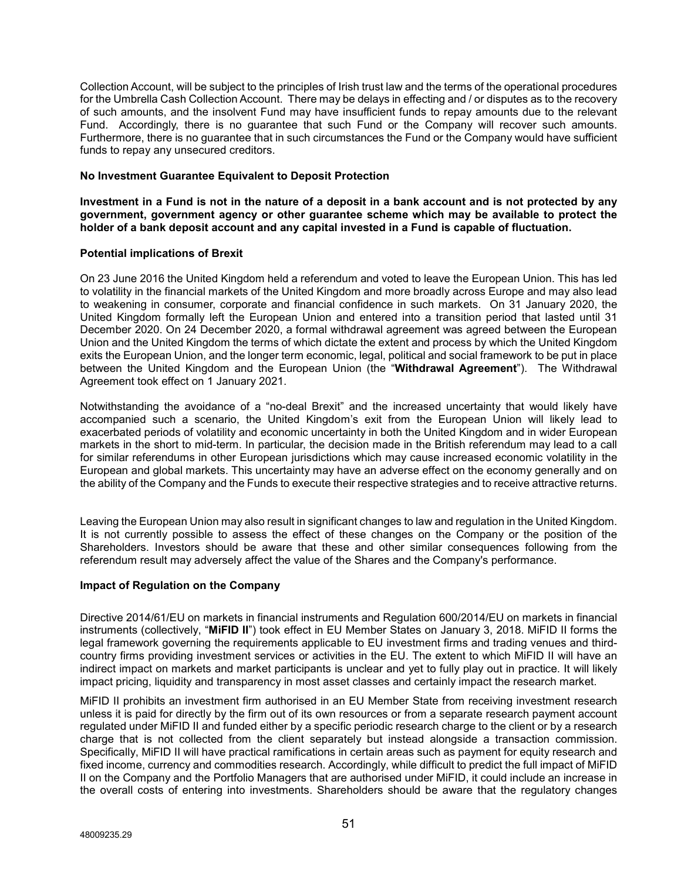Collection Account, will be subject to the principles of Irish trust law and the terms of the operational procedures for the Umbrella Cash Collection Account. There may be delays in effecting and / or disputes as to the recovery of such amounts, and the insolvent Fund may have insufficient funds to repay amounts due to the relevant Fund. Accordingly, there is no guarantee that such Fund or the Company will recover such amounts. Furthermore, there is no guarantee that in such circumstances the Fund or the Company would have sufficient funds to repay any unsecured creditors.

**No Investment Guarantee Equivalent to Deposit Protection**

**Investment in a Fund is not in the nature of a deposit in a bank account and is not protected by any government, government agency or other guarantee scheme which may be available to protect the holder of a bank deposit account and any capital invested in a Fund is capable of fluctuation.**

**Potential implications of Brexit**

On 23 June 2016 the United Kingdom held a referendum and voted to leave the European Union. This has led to volatility in the financial markets of the United Kingdom and more broadly across Europe and may also lead to weakening in consumer, corporate and financial confidence in such markets. On 31 January 2020, the United Kingdom formally left the European Union and entered into a transition period that lasted until 31 December 2020. On 24 December 2020, a formal withdrawal agreement was agreed between the European Union and the United Kingdom the terms of which dictate the extent and process by which the United Kingdom exits the European Union, and the longer term economic, legal, political and social framework to be put in place between the United Kingdom and the European Union (the "**Withdrawal Agreement**"). The Withdrawal Agreement took effect on 1 January 2021.

Notwithstanding the avoidance of a "no-deal Brexit" and the increased uncertainty that would likely have accompanied such a scenario, the United Kingdom's exit from the European Union will likely lead to exacerbated periods of volatility and economic uncertainty in both the United Kingdom and in wider European markets in the short to mid-term. In particular, the decision made in the British referendum may lead to a call for similar referendums in other European jurisdictions which may cause increased economic volatility in the European and global markets. This uncertainty may have an adverse effect on the economy generally and on the ability of the Company and the Funds to execute their respective strategies and to receive attractive returns.

Leaving the European Union may also result in significant changes to law and regulation in the United Kingdom. It is not currently possible to assess the effect of these changes on the Company or the position of the Shareholders. Investors should be aware that these and other similar consequences following from the referendum result may adversely affect the value of the Shares and the Company's performance.

**Impact of Regulation on the Company**

Directive 2014/61/EU on markets in financial instruments and Regulation 600/2014/EU on markets in financial instruments (collectively, "**MiFID II**") took effect in EU Member States on January 3, 2018. MiFID II forms the legal framework governing the requirements applicable to EU investment firms and trading venues and third-country firms providing investment services or activities in the EU. The extent to which MiFID II will have an indirect impact on markets and market participants is unclear and yet to fully play out in practice. It will likely impact pricing, liquidity and transparency in most asset classes and certainly impact the research market.

MiFID II prohibits an investment firm authorised in an EU Member State from receiving investment research unless it is paid for directly by the firm out of its own resources or from a separate research payment account regulated under MiFID II and funded either by a specific periodic research charge to the client or by a research charge that is not collected from the client separately but instead alongside a transaction commission. Specifically, MiFID II will have practical ramifications in certain areas such as payment for equity research and fixed income, currency and commodities research. Accordingly, while difficult to predict the full impact of MiFID II on the Company and the Portfolio Managers that are authorised under MiFID, it could include an increase in the overall costs of entering into investments. Shareholders should be aware that the regulatory changes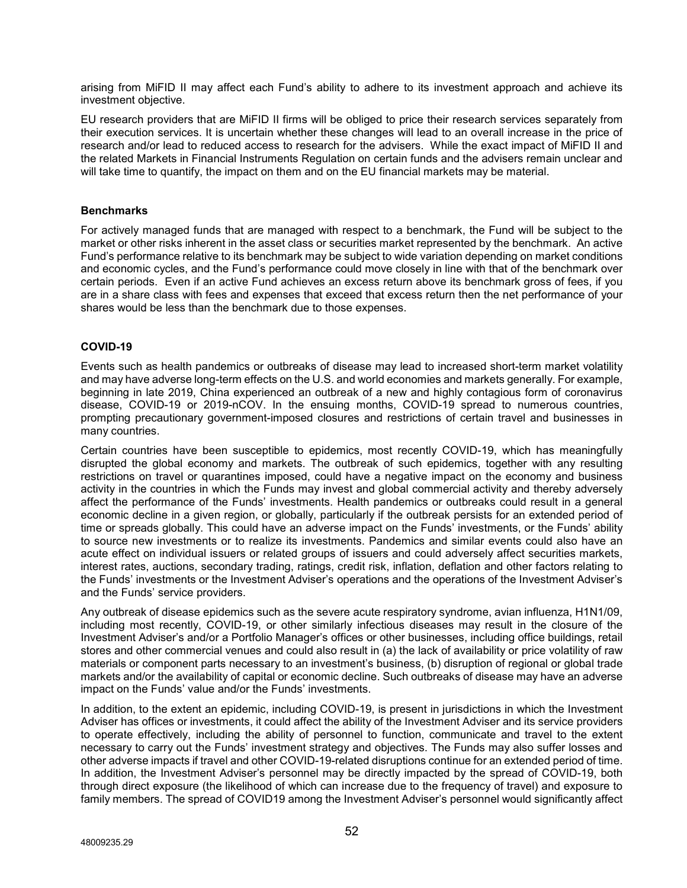arising from MiFID II may affect each Fund's ability to adhere to its investment approach and achieve its investment objective.

EU research providers that are MiFID II firms will be obliged to price their research services separately from their execution services. It is uncertain whether these changes will lead to an overall increase in the price of research and/or lead to reduced access to research for the advisers. While the exact impact of MiFID II and the related Markets in Financial Instruments Regulation on certain funds and the advisers remain unclear and will take time to quantify, the impact on them and on the EU financial markets may be material.

**Benchmarks**

For actively managed funds that are managed with respect to a benchmark, the Fund will be subject to the market or other risks inherent in the asset class or securities market represented by the benchmark. An active Fund's performance relative to its benchmark may be subject to wide variation depending on market conditions and economic cycles, and the Fund's performance could move closely in line with that of the benchmark over certain periods. Even if an active Fund achieves an excess return above its benchmark gross of fees, if you are in a share class with fees and expenses that exceed that excess return then the net performance of your shares would be less than the benchmark due to those expenses.

**COVID-19**

Events such as health pandemics or outbreaks of disease may lead to increased short-term market volatility and may have adverse long-term effects on the U.S. and world economies and markets generally. For example, beginning in late 2019, China experienced an outbreak of a new and highly contagious form of coronavirus disease, COVID-19 or 2019-nCOV. In the ensuing months, COVID-19 spread to numerous countries, prompting precautionary government-imposed closures and restrictions of certain travel and businesses in many countries.

Certain countries have been susceptible to epidemics, most recently COVID-19, which has meaningfully disrupted the global economy and markets. The outbreak of such epidemics, together with any resulting restrictions on travel or quarantines imposed, could have a negative impact on the economy and business activity in the countries in which the Funds may invest and global commercial activity and thereby adversely affect the performance of the Funds' investments. Health pandemics or outbreaks could result in a general economic decline in a given region, or globally, particularly if the outbreak persists for an extended period of time or spreads globally. This could have an adverse impact on the Funds' investments, or the Funds' ability to source new investments or to realize its investments. Pandemics and similar events could also have an acute effect on individual issuers or related groups of issuers and could adversely affect securities markets, interest rates, auctions, secondary trading, ratings, credit risk, inflation, deflation and other factors relating to the Funds' investments or the Investment Adviser's operations and the operations of the Investment Adviser's and the Funds' service providers.

Any outbreak of disease epidemics such as the severe acute respiratory syndrome, avian influenza, H1N1/09, including most recently, COVID-19, or other similarly infectious diseases may result in the closure of the Investment Adviser's and/or a Portfolio Manager's offices or other businesses, including office buildings, retail stores and other commercial venues and could also result in (a) the lack of availability or price volatility of raw materials or component parts necessary to an investment's business, (b) disruption of regional or global trade markets and/or the availability of capital or economic decline. Such outbreaks of disease may have an adverse impact on the Funds' value and/or the Funds' investments.

In addition, to the extent an epidemic, including COVID-19, is present in jurisdictions in which the Investment Adviser has offices or investments, it could affect the ability of the Investment Adviser and its service providers to operate effectively, including the ability of personnel to function, communicate and travel to the extent necessary to carry out the Funds' investment strategy and objectives. The Funds may also suffer losses and other adverse impacts if travel and other COVID-19-related disruptions continue for an extended period of time. In addition, the Investment Adviser's personnel may be directly impacted by the spread of COVID-19, both through direct exposure (the likelihood of which can increase due to the frequency of travel) and exposure to family members. The spread of COVID19 among the Investment Adviser's personnel would significantly affect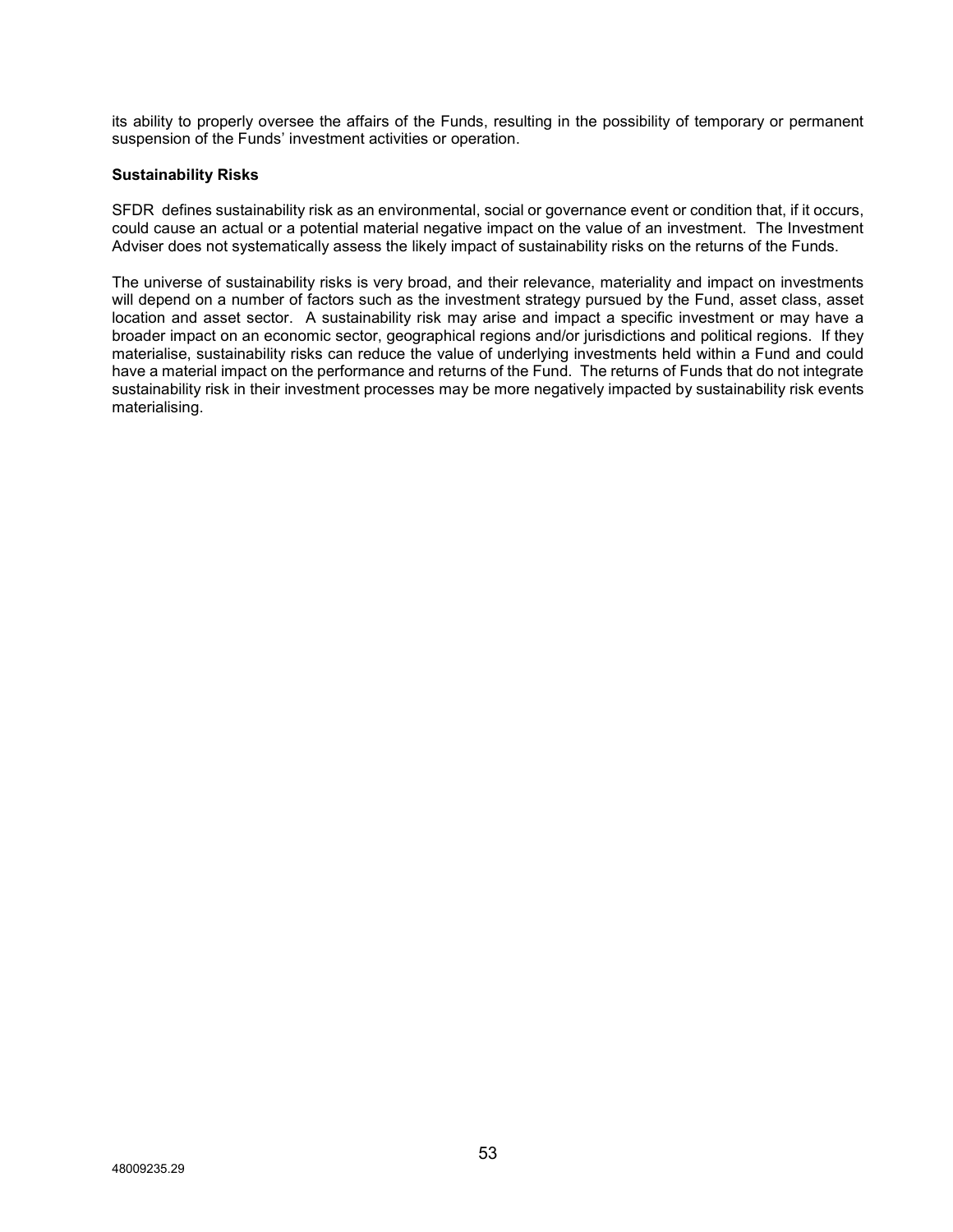its ability to properly oversee the affairs of the Funds, resulting in the possibility of temporary or permanent suspension of the Funds' investment activities or operation.

**Sustainability Risks**

SFDR defines sustainability risk as an environmental, social or governance event or condition that, if it occurs, could cause an actual or a potential material negative impact on the value of an investment. The Investment Adviser does not systematically assess the likely impact of sustainability risks on the returns of the Funds.

The universe of sustainability risks is very broad, and their relevance, materiality and impact on investments will depend on a number of factors such as the investment strategy pursued by the Fund, asset class, asset location and asset sector. A sustainability risk may arise and impact a specific investment or may have a broader impact on an economic sector, geographical regions and/or jurisdictions and political regions. If they materialise, sustainability risks can reduce the value of underlying investments held within a Fund and could have a material impact on the performance and returns of the Fund. The returns of Funds that do not integrate sustainability risk in their investment processes may be more negatively impacted by sustainability risk events materialising.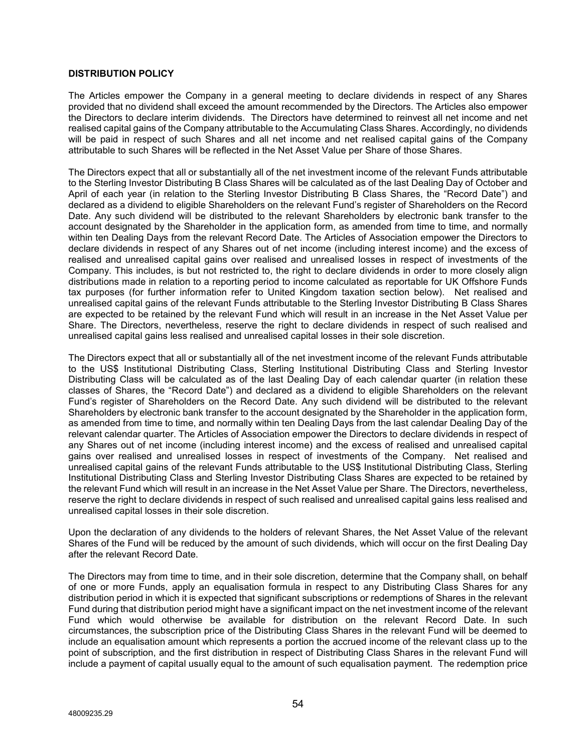**DISTRIBUTION POLICY**

The Articles empower the Company in a general meeting to declare dividends in respect of any Shares provided that no dividend shall exceed the amount recommended by the Directors. The Articles also empower the Directors to declare interim dividends. The Directors have determined to reinvest all net income and net realised capital gains of the Company attributable to the Accumulating Class Shares. Accordingly, no dividends will be paid in respect of such Shares and all net income and net realised capital gains of the Company attributable to such Shares will be reflected in the Net Asset Value per Share of those Shares.

The Directors expect that all or substantially all of the net investment income of the relevant Funds attributable to the Sterling Investor Distributing B Class Shares will be calculated as of the last Dealing Day of October and April of each year (in relation to the Sterling Investor Distributing B Class Shares, the "Record Date") and declared as a dividend to eligible Shareholders on the relevant Fund's register of Shareholders on the Record Date. Any such dividend will be distributed to the relevant Shareholders by electronic bank transfer to the account designated by the Shareholder in the application form, as amended from time to time, and normally within ten Dealing Days from the relevant Record Date. The Articles of Association empower the Directors to declare dividends in respect of any Shares out of net income (including interest income) and the excess of realised and unrealised capital gains over realised and unrealised losses in respect of investments of the Company. This includes, is but not restricted to, the right to declare dividends in order to more closely align distributions made in relation to a reporting period to income calculated as reportable for UK Offshore Funds tax purposes (for further information refer to United Kingdom taxation section below). Net realised and unrealised capital gains of the relevant Funds attributable to the Sterling Investor Distributing B Class Shares are expected to be retained by the relevant Fund which will result in an increase in the Net Asset Value per Share. The Directors, nevertheless, reserve the right to declare dividends in respect of such realised and unrealised capital gains less realised and unrealised capital losses in their sole discretion.

The Directors expect that all or substantially all of the net investment income of the relevant Funds attributable to the US$ Institutional Distributing Class, Sterling Institutional Distributing Class and Sterling Investor Distributing Class will be calculated as of the last Dealing Day of each calendar quarter (in relation these classes of Shares, the "Record Date") and declared as a dividend to eligible Shareholders on the relevant Fund's register of Shareholders on the Record Date. Any such dividend will be distributed to the relevant Shareholders by electronic bank transfer to the account designated by the Shareholder in the application form, as amended from time to time, and normally within ten Dealing Days from the last calendar Dealing Day of the relevant calendar quarter. The Articles of Association empower the Directors to declare dividends in respect of any Shares out of net income (including interest income) and the excess of realised and unrealised capital gains over realised and unrealised losses in respect of investments of the Company. Net realised and unrealised capital gains of the relevant Funds attributable to the US$ Institutional Distributing Class, Sterling Institutional Distributing Class and Sterling Investor Distributing Class Shares are expected to be retained by the relevant Fund which will result in an increase in the Net Asset Value per Share. The Directors, nevertheless, reserve the right to declare dividends in respect of such realised and unrealised capital gains less realised and unrealised capital losses in their sole discretion.

Upon the declaration of any dividends to the holders of relevant Shares, the Net Asset Value of the relevant Shares of the Fund will be reduced by the amount of such dividends, which will occur on the first Dealing Day after the relevant Record Date.

The Directors may from time to time, and in their sole discretion, determine that the Company shall, on behalf of one or more Funds, apply an equalisation formula in respect to any Distributing Class Shares for any distribution period in which it is expected that significant subscriptions or redemptions of Shares in the relevant Fund during that distribution period might have a significant impact on the net investment income of the relevant Fund which would otherwise be available for distribution on the relevant Record Date. In such circumstances, the subscription price of the Distributing Class Shares in the relevant Fund will be deemed to include an equalisation amount which represents a portion the accrued income of the relevant class up to the point of subscription, and the first distribution in respect of Distributing Class Shares in the relevant Fund will include a payment of capital usually equal to the amount of such equalisation payment. The redemption price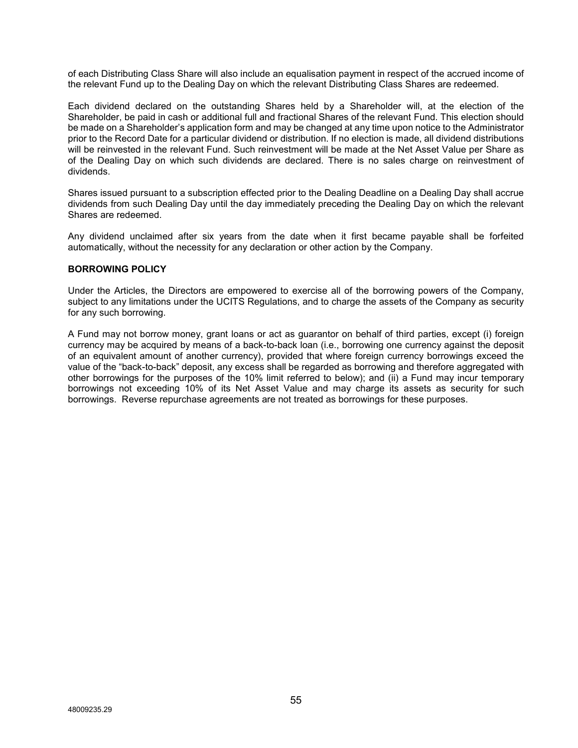of each Distributing Class Share will also include an equalisation payment in respect of the accrued income of the relevant Fund up to the Dealing Day on which the relevant Distributing Class Shares are redeemed.

Each dividend declared on the outstanding Shares held by a Shareholder will, at the election of the Shareholder, be paid in cash or additional full and fractional Shares of the relevant Fund. This election should be made on a Shareholder's application form and may be changed at any time upon notice to the Administrator prior to the Record Date for a particular dividend or distribution. If no election is made, all dividend distributions will be reinvested in the relevant Fund. Such reinvestment will be made at the Net Asset Value per Share as of the Dealing Day on which such dividends are declared. There is no sales charge on reinvestment of dividends.

Shares issued pursuant to a subscription effected prior to the Dealing Deadline on a Dealing Day shall accrue dividends from such Dealing Day until the day immediately preceding the Dealing Day on which the relevant Shares are redeemed.

Any dividend unclaimed after six years from the date when it first became payable shall be forfeited automatically, without the necessity for any declaration or other action by the Company.

**BORROWING POLICY**

Under the Articles, the Directors are empowered to exercise all of the borrowing powers of the Company, subject to any limitations under the UCITS Regulations, and to charge the assets of the Company as security for any such borrowing.

A Fund may not borrow money, grant loans or act as guarantor on behalf of third parties, except (i) foreign currency may be acquired by means of a back-to-back loan (i.e., borrowing one currency against the deposit of an equivalent amount of another currency), provided that where foreign currency borrowings exceed the value of the "back-to-back" deposit, any excess shall be regarded as borrowing and therefore aggregated with other borrowings for the purposes of the 10% limit referred to below); and (ii) a Fund may incur temporary borrowings not exceeding 10% of its Net Asset Value and may charge its assets as security for such borrowings. Reverse repurchase agreements are not treated as borrowings for these purposes.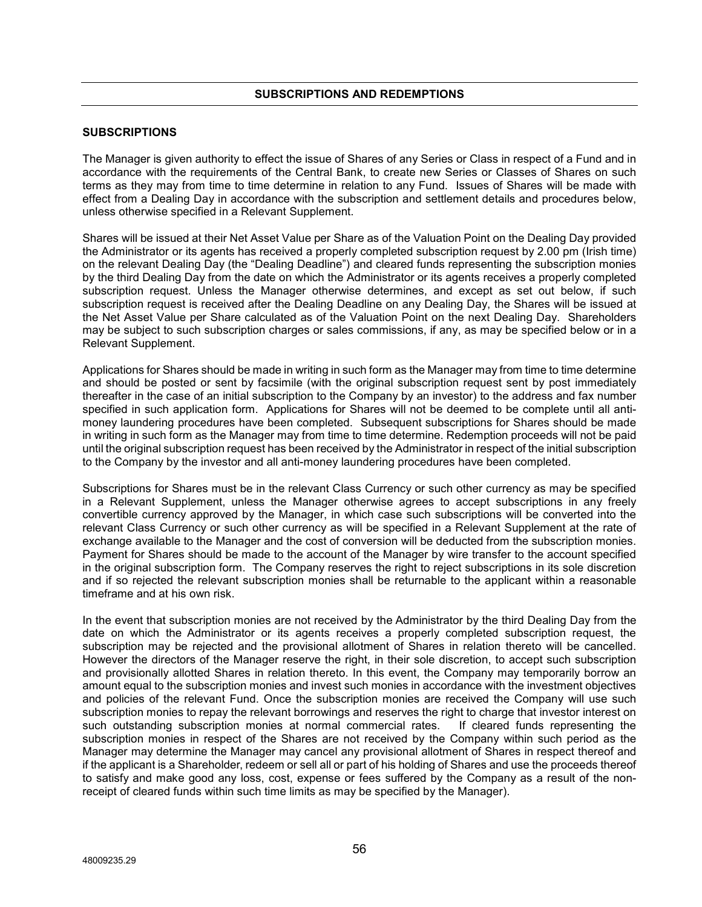## SUBSCRIPTIONS AND REDEMPTIONS

### SUBSCRIPTIONS

The Manager is given authority to effect the issue of Shares of any Series or Class in respect of a Fund and in accordance with the requirements of the Central Bank, to create new Series or Classes of Shares on such terms as they may from time to time determine in relation to any Fund. Issues of Shares will be made with effect from a Dealing Day in accordance with the subscription and settlement details and procedures below, unless otherwise specified in a Relevant Supplement.

Shares will be issued at their Net Asset Value per Share as of the Valuation Point on the Dealing Day provided the Administrator or its agents has received a properly completed subscription request by 2.00 pm (Irish time) on the relevant Dealing Day (the "Dealing Deadline") and cleared funds representing the subscription monies by the third Dealing Day from the date on which the Administrator or its agents receives a properly completed subscription request. Unless the Manager otherwise determines, and except as set out below, if such subscription request is received after the Dealing Deadline on any Dealing Day, the Shares will be issued at the Net Asset Value per Share calculated as of the Valuation Point on the next Dealing Day. Shareholders may be subject to such subscription charges or sales commissions, if any, as may be specified below or in a Relevant Supplement.

Applications for Shares should be made in writing in such form as the Manager may from time to time determine and should be posted or sent by facsimile (with the original subscription request sent by post immediately thereafter in the case of an initial subscription to the Company by an investor) to the address and fax number specified in such application form. Applications for Shares will not be deemed to be complete until all anti-money laundering procedures have been completed. Subsequent subscriptions for Shares should be made in writing in such form as the Manager may from time to time determine. Redemption proceeds will not be paid until the original subscription request has been received by the Administrator in respect of the initial subscription to the Company by the investor and all anti-money laundering procedures have been completed.

Subscriptions for Shares must be in the relevant Class Currency or such other currency as may be specified in a Relevant Supplement, unless the Manager otherwise agrees to accept subscriptions in any freely convertible currency approved by the Manager, in which case such subscriptions will be converted into the relevant Class Currency or such other currency as will be specified in a Relevant Supplement at the rate of exchange available to the Manager and the cost of conversion will be deducted from the subscription monies. Payment for Shares should be made to the account of the Manager by wire transfer to the account specified in the original subscription form. The Company reserves the right to reject subscriptions in its sole discretion and if so rejected the relevant subscription monies shall be returnable to the applicant within a reasonable timeframe and at his own risk.

In the event that subscription monies are not received by the Administrator by the third Dealing Day from the date on which the Administrator or its agents receives a properly completed subscription request, the subscription may be rejected and the provisional allotment of Shares in relation thereto will be cancelled. However the directors of the Manager reserve the right, in their sole discretion, to accept such subscription and provisionally allotted Shares in relation thereto. In this event, the Company may temporarily borrow an amount equal to the subscription monies and invest such monies in accordance with the investment objectives and policies of the relevant Fund. Once the subscription monies are received the Company will use such subscription monies to repay the relevant borrowings and reserves the right to charge that investor interest on such outstanding subscription monies at normal commercial rates. If cleared funds representing the subscription monies in respect of the Shares are not received by the Company within such period as the Manager may determine the Manager may cancel any provisional allotment of Shares in respect thereof and if the applicant is a Shareholder, redeem or sell all or part of his holding of Shares and use the proceeds thereof to satisfy and make good any loss, cost, expense or fees suffered by the Company as a result of the non-receipt of cleared funds within such time limits as may be specified by the Manager).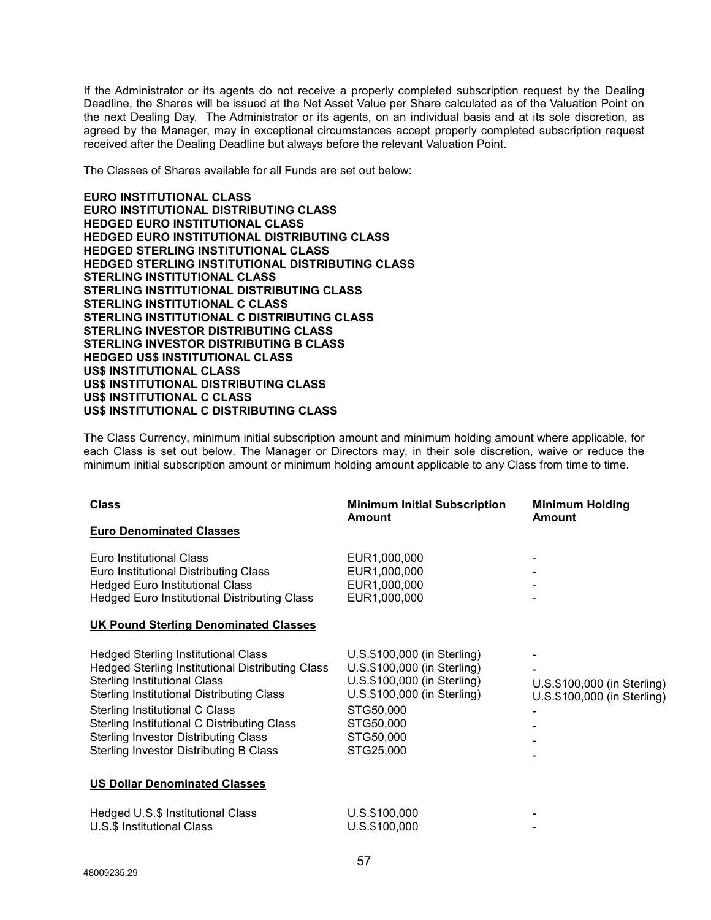If the Administrator or its agents do not receive a properly completed subscription request by the Dealing Deadline, the Shares will be issued at the Net Asset Value per Share calculated as of the Valuation Point on the next Dealing Day. The Administrator or its agents, on an individual basis and at its sole discretion, as agreed by the Manager, may in exceptional circumstances accept properly completed subscription request received after the Dealing Deadline but always before the relevant Valuation Point.

The Classes of Shares available for all Funds are set out below:

**EURO INSTITUTIONAL CLASS**
**EURO INSTITUTIONAL DISTRIBUTING CLASS**
**HEDGED EURO INSTITUTIONAL CLASS**
**HEDGED EURO INSTITUTIONAL DISTRIBUTING CLASS**
**HEDGED STERLING INSTITUTIONAL CLASS**
**HEDGED STERLING INSTITUTIONAL DISTRIBUTING CLASS**
**STERLING INSTITUTIONAL CLASS**
**STERLING INSTITUTIONAL DISTRIBUTING CLASS**
**STERLING INSTITUTIONAL C CLASS**
**STERLING INSTITUTIONAL C DISTRIBUTING CLASS**
**STERLING INVESTOR DISTRIBUTING CLASS**
**STERLING INVESTOR DISTRIBUTING B CLASS**
**HEDGED US$ INSTITUTIONAL CLASS**
**US$ INSTITUTIONAL CLASS**
**US$ INSTITUTIONAL DISTRIBUTING CLASS**
**US$ INSTITUTIONAL C CLASS**
**US$ INSTITUTIONAL C DISTRIBUTING CLASS**

The Class Currency, minimum initial subscription amount and minimum holding amount where applicable, for each Class is set out below. The Manager or Directors may, in their sole discretion, waive or reduce the minimum initial subscription amount or minimum holding amount applicable to any Class from time to time.

| Class | Minimum Initial Subscription Amount | Minimum Holding Amount |
|---|---|---|
| **Euro Denominated Classes** | | |
| Euro Institutional Class | EUR1,000,000 | - |
| Euro Institutional Distributing Class | EUR1,000,000 | - |
| Hedged Euro Institutional Class | EUR1,000,000 | - |
| Hedged Euro Institutional Distributing Class | EUR1,000,000 | - |
| **UK Pound Sterling Denominated Classes** | | |
| Hedged Sterling Institutional Class | U.S.$100,000 (in Sterling) | - |
| Hedged Sterling Institutional Distributing Class | U.S.$100,000 (in Sterling) | - |
| Sterling Institutional Class | U.S.$100,000 (in Sterling) | U.S.$100,000 (in Sterling) |
| Sterling Institutional Distributing Class | U.S.$100,000 (in Sterling) | U.S.$100,000 (in Sterling) |
| Sterling Institutional C Class | STG50,000 | - |
| Sterling Institutional C Distributing Class | STG50,000 | - |
| Sterling Investor Distributing Class | STG50,000 | - |
| Sterling Investor Distributing B Class | STG25,000 | - |
| **US Dollar Denominated Classes** | | |
| Hedged U.S.$ Institutional Class | U.S.$100,000 | - |
| U.S.$ Institutional Class | U.S.$100,000 | - |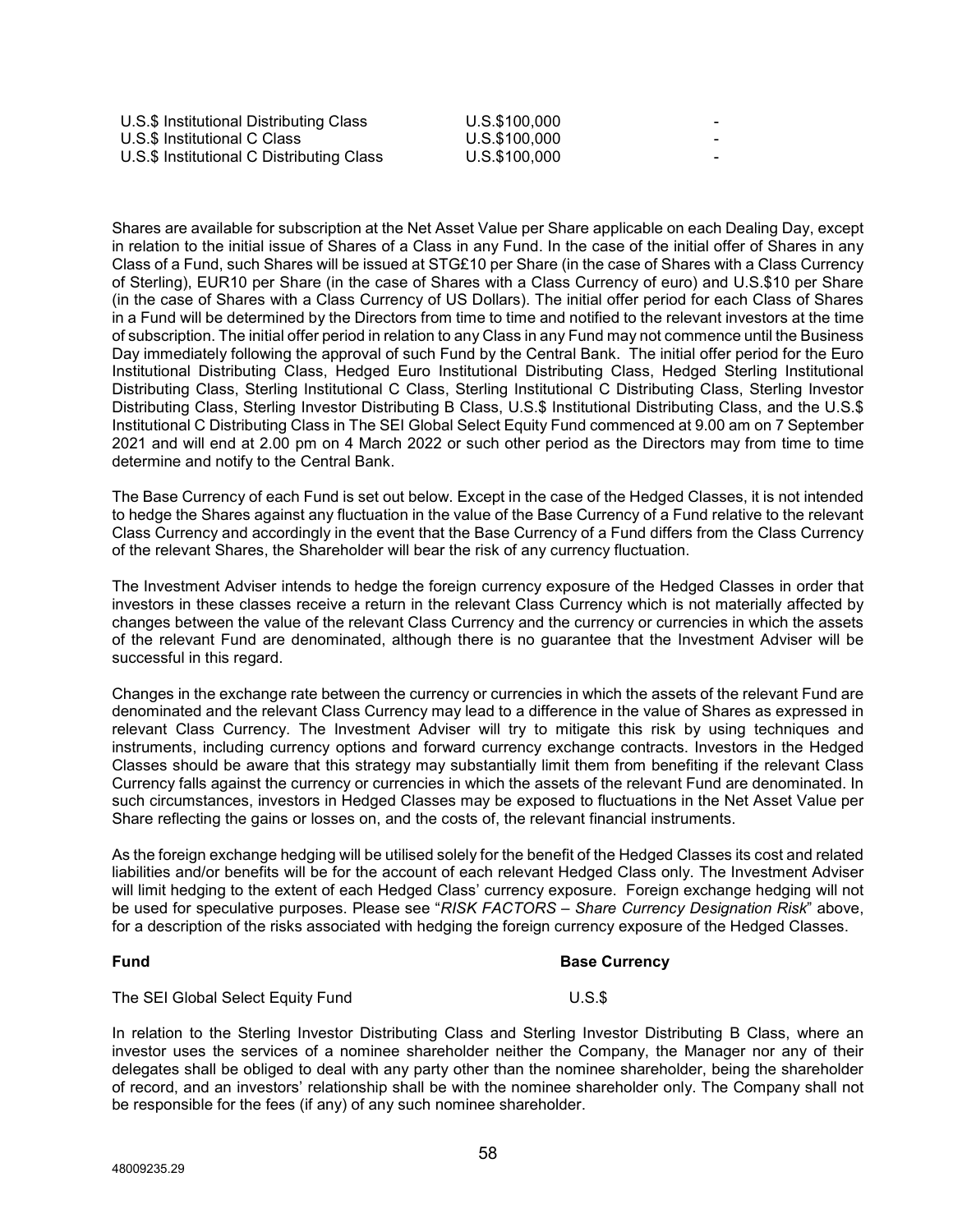| | | |
|---|---|---|
| U.S.$ Institutional Distributing Class | U.S.$100,000 | - |
| U.S.$ Institutional C Class | U.S.$100,000 | - |
| U.S.$ Institutional C Distributing Class | U.S.$100,000 | - |

Shares are available for subscription at the Net Asset Value per Share applicable on each Dealing Day, except in relation to the initial issue of Shares of a Class in any Fund. In the case of the initial offer of Shares in any Class of a Fund, such Shares will be issued at STG£10 per Share (in the case of Shares with a Class Currency of Sterling), EUR10 per Share (in the case of Shares with a Class Currency of euro) and U.S.$10 per Share (in the case of Shares with a Class Currency of US Dollars). The initial offer period for each Class of Shares in a Fund will be determined by the Directors from time to time and notified to the relevant investors at the time of subscription. The initial offer period in relation to any Class in any Fund may not commence until the Business Day immediately following the approval of such Fund by the Central Bank. The initial offer period for the Euro Institutional Distributing Class, Hedged Euro Institutional Distributing Class, Hedged Sterling Institutional Distributing Class, Sterling Institutional C Class, Sterling Institutional C Distributing Class, Sterling Investor Distributing Class, Sterling Investor Distributing B Class, U.S.$ Institutional Distributing Class, and the U.S.$ Institutional C Distributing Class in The SEI Global Select Equity Fund commenced at 9.00 am on 7 September 2021 and will end at 2.00 pm on 4 March 2022 or such other period as the Directors may from time to time determine and notify to the Central Bank.

The Base Currency of each Fund is set out below. Except in the case of the Hedged Classes, it is not intended to hedge the Shares against any fluctuation in the value of the Base Currency of a Fund relative to the relevant Class Currency and accordingly in the event that the Base Currency of a Fund differs from the Class Currency of the relevant Shares, the Shareholder will bear the risk of any currency fluctuation.

The Investment Adviser intends to hedge the foreign currency exposure of the Hedged Classes in order that investors in these classes receive a return in the relevant Class Currency which is not materially affected by changes between the value of the relevant Class Currency and the currency or currencies in which the assets of the relevant Fund are denominated, although there is no guarantee that the Investment Adviser will be successful in this regard.

Changes in the exchange rate between the currency or currencies in which the assets of the relevant Fund are denominated and the relevant Class Currency may lead to a difference in the value of Shares as expressed in relevant Class Currency. The Investment Adviser will try to mitigate this risk by using techniques and instruments, including currency options and forward currency exchange contracts. Investors in the Hedged Classes should be aware that this strategy may substantially limit them from benefiting if the relevant Class Currency falls against the currency or currencies in which the assets of the relevant Fund are denominated. In such circumstances, investors in Hedged Classes may be exposed to fluctuations in the Net Asset Value per Share reflecting the gains or losses on, and the costs of, the relevant financial instruments.

As the foreign exchange hedging will be utilised solely for the benefit of the Hedged Classes its cost and related liabilities and/or benefits will be for the account of each relevant Hedged Class only. The Investment Adviser will limit hedging to the extent of each Hedged Class' currency exposure. Foreign exchange hedging will not be used for speculative purposes. Please see "*RISK FACTORS – Share Currency Designation Risk*" above, for a description of the risks associated with hedging the foreign currency exposure of the Hedged Classes.

| **Fund** | **Base Currency** |
|---|---|
| The SEI Global Select Equity Fund | U.S.$ |

In relation to the Sterling Investor Distributing Class and Sterling Investor Distributing B Class, where an investor uses the services of a nominee shareholder neither the Company, the Manager nor any of their delegates shall be obliged to deal with any party other than the nominee shareholder, being the shareholder of record, and an investors' relationship shall be with the nominee shareholder only. The Company shall not be responsible for the fees (if any) of any such nominee shareholder.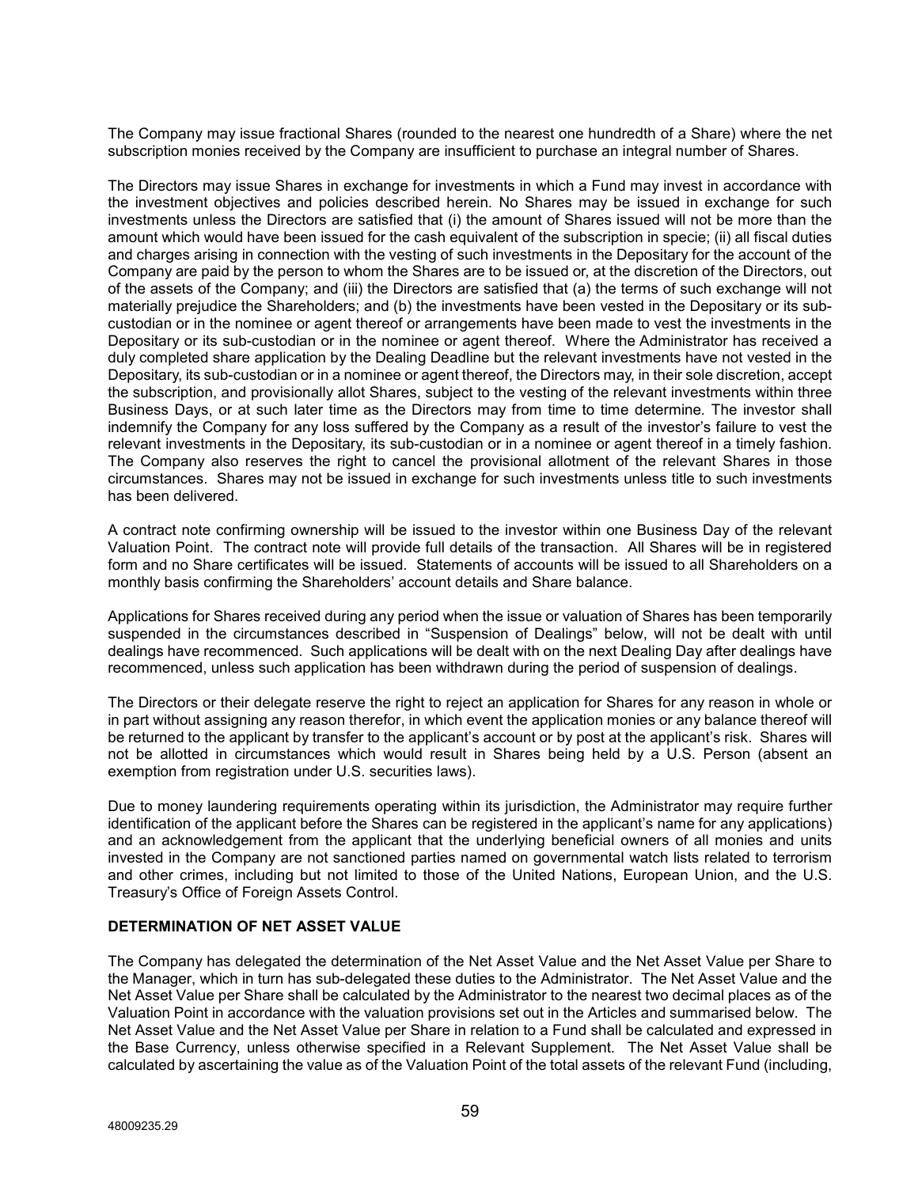The Company may issue fractional Shares (rounded to the nearest one hundredth of a Share) where the net subscription monies received by the Company are insufficient to purchase an integral number of Shares.

The Directors may issue Shares in exchange for investments in which a Fund may invest in accordance with the investment objectives and policies described herein. No Shares may be issued in exchange for such investments unless the Directors are satisfied that (i) the amount of Shares issued will not be more than the amount which would have been issued for the cash equivalent of the subscription in specie; (ii) all fiscal duties and charges arising in connection with the vesting of such investments in the Depositary for the account of the Company are paid by the person to whom the Shares are to be issued or, at the discretion of the Directors, out of the assets of the Company; and (iii) the Directors are satisfied that (a) the terms of such exchange will not materially prejudice the Shareholders; and (b) the investments have been vested in the Depositary or its sub-custodian or in the nominee or agent thereof or arrangements have been made to vest the investments in the Depositary or its sub-custodian or in the nominee or agent thereof. Where the Administrator has received a duly completed share application by the Dealing Deadline but the relevant investments have not vested in the Depositary, its sub-custodian or in a nominee or agent thereof, the Directors may, in their sole discretion, accept the subscription, and provisionally allot Shares, subject to the vesting of the relevant investments within three Business Days, or at such later time as the Directors may from time to time determine. The investor shall indemnify the Company for any loss suffered by the Company as a result of the investor's failure to vest the relevant investments in the Depositary, its sub-custodian or in a nominee or agent thereof in a timely fashion. The Company also reserves the right to cancel the provisional allotment of the relevant Shares in those circumstances. Shares may not be issued in exchange for such investments unless title to such investments has been delivered.

A contract note confirming ownership will be issued to the investor within one Business Day of the relevant Valuation Point. The contract note will provide full details of the transaction. All Shares will be in registered form and no Share certificates will be issued. Statements of accounts will be issued to all Shareholders on a monthly basis confirming the Shareholders' account details and Share balance.

Applications for Shares received during any period when the issue or valuation of Shares has been temporarily suspended in the circumstances described in "Suspension of Dealings" below, will not be dealt with until dealings have recommenced. Such applications will be dealt with on the next Dealing Day after dealings have recommenced, unless such application has been withdrawn during the period of suspension of dealings.

The Directors or their delegate reserve the right to reject an application for Shares for any reason in whole or in part without assigning any reason therefor, in which event the application monies or any balance thereof will be returned to the applicant by transfer to the applicant's account or by post at the applicant's risk. Shares will not be allotted in circumstances which would result in Shares being held by a U.S. Person (absent an exemption from registration under U.S. securities laws).

Due to money laundering requirements operating within its jurisdiction, the Administrator may require further identification of the applicant before the Shares can be registered in the applicant's name for any applications) and an acknowledgement from the applicant that the underlying beneficial owners of all monies and units invested in the Company are not sanctioned parties named on governmental watch lists related to terrorism and other crimes, including but not limited to those of the United Nations, European Union, and the U.S. Treasury's Office of Foreign Assets Control.

**DETERMINATION OF NET ASSET VALUE**

The Company has delegated the determination of the Net Asset Value and the Net Asset Value per Share to the Manager, which in turn has sub-delegated these duties to the Administrator. The Net Asset Value and the Net Asset Value per Share shall be calculated by the Administrator to the nearest two decimal places as of the Valuation Point in accordance with the valuation provisions set out in the Articles and summarised below. The Net Asset Value and the Net Asset Value per Share in relation to a Fund shall be calculated and expressed in the Base Currency, unless otherwise specified in a Relevant Supplement. The Net Asset Value shall be calculated by ascertaining the value as of the Valuation Point of the total assets of the relevant Fund (including,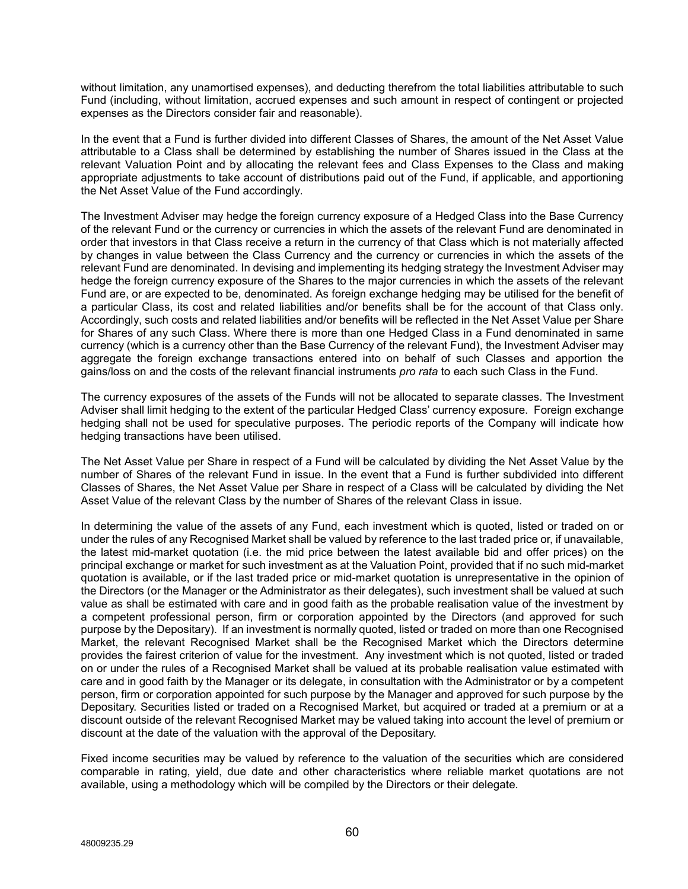without limitation, any unamortised expenses), and deducting therefrom the total liabilities attributable to such Fund (including, without limitation, accrued expenses and such amount in respect of contingent or projected expenses as the Directors consider fair and reasonable).

In the event that a Fund is further divided into different Classes of Shares, the amount of the Net Asset Value attributable to a Class shall be determined by establishing the number of Shares issued in the Class at the relevant Valuation Point and by allocating the relevant fees and Class Expenses to the Class and making appropriate adjustments to take account of distributions paid out of the Fund, if applicable, and apportioning the Net Asset Value of the Fund accordingly.

The Investment Adviser may hedge the foreign currency exposure of a Hedged Class into the Base Currency of the relevant Fund or the currency or currencies in which the assets of the relevant Fund are denominated in order that investors in that Class receive a return in the currency of that Class which is not materially affected by changes in value between the Class Currency and the currency or currencies in which the assets of the relevant Fund are denominated. In devising and implementing its hedging strategy the Investment Adviser may hedge the foreign currency exposure of the Shares to the major currencies in which the assets of the relevant Fund are, or are expected to be, denominated. As foreign exchange hedging may be utilised for the benefit of a particular Class, its cost and related liabilities and/or benefits shall be for the account of that Class only. Accordingly, such costs and related liabilities and/or benefits will be reflected in the Net Asset Value per Share for Shares of any such Class. Where there is more than one Hedged Class in a Fund denominated in same currency (which is a currency other than the Base Currency of the relevant Fund), the Investment Adviser may aggregate the foreign exchange transactions entered into on behalf of such Classes and apportion the gains/loss on and the costs of the relevant financial instruments *pro rata* to each such Class in the Fund.

The currency exposures of the assets of the Funds will not be allocated to separate classes. The Investment Adviser shall limit hedging to the extent of the particular Hedged Class' currency exposure. Foreign exchange hedging shall not be used for speculative purposes. The periodic reports of the Company will indicate how hedging transactions have been utilised.

The Net Asset Value per Share in respect of a Fund will be calculated by dividing the Net Asset Value by the number of Shares of the relevant Fund in issue. In the event that a Fund is further subdivided into different Classes of Shares, the Net Asset Value per Share in respect of a Class will be calculated by dividing the Net Asset Value of the relevant Class by the number of Shares of the relevant Class in issue.

In determining the value of the assets of any Fund, each investment which is quoted, listed or traded on or under the rules of any Recognised Market shall be valued by reference to the last traded price or, if unavailable, the latest mid-market quotation (i.e. the mid price between the latest available bid and offer prices) on the principal exchange or market for such investment as at the Valuation Point, provided that if no such mid-market quotation is available, or if the last traded price or mid-market quotation is unrepresentative in the opinion of the Directors (or the Manager or the Administrator as their delegates), such investment shall be valued at such value as shall be estimated with care and in good faith as the probable realisation value of the investment by a competent professional person, firm or corporation appointed by the Directors (and approved for such purpose by the Depositary). If an investment is normally quoted, listed or traded on more than one Recognised Market, the relevant Recognised Market shall be the Recognised Market which the Directors determine provides the fairest criterion of value for the investment. Any investment which is not quoted, listed or traded on or under the rules of a Recognised Market shall be valued at its probable realisation value estimated with care and in good faith by the Manager or its delegate, in consultation with the Administrator or by a competent person, firm or corporation appointed for such purpose by the Manager and approved for such purpose by the Depositary. Securities listed or traded on a Recognised Market, but acquired or traded at a premium or at a discount outside of the relevant Recognised Market may be valued taking into account the level of premium or discount at the date of the valuation with the approval of the Depositary.

Fixed income securities may be valued by reference to the valuation of the securities which are considered comparable in rating, yield, due date and other characteristics where reliable market quotations are not available, using a methodology which will be compiled by the Directors or their delegate.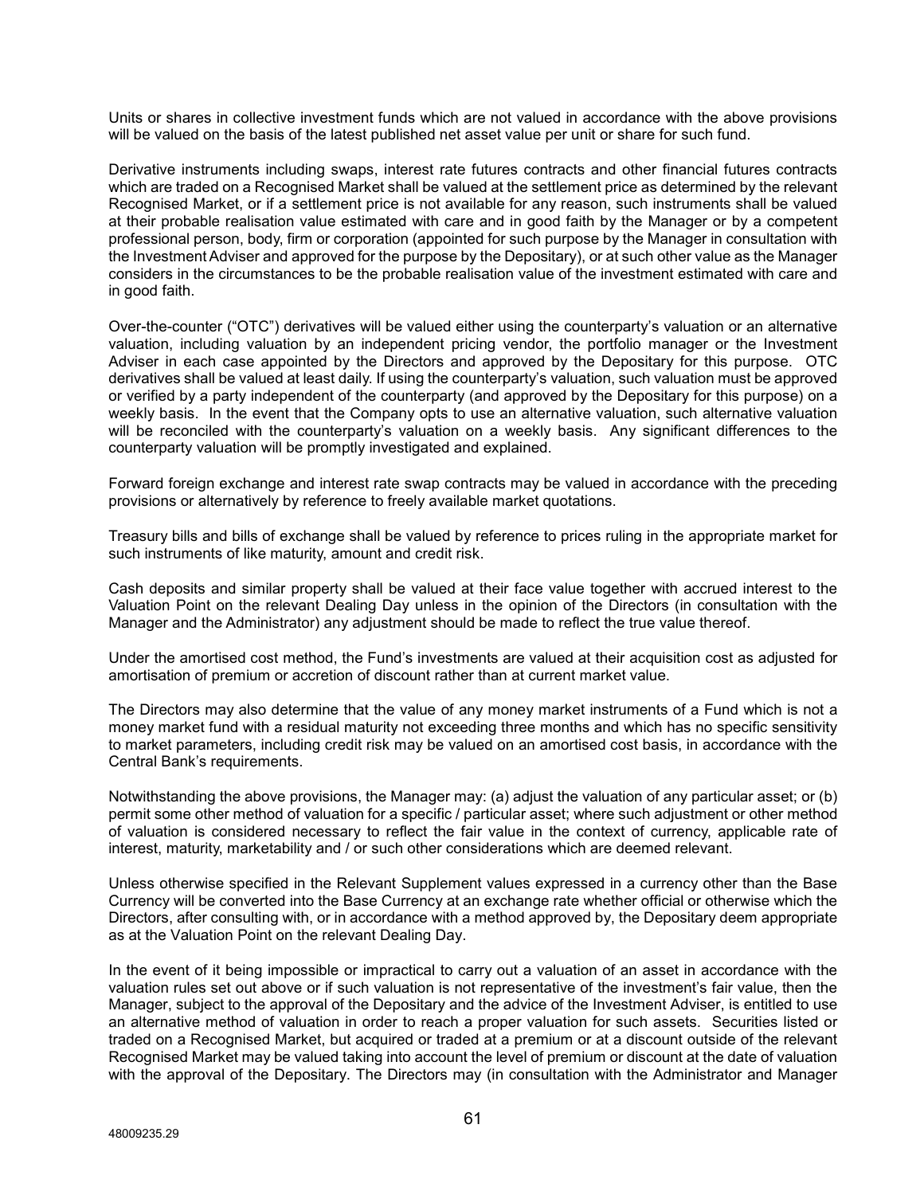Units or shares in collective investment funds which are not valued in accordance with the above provisions will be valued on the basis of the latest published net asset value per unit or share for such fund.

Derivative instruments including swaps, interest rate futures contracts and other financial futures contracts which are traded on a Recognised Market shall be valued at the settlement price as determined by the relevant Recognised Market, or if a settlement price is not available for any reason, such instruments shall be valued at their probable realisation value estimated with care and in good faith by the Manager or by a competent professional person, body, firm or corporation (appointed for such purpose by the Manager in consultation with the Investment Adviser and approved for the purpose by the Depositary), or at such other value as the Manager considers in the circumstances to be the probable realisation value of the investment estimated with care and in good faith.

Over-the-counter ("OTC") derivatives will be valued either using the counterparty's valuation or an alternative valuation, including valuation by an independent pricing vendor, the portfolio manager or the Investment Adviser in each case appointed by the Directors and approved by the Depositary for this purpose. OTC derivatives shall be valued at least daily. If using the counterparty's valuation, such valuation must be approved or verified by a party independent of the counterparty (and approved by the Depositary for this purpose) on a weekly basis. In the event that the Company opts to use an alternative valuation, such alternative valuation will be reconciled with the counterparty's valuation on a weekly basis. Any significant differences to the counterparty valuation will be promptly investigated and explained.

Forward foreign exchange and interest rate swap contracts may be valued in accordance with the preceding provisions or alternatively by reference to freely available market quotations.

Treasury bills and bills of exchange shall be valued by reference to prices ruling in the appropriate market for such instruments of like maturity, amount and credit risk.

Cash deposits and similar property shall be valued at their face value together with accrued interest to the Valuation Point on the relevant Dealing Day unless in the opinion of the Directors (in consultation with the Manager and the Administrator) any adjustment should be made to reflect the true value thereof.

Under the amortised cost method, the Fund's investments are valued at their acquisition cost as adjusted for amortisation of premium or accretion of discount rather than at current market value.

The Directors may also determine that the value of any money market instruments of a Fund which is not a money market fund with a residual maturity not exceeding three months and which has no specific sensitivity to market parameters, including credit risk may be valued on an amortised cost basis, in accordance with the Central Bank's requirements.

Notwithstanding the above provisions, the Manager may: (a) adjust the valuation of any particular asset; or (b) permit some other method of valuation for a specific / particular asset; where such adjustment or other method of valuation is considered necessary to reflect the fair value in the context of currency, applicable rate of interest, maturity, marketability and / or such other considerations which are deemed relevant.

Unless otherwise specified in the Relevant Supplement values expressed in a currency other than the Base Currency will be converted into the Base Currency at an exchange rate whether official or otherwise which the Directors, after consulting with, or in accordance with a method approved by, the Depositary deem appropriate as at the Valuation Point on the relevant Dealing Day.

In the event of it being impossible or impractical to carry out a valuation of an asset in accordance with the valuation rules set out above or if such valuation is not representative of the investment's fair value, then the Manager, subject to the approval of the Depositary and the advice of the Investment Adviser, is entitled to use an alternative method of valuation in order to reach a proper valuation for such assets. Securities listed or traded on a Recognised Market, but acquired or traded at a premium or at a discount outside of the relevant Recognised Market may be valued taking into account the level of premium or discount at the date of valuation with the approval of the Depositary. The Directors may (in consultation with the Administrator and Manager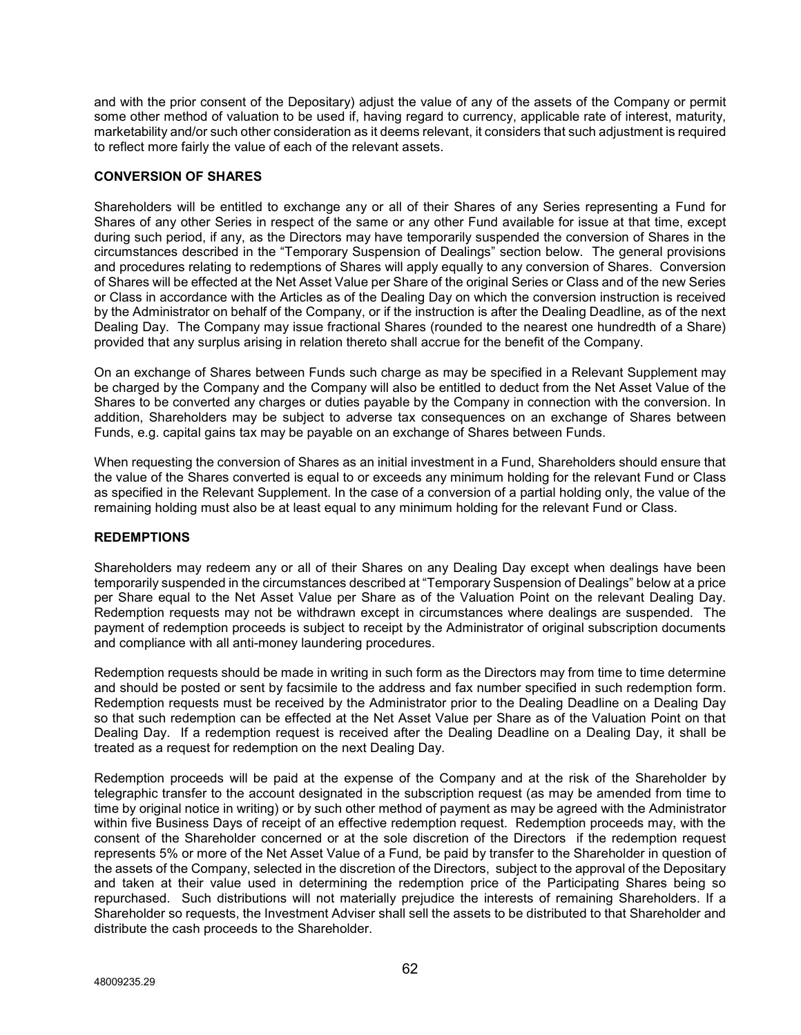and with the prior consent of the Depositary) adjust the value of any of the assets of the Company or permit some other method of valuation to be used if, having regard to currency, applicable rate of interest, maturity, marketability and/or such other consideration as it deems relevant, it considers that such adjustment is required to reflect more fairly the value of each of the relevant assets.

**CONVERSION OF SHARES**

Shareholders will be entitled to exchange any or all of their Shares of any Series representing a Fund for Shares of any other Series in respect of the same or any other Fund available for issue at that time, except during such period, if any, as the Directors may have temporarily suspended the conversion of Shares in the circumstances described in the "Temporary Suspension of Dealings" section below. The general provisions and procedures relating to redemptions of Shares will apply equally to any conversion of Shares. Conversion of Shares will be effected at the Net Asset Value per Share of the original Series or Class and of the new Series or Class in accordance with the Articles as of the Dealing Day on which the conversion instruction is received by the Administrator on behalf of the Company, or if the instruction is after the Dealing Deadline, as of the next Dealing Day. The Company may issue fractional Shares (rounded to the nearest one hundredth of a Share) provided that any surplus arising in relation thereto shall accrue for the benefit of the Company.

On an exchange of Shares between Funds such charge as may be specified in a Relevant Supplement may be charged by the Company and the Company will also be entitled to deduct from the Net Asset Value of the Shares to be converted any charges or duties payable by the Company in connection with the conversion. In addition, Shareholders may be subject to adverse tax consequences on an exchange of Shares between Funds, e.g. capital gains tax may be payable on an exchange of Shares between Funds.

When requesting the conversion of Shares as an initial investment in a Fund, Shareholders should ensure that the value of the Shares converted is equal to or exceeds any minimum holding for the relevant Fund or Class as specified in the Relevant Supplement. In the case of a conversion of a partial holding only, the value of the remaining holding must also be at least equal to any minimum holding for the relevant Fund or Class.

**REDEMPTIONS**

Shareholders may redeem any or all of their Shares on any Dealing Day except when dealings have been temporarily suspended in the circumstances described at "Temporary Suspension of Dealings" below at a price per Share equal to the Net Asset Value per Share as of the Valuation Point on the relevant Dealing Day. Redemption requests may not be withdrawn except in circumstances where dealings are suspended. The payment of redemption proceeds is subject to receipt by the Administrator of original subscription documents and compliance with all anti-money laundering procedures.

Redemption requests should be made in writing in such form as the Directors may from time to time determine and should be posted or sent by facsimile to the address and fax number specified in such redemption form. Redemption requests must be received by the Administrator prior to the Dealing Deadline on a Dealing Day so that such redemption can be effected at the Net Asset Value per Share as of the Valuation Point on that Dealing Day. If a redemption request is received after the Dealing Deadline on a Dealing Day, it shall be treated as a request for redemption on the next Dealing Day.

Redemption proceeds will be paid at the expense of the Company and at the risk of the Shareholder by telegraphic transfer to the account designated in the subscription request (as may be amended from time to time by original notice in writing) or by such other method of payment as may be agreed with the Administrator within five Business Days of receipt of an effective redemption request. Redemption proceeds may, with the consent of the Shareholder concerned or at the sole discretion of the Directors if the redemption request represents 5% or more of the Net Asset Value of a Fund, be paid by transfer to the Shareholder in question of the assets of the Company, selected in the discretion of the Directors, subject to the approval of the Depositary and taken at their value used in determining the redemption price of the Participating Shares being so repurchased. Such distributions will not materially prejudice the interests of remaining Shareholders. If a Shareholder so requests, the Investment Adviser shall sell the assets to be distributed to that Shareholder and distribute the cash proceeds to the Shareholder.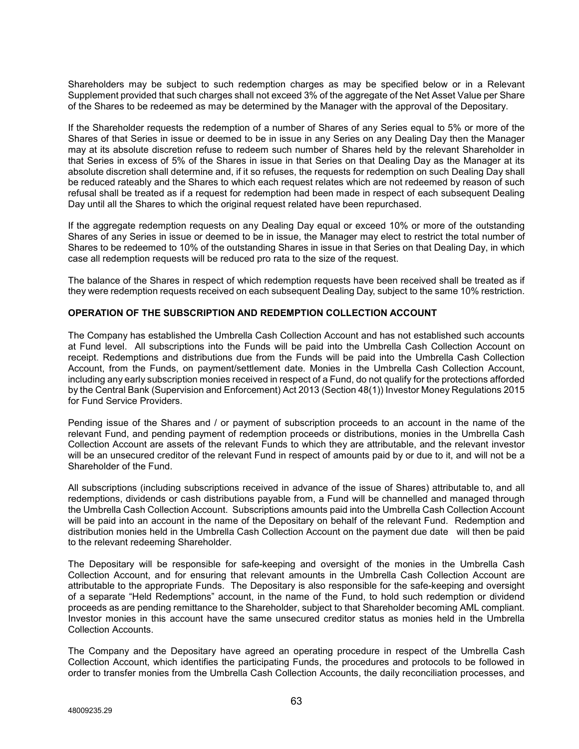Shareholders may be subject to such redemption charges as may be specified below or in a Relevant Supplement provided that such charges shall not exceed 3% of the aggregate of the Net Asset Value per Share of the Shares to be redeemed as may be determined by the Manager with the approval of the Depositary.

If the Shareholder requests the redemption of a number of Shares of any Series equal to 5% or more of the Shares of that Series in issue or deemed to be in issue in any Series on any Dealing Day then the Manager may at its absolute discretion refuse to redeem such number of Shares held by the relevant Shareholder in that Series in excess of 5% of the Shares in issue in that Series on that Dealing Day as the Manager at its absolute discretion shall determine and, if it so refuses, the requests for redemption on such Dealing Day shall be reduced rateably and the Shares to which each request relates which are not redeemed by reason of such refusal shall be treated as if a request for redemption had been made in respect of each subsequent Dealing Day until all the Shares to which the original request related have been repurchased.

If the aggregate redemption requests on any Dealing Day equal or exceed 10% or more of the outstanding Shares of any Series in issue or deemed to be in issue, the Manager may elect to restrict the total number of Shares to be redeemed to 10% of the outstanding Shares in issue in that Series on that Dealing Day, in which case all redemption requests will be reduced pro rata to the size of the request.

The balance of the Shares in respect of which redemption requests have been received shall be treated as if they were redemption requests received on each subsequent Dealing Day, subject to the same 10% restriction.

**OPERATION OF THE SUBSCRIPTION AND REDEMPTION COLLECTION ACCOUNT**

The Company has established the Umbrella Cash Collection Account and has not established such accounts at Fund level. All subscriptions into the Funds will be paid into the Umbrella Cash Collection Account on receipt. Redemptions and distributions due from the Funds will be paid into the Umbrella Cash Collection Account, from the Funds, on payment/settlement date. Monies in the Umbrella Cash Collection Account, including any early subscription monies received in respect of a Fund, do not qualify for the protections afforded by the Central Bank (Supervision and Enforcement) Act 2013 (Section 48(1)) Investor Money Regulations 2015 for Fund Service Providers.

Pending issue of the Shares and / or payment of subscription proceeds to an account in the name of the relevant Fund, and pending payment of redemption proceeds or distributions, monies in the Umbrella Cash Collection Account are assets of the relevant Funds to which they are attributable, and the relevant investor will be an unsecured creditor of the relevant Fund in respect of amounts paid by or due to it, and will not be a Shareholder of the Fund.

All subscriptions (including subscriptions received in advance of the issue of Shares) attributable to, and all redemptions, dividends or cash distributions payable from, a Fund will be channelled and managed through the Umbrella Cash Collection Account. Subscriptions amounts paid into the Umbrella Cash Collection Account will be paid into an account in the name of the Depositary on behalf of the relevant Fund. Redemption and distribution monies held in the Umbrella Cash Collection Account on the payment due date will then be paid to the relevant redeeming Shareholder.

The Depositary will be responsible for safe-keeping and oversight of the monies in the Umbrella Cash Collection Account, and for ensuring that relevant amounts in the Umbrella Cash Collection Account are attributable to the appropriate Funds. The Depositary is also responsible for the safe-keeping and oversight of a separate "Held Redemptions" account, in the name of the Fund, to hold such redemption or dividend proceeds as are pending remittance to the Shareholder, subject to that Shareholder becoming AML compliant. Investor monies in this account have the same unsecured creditor status as monies held in the Umbrella Collection Accounts.

The Company and the Depositary have agreed an operating procedure in respect of the Umbrella Cash Collection Account, which identifies the participating Funds, the procedures and protocols to be followed in order to transfer monies from the Umbrella Cash Collection Accounts, the daily reconciliation processes, and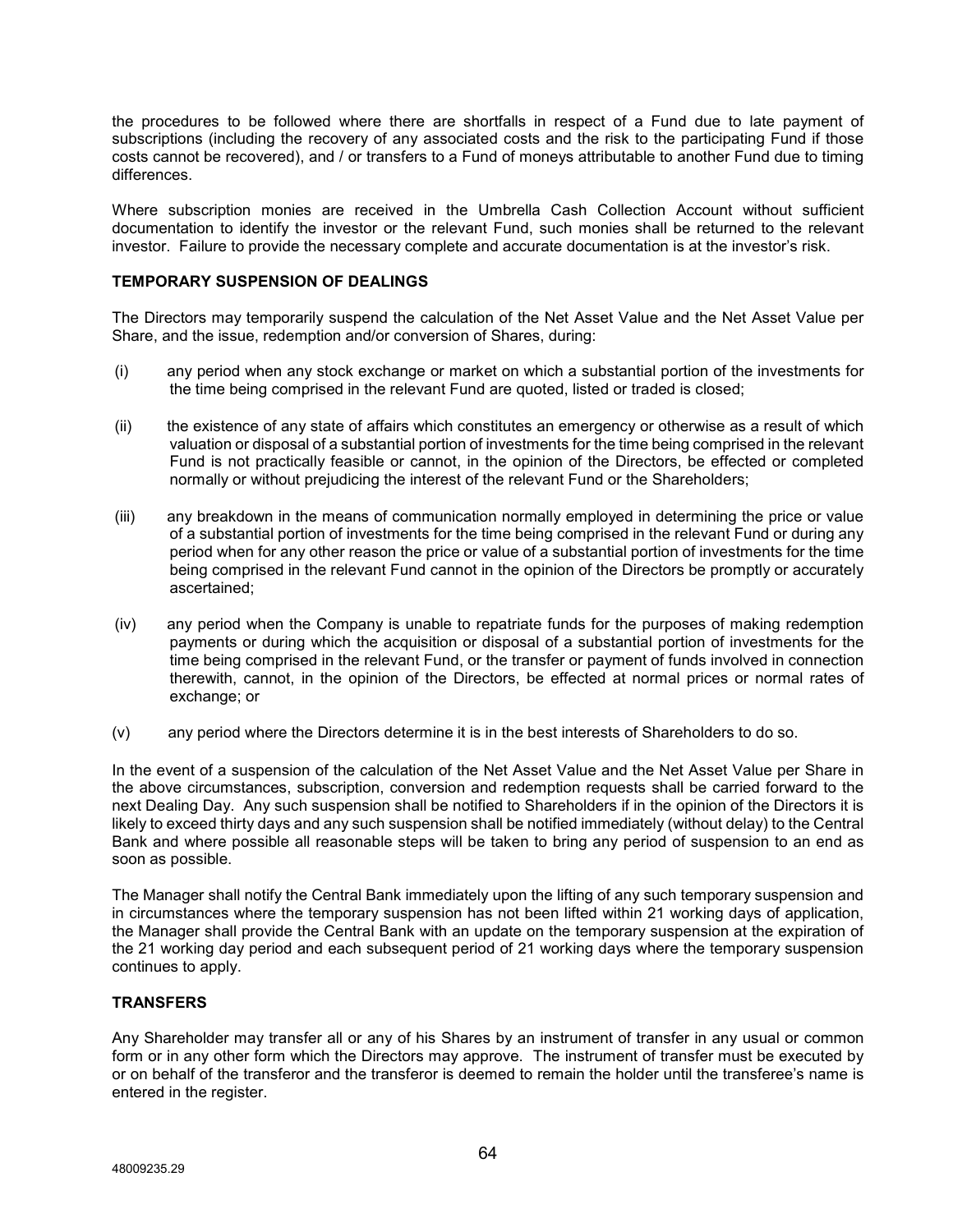the procedures to be followed where there are shortfalls in respect of a Fund due to late payment of subscriptions (including the recovery of any associated costs and the risk to the participating Fund if those costs cannot be recovered), and / or transfers to a Fund of moneys attributable to another Fund due to timing differences.

Where subscription monies are received in the Umbrella Cash Collection Account without sufficient documentation to identify the investor or the relevant Fund, such monies shall be returned to the relevant investor. Failure to provide the necessary complete and accurate documentation is at the investor's risk.

**TEMPORARY SUSPENSION OF DEALINGS**

The Directors may temporarily suspend the calculation of the Net Asset Value and the Net Asset Value per Share, and the issue, redemption and/or conversion of Shares, during:

(i) any period when any stock exchange or market on which a substantial portion of the investments for the time being comprised in the relevant Fund are quoted, listed or traded is closed;

(ii) the existence of any state of affairs which constitutes an emergency or otherwise as a result of which valuation or disposal of a substantial portion of investments for the time being comprised in the relevant Fund is not practically feasible or cannot, in the opinion of the Directors, be effected or completed normally or without prejudicing the interest of the relevant Fund or the Shareholders;

(iii) any breakdown in the means of communication normally employed in determining the price or value of a substantial portion of investments for the time being comprised in the relevant Fund or during any period when for any other reason the price or value of a substantial portion of investments for the time being comprised in the relevant Fund cannot in the opinion of the Directors be promptly or accurately ascertained;

(iv) any period when the Company is unable to repatriate funds for the purposes of making redemption payments or during which the acquisition or disposal of a substantial portion of investments for the time being comprised in the relevant Fund, or the transfer or payment of funds involved in connection therewith, cannot, in the opinion of the Directors, be effected at normal prices or normal rates of exchange; or

(v) any period where the Directors determine it is in the best interests of Shareholders to do so.

In the event of a suspension of the calculation of the Net Asset Value and the Net Asset Value per Share in the above circumstances, subscription, conversion and redemption requests shall be carried forward to the next Dealing Day. Any such suspension shall be notified to Shareholders if in the opinion of the Directors it is likely to exceed thirty days and any such suspension shall be notified immediately (without delay) to the Central Bank and where possible all reasonable steps will be taken to bring any period of suspension to an end as soon as possible.

The Manager shall notify the Central Bank immediately upon the lifting of any such temporary suspension and in circumstances where the temporary suspension has not been lifted within 21 working days of application, the Manager shall provide the Central Bank with an update on the temporary suspension at the expiration of the 21 working day period and each subsequent period of 21 working days where the temporary suspension continues to apply.

**TRANSFERS**

Any Shareholder may transfer all or any of his Shares by an instrument of transfer in any usual or common form or in any other form which the Directors may approve. The instrument of transfer must be executed by or on behalf of the transferor and the transferor is deemed to remain the holder until the transferee's name is entered in the register.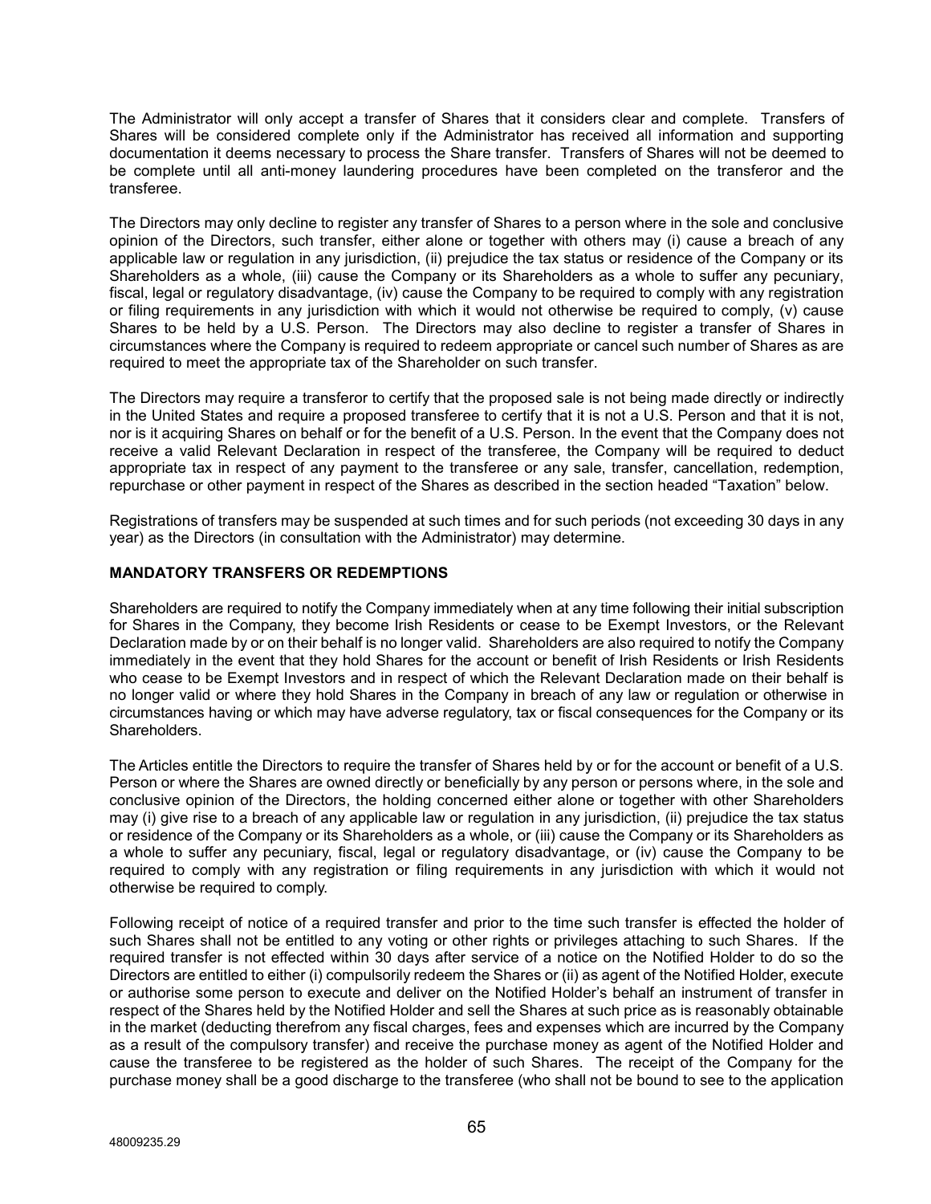The Administrator will only accept a transfer of Shares that it considers clear and complete. Transfers of Shares will be considered complete only if the Administrator has received all information and supporting documentation it deems necessary to process the Share transfer. Transfers of Shares will not be deemed to be complete until all anti-money laundering procedures have been completed on the transferor and the transferee.

The Directors may only decline to register any transfer of Shares to a person where in the sole and conclusive opinion of the Directors, such transfer, either alone or together with others may (i) cause a breach of any applicable law or regulation in any jurisdiction, (ii) prejudice the tax status or residence of the Company or its Shareholders as a whole, (iii) cause the Company or its Shareholders as a whole to suffer any pecuniary, fiscal, legal or regulatory disadvantage, (iv) cause the Company to be required to comply with any registration or filing requirements in any jurisdiction with which it would not otherwise be required to comply, (v) cause Shares to be held by a U.S. Person. The Directors may also decline to register a transfer of Shares in circumstances where the Company is required to redeem appropriate or cancel such number of Shares as are required to meet the appropriate tax of the Shareholder on such transfer.

The Directors may require a transferor to certify that the proposed sale is not being made directly or indirectly in the United States and require a proposed transferee to certify that it is not a U.S. Person and that it is not, nor is it acquiring Shares on behalf or for the benefit of a U.S. Person. In the event that the Company does not receive a valid Relevant Declaration in respect of the transferee, the Company will be required to deduct appropriate tax in respect of any payment to the transferee or any sale, transfer, cancellation, redemption, repurchase or other payment in respect of the Shares as described in the section headed "Taxation" below.

Registrations of transfers may be suspended at such times and for such periods (not exceeding 30 days in any year) as the Directors (in consultation with the Administrator) may determine.

## MANDATORY TRANSFERS OR REDEMPTIONS

Shareholders are required to notify the Company immediately when at any time following their initial subscription for Shares in the Company, they become Irish Residents or cease to be Exempt Investors, or the Relevant Declaration made by or on their behalf is no longer valid. Shareholders are also required to notify the Company immediately in the event that they hold Shares for the account or benefit of Irish Residents or Irish Residents who cease to be Exempt Investors and in respect of which the Relevant Declaration made on their behalf is no longer valid or where they hold Shares in the Company in breach of any law or regulation or otherwise in circumstances having or which may have adverse regulatory, tax or fiscal consequences for the Company or its Shareholders.

The Articles entitle the Directors to require the transfer of Shares held by or for the account or benefit of a U.S. Person or where the Shares are owned directly or beneficially by any person or persons where, in the sole and conclusive opinion of the Directors, the holding concerned either alone or together with other Shareholders may (i) give rise to a breach of any applicable law or regulation in any jurisdiction, (ii) prejudice the tax status or residence of the Company or its Shareholders as a whole, or (iii) cause the Company or its Shareholders as a whole to suffer any pecuniary, fiscal, legal or regulatory disadvantage, or (iv) cause the Company to be required to comply with any registration or filing requirements in any jurisdiction with which it would not otherwise be required to comply.

Following receipt of notice of a required transfer and prior to the time such transfer is effected the holder of such Shares shall not be entitled to any voting or other rights or privileges attaching to such Shares. If the required transfer is not effected within 30 days after service of a notice on the Notified Holder to do so the Directors are entitled to either (i) compulsorily redeem the Shares or (ii) as agent of the Notified Holder, execute or authorise some person to execute and deliver on the Notified Holder's behalf an instrument of transfer in respect of the Shares held by the Notified Holder and sell the Shares at such price as is reasonably obtainable in the market (deducting therefrom any fiscal charges, fees and expenses which are incurred by the Company as a result of the compulsory transfer) and receive the purchase money as agent of the Notified Holder and cause the transferee to be registered as the holder of such Shares. The receipt of the Company for the purchase money shall be a good discharge to the transferee (who shall not be bound to see to the application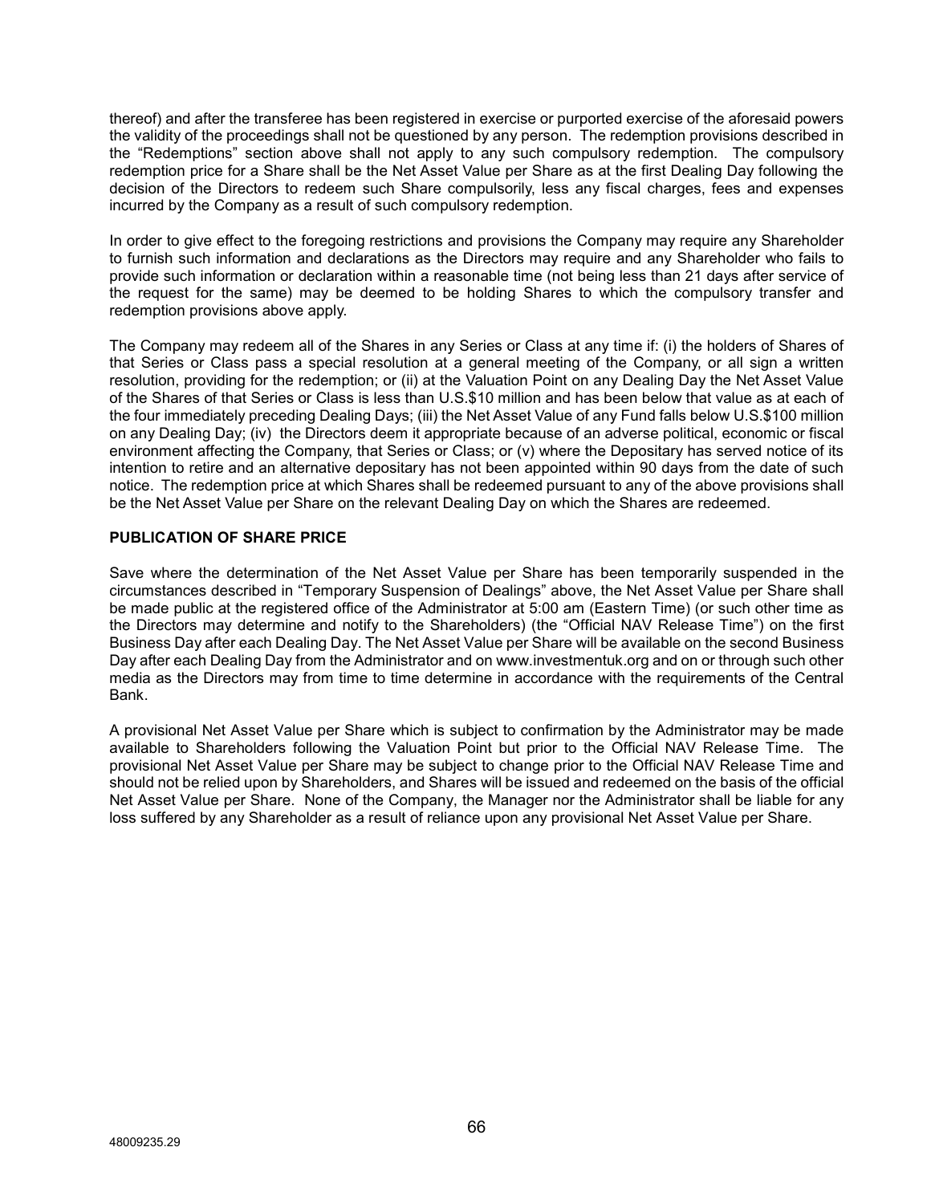thereof) and after the transferee has been registered in exercise or purported exercise of the aforesaid powers the validity of the proceedings shall not be questioned by any person. The redemption provisions described in the "Redemptions" section above shall not apply to any such compulsory redemption. The compulsory redemption price for a Share shall be the Net Asset Value per Share as at the first Dealing Day following the decision of the Directors to redeem such Share compulsorily, less any fiscal charges, fees and expenses incurred by the Company as a result of such compulsory redemption.

In order to give effect to the foregoing restrictions and provisions the Company may require any Shareholder to furnish such information and declarations as the Directors may require and any Shareholder who fails to provide such information or declaration within a reasonable time (not being less than 21 days after service of the request for the same) may be deemed to be holding Shares to which the compulsory transfer and redemption provisions above apply.

The Company may redeem all of the Shares in any Series or Class at any time if: (i) the holders of Shares of that Series or Class pass a special resolution at a general meeting of the Company, or all sign a written resolution, providing for the redemption; or (ii) at the Valuation Point on any Dealing Day the Net Asset Value of the Shares of that Series or Class is less than U.S.$10 million and has been below that value as at each of the four immediately preceding Dealing Days; (iii) the Net Asset Value of any Fund falls below U.S.$100 million on any Dealing Day; (iv) the Directors deem it appropriate because of an adverse political, economic or fiscal environment affecting the Company, that Series or Class; or (v) where the Depositary has served notice of its intention to retire and an alternative depositary has not been appointed within 90 days from the date of such notice. The redemption price at which Shares shall be redeemed pursuant to any of the above provisions shall be the Net Asset Value per Share on the relevant Dealing Day on which the Shares are redeemed.

**PUBLICATION OF SHARE PRICE**

Save where the determination of the Net Asset Value per Share has been temporarily suspended in the circumstances described in "Temporary Suspension of Dealings" above, the Net Asset Value per Share shall be made public at the registered office of the Administrator at 5:00 am (Eastern Time) (or such other time as the Directors may determine and notify to the Shareholders) (the "Official NAV Release Time") on the first Business Day after each Dealing Day. The Net Asset Value per Share will be available on the second Business Day after each Dealing Day from the Administrator and on www.investmentuk.org and on or through such other media as the Directors may from time to time determine in accordance with the requirements of the Central Bank.

A provisional Net Asset Value per Share which is subject to confirmation by the Administrator may be made available to Shareholders following the Valuation Point but prior to the Official NAV Release Time. The provisional Net Asset Value per Share may be subject to change prior to the Official NAV Release Time and should not be relied upon by Shareholders, and Shares will be issued and redeemed on the basis of the official Net Asset Value per Share. None of the Company, the Manager nor the Administrator shall be liable for any loss suffered by any Shareholder as a result of reliance upon any provisional Net Asset Value per Share.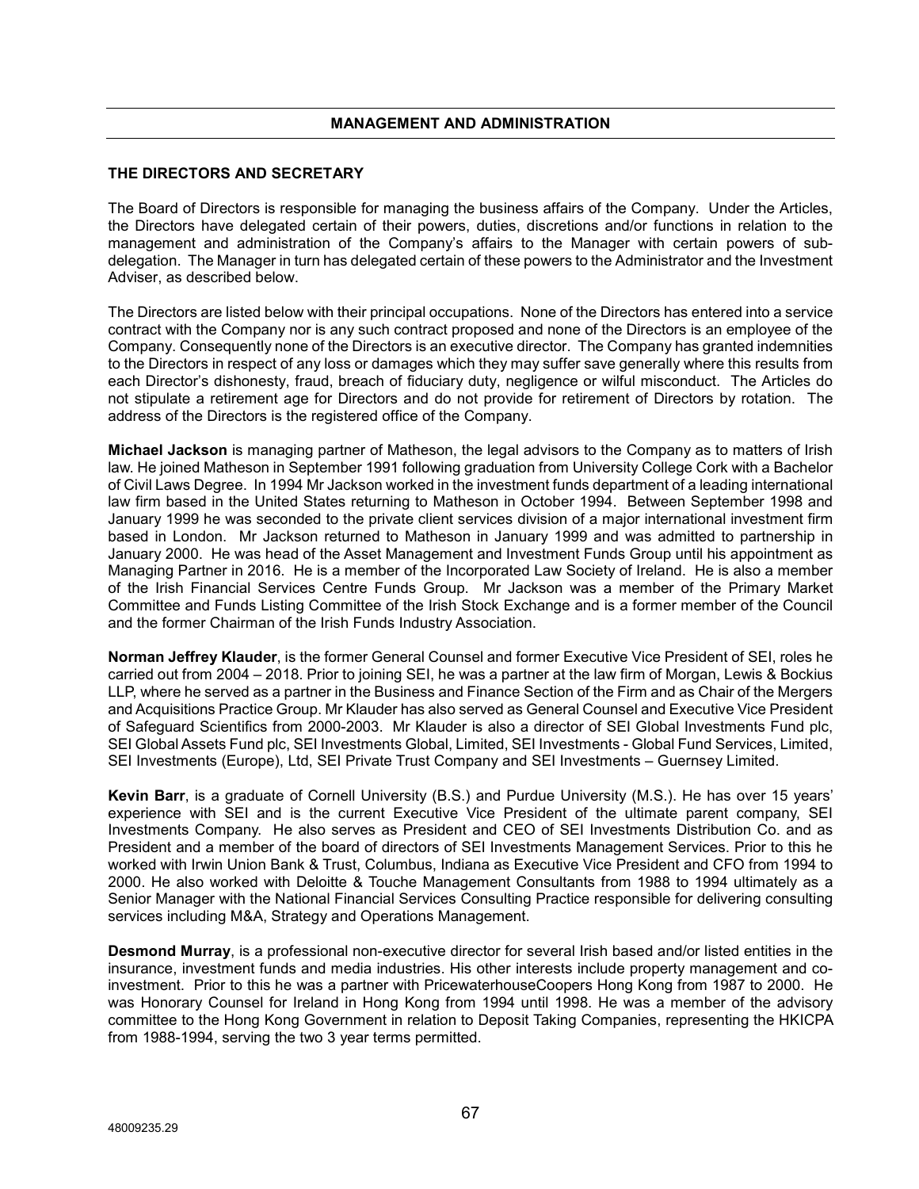## MANAGEMENT AND ADMINISTRATION

### THE DIRECTORS AND SECRETARY

The Board of Directors is responsible for managing the business affairs of the Company. Under the Articles, the Directors have delegated certain of their powers, duties, discretions and/or functions in relation to the management and administration of the Company's affairs to the Manager with certain powers of sub-delegation. The Manager in turn has delegated certain of these powers to the Administrator and the Investment Adviser, as described below.

The Directors are listed below with their principal occupations. None of the Directors has entered into a service contract with the Company nor is any such contract proposed and none of the Directors is an employee of the Company. Consequently none of the Directors is an executive director. The Company has granted indemnities to the Directors in respect of any loss or damages which they may suffer save generally where this results from each Director's dishonesty, fraud, breach of fiduciary duty, negligence or wilful misconduct. The Articles do not stipulate a retirement age for Directors and do not provide for retirement of Directors by rotation. The address of the Directors is the registered office of the Company.

**Michael Jackson** is managing partner of Matheson, the legal advisors to the Company as to matters of Irish law. He joined Matheson in September 1991 following graduation from University College Cork with a Bachelor of Civil Laws Degree. In 1994 Mr Jackson worked in the investment funds department of a leading international law firm based in the United States returning to Matheson in October 1994. Between September 1998 and January 1999 he was seconded to the private client services division of a major international investment firm based in London. Mr Jackson returned to Matheson in January 1999 and was admitted to partnership in January 2000. He was head of the Asset Management and Investment Funds Group until his appointment as Managing Partner in 2016. He is a member of the Incorporated Law Society of Ireland. He is also a member of the Irish Financial Services Centre Funds Group. Mr Jackson was a member of the Primary Market Committee and Funds Listing Committee of the Irish Stock Exchange and is a former member of the Council and the former Chairman of the Irish Funds Industry Association.

**Norman Jeffrey Klauder**, is the former General Counsel and former Executive Vice President of SEI, roles he carried out from 2004 – 2018. Prior to joining SEI, he was a partner at the law firm of Morgan, Lewis & Bockius LLP, where he served as a partner in the Business and Finance Section of the Firm and as Chair of the Mergers and Acquisitions Practice Group. Mr Klauder has also served as General Counsel and Executive Vice President of Safeguard Scientifics from 2000-2003. Mr Klauder is also a director of SEI Global Investments Fund plc, SEI Global Assets Fund plc, SEI Investments Global, Limited, SEI Investments - Global Fund Services, Limited, SEI Investments (Europe), Ltd, SEI Private Trust Company and SEI Investments – Guernsey Limited.

**Kevin Barr**, is a graduate of Cornell University (B.S.) and Purdue University (M.S.). He has over 15 years' experience with SEI and is the current Executive Vice President of the ultimate parent company, SEI Investments Company. He also serves as President and CEO of SEI Investments Distribution Co. and as President and a member of the board of directors of SEI Investments Management Services. Prior to this he worked with Irwin Union Bank & Trust, Columbus, Indiana as Executive Vice President and CFO from 1994 to 2000. He also worked with Deloitte & Touche Management Consultants from 1988 to 1994 ultimately as a Senior Manager with the National Financial Services Consulting Practice responsible for delivering consulting services including M&A, Strategy and Operations Management.

**Desmond Murray**, is a professional non-executive director for several Irish based and/or listed entities in the insurance, investment funds and media industries. His other interests include property management and co-investment. Prior to this he was a partner with PricewaterhouseCoopers Hong Kong from 1987 to 2000. He was Honorary Counsel for Ireland in Hong Kong from 1994 until 1998. He was a member of the advisory committee to the Hong Kong Government in relation to Deposit Taking Companies, representing the HKICPA from 1988-1994, serving the two 3 year terms permitted.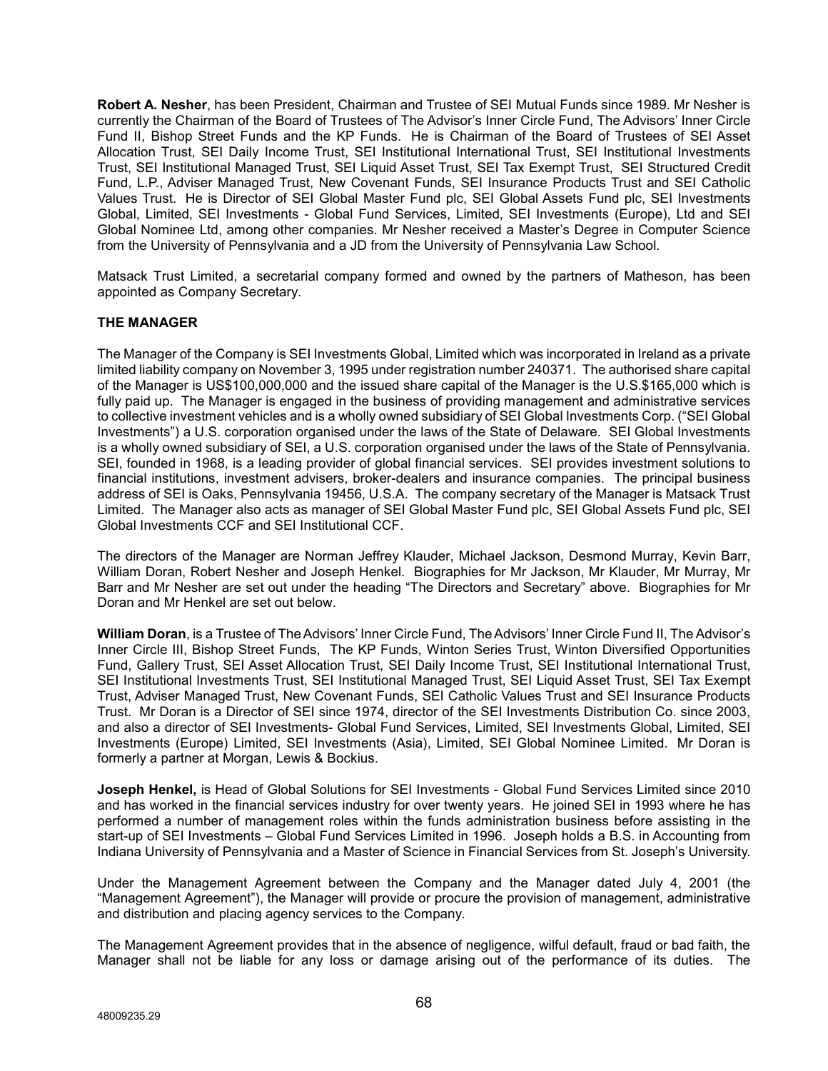**Robert A. Nesher**, has been President, Chairman and Trustee of SEI Mutual Funds since 1989. Mr Nesher is currently the Chairman of the Board of Trustees of The Advisor's Inner Circle Fund, The Advisors' Inner Circle Fund II, Bishop Street Funds and the KP Funds. He is Chairman of the Board of Trustees of SEI Asset Allocation Trust, SEI Daily Income Trust, SEI Institutional International Trust, SEI Institutional Investments Trust, SEI Institutional Managed Trust, SEI Liquid Asset Trust, SEI Tax Exempt Trust, SEI Structured Credit Fund, L.P., Adviser Managed Trust, New Covenant Funds, SEI Insurance Products Trust and SEI Catholic Values Trust. He is Director of SEI Global Master Fund plc, SEI Global Assets Fund plc, SEI Investments Global, Limited, SEI Investments - Global Fund Services, Limited, SEI Investments (Europe), Ltd and SEI Global Nominee Ltd, among other companies. Mr Nesher received a Master's Degree in Computer Science from the University of Pennsylvania and a JD from the University of Pennsylvania Law School.

Matsack Trust Limited, a secretarial company formed and owned by the partners of Matheson, has been appointed as Company Secretary.

**THE MANAGER**

The Manager of the Company is SEI Investments Global, Limited which was incorporated in Ireland as a private limited liability company on November 3, 1995 under registration number 240371. The authorised share capital of the Manager is US$100,000,000 and the issued share capital of the Manager is the U.S.$165,000 which is fully paid up. The Manager is engaged in the business of providing management and administrative services to collective investment vehicles and is a wholly owned subsidiary of SEI Global Investments Corp. ("SEI Global Investments") a U.S. corporation organised under the laws of the State of Delaware. SEI Global Investments is a wholly owned subsidiary of SEI, a U.S. corporation organised under the laws of the State of Pennsylvania. SEI, founded in 1968, is a leading provider of global financial services. SEI provides investment solutions to financial institutions, investment advisers, broker-dealers and insurance companies. The principal business address of SEI is Oaks, Pennsylvania 19456, U.S.A. The company secretary of the Manager is Matsack Trust Limited. The Manager also acts as manager of SEI Global Master Fund plc, SEI Global Assets Fund plc, SEI Global Investments CCF and SEI Institutional CCF.

The directors of the Manager are Norman Jeffrey Klauder, Michael Jackson, Desmond Murray, Kevin Barr, William Doran, Robert Nesher and Joseph Henkel. Biographies for Mr Jackson, Mr Klauder, Mr Murray, Mr Barr and Mr Nesher are set out under the heading "The Directors and Secretary" above. Biographies for Mr Doran and Mr Henkel are set out below.

**William Doran**, is a Trustee of The Advisors' Inner Circle Fund, The Advisors' Inner Circle Fund II, The Advisor's Inner Circle III, Bishop Street Funds, The KP Funds, Winton Series Trust, Winton Diversified Opportunities Fund, Gallery Trust, SEI Asset Allocation Trust, SEI Daily Income Trust, SEI Institutional International Trust, SEI Institutional Investments Trust, SEI Institutional Managed Trust, SEI Liquid Asset Trust, SEI Tax Exempt Trust, Adviser Managed Trust, New Covenant Funds, SEI Catholic Values Trust and SEI Insurance Products Trust. Mr Doran is a Director of SEI since 1974, director of the SEI Investments Distribution Co. since 2003, and also a director of SEI Investments- Global Fund Services, Limited, SEI Investments Global, Limited, SEI Investments (Europe) Limited, SEI Investments (Asia), Limited, SEI Global Nominee Limited. Mr Doran is formerly a partner at Morgan, Lewis & Bockius.

**Joseph Henkel,** is Head of Global Solutions for SEI Investments - Global Fund Services Limited since 2010 and has worked in the financial services industry for over twenty years. He joined SEI in 1993 where he has performed a number of management roles within the funds administration business before assisting in the start-up of SEI Investments – Global Fund Services Limited in 1996. Joseph holds a B.S. in Accounting from Indiana University of Pennsylvania and a Master of Science in Financial Services from St. Joseph's University.

Under the Management Agreement between the Company and the Manager dated July 4, 2001 (the "Management Agreement"), the Manager will provide or procure the provision of management, administrative and distribution and placing agency services to the Company.

The Management Agreement provides that in the absence of negligence, wilful default, fraud or bad faith, the Manager shall not be liable for any loss or damage arising out of the performance of its duties. The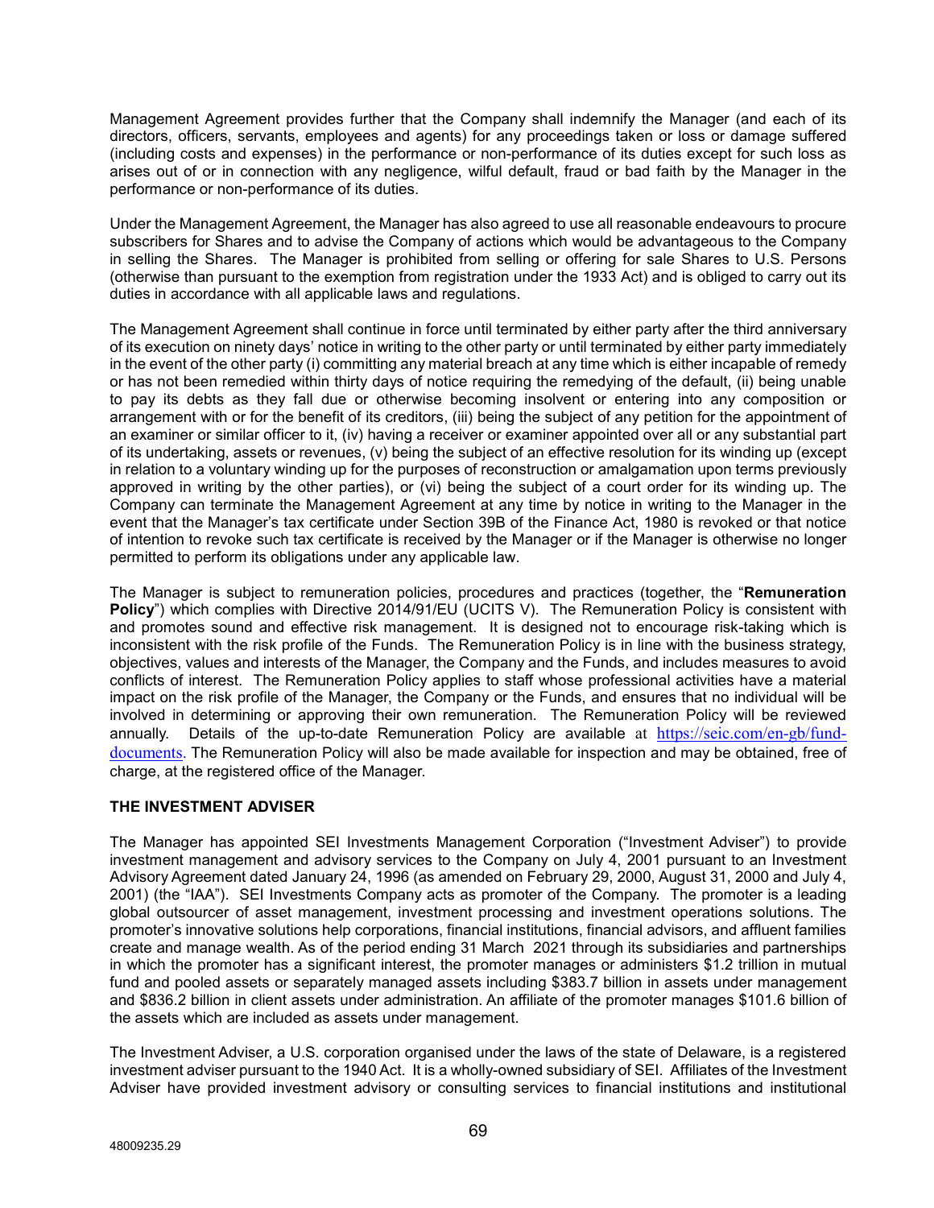Management Agreement provides further that the Company shall indemnify the Manager (and each of its directors, officers, servants, employees and agents) for any proceedings taken or loss or damage suffered (including costs and expenses) in the performance or non-performance of its duties except for such loss as arises out of or in connection with any negligence, wilful default, fraud or bad faith by the Manager in the performance or non-performance of its duties.

Under the Management Agreement, the Manager has also agreed to use all reasonable endeavours to procure subscribers for Shares and to advise the Company of actions which would be advantageous to the Company in selling the Shares. The Manager is prohibited from selling or offering for sale Shares to U.S. Persons (otherwise than pursuant to the exemption from registration under the 1933 Act) and is obliged to carry out its duties in accordance with all applicable laws and regulations.

The Management Agreement shall continue in force until terminated by either party after the third anniversary of its execution on ninety days' notice in writing to the other party or until terminated by either party immediately in the event of the other party (i) committing any material breach at any time which is either incapable of remedy or has not been remedied within thirty days of notice requiring the remedying of the default, (ii) being unable to pay its debts as they fall due or otherwise becoming insolvent or entering into any composition or arrangement with or for the benefit of its creditors, (iii) being the subject of any petition for the appointment of an examiner or similar officer to it, (iv) having a receiver or examiner appointed over all or any substantial part of its undertaking, assets or revenues, (v) being the subject of an effective resolution for its winding up (except in relation to a voluntary winding up for the purposes of reconstruction or amalgamation upon terms previously approved in writing by the other parties), or (vi) being the subject of a court order for its winding up. The Company can terminate the Management Agreement at any time by notice in writing to the Manager in the event that the Manager's tax certificate under Section 39B of the Finance Act, 1980 is revoked or that notice of intention to revoke such tax certificate is received by the Manager or if the Manager is otherwise no longer permitted to perform its obligations under any applicable law.

The Manager is subject to remuneration policies, procedures and practices (together, the "**Remuneration Policy**") which complies with Directive 2014/91/EU (UCITS V). The Remuneration Policy is consistent with and promotes sound and effective risk management. It is designed not to encourage risk-taking which is inconsistent with the risk profile of the Funds. The Remuneration Policy is in line with the business strategy, objectives, values and interests of the Manager, the Company and the Funds, and includes measures to avoid conflicts of interest. The Remuneration Policy applies to staff whose professional activities have a material impact on the risk profile of the Manager, the Company or the Funds, and ensures that no individual will be involved in determining or approving their own remuneration. The Remuneration Policy will be reviewed annually. Details of the up-to-date Remuneration Policy are available at https://seic.com/en-gb/fund-documents. The Remuneration Policy will also be made available for inspection and may be obtained, free of charge, at the registered office of the Manager.

## THE INVESTMENT ADVISER

The Manager has appointed SEI Investments Management Corporation ("Investment Adviser") to provide investment management and advisory services to the Company on July 4, 2001 pursuant to an Investment Advisory Agreement dated January 24, 1996 (as amended on February 29, 2000, August 31, 2000 and July 4, 2001) (the "IAA"). SEI Investments Company acts as promoter of the Company. The promoter is a leading global outsourcer of asset management, investment processing and investment operations solutions. The promoter's innovative solutions help corporations, financial institutions, financial advisors, and affluent families create and manage wealth. As of the period ending 31 March 2021 through its subsidiaries and partnerships in which the promoter has a significant interest, the promoter manages or administers $1.2 trillion in mutual fund and pooled assets or separately managed assets including $383.7 billion in assets under management and $836.2 billion in client assets under administration. An affiliate of the promoter manages $101.6 billion of the assets which are included as assets under management.

The Investment Adviser, a U.S. corporation organised under the laws of the state of Delaware, is a registered investment adviser pursuant to the 1940 Act. It is a wholly-owned subsidiary of SEI. Affiliates of the Investment Adviser have provided investment advisory or consulting services to financial institutions and institutional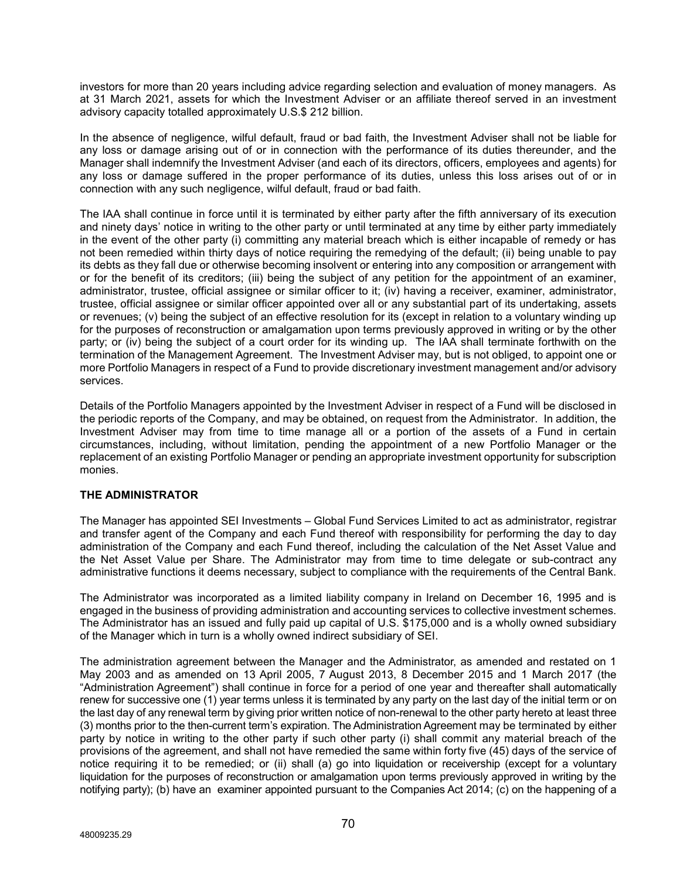investors for more than 20 years including advice regarding selection and evaluation of money managers. As at 31 March 2021, assets for which the Investment Adviser or an affiliate thereof served in an investment advisory capacity totalled approximately U.S.$ 212 billion.

In the absence of negligence, wilful default, fraud or bad faith, the Investment Adviser shall not be liable for any loss or damage arising out of or in connection with the performance of its duties thereunder, and the Manager shall indemnify the Investment Adviser (and each of its directors, officers, employees and agents) for any loss or damage suffered in the proper performance of its duties, unless this loss arises out of or in connection with any such negligence, wilful default, fraud or bad faith.

The IAA shall continue in force until it is terminated by either party after the fifth anniversary of its execution and ninety days' notice in writing to the other party or until terminated at any time by either party immediately in the event of the other party (i) committing any material breach which is either incapable of remedy or has not been remedied within thirty days of notice requiring the remedying of the default; (ii) being unable to pay its debts as they fall due or otherwise becoming insolvent or entering into any composition or arrangement with or for the benefit of its creditors; (iii) being the subject of any petition for the appointment of an examiner, administrator, trustee, official assignee or similar officer to it; (iv) having a receiver, examiner, administrator, trustee, official assignee or similar officer appointed over all or any substantial part of its undertaking, assets or revenues; (v) being the subject of an effective resolution for its (except in relation to a voluntary winding up for the purposes of reconstruction or amalgamation upon terms previously approved in writing or by the other party; or (iv) being the subject of a court order for its winding up. The IAA shall terminate forthwith on the termination of the Management Agreement. The Investment Adviser may, but is not obliged, to appoint one or more Portfolio Managers in respect of a Fund to provide discretionary investment management and/or advisory services.

Details of the Portfolio Managers appointed by the Investment Adviser in respect of a Fund will be disclosed in the periodic reports of the Company, and may be obtained, on request from the Administrator. In addition, the Investment Adviser may from time to time manage all or a portion of the assets of a Fund in certain circumstances, including, without limitation, pending the appointment of a new Portfolio Manager or the replacement of an existing Portfolio Manager or pending an appropriate investment opportunity for subscription monies.

## THE ADMINISTRATOR

The Manager has appointed SEI Investments – Global Fund Services Limited to act as administrator, registrar and transfer agent of the Company and each Fund thereof with responsibility for performing the day to day administration of the Company and each Fund thereof, including the calculation of the Net Asset Value and the Net Asset Value per Share. The Administrator may from time to time delegate or sub-contract any administrative functions it deems necessary, subject to compliance with the requirements of the Central Bank.

The Administrator was incorporated as a limited liability company in Ireland on December 16, 1995 and is engaged in the business of providing administration and accounting services to collective investment schemes. The Administrator has an issued and fully paid up capital of U.S. $175,000 and is a wholly owned subsidiary of the Manager which in turn is a wholly owned indirect subsidiary of SEI.

The administration agreement between the Manager and the Administrator, as amended and restated on 1 May 2003 and as amended on 13 April 2005, 7 August 2013, 8 December 2015 and 1 March 2017 (the "Administration Agreement") shall continue in force for a period of one year and thereafter shall automatically renew for successive one (1) year terms unless it is terminated by any party on the last day of the initial term or on the last day of any renewal term by giving prior written notice of non-renewal to the other party hereto at least three (3) months prior to the then-current term's expiration. The Administration Agreement may be terminated by either party by notice in writing to the other party if such other party (i) shall commit any material breach of the provisions of the agreement, and shall not have remedied the same within forty five (45) days of the service of notice requiring it to be remedied; or (ii) shall (a) go into liquidation or receivership (except for a voluntary liquidation for the purposes of reconstruction or amalgamation upon terms previously approved in writing by the notifying party); (b) have an examiner appointed pursuant to the Companies Act 2014; (c) on the happening of a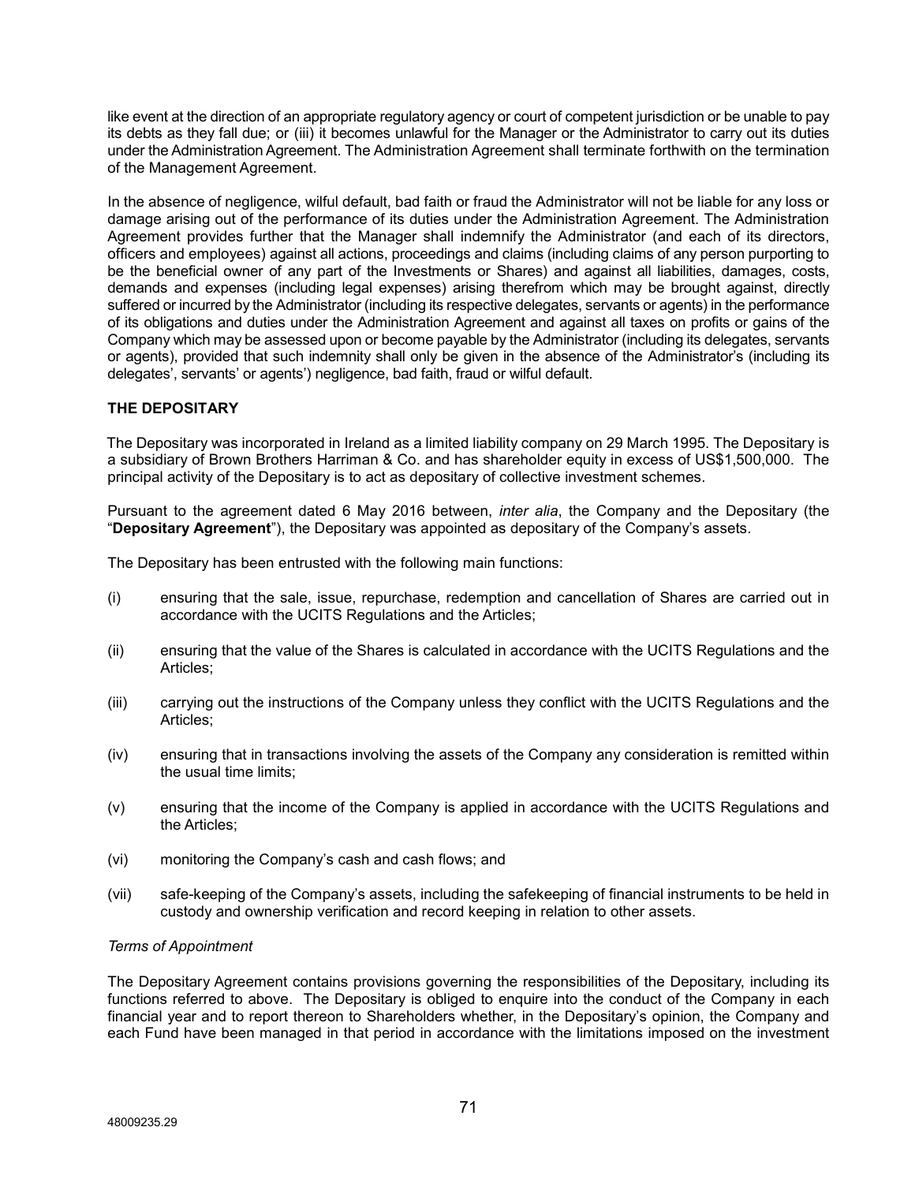like event at the direction of an appropriate regulatory agency or court of competent jurisdiction or be unable to pay its debts as they fall due; or (iii) it becomes unlawful for the Manager or the Administrator to carry out its duties under the Administration Agreement. The Administration Agreement shall terminate forthwith on the termination of the Management Agreement.

In the absence of negligence, wilful default, bad faith or fraud the Administrator will not be liable for any loss or damage arising out of the performance of its duties under the Administration Agreement. The Administration Agreement provides further that the Manager shall indemnify the Administrator (and each of its directors, officers and employees) against all actions, proceedings and claims (including claims of any person purporting to be the beneficial owner of any part of the Investments or Shares) and against all liabilities, damages, costs, demands and expenses (including legal expenses) arising therefrom which may be brought against, directly suffered or incurred by the Administrator (including its respective delegates, servants or agents) in the performance of its obligations and duties under the Administration Agreement and against all taxes on profits or gains of the Company which may be assessed upon or become payable by the Administrator (including its delegates, servants or agents), provided that such indemnity shall only be given in the absence of the Administrator's (including its delegates', servants' or agents') negligence, bad faith, fraud or wilful default.

**THE DEPOSITARY**

The Depositary was incorporated in Ireland as a limited liability company on 29 March 1995. The Depositary is a subsidiary of Brown Brothers Harriman & Co. and has shareholder equity in excess of US$1,500,000. The principal activity of the Depositary is to act as depositary of collective investment schemes.

Pursuant to the agreement dated 6 May 2016 between, *inter alia*, the Company and the Depositary (the "**Depositary Agreement**"), the Depositary was appointed as depositary of the Company's assets.

The Depositary has been entrusted with the following main functions:

(i) ensuring that the sale, issue, repurchase, redemption and cancellation of Shares are carried out in accordance with the UCITS Regulations and the Articles;

(ii) ensuring that the value of the Shares is calculated in accordance with the UCITS Regulations and the Articles;

(iii) carrying out the instructions of the Company unless they conflict with the UCITS Regulations and the Articles;

(iv) ensuring that in transactions involving the assets of the Company any consideration is remitted within the usual time limits;

(v) ensuring that the income of the Company is applied in accordance with the UCITS Regulations and the Articles;

(vi) monitoring the Company's cash and cash flows; and

(vii) safe-keeping of the Company's assets, including the safekeeping of financial instruments to be held in custody and ownership verification and record keeping in relation to other assets.

*Terms of Appointment*

The Depositary Agreement contains provisions governing the responsibilities of the Depositary, including its functions referred to above. The Depositary is obliged to enquire into the conduct of the Company in each financial year and to report thereon to Shareholders whether, in the Depositary's opinion, the Company and each Fund have been managed in that period in accordance with the limitations imposed on the investment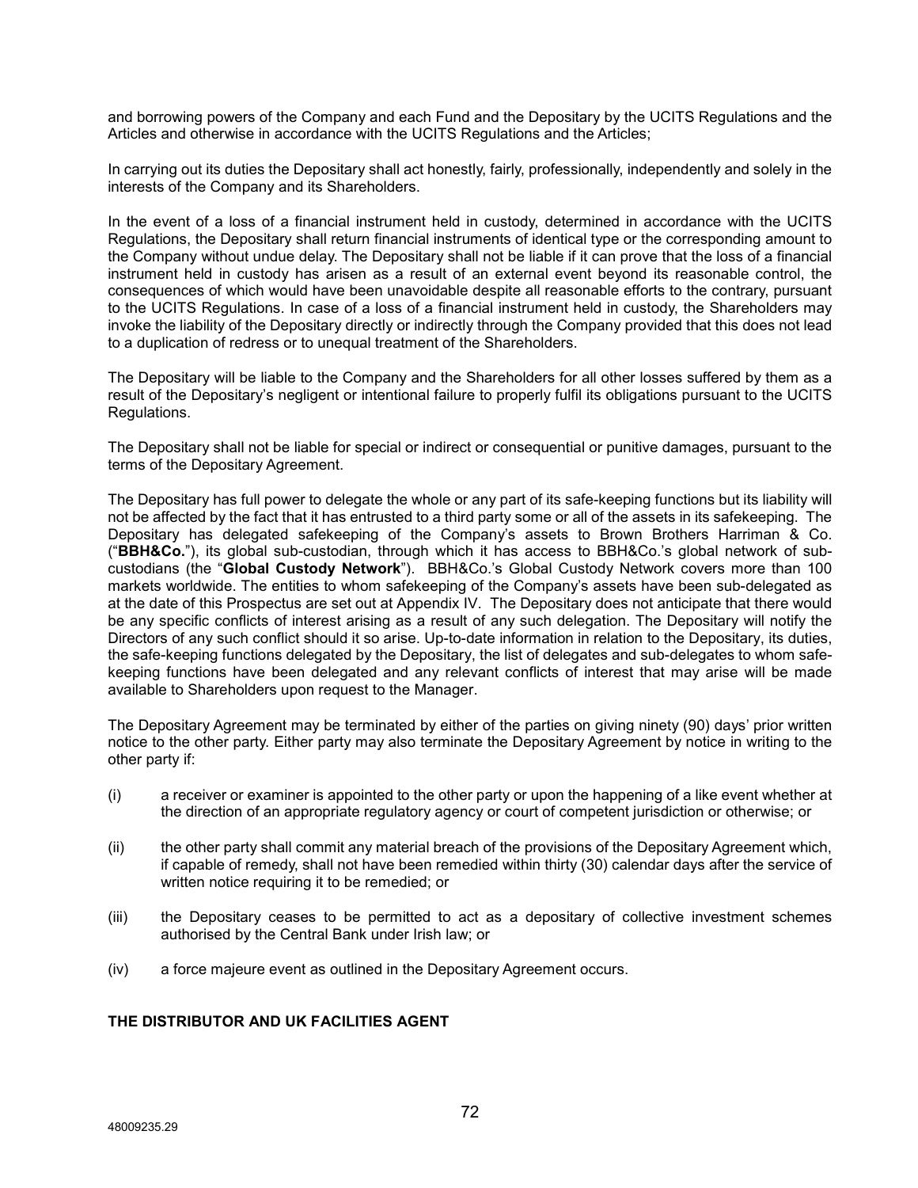and borrowing powers of the Company and each Fund and the Depositary by the UCITS Regulations and the Articles and otherwise in accordance with the UCITS Regulations and the Articles;

In carrying out its duties the Depositary shall act honestly, fairly, professionally, independently and solely in the interests of the Company and its Shareholders.

In the event of a loss of a financial instrument held in custody, determined in accordance with the UCITS Regulations, the Depositary shall return financial instruments of identical type or the corresponding amount to the Company without undue delay. The Depositary shall not be liable if it can prove that the loss of a financial instrument held in custody has arisen as a result of an external event beyond its reasonable control, the consequences of which would have been unavoidable despite all reasonable efforts to the contrary, pursuant to the UCITS Regulations. In case of a loss of a financial instrument held in custody, the Shareholders may invoke the liability of the Depositary directly or indirectly through the Company provided that this does not lead to a duplication of redress or to unequal treatment of the Shareholders.

The Depositary will be liable to the Company and the Shareholders for all other losses suffered by them as a result of the Depositary's negligent or intentional failure to properly fulfil its obligations pursuant to the UCITS Regulations.

The Depositary shall not be liable for special or indirect or consequential or punitive damages, pursuant to the terms of the Depositary Agreement.

The Depositary has full power to delegate the whole or any part of its safe-keeping functions but its liability will not be affected by the fact that it has entrusted to a third party some or all of the assets in its safekeeping. The Depositary has delegated safekeeping of the Company's assets to Brown Brothers Harriman & Co. ("**BBH&Co.**"), its global sub-custodian, through which it has access to BBH&Co.'s global network of sub-custodians (the "**Global Custody Network**"). BBH&Co.'s Global Custody Network covers more than 100 markets worldwide. The entities to whom safekeeping of the Company's assets have been sub-delegated as at the date of this Prospectus are set out at Appendix IV. The Depositary does not anticipate that there would be any specific conflicts of interest arising as a result of any such delegation. The Depositary will notify the Directors of any such conflict should it so arise. Up-to-date information in relation to the Depositary, its duties, the safe-keeping functions delegated by the Depositary, the list of delegates and sub-delegates to whom safe-keeping functions have been delegated and any relevant conflicts of interest that may arise will be made available to Shareholders upon request to the Manager.

The Depositary Agreement may be terminated by either of the parties on giving ninety (90) days' prior written notice to the other party. Either party may also terminate the Depositary Agreement by notice in writing to the other party if:

(i) a receiver or examiner is appointed to the other party or upon the happening of a like event whether at the direction of an appropriate regulatory agency or court of competent jurisdiction or otherwise; or

(ii) the other party shall commit any material breach of the provisions of the Depositary Agreement which, if capable of remedy, shall not have been remedied within thirty (30) calendar days after the service of written notice requiring it to be remedied; or

(iii) the Depositary ceases to be permitted to act as a depositary of collective investment schemes authorised by the Central Bank under Irish law; or

(iv) a force majeure event as outlined in the Depositary Agreement occurs.

**THE DISTRIBUTOR AND UK FACILITIES AGENT**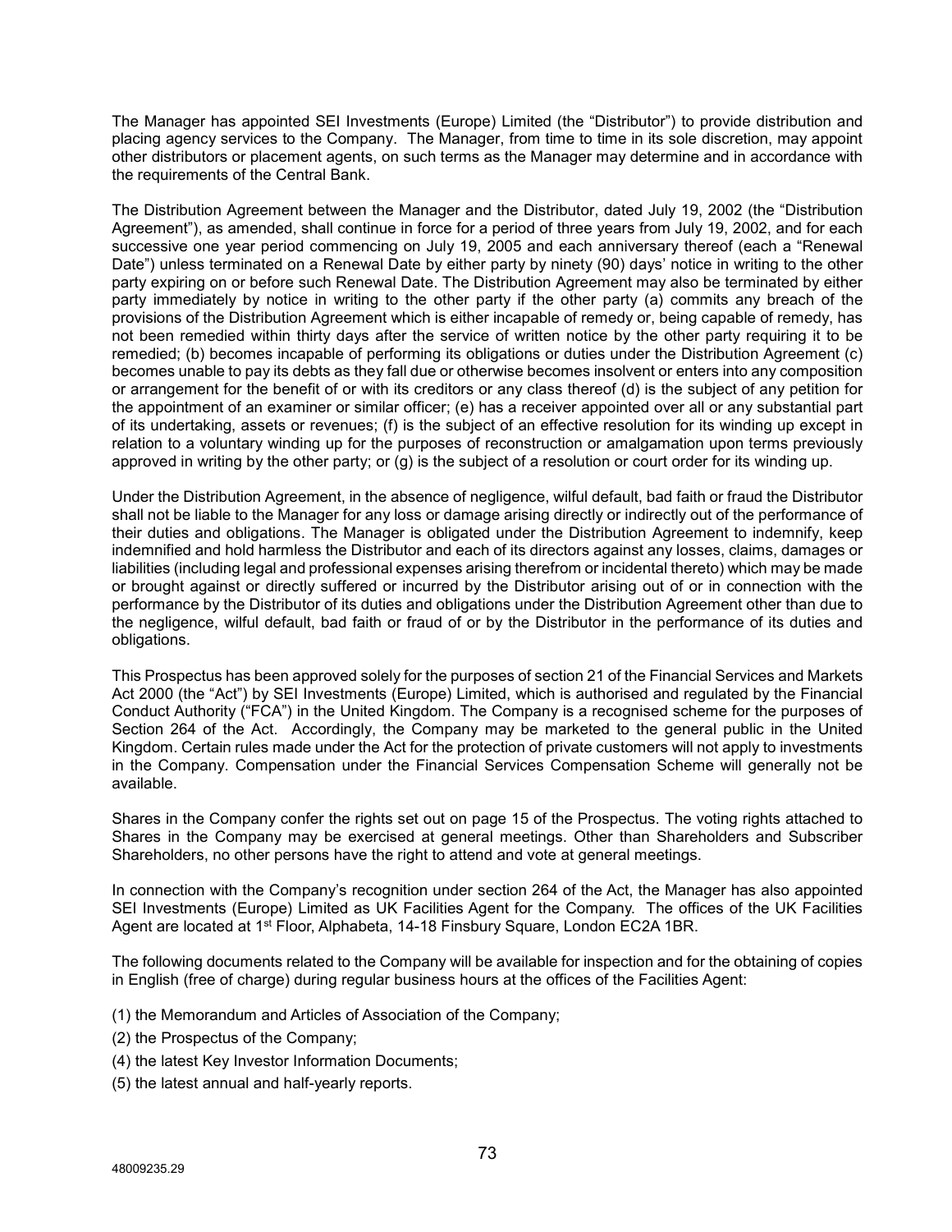The Manager has appointed SEI Investments (Europe) Limited (the "Distributor") to provide distribution and placing agency services to the Company. The Manager, from time to time in its sole discretion, may appoint other distributors or placement agents, on such terms as the Manager may determine and in accordance with the requirements of the Central Bank.

The Distribution Agreement between the Manager and the Distributor, dated July 19, 2002 (the "Distribution Agreement"), as amended, shall continue in force for a period of three years from July 19, 2002, and for each successive one year period commencing on July 19, 2005 and each anniversary thereof (each a "Renewal Date") unless terminated on a Renewal Date by either party by ninety (90) days' notice in writing to the other party expiring on or before such Renewal Date. The Distribution Agreement may also be terminated by either party immediately by notice in writing to the other party if the other party (a) commits any breach of the provisions of the Distribution Agreement which is either incapable of remedy or, being capable of remedy, has not been remedied within thirty days after the service of written notice by the other party requiring it to be remedied; (b) becomes incapable of performing its obligations or duties under the Distribution Agreement (c) becomes unable to pay its debts as they fall due or otherwise becomes insolvent or enters into any composition or arrangement for the benefit of or with its creditors or any class thereof (d) is the subject of any petition for the appointment of an examiner or similar officer; (e) has a receiver appointed over all or any substantial part of its undertaking, assets or revenues; (f) is the subject of an effective resolution for its winding up except in relation to a voluntary winding up for the purposes of reconstruction or amalgamation upon terms previously approved in writing by the other party; or (g) is the subject of a resolution or court order for its winding up.

Under the Distribution Agreement, in the absence of negligence, wilful default, bad faith or fraud the Distributor shall not be liable to the Manager for any loss or damage arising directly or indirectly out of the performance of their duties and obligations. The Manager is obligated under the Distribution Agreement to indemnify, keep indemnified and hold harmless the Distributor and each of its directors against any losses, claims, damages or liabilities (including legal and professional expenses arising therefrom or incidental thereto) which may be made or brought against or directly suffered or incurred by the Distributor arising out of or in connection with the performance by the Distributor of its duties and obligations under the Distribution Agreement other than due to the negligence, wilful default, bad faith or fraud of or by the Distributor in the performance of its duties and obligations.

This Prospectus has been approved solely for the purposes of section 21 of the Financial Services and Markets Act 2000 (the "Act") by SEI Investments (Europe) Limited, which is authorised and regulated by the Financial Conduct Authority ("FCA") in the United Kingdom. The Company is a recognised scheme for the purposes of Section 264 of the Act. Accordingly, the Company may be marketed to the general public in the United Kingdom. Certain rules made under the Act for the protection of private customers will not apply to investments in the Company. Compensation under the Financial Services Compensation Scheme will generally not be available.

Shares in the Company confer the rights set out on page 15 of the Prospectus. The voting rights attached to Shares in the Company may be exercised at general meetings. Other than Shareholders and Subscriber Shareholders, no other persons have the right to attend and vote at general meetings.

In connection with the Company's recognition under section 264 of the Act, the Manager has also appointed SEI Investments (Europe) Limited as UK Facilities Agent for the Company. The offices of the UK Facilities Agent are located at 1st Floor, Alphabeta, 14-18 Finsbury Square, London EC2A 1BR.

The following documents related to the Company will be available for inspection and for the obtaining of copies in English (free of charge) during regular business hours at the offices of the Facilities Agent:

(1) the Memorandum and Articles of Association of the Company;

(2) the Prospectus of the Company;

(4) the latest Key Investor Information Documents;

(5) the latest annual and half-yearly reports.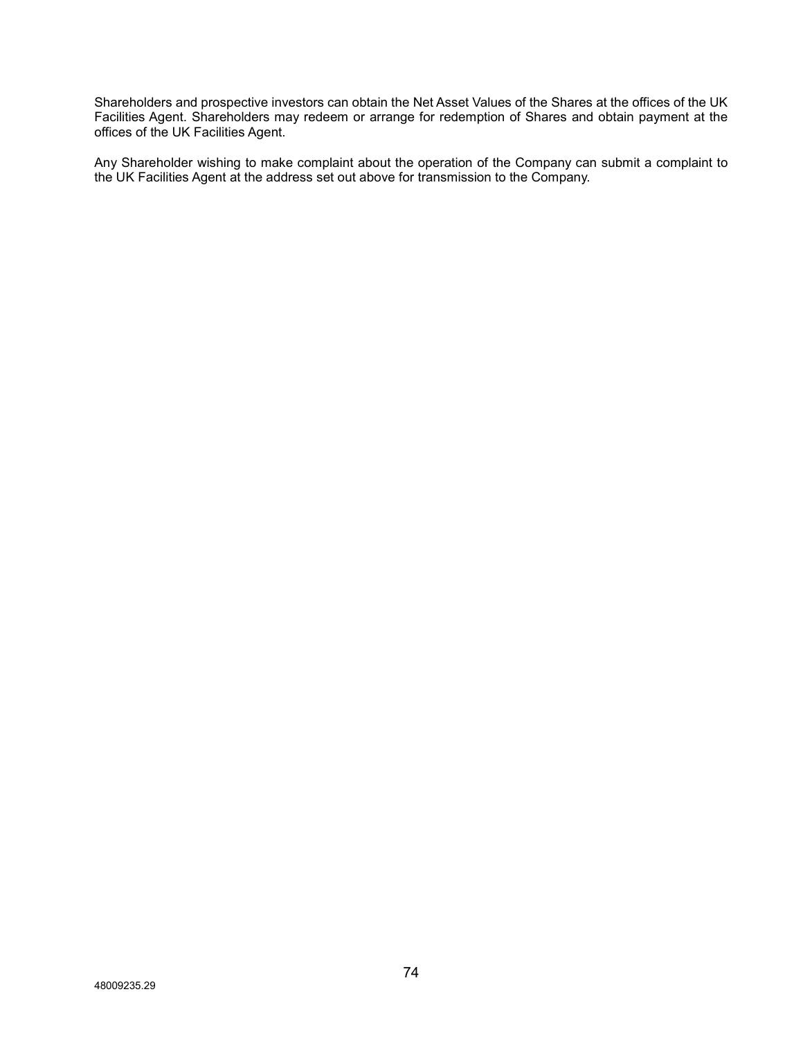Shareholders and prospective investors can obtain the Net Asset Values of the Shares at the offices of the UK Facilities Agent. Shareholders may redeem or arrange for redemption of Shares and obtain payment at the offices of the UK Facilities Agent.

Any Shareholder wishing to make complaint about the operation of the Company can submit a complaint to the UK Facilities Agent at the address set out above for transmission to the Company.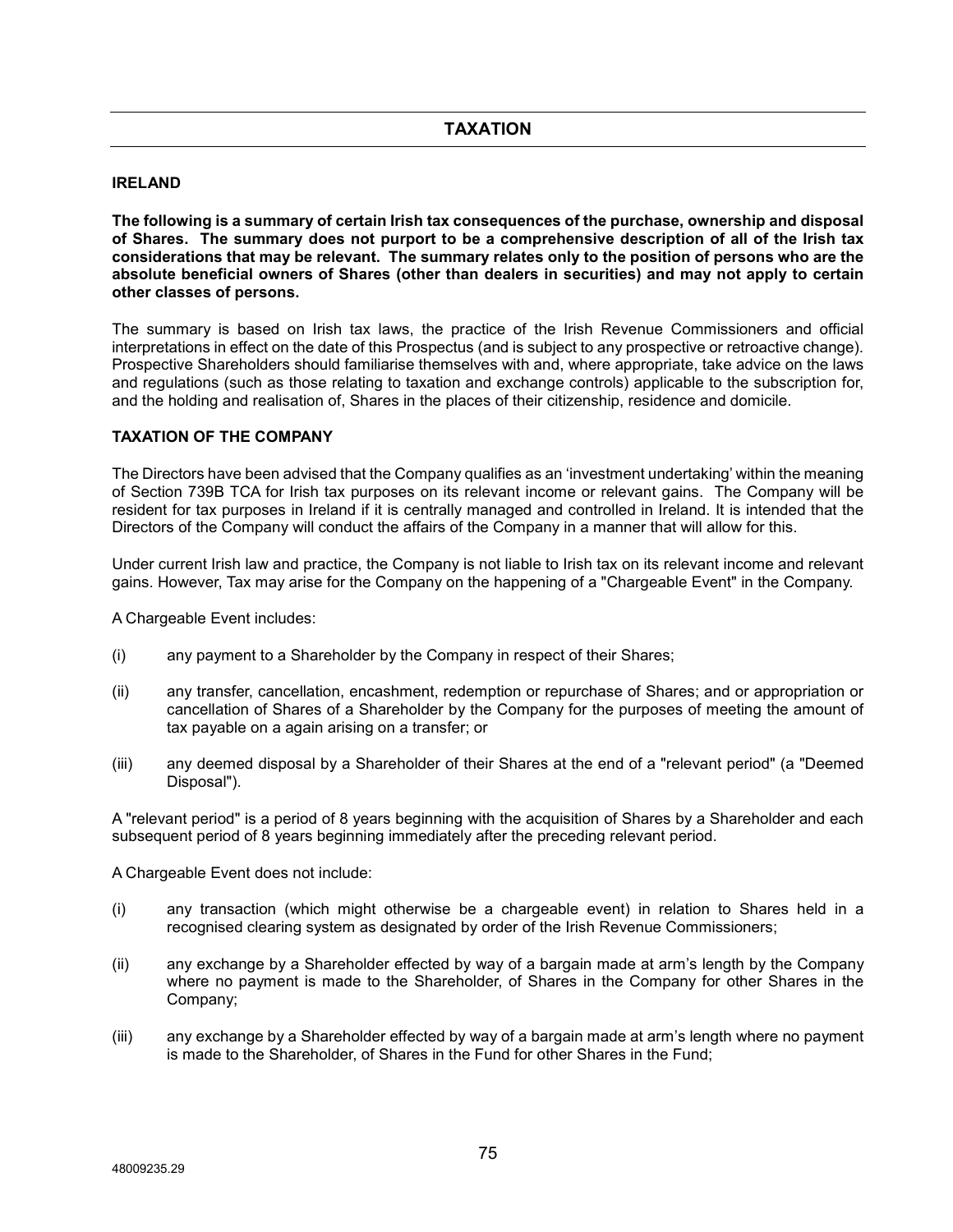# TAXATION

## IRELAND

**The following is a summary of certain Irish tax consequences of the purchase, ownership and disposal of Shares. The summary does not purport to be a comprehensive description of all of the Irish tax considerations that may be relevant. The summary relates only to the position of persons who are the absolute beneficial owners of Shares (other than dealers in securities) and may not apply to certain other classes of persons.**

The summary is based on Irish tax laws, the practice of the Irish Revenue Commissioners and official interpretations in effect on the date of this Prospectus (and is subject to any prospective or retroactive change). Prospective Shareholders should familiarise themselves with and, where appropriate, take advice on the laws and regulations (such as those relating to taxation and exchange controls) applicable to the subscription for, and the holding and realisation of, Shares in the places of their citizenship, residence and domicile.

## TAXATION OF THE COMPANY

The Directors have been advised that the Company qualifies as an 'investment undertaking' within the meaning of Section 739B TCA for Irish tax purposes on its relevant income or relevant gains. The Company will be resident for tax purposes in Ireland if it is centrally managed and controlled in Ireland. It is intended that the Directors of the Company will conduct the affairs of the Company in a manner that will allow for this.

Under current Irish law and practice, the Company is not liable to Irish tax on its relevant income and relevant gains. However, Tax may arise for the Company on the happening of a "Chargeable Event" in the Company.

A Chargeable Event includes:

(i) any payment to a Shareholder by the Company in respect of their Shares;

(ii) any transfer, cancellation, encashment, redemption or repurchase of Shares; and or appropriation or cancellation of Shares of a Shareholder by the Company for the purposes of meeting the amount of tax payable on a again arising on a transfer; or

(iii) any deemed disposal by a Shareholder of their Shares at the end of a "relevant period" (a "Deemed Disposal").

A "relevant period" is a period of 8 years beginning with the acquisition of Shares by a Shareholder and each subsequent period of 8 years beginning immediately after the preceding relevant period.

A Chargeable Event does not include:

(i) any transaction (which might otherwise be a chargeable event) in relation to Shares held in a recognised clearing system as designated by order of the Irish Revenue Commissioners;

(ii) any exchange by a Shareholder effected by way of a bargain made at arm's length by the Company where no payment is made to the Shareholder, of Shares in the Company for other Shares in the Company;

(iii) any exchange by a Shareholder effected by way of a bargain made at arm's length where no payment is made to the Shareholder, of Shares in the Fund for other Shares in the Fund;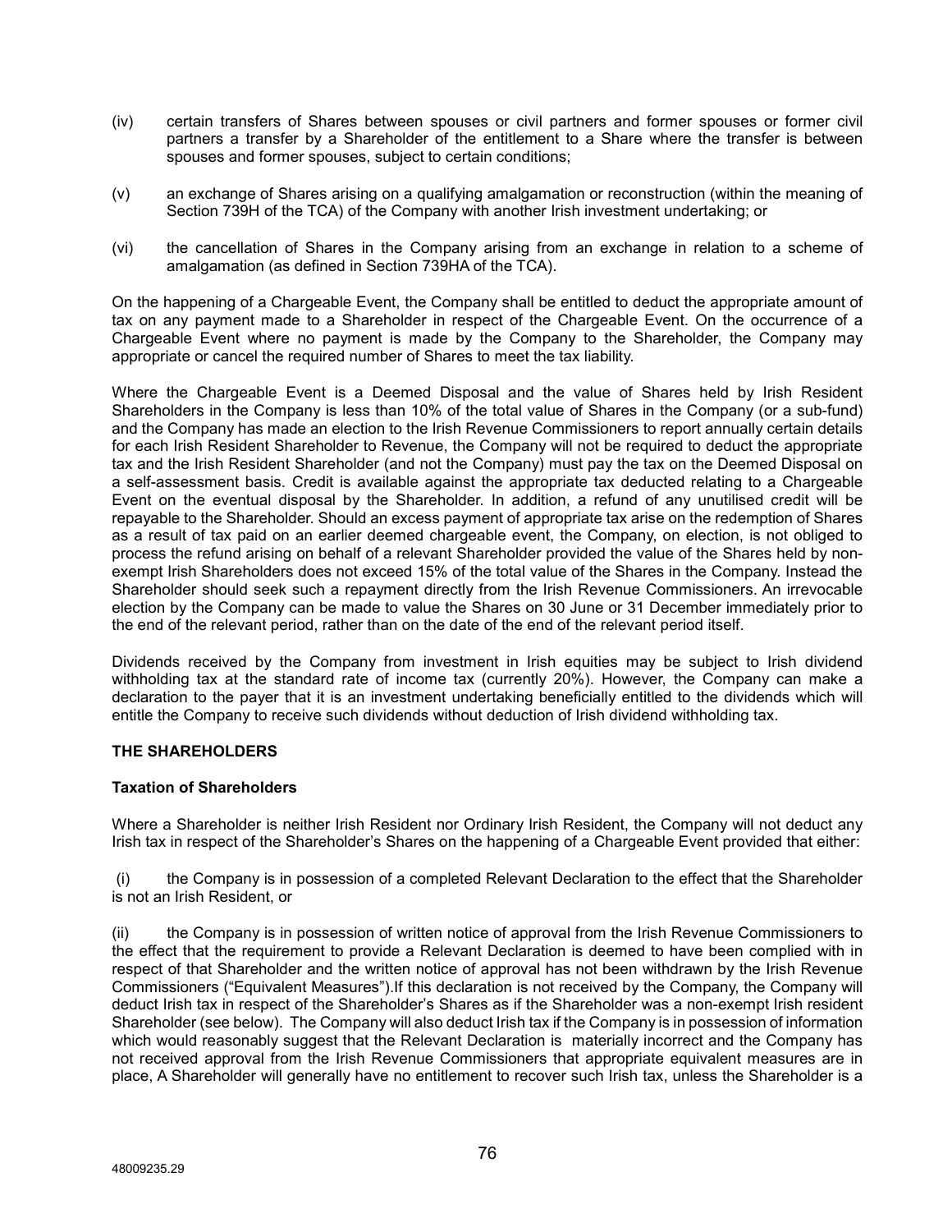(iv) certain transfers of Shares between spouses or civil partners and former spouses or former civil partners a transfer by a Shareholder of the entitlement to a Share where the transfer is between spouses and former spouses, subject to certain conditions;

(v) an exchange of Shares arising on a qualifying amalgamation or reconstruction (within the meaning of Section 739H of the TCA) of the Company with another Irish investment undertaking; or

(vi) the cancellation of Shares in the Company arising from an exchange in relation to a scheme of amalgamation (as defined in Section 739HA of the TCA).

On the happening of a Chargeable Event, the Company shall be entitled to deduct the appropriate amount of tax on any payment made to a Shareholder in respect of the Chargeable Event. On the occurrence of a Chargeable Event where no payment is made by the Company to the Shareholder, the Company may appropriate or cancel the required number of Shares to meet the tax liability.

Where the Chargeable Event is a Deemed Disposal and the value of Shares held by Irish Resident Shareholders in the Company is less than 10% of the total value of Shares in the Company (or a sub-fund) and the Company has made an election to the Irish Revenue Commissioners to report annually certain details for each Irish Resident Shareholder to Revenue, the Company will not be required to deduct the appropriate tax and the Irish Resident Shareholder (and not the Company) must pay the tax on the Deemed Disposal on a self-assessment basis. Credit is available against the appropriate tax deducted relating to a Chargeable Event on the eventual disposal by the Shareholder. In addition, a refund of any unutilised credit will be repayable to the Shareholder. Should an excess payment of appropriate tax arise on the redemption of Shares as a result of tax paid on an earlier deemed chargeable event, the Company, on election, is not obliged to process the refund arising on behalf of a relevant Shareholder provided the value of the Shares held by non-exempt Irish Shareholders does not exceed 15% of the total value of the Shares in the Company. Instead the Shareholder should seek such a repayment directly from the Irish Revenue Commissioners. An irrevocable election by the Company can be made to value the Shares on 30 June or 31 December immediately prior to the end of the relevant period, rather than on the date of the end of the relevant period itself.

Dividends received by the Company from investment in Irish equities may be subject to Irish dividend withholding tax at the standard rate of income tax (currently 20%). However, the Company can make a declaration to the payer that it is an investment undertaking beneficially entitled to the dividends which will entitle the Company to receive such dividends without deduction of Irish dividend withholding tax.

## THE SHAREHOLDERS

### Taxation of Shareholders

Where a Shareholder is neither Irish Resident nor Ordinary Irish Resident, the Company will not deduct any Irish tax in respect of the Shareholder's Shares on the happening of a Chargeable Event provided that either:

(i) the Company is in possession of a completed Relevant Declaration to the effect that the Shareholder is not an Irish Resident, or

(ii) the Company is in possession of written notice of approval from the Irish Revenue Commissioners to the effect that the requirement to provide a Relevant Declaration is deemed to have been complied with in respect of that Shareholder and the written notice of approval has not been withdrawn by the Irish Revenue Commissioners ("Equivalent Measures").If this declaration is not received by the Company, the Company will deduct Irish tax in respect of the Shareholder's Shares as if the Shareholder was a non-exempt Irish resident Shareholder (see below). The Company will also deduct Irish tax if the Company is in possession of information which would reasonably suggest that the Relevant Declaration is materially incorrect and the Company has not received approval from the Irish Revenue Commissioners that appropriate equivalent measures are in place, A Shareholder will generally have no entitlement to recover such Irish tax, unless the Shareholder is a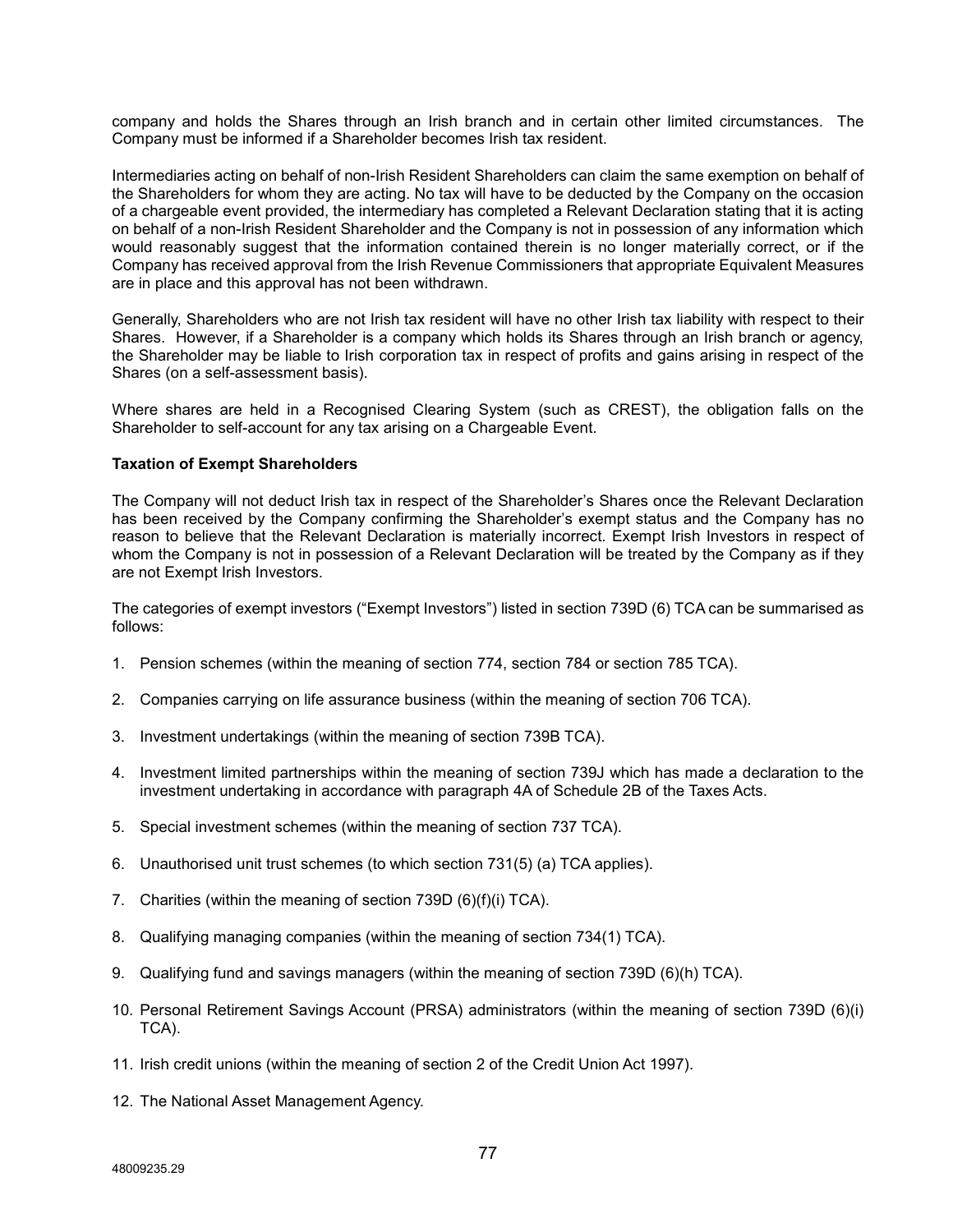company and holds the Shares through an Irish branch and in certain other limited circumstances. The Company must be informed if a Shareholder becomes Irish tax resident.

Intermediaries acting on behalf of non-Irish Resident Shareholders can claim the same exemption on behalf of the Shareholders for whom they are acting. No tax will have to be deducted by the Company on the occasion of a chargeable event provided, the intermediary has completed a Relevant Declaration stating that it is acting on behalf of a non-Irish Resident Shareholder and the Company is not in possession of any information which would reasonably suggest that the information contained therein is no longer materially correct, or if the Company has received approval from the Irish Revenue Commissioners that appropriate Equivalent Measures are in place and this approval has not been withdrawn.

Generally, Shareholders who are not Irish tax resident will have no other Irish tax liability with respect to their Shares. However, if a Shareholder is a company which holds its Shares through an Irish branch or agency, the Shareholder may be liable to Irish corporation tax in respect of profits and gains arising in respect of the Shares (on a self-assessment basis).

Where shares are held in a Recognised Clearing System (such as CREST), the obligation falls on the Shareholder to self-account for any tax arising on a Chargeable Event.

**Taxation of Exempt Shareholders**

The Company will not deduct Irish tax in respect of the Shareholder's Shares once the Relevant Declaration has been received by the Company confirming the Shareholder's exempt status and the Company has no reason to believe that the Relevant Declaration is materially incorrect. Exempt Irish Investors in respect of whom the Company is not in possession of a Relevant Declaration will be treated by the Company as if they are not Exempt Irish Investors.

The categories of exempt investors ("Exempt Investors") listed in section 739D (6) TCA can be summarised as follows:

1. Pension schemes (within the meaning of section 774, section 784 or section 785 TCA).
2. Companies carrying on life assurance business (within the meaning of section 706 TCA).
3. Investment undertakings (within the meaning of section 739B TCA).
4. Investment limited partnerships within the meaning of section 739J which has made a declaration to the investment undertaking in accordance with paragraph 4A of Schedule 2B of the Taxes Acts.
5. Special investment schemes (within the meaning of section 737 TCA).
6. Unauthorised unit trust schemes (to which section 731(5) (a) TCA applies).
7. Charities (within the meaning of section 739D (6)(f)(i) TCA).
8. Qualifying managing companies (within the meaning of section 734(1) TCA).
9. Qualifying fund and savings managers (within the meaning of section 739D (6)(h) TCA).
10. Personal Retirement Savings Account (PRSA) administrators (within the meaning of section 739D (6)(i) TCA).
11. Irish credit unions (within the meaning of section 2 of the Credit Union Act 1997).
12. The National Asset Management Agency.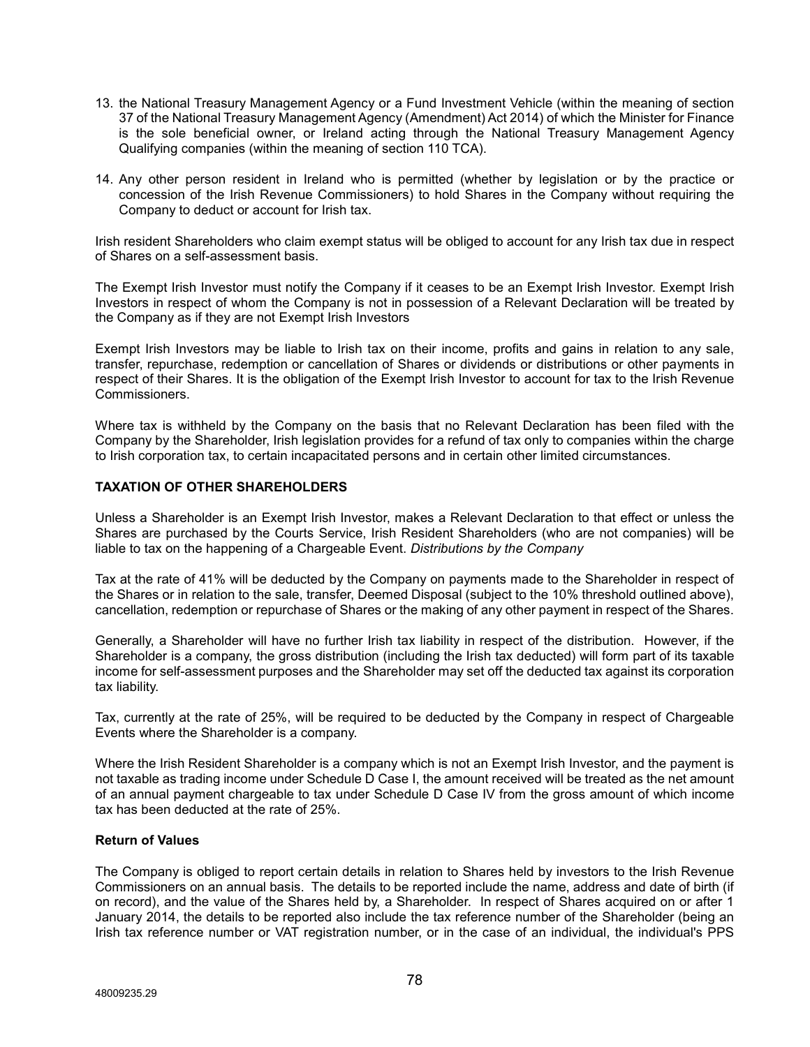13. the National Treasury Management Agency or a Fund Investment Vehicle (within the meaning of section 37 of the National Treasury Management Agency (Amendment) Act 2014) of which the Minister for Finance is the sole beneficial owner, or Ireland acting through the National Treasury Management Agency Qualifying companies (within the meaning of section 110 TCA).

14. Any other person resident in Ireland who is permitted (whether by legislation or by the practice or concession of the Irish Revenue Commissioners) to hold Shares in the Company without requiring the Company to deduct or account for Irish tax.

Irish resident Shareholders who claim exempt status will be obliged to account for any Irish tax due in respect of Shares on a self-assessment basis.

The Exempt Irish Investor must notify the Company if it ceases to be an Exempt Irish Investor. Exempt Irish Investors in respect of whom the Company is not in possession of a Relevant Declaration will be treated by the Company as if they are not Exempt Irish Investors

Exempt Irish Investors may be liable to Irish tax on their income, profits and gains in relation to any sale, transfer, repurchase, redemption or cancellation of Shares or dividends or distributions or other payments in respect of their Shares. It is the obligation of the Exempt Irish Investor to account for tax to the Irish Revenue Commissioners.

Where tax is withheld by the Company on the basis that no Relevant Declaration has been filed with the Company by the Shareholder, Irish legislation provides for a refund of tax only to companies within the charge to Irish corporation tax, to certain incapacitated persons and in certain other limited circumstances.

**TAXATION OF OTHER SHAREHOLDERS**

Unless a Shareholder is an Exempt Irish Investor, makes a Relevant Declaration to that effect or unless the Shares are purchased by the Courts Service, Irish Resident Shareholders (who are not companies) will be liable to tax on the happening of a Chargeable Event. *Distributions by the Company*

Tax at the rate of 41% will be deducted by the Company on payments made to the Shareholder in respect of the Shares or in relation to the sale, transfer, Deemed Disposal (subject to the 10% threshold outlined above), cancellation, redemption or repurchase of Shares or the making of any other payment in respect of the Shares.

Generally, a Shareholder will have no further Irish tax liability in respect of the distribution. However, if the Shareholder is a company, the gross distribution (including the Irish tax deducted) will form part of its taxable income for self-assessment purposes and the Shareholder may set off the deducted tax against its corporation tax liability.

Tax, currently at the rate of 25%, will be required to be deducted by the Company in respect of Chargeable Events where the Shareholder is a company.

Where the Irish Resident Shareholder is a company which is not an Exempt Irish Investor, and the payment is not taxable as trading income under Schedule D Case I, the amount received will be treated as the net amount of an annual payment chargeable to tax under Schedule D Case IV from the gross amount of which income tax has been deducted at the rate of 25%.

**Return of Values**

The Company is obliged to report certain details in relation to Shares held by investors to the Irish Revenue Commissioners on an annual basis. The details to be reported include the name, address and date of birth (if on record), and the value of the Shares held by, a Shareholder. In respect of Shares acquired on or after 1 January 2014, the details to be reported also include the tax reference number of the Shareholder (being an Irish tax reference number or VAT registration number, or in the case of an individual, the individual's PPS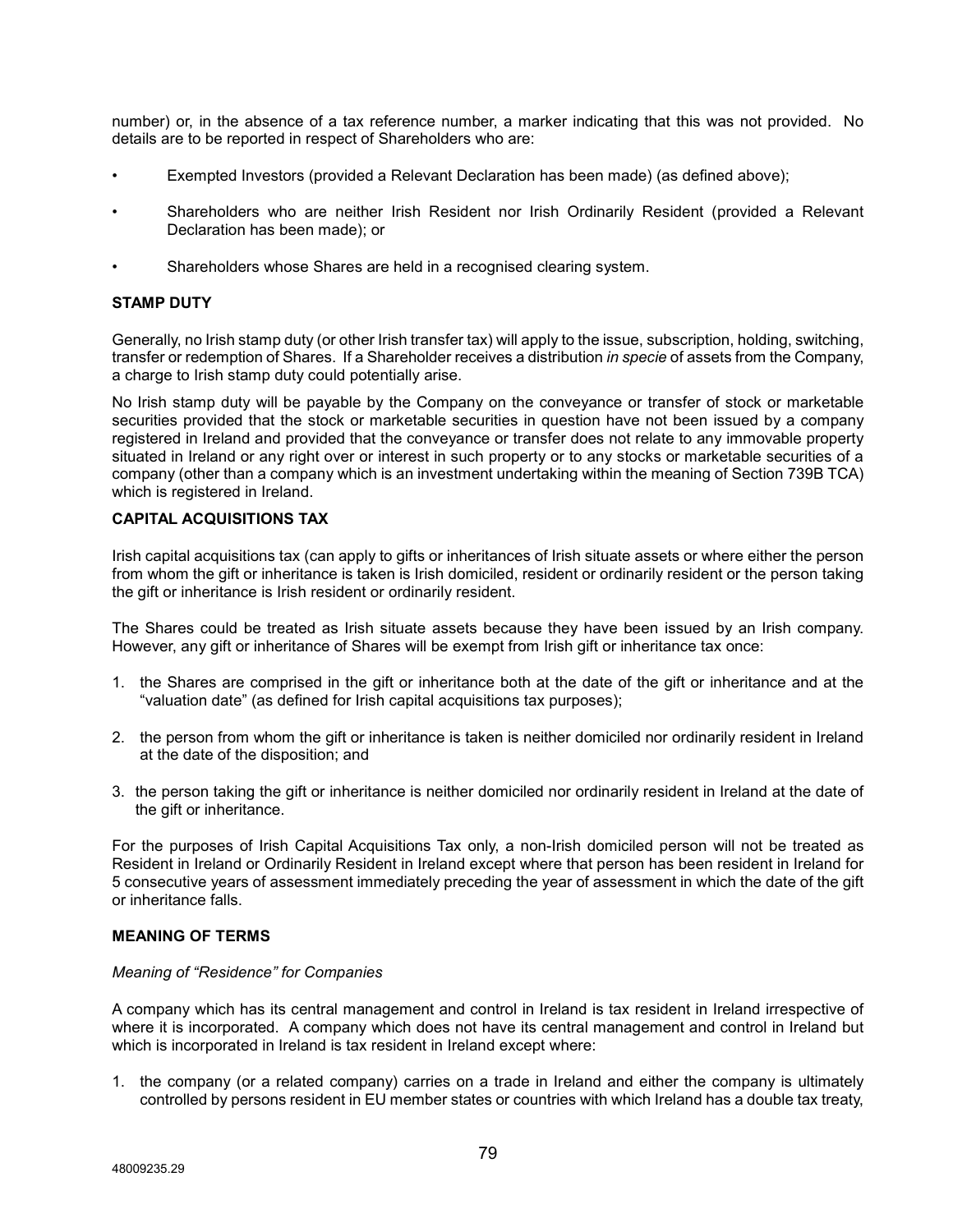number) or, in the absence of a tax reference number, a marker indicating that this was not provided. No details are to be reported in respect of Shareholders who are:

- Exempted Investors (provided a Relevant Declaration has been made) (as defined above);
- Shareholders who are neither Irish Resident nor Irish Ordinarily Resident (provided a Relevant Declaration has been made); or
- Shareholders whose Shares are held in a recognised clearing system.

**STAMP DUTY**

Generally, no Irish stamp duty (or other Irish transfer tax) will apply to the issue, subscription, holding, switching, transfer or redemption of Shares. If a Shareholder receives a distribution *in specie* of assets from the Company, a charge to Irish stamp duty could potentially arise.

No Irish stamp duty will be payable by the Company on the conveyance or transfer of stock or marketable securities provided that the stock or marketable securities in question have not been issued by a company registered in Ireland and provided that the conveyance or transfer does not relate to any immovable property situated in Ireland or any right over or interest in such property or to any stocks or marketable securities of a company (other than a company which is an investment undertaking within the meaning of Section 739B TCA) which is registered in Ireland.

**CAPITAL ACQUISITIONS TAX**

Irish capital acquisitions tax (can apply to gifts or inheritances of Irish situate assets or where either the person from whom the gift or inheritance is taken is Irish domiciled, resident or ordinarily resident or the person taking the gift or inheritance is Irish resident or ordinarily resident.

The Shares could be treated as Irish situate assets because they have been issued by an Irish company. However, any gift or inheritance of Shares will be exempt from Irish gift or inheritance tax once:

1. the Shares are comprised in the gift or inheritance both at the date of the gift or inheritance and at the "valuation date" (as defined for Irish capital acquisitions tax purposes);
2. the person from whom the gift or inheritance is taken is neither domiciled nor ordinarily resident in Ireland at the date of the disposition; and
3. the person taking the gift or inheritance is neither domiciled nor ordinarily resident in Ireland at the date of the gift or inheritance.

For the purposes of Irish Capital Acquisitions Tax only, a non-Irish domiciled person will not be treated as Resident in Ireland or Ordinarily Resident in Ireland except where that person has been resident in Ireland for 5 consecutive years of assessment immediately preceding the year of assessment in which the date of the gift or inheritance falls.

**MEANING OF TERMS**

*Meaning of "Residence" for Companies*

A company which has its central management and control in Ireland is tax resident in Ireland irrespective of where it is incorporated. A company which does not have its central management and control in Ireland but which is incorporated in Ireland is tax resident in Ireland except where:

1. the company (or a related company) carries on a trade in Ireland and either the company is ultimately controlled by persons resident in EU member states or countries with which Ireland has a double tax treaty,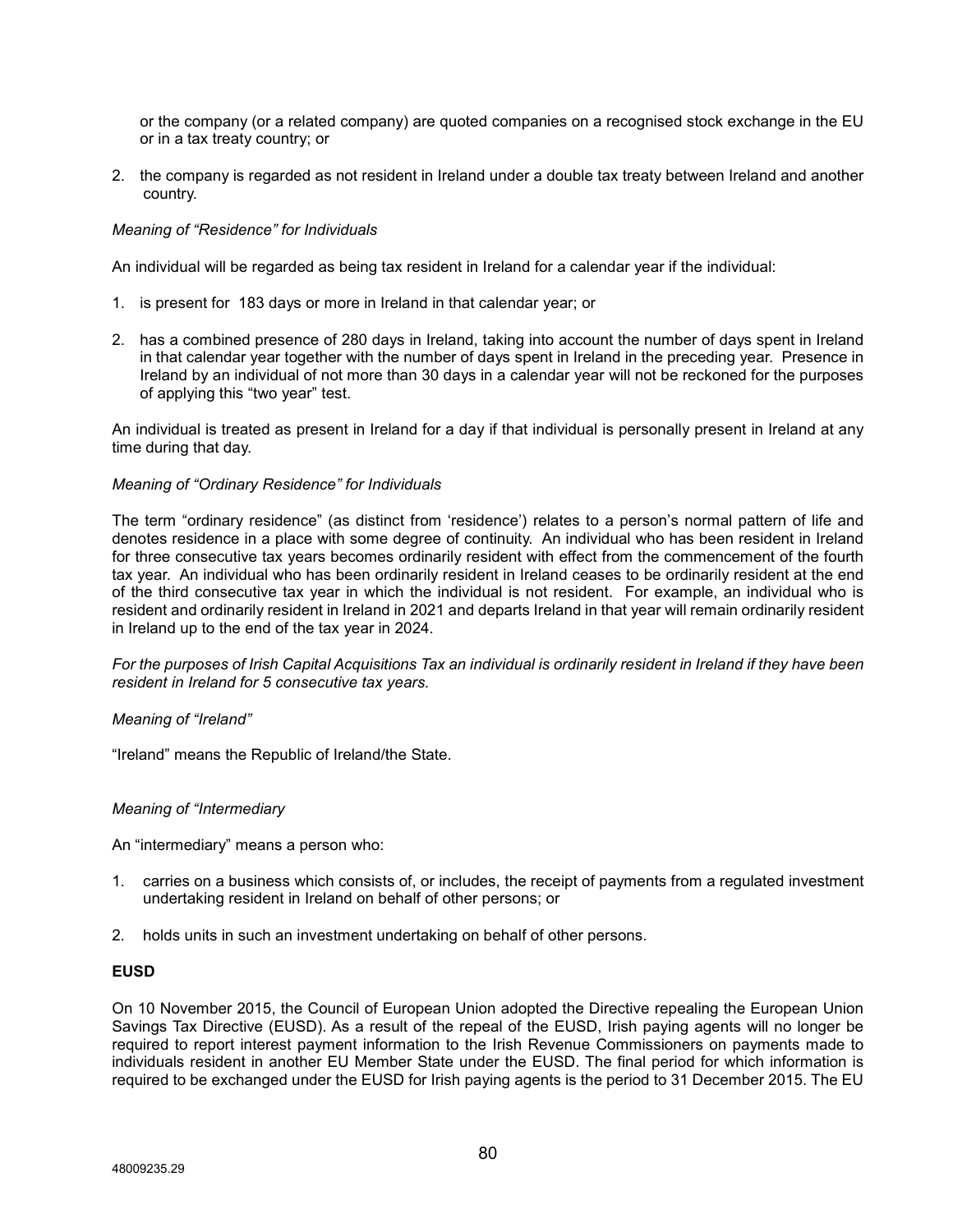or the company (or a related company) are quoted companies on a recognised stock exchange in the EU or in a tax treaty country; or

2. the company is regarded as not resident in Ireland under a double tax treaty between Ireland and another country.

*Meaning of "Residence" for Individuals*

An individual will be regarded as being tax resident in Ireland for a calendar year if the individual:

1. is present for 183 days or more in Ireland in that calendar year; or

2. has a combined presence of 280 days in Ireland, taking into account the number of days spent in Ireland in that calendar year together with the number of days spent in Ireland in the preceding year. Presence in Ireland by an individual of not more than 30 days in a calendar year will not be reckoned for the purposes of applying this "two year" test.

An individual is treated as present in Ireland for a day if that individual is personally present in Ireland at any time during that day.

*Meaning of "Ordinary Residence" for Individuals*

The term "ordinary residence" (as distinct from 'residence') relates to a person's normal pattern of life and denotes residence in a place with some degree of continuity. An individual who has been resident in Ireland for three consecutive tax years becomes ordinarily resident with effect from the commencement of the fourth tax year. An individual who has been ordinarily resident in Ireland ceases to be ordinarily resident at the end of the third consecutive tax year in which the individual is not resident. For example, an individual who is resident and ordinarily resident in Ireland in 2021 and departs Ireland in that year will remain ordinarily resident in Ireland up to the end of the tax year in 2024.

*For the purposes of Irish Capital Acquisitions Tax an individual is ordinarily resident in Ireland if they have been resident in Ireland for 5 consecutive tax years.*

*Meaning of "Ireland"*

"Ireland" means the Republic of Ireland/the State.

*Meaning of "Intermediary*

An "intermediary" means a person who:

1. carries on a business which consists of, or includes, the receipt of payments from a regulated investment undertaking resident in Ireland on behalf of other persons; or

2. holds units in such an investment undertaking on behalf of other persons.

**EUSD**

On 10 November 2015, the Council of European Union adopted the Directive repealing the European Union Savings Tax Directive (EUSD). As a result of the repeal of the EUSD, Irish paying agents will no longer be required to report interest payment information to the Irish Revenue Commissioners on payments made to individuals resident in another EU Member State under the EUSD. The final period for which information is required to be exchanged under the EUSD for Irish paying agents is the period to 31 December 2015. The EU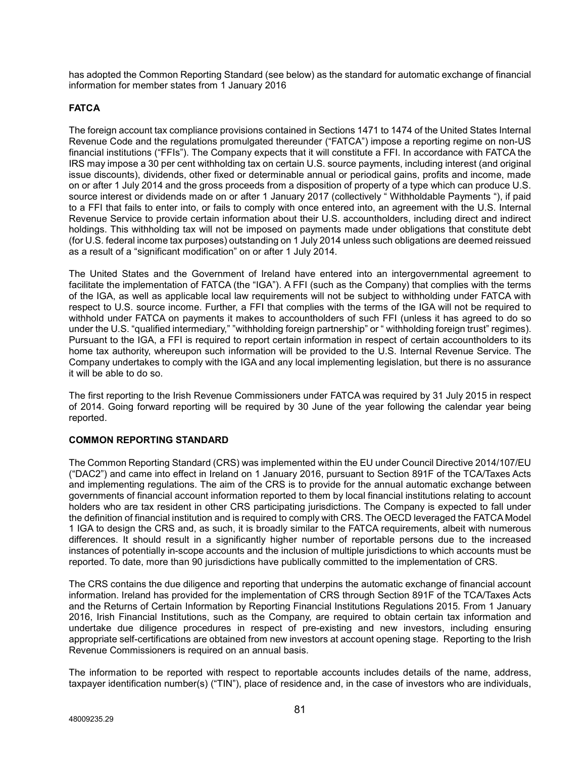has adopted the Common Reporting Standard (see below) as the standard for automatic exchange of financial information for member states from 1 January 2016

**FATCA**

The foreign account tax compliance provisions contained in Sections 1471 to 1474 of the United States Internal Revenue Code and the regulations promulgated thereunder ("FATCA") impose a reporting regime on non-US financial institutions ("FFIs"). The Company expects that it will constitute a FFI. In accordance with FATCA the IRS may impose a 30 per cent withholding tax on certain U.S. source payments, including interest (and original issue discounts), dividends, other fixed or determinable annual or periodical gains, profits and income, made on or after 1 July 2014 and the gross proceeds from a disposition of property of a type which can produce U.S. source interest or dividends made on or after 1 January 2017 (collectively " Withholdable Payments "), if paid to a FFI that fails to enter into, or fails to comply with once entered into, an agreement with the U.S. Internal Revenue Service to provide certain information about their U.S. accountholders, including direct and indirect holdings. This withholding tax will not be imposed on payments made under obligations that constitute debt (for U.S. federal income tax purposes) outstanding on 1 July 2014 unless such obligations are deemed reissued as a result of a "significant modification" on or after 1 July 2014.

The United States and the Government of Ireland have entered into an intergovernmental agreement to facilitate the implementation of FATCA (the "IGA"). A FFI (such as the Company) that complies with the terms of the IGA, as well as applicable local law requirements will not be subject to withholding under FATCA with respect to U.S. source income. Further, a FFI that complies with the terms of the IGA will not be required to withhold under FATCA on payments it makes to accountholders of such FFI (unless it has agreed to do so under the U.S. "qualified intermediary," "withholding foreign partnership" or " withholding foreign trust" regimes). Pursuant to the IGA, a FFI is required to report certain information in respect of certain accountholders to its home tax authority, whereupon such information will be provided to the U.S. Internal Revenue Service. The Company undertakes to comply with the IGA and any local implementing legislation, but there is no assurance it will be able to do so.

The first reporting to the Irish Revenue Commissioners under FATCA was required by 31 July 2015 in respect of 2014. Going forward reporting will be required by 30 June of the year following the calendar year being reported.

**COMMON REPORTING STANDARD**

The Common Reporting Standard (CRS) was implemented within the EU under Council Directive 2014/107/EU ("DAC2") and came into effect in Ireland on 1 January 2016, pursuant to Section 891F of the TCA/Taxes Acts and implementing regulations. The aim of the CRS is to provide for the annual automatic exchange between governments of financial account information reported to them by local financial institutions relating to account holders who are tax resident in other CRS participating jurisdictions. The Company is expected to fall under the definition of financial institution and is required to comply with CRS. The OECD leveraged the FATCA Model 1 IGA to design the CRS and, as such, it is broadly similar to the FATCA requirements, albeit with numerous differences. It should result in a significantly higher number of reportable persons due to the increased instances of potentially in-scope accounts and the inclusion of multiple jurisdictions to which accounts must be reported. To date, more than 90 jurisdictions have publically committed to the implementation of CRS.

The CRS contains the due diligence and reporting that underpins the automatic exchange of financial account information. Ireland has provided for the implementation of CRS through Section 891F of the TCA/Taxes Acts and the Returns of Certain Information by Reporting Financial Institutions Regulations 2015. From 1 January 2016, Irish Financial Institutions, such as the Company, are required to obtain certain tax information and undertake due diligence procedures in respect of pre-existing and new investors, including ensuring appropriate self-certifications are obtained from new investors at account opening stage. Reporting to the Irish Revenue Commissioners is required on an annual basis.

The information to be reported with respect to reportable accounts includes details of the name, address, taxpayer identification number(s) ("TIN"), place of residence and, in the case of investors who are individuals,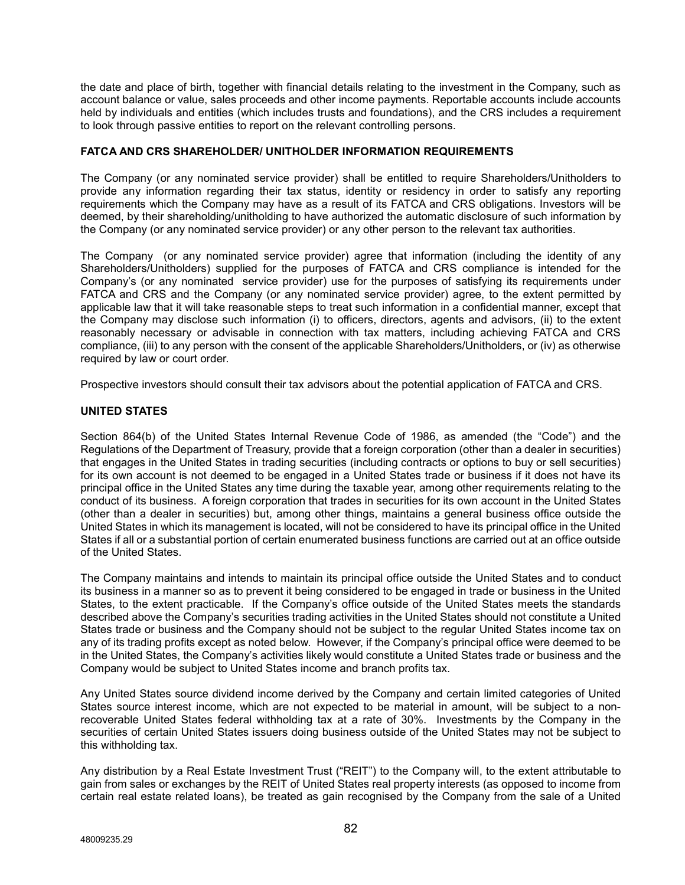the date and place of birth, together with financial details relating to the investment in the Company, such as account balance or value, sales proceeds and other income payments. Reportable accounts include accounts held by individuals and entities (which includes trusts and foundations), and the CRS includes a requirement to look through passive entities to report on the relevant controlling persons.

**FATCA AND CRS SHAREHOLDER/ UNITHOLDER INFORMATION REQUIREMENTS**

The Company (or any nominated service provider) shall be entitled to require Shareholders/Unitholders to provide any information regarding their tax status, identity or residency in order to satisfy any reporting requirements which the Company may have as a result of its FATCA and CRS obligations. Investors will be deemed, by their shareholding/unitholding to have authorized the automatic disclosure of such information by the Company (or any nominated service provider) or any other person to the relevant tax authorities.

The Company (or any nominated service provider) agree that information (including the identity of any Shareholders/Unitholders) supplied for the purposes of FATCA and CRS compliance is intended for the Company's (or any nominated service provider) use for the purposes of satisfying its requirements under FATCA and CRS and the Company (or any nominated service provider) agree, to the extent permitted by applicable law that it will take reasonable steps to treat such information in a confidential manner, except that the Company may disclose such information (i) to officers, directors, agents and advisors, (ii) to the extent reasonably necessary or advisable in connection with tax matters, including achieving FATCA and CRS compliance, (iii) to any person with the consent of the applicable Shareholders/Unitholders, or (iv) as otherwise required by law or court order.

Prospective investors should consult their tax advisors about the potential application of FATCA and CRS.

**UNITED STATES**

Section 864(b) of the United States Internal Revenue Code of 1986, as amended (the "Code") and the Regulations of the Department of Treasury, provide that a foreign corporation (other than a dealer in securities) that engages in the United States in trading securities (including contracts or options to buy or sell securities) for its own account is not deemed to be engaged in a United States trade or business if it does not have its principal office in the United States any time during the taxable year, among other requirements relating to the conduct of its business. A foreign corporation that trades in securities for its own account in the United States (other than a dealer in securities) but, among other things, maintains a general business office outside the United States in which its management is located, will not be considered to have its principal office in the United States if all or a substantial portion of certain enumerated business functions are carried out at an office outside of the United States.

The Company maintains and intends to maintain its principal office outside the United States and to conduct its business in a manner so as to prevent it being considered to be engaged in trade or business in the United States, to the extent practicable. If the Company's office outside of the United States meets the standards described above the Company's securities trading activities in the United States should not constitute a United States trade or business and the Company should not be subject to the regular United States income tax on any of its trading profits except as noted below. However, if the Company's principal office were deemed to be in the United States, the Company's activities likely would constitute a United States trade or business and the Company would be subject to United States income and branch profits tax.

Any United States source dividend income derived by the Company and certain limited categories of United States source interest income, which are not expected to be material in amount, will be subject to a non-recoverable United States federal withholding tax at a rate of 30%. Investments by the Company in the securities of certain United States issuers doing business outside of the United States may not be subject to this withholding tax.

Any distribution by a Real Estate Investment Trust ("REIT") to the Company will, to the extent attributable to gain from sales or exchanges by the REIT of United States real property interests (as opposed to income from certain real estate related loans), be treated as gain recognised by the Company from the sale of a United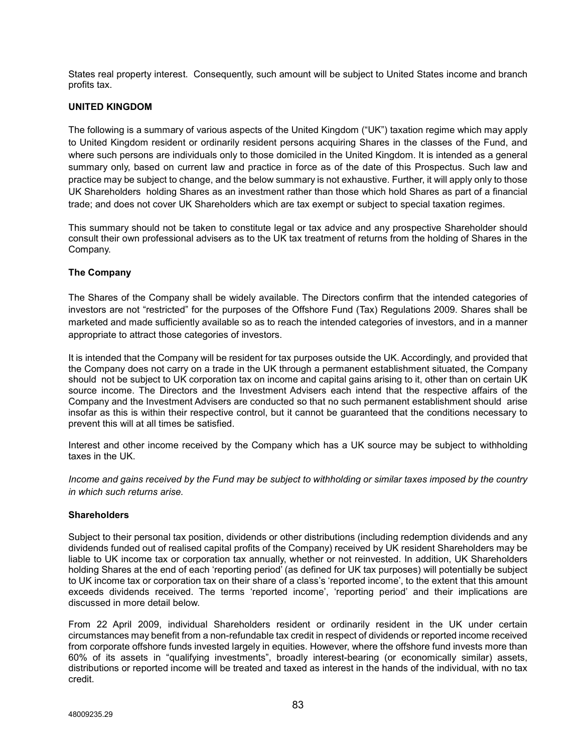States real property interest. Consequently, such amount will be subject to United States income and branch profits tax.

## UNITED KINGDOM

The following is a summary of various aspects of the United Kingdom ("UK") taxation regime which may apply to United Kingdom resident or ordinarily resident persons acquiring Shares in the classes of the Fund, and where such persons are individuals only to those domiciled in the United Kingdom. It is intended as a general summary only, based on current law and practice in force as of the date of this Prospectus. Such law and practice may be subject to change, and the below summary is not exhaustive. Further, it will apply only to those UK Shareholders holding Shares as an investment rather than those which hold Shares as part of a financial trade; and does not cover UK Shareholders which are tax exempt or subject to special taxation regimes.

This summary should not be taken to constitute legal or tax advice and any prospective Shareholder should consult their own professional advisers as to the UK tax treatment of returns from the holding of Shares in the Company.

### The Company

The Shares of the Company shall be widely available. The Directors confirm that the intended categories of investors are not "restricted" for the purposes of the Offshore Fund (Tax) Regulations 2009. Shares shall be marketed and made sufficiently available so as to reach the intended categories of investors, and in a manner appropriate to attract those categories of investors.

It is intended that the Company will be resident for tax purposes outside the UK. Accordingly, and provided that the Company does not carry on a trade in the UK through a permanent establishment situated, the Company should not be subject to UK corporation tax on income and capital gains arising to it, other than on certain UK source income. The Directors and the Investment Advisers each intend that the respective affairs of the Company and the Investment Advisers are conducted so that no such permanent establishment should arise insofar as this is within their respective control, but it cannot be guaranteed that the conditions necessary to prevent this will at all times be satisfied.

Interest and other income received by the Company which has a UK source may be subject to withholding taxes in the UK.

*Income and gains received by the Fund may be subject to withholding or similar taxes imposed by the country in which such returns arise.*

### Shareholders

Subject to their personal tax position, dividends or other distributions (including redemption dividends and any dividends funded out of realised capital profits of the Company) received by UK resident Shareholders may be liable to UK income tax or corporation tax annually, whether or not reinvested. In addition, UK Shareholders holding Shares at the end of each 'reporting period' (as defined for UK tax purposes) will potentially be subject to UK income tax or corporation tax on their share of a class's 'reported income', to the extent that this amount exceeds dividends received. The terms 'reported income', 'reporting period' and their implications are discussed in more detail below.

From 22 April 2009, individual Shareholders resident or ordinarily resident in the UK under certain circumstances may benefit from a non-refundable tax credit in respect of dividends or reported income received from corporate offshore funds invested largely in equities. However, where the offshore fund invests more than 60% of its assets in "qualifying investments", broadly interest-bearing (or economically similar) assets, distributions or reported income will be treated and taxed as interest in the hands of the individual, with no tax credit.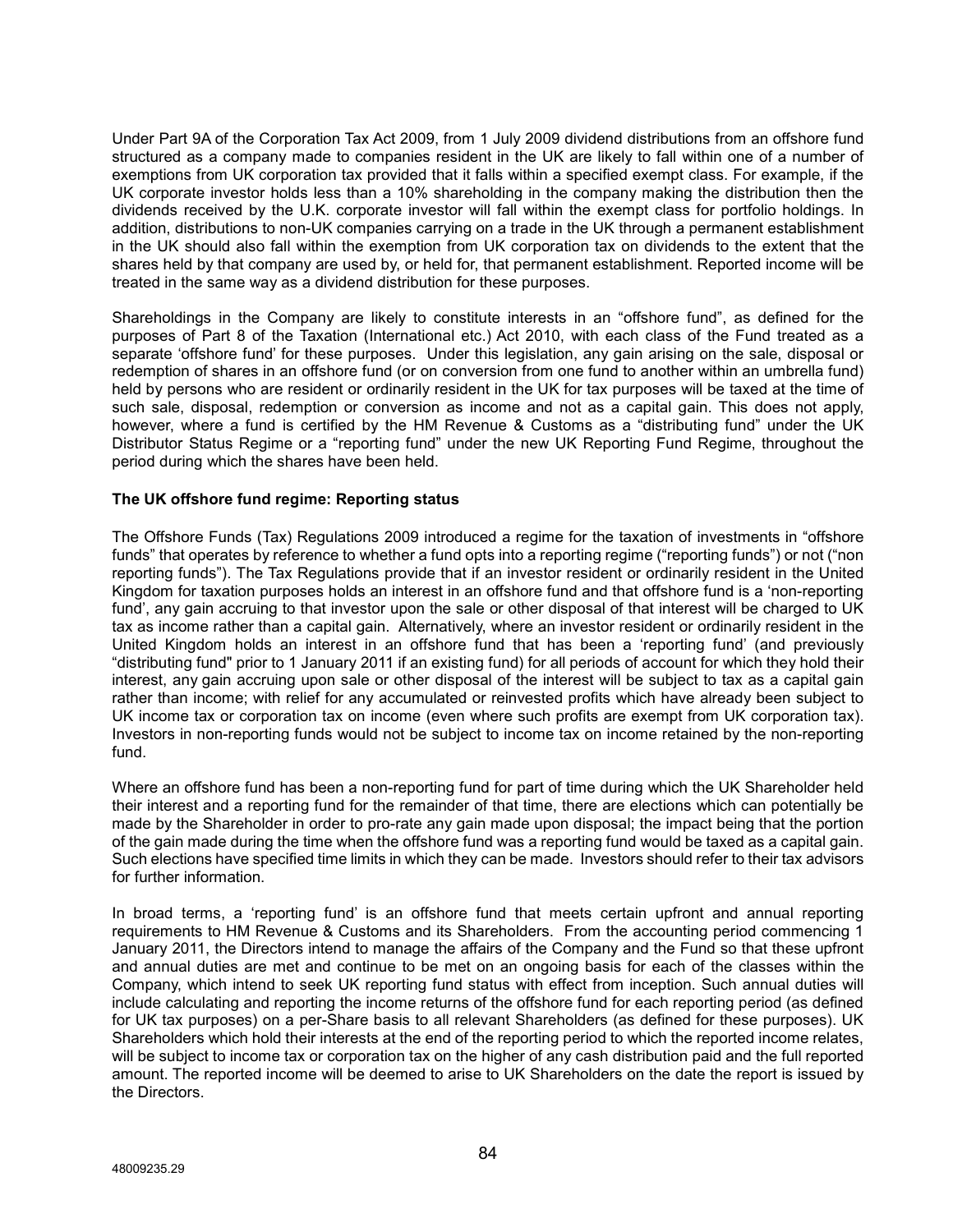Under Part 9A of the Corporation Tax Act 2009, from 1 July 2009 dividend distributions from an offshore fund structured as a company made to companies resident in the UK are likely to fall within one of a number of exemptions from UK corporation tax provided that it falls within a specified exempt class. For example, if the UK corporate investor holds less than a 10% shareholding in the company making the distribution then the dividends received by the U.K. corporate investor will fall within the exempt class for portfolio holdings. In addition, distributions to non-UK companies carrying on a trade in the UK through a permanent establishment in the UK should also fall within the exemption from UK corporation tax on dividends to the extent that the shares held by that company are used by, or held for, that permanent establishment. Reported income will be treated in the same way as a dividend distribution for these purposes.

Shareholdings in the Company are likely to constitute interests in an "offshore fund", as defined for the purposes of Part 8 of the Taxation (International etc.) Act 2010, with each class of the Fund treated as a separate 'offshore fund' for these purposes. Under this legislation, any gain arising on the sale, disposal or redemption of shares in an offshore fund (or on conversion from one fund to another within an umbrella fund) held by persons who are resident or ordinarily resident in the UK for tax purposes will be taxed at the time of such sale, disposal, redemption or conversion as income and not as a capital gain. This does not apply, however, where a fund is certified by the HM Revenue & Customs as a "distributing fund" under the UK Distributor Status Regime or a "reporting fund" under the new UK Reporting Fund Regime, throughout the period during which the shares have been held.

**The UK offshore fund regime: Reporting status**

The Offshore Funds (Tax) Regulations 2009 introduced a regime for the taxation of investments in "offshore funds" that operates by reference to whether a fund opts into a reporting regime ("reporting funds") or not ("non reporting funds"). The Tax Regulations provide that if an investor resident or ordinarily resident in the United Kingdom for taxation purposes holds an interest in an offshore fund and that offshore fund is a 'non-reporting fund', any gain accruing to that investor upon the sale or other disposal of that interest will be charged to UK tax as income rather than a capital gain. Alternatively, where an investor resident or ordinarily resident in the United Kingdom holds an interest in an offshore fund that has been a 'reporting fund' (and previously "distributing fund" prior to 1 January 2011 if an existing fund) for all periods of account for which they hold their interest, any gain accruing upon sale or other disposal of the interest will be subject to tax as a capital gain rather than income; with relief for any accumulated or reinvested profits which have already been subject to UK income tax or corporation tax on income (even where such profits are exempt from UK corporation tax). Investors in non-reporting funds would not be subject to income tax on income retained by the non-reporting fund.

Where an offshore fund has been a non-reporting fund for part of time during which the UK Shareholder held their interest and a reporting fund for the remainder of that time, there are elections which can potentially be made by the Shareholder in order to pro-rate any gain made upon disposal; the impact being that the portion of the gain made during the time when the offshore fund was a reporting fund would be taxed as a capital gain. Such elections have specified time limits in which they can be made. Investors should refer to their tax advisors for further information.

In broad terms, a 'reporting fund' is an offshore fund that meets certain upfront and annual reporting requirements to HM Revenue & Customs and its Shareholders. From the accounting period commencing 1 January 2011, the Directors intend to manage the affairs of the Company and the Fund so that these upfront and annual duties are met and continue to be met on an ongoing basis for each of the classes within the Company, which intend to seek UK reporting fund status with effect from inception. Such annual duties will include calculating and reporting the income returns of the offshore fund for each reporting period (as defined for UK tax purposes) on a per-Share basis to all relevant Shareholders (as defined for these purposes). UK Shareholders which hold their interests at the end of the reporting period to which the reported income relates, will be subject to income tax or corporation tax on the higher of any cash distribution paid and the full reported amount. The reported income will be deemed to arise to UK Shareholders on the date the report is issued by the Directors.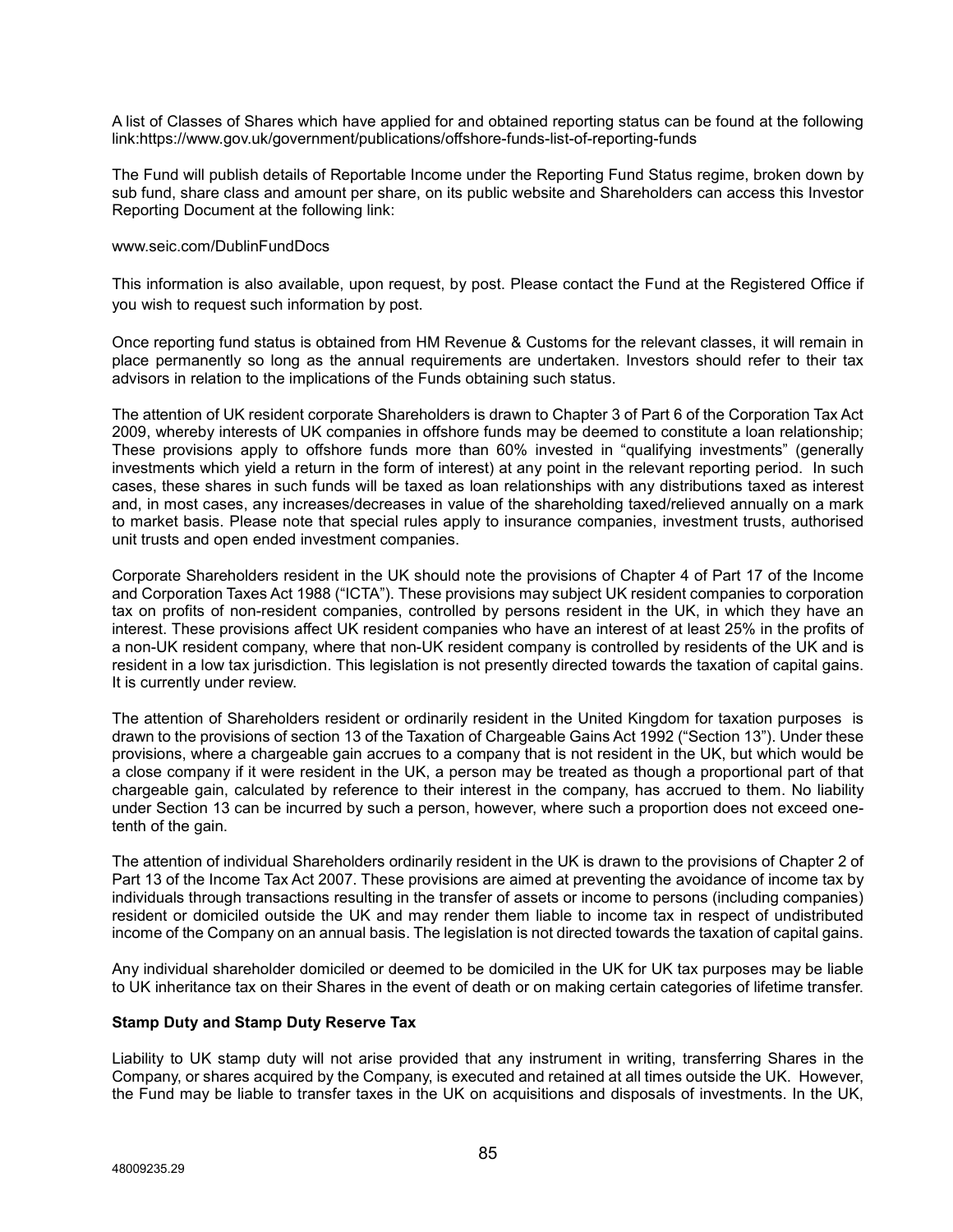A list of Classes of Shares which have applied for and obtained reporting status can be found at the following link:https://www.gov.uk/government/publications/offshore-funds-list-of-reporting-funds

The Fund will publish details of Reportable Income under the Reporting Fund Status regime, broken down by sub fund, share class and amount per share, on its public website and Shareholders can access this Investor Reporting Document at the following link:

www.seic.com/DublinFundDocs

This information is also available, upon request, by post. Please contact the Fund at the Registered Office if you wish to request such information by post.

Once reporting fund status is obtained from HM Revenue & Customs for the relevant classes, it will remain in place permanently so long as the annual requirements are undertaken. Investors should refer to their tax advisors in relation to the implications of the Funds obtaining such status.

The attention of UK resident corporate Shareholders is drawn to Chapter 3 of Part 6 of the Corporation Tax Act 2009, whereby interests of UK companies in offshore funds may be deemed to constitute a loan relationship; These provisions apply to offshore funds more than 60% invested in "qualifying investments" (generally investments which yield a return in the form of interest) at any point in the relevant reporting period. In such cases, these shares in such funds will be taxed as loan relationships with any distributions taxed as interest and, in most cases, any increases/decreases in value of the shareholding taxed/relieved annually on a mark to market basis. Please note that special rules apply to insurance companies, investment trusts, authorised unit trusts and open ended investment companies.

Corporate Shareholders resident in the UK should note the provisions of Chapter 4 of Part 17 of the Income and Corporation Taxes Act 1988 ("ICTA"). These provisions may subject UK resident companies to corporation tax on profits of non-resident companies, controlled by persons resident in the UK, in which they have an interest. These provisions affect UK resident companies who have an interest of at least 25% in the profits of a non-UK resident company, where that non-UK resident company is controlled by residents of the UK and is resident in a low tax jurisdiction. This legislation is not presently directed towards the taxation of capital gains. It is currently under review.

The attention of Shareholders resident or ordinarily resident in the United Kingdom for taxation purposes is drawn to the provisions of section 13 of the Taxation of Chargeable Gains Act 1992 ("Section 13"). Under these provisions, where a chargeable gain accrues to a company that is not resident in the UK, but which would be a close company if it were resident in the UK, a person may be treated as though a proportional part of that chargeable gain, calculated by reference to their interest in the company, has accrued to them. No liability under Section 13 can be incurred by such a person, however, where such a proportion does not exceed one-tenth of the gain.

The attention of individual Shareholders ordinarily resident in the UK is drawn to the provisions of Chapter 2 of Part 13 of the Income Tax Act 2007. These provisions are aimed at preventing the avoidance of income tax by individuals through transactions resulting in the transfer of assets or income to persons (including companies) resident or domiciled outside the UK and may render them liable to income tax in respect of undistributed income of the Company on an annual basis. The legislation is not directed towards the taxation of capital gains.

Any individual shareholder domiciled or deemed to be domiciled in the UK for UK tax purposes may be liable to UK inheritance tax on their Shares in the event of death or on making certain categories of lifetime transfer.

**Stamp Duty and Stamp Duty Reserve Tax**

Liability to UK stamp duty will not arise provided that any instrument in writing, transferring Shares in the Company, or shares acquired by the Company, is executed and retained at all times outside the UK. However, the Fund may be liable to transfer taxes in the UK on acquisitions and disposals of investments. In the UK,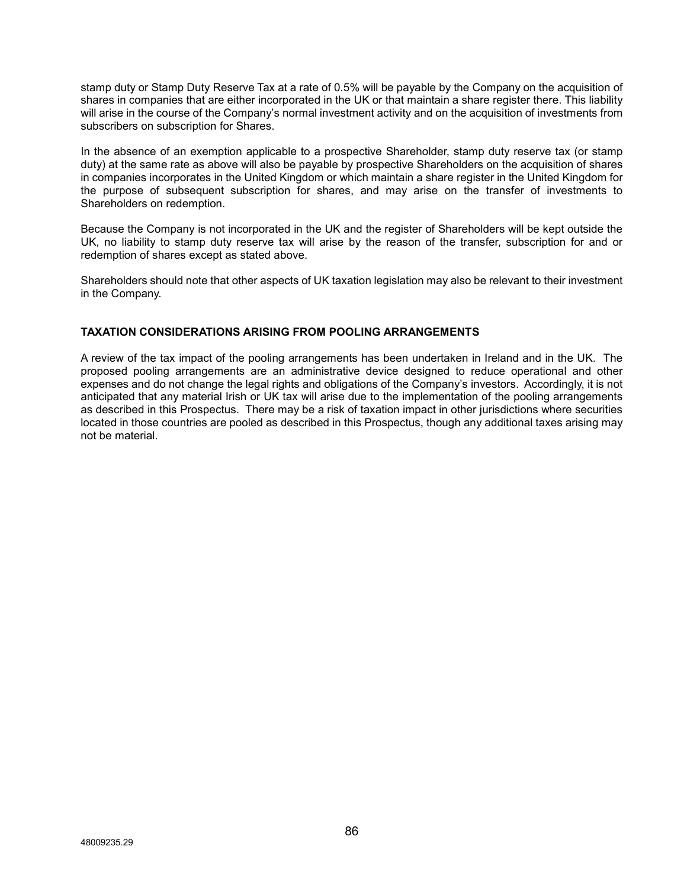stamp duty or Stamp Duty Reserve Tax at a rate of 0.5% will be payable by the Company on the acquisition of shares in companies that are either incorporated in the UK or that maintain a share register there. This liability will arise in the course of the Company's normal investment activity and on the acquisition of investments from subscribers on subscription for Shares.

In the absence of an exemption applicable to a prospective Shareholder, stamp duty reserve tax (or stamp duty) at the same rate as above will also be payable by prospective Shareholders on the acquisition of shares in companies incorporates in the United Kingdom or which maintain a share register in the United Kingdom for the purpose of subsequent subscription for shares, and may arise on the transfer of investments to Shareholders on redemption.

Because the Company is not incorporated in the UK and the register of Shareholders will be kept outside the UK, no liability to stamp duty reserve tax will arise by the reason of the transfer, subscription for and or redemption of shares except as stated above.

Shareholders should note that other aspects of UK taxation legislation may also be relevant to their investment in the Company.

**TAXATION CONSIDERATIONS ARISING FROM POOLING ARRANGEMENTS**

A review of the tax impact of the pooling arrangements has been undertaken in Ireland and in the UK. The proposed pooling arrangements are an administrative device designed to reduce operational and other expenses and do not change the legal rights and obligations of the Company's investors. Accordingly, it is not anticipated that any material Irish or UK tax will arise due to the implementation of the pooling arrangements as described in this Prospectus. There may be a risk of taxation impact in other jurisdictions where securities located in those countries are pooled as described in this Prospectus, though any additional taxes arising may not be material.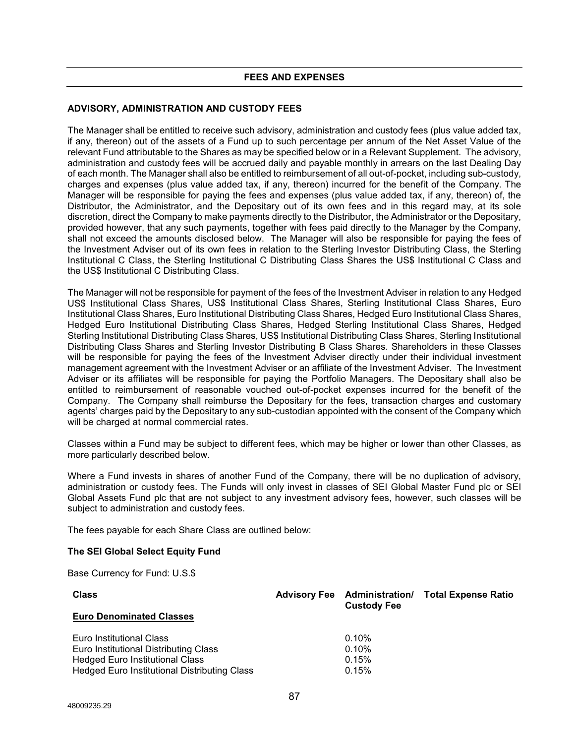## FEES AND EXPENSES

### ADVISORY, ADMINISTRATION AND CUSTODY FEES

The Manager shall be entitled to receive such advisory, administration and custody fees (plus value added tax, if any, thereon) out of the assets of a Fund up to such percentage per annum of the Net Asset Value of the relevant Fund attributable to the Shares as may be specified below or in a Relevant Supplement. The advisory, administration and custody fees will be accrued daily and payable monthly in arrears on the last Dealing Day of each month. The Manager shall also be entitled to reimbursement of all out-of-pocket, including sub-custody, charges and expenses (plus value added tax, if any, thereon) incurred for the benefit of the Company. The Manager will be responsible for paying the fees and expenses (plus value added tax, if any, thereon) of, the Distributor, the Administrator, and the Depositary out of its own fees and in this regard may, at its sole discretion, direct the Company to make payments directly to the Distributor, the Administrator or the Depositary, provided however, that any such payments, together with fees paid directly to the Manager by the Company, shall not exceed the amounts disclosed below. The Manager will also be responsible for paying the fees of the Investment Adviser out of its own fees in relation to the Sterling Investor Distributing Class, the Sterling Institutional C Class, the Sterling Institutional C Distributing Class Shares the US$ Institutional C Class and the US$ Institutional C Distributing Class.

The Manager will not be responsible for payment of the fees of the Investment Adviser in relation to any Hedged US$ Institutional Class Shares, US$ Institutional Class Shares, Sterling Institutional Class Shares, Euro Institutional Class Shares, Euro Institutional Distributing Class Shares, Hedged Euro Institutional Class Shares, Hedged Euro Institutional Distributing Class Shares, Hedged Sterling Institutional Class Shares, Hedged Sterling Institutional Distributing Class Shares, US$ Institutional Distributing Class Shares, Sterling Institutional Distributing Class Shares and Sterling Investor Distributing B Class Shares. Shareholders in these Classes will be responsible for paying the fees of the Investment Adviser directly under their individual investment management agreement with the Investment Adviser or an affiliate of the Investment Adviser. The Investment Adviser or its affiliates will be responsible for paying the Portfolio Managers. The Depositary shall also be entitled to reimbursement of reasonable vouched out-of-pocket expenses incurred for the benefit of the Company. The Company shall reimburse the Depositary for the fees, transaction charges and customary agents' charges paid by the Depositary to any sub-custodian appointed with the consent of the Company which will be charged at normal commercial rates.

Classes within a Fund may be subject to different fees, which may be higher or lower than other Classes, as more particularly described below.

Where a Fund invests in shares of another Fund of the Company, there will be no duplication of advisory, administration or custody fees. The Funds will only invest in classes of SEI Global Master Fund plc or SEI Global Assets Fund plc that are not subject to any investment advisory fees, however, such classes will be subject to administration and custody fees.

The fees payable for each Share Class are outlined below:

**The SEI Global Select Equity Fund**

Base Currency for Fund: U.S.$

| Class | Advisory Fee | Administration/ Custody Fee | Total Expense Ratio |
|---|---|---|---|
| **Euro Denominated Classes** | | | |
| Euro Institutional Class | | 0.10% | |
| Euro Institutional Distributing Class | | 0.10% | |
| Hedged Euro Institutional Class | | 0.15% | |
| Hedged Euro Institutional Distributing Class | | 0.15% | |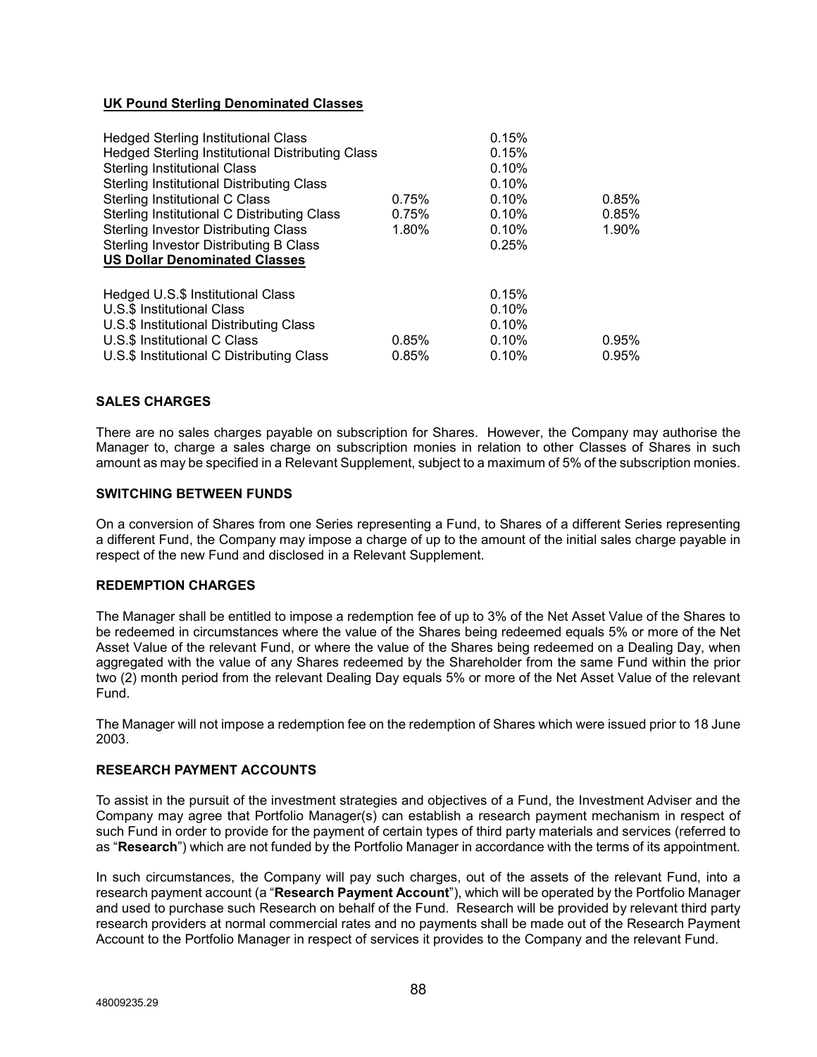**UK Pound Sterling Denominated Classes**

| | | | |
|---|---|---|---|
| Hedged Sterling Institutional Class | | 0.15% | |
| Hedged Sterling Institutional Distributing Class | | 0.15% | |
| Sterling Institutional Class | | 0.10% | |
| Sterling Institutional Distributing Class | | 0.10% | |
| Sterling Institutional C Class | 0.75% | 0.10% | 0.85% |
| Sterling Institutional C Distributing Class | 0.75% | 0.10% | 0.85% |
| Sterling Investor Distributing Class | 1.80% | 0.10% | 1.90% |
| Sterling Investor Distributing B Class | | 0.25% | |

**US Dollar Denominated Classes**

| | | | |
|---|---|---|---|
| Hedged U.S.$ Institutional Class | | 0.15% | |
| U.S.$ Institutional Class | | 0.10% | |
| U.S.$ Institutional Distributing Class | | 0.10% | |
| U.S.$ Institutional C Class | 0.85% | 0.10% | 0.95% |
| U.S.$ Institutional C Distributing Class | 0.85% | 0.10% | 0.95% |

### SALES CHARGES

There are no sales charges payable on subscription for Shares. However, the Company may authorise the Manager to, charge a sales charge on subscription monies in relation to other Classes of Shares in such amount as may be specified in a Relevant Supplement, subject to a maximum of 5% of the subscription monies.

### SWITCHING BETWEEN FUNDS

On a conversion of Shares from one Series representing a Fund, to Shares of a different Series representing a different Fund, the Company may impose a charge of up to the amount of the initial sales charge payable in respect of the new Fund and disclosed in a Relevant Supplement.

### REDEMPTION CHARGES

The Manager shall be entitled to impose a redemption fee of up to 3% of the Net Asset Value of the Shares to be redeemed in circumstances where the value of the Shares being redeemed equals 5% or more of the Net Asset Value of the relevant Fund, or where the value of the Shares being redeemed on a Dealing Day, when aggregated with the value of any Shares redeemed by the Shareholder from the same Fund within the prior two (2) month period from the relevant Dealing Day equals 5% or more of the Net Asset Value of the relevant Fund.

The Manager will not impose a redemption fee on the redemption of Shares which were issued prior to 18 June 2003.

### RESEARCH PAYMENT ACCOUNTS

To assist in the pursuit of the investment strategies and objectives of a Fund, the Investment Adviser and the Company may agree that Portfolio Manager(s) can establish a research payment mechanism in respect of such Fund in order to provide for the payment of certain types of third party materials and services (referred to as "**Research**") which are not funded by the Portfolio Manager in accordance with the terms of its appointment.

In such circumstances, the Company will pay such charges, out of the assets of the relevant Fund, into a research payment account (a "**Research Payment Account**"), which will be operated by the Portfolio Manager and used to purchase such Research on behalf of the Fund. Research will be provided by relevant third party research providers at normal commercial rates and no payments shall be made out of the Research Payment Account to the Portfolio Manager in respect of services it provides to the Company and the relevant Fund.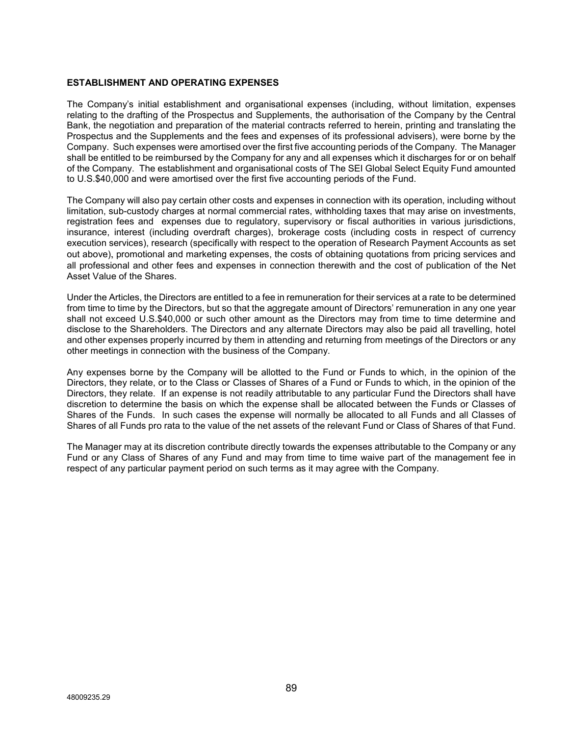## ESTABLISHMENT AND OPERATING EXPENSES

The Company's initial establishment and organisational expenses (including, without limitation, expenses relating to the drafting of the Prospectus and Supplements, the authorisation of the Company by the Central Bank, the negotiation and preparation of the material contracts referred to herein, printing and translating the Prospectus and the Supplements and the fees and expenses of its professional advisers), were borne by the Company. Such expenses were amortised over the first five accounting periods of the Company. The Manager shall be entitled to be reimbursed by the Company for any and all expenses which it discharges for or on behalf of the Company. The establishment and organisational costs of The SEI Global Select Equity Fund amounted to U.S.$40,000 and were amortised over the first five accounting periods of the Fund.

The Company will also pay certain other costs and expenses in connection with its operation, including without limitation, sub-custody charges at normal commercial rates, withholding taxes that may arise on investments, registration fees and expenses due to regulatory, supervisory or fiscal authorities in various jurisdictions, insurance, interest (including overdraft charges), brokerage costs (including costs in respect of currency execution services), research (specifically with respect to the operation of Research Payment Accounts as set out above), promotional and marketing expenses, the costs of obtaining quotations from pricing services and all professional and other fees and expenses in connection therewith and the cost of publication of the Net Asset Value of the Shares.

Under the Articles, the Directors are entitled to a fee in remuneration for their services at a rate to be determined from time to time by the Directors, but so that the aggregate amount of Directors' remuneration in any one year shall not exceed U.S.$40,000 or such other amount as the Directors may from time to time determine and disclose to the Shareholders. The Directors and any alternate Directors may also be paid all travelling, hotel and other expenses properly incurred by them in attending and returning from meetings of the Directors or any other meetings in connection with the business of the Company.

Any expenses borne by the Company will be allotted to the Fund or Funds to which, in the opinion of the Directors, they relate, or to the Class or Classes of Shares of a Fund or Funds to which, in the opinion of the Directors, they relate. If an expense is not readily attributable to any particular Fund the Directors shall have discretion to determine the basis on which the expense shall be allocated between the Funds or Classes of Shares of the Funds. In such cases the expense will normally be allocated to all Funds and all Classes of Shares of all Funds pro rata to the value of the net assets of the relevant Fund or Class of Shares of that Fund.

The Manager may at its discretion contribute directly towards the expenses attributable to the Company or any Fund or any Class of Shares of any Fund and may from time to time waive part of the management fee in respect of any particular payment period on such terms as it may agree with the Company.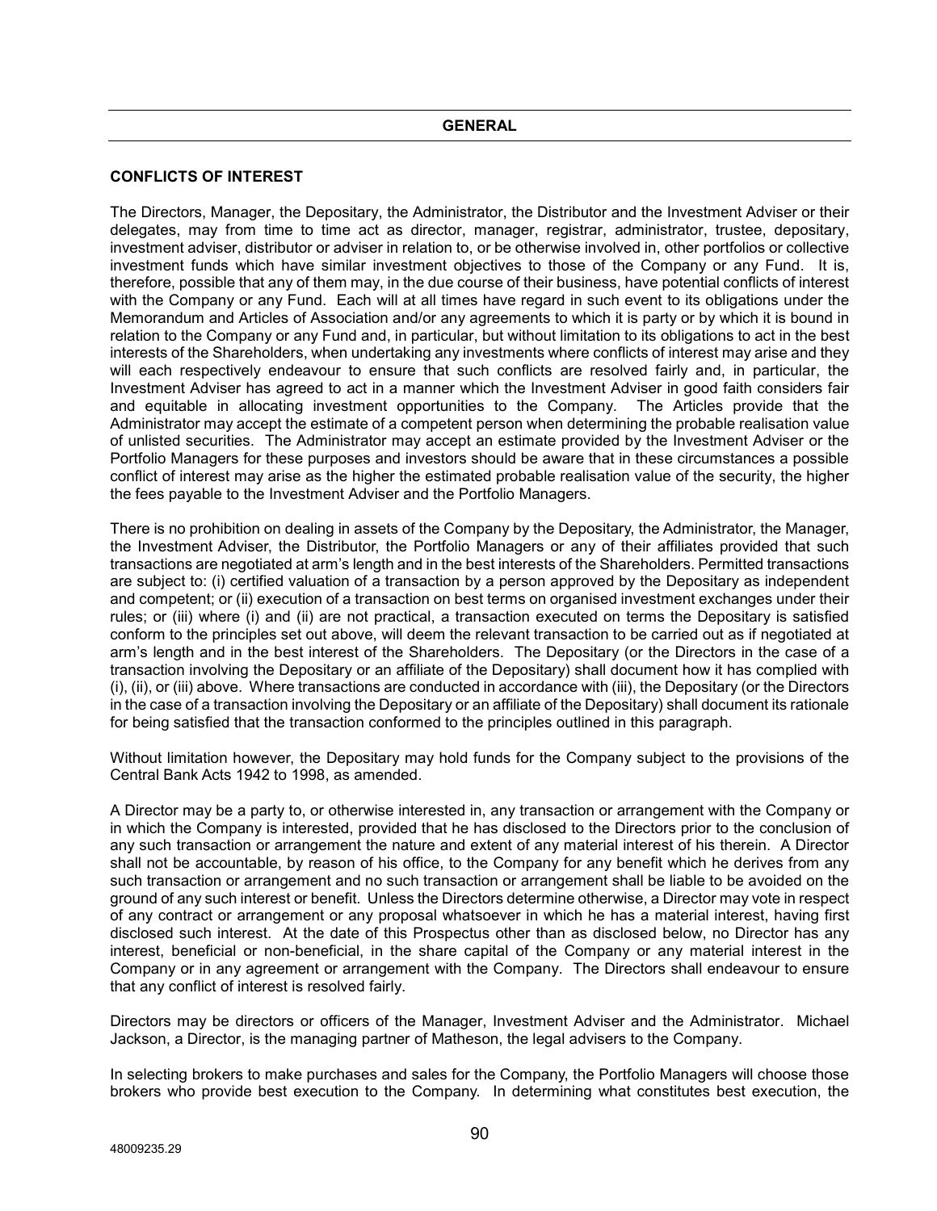## GENERAL

### CONFLICTS OF INTEREST

The Directors, Manager, the Depositary, the Administrator, the Distributor and the Investment Adviser or their delegates, may from time to time act as director, manager, registrar, administrator, trustee, depositary, investment adviser, distributor or adviser in relation to, or be otherwise involved in, other portfolios or collective investment funds which have similar investment objectives to those of the Company or any Fund. It is, therefore, possible that any of them may, in the due course of their business, have potential conflicts of interest with the Company or any Fund. Each will at all times have regard in such event to its obligations under the Memorandum and Articles of Association and/or any agreements to which it is party or by which it is bound in relation to the Company or any Fund and, in particular, but without limitation to its obligations to act in the best interests of the Shareholders, when undertaking any investments where conflicts of interest may arise and they will each respectively endeavour to ensure that such conflicts are resolved fairly and, in particular, the Investment Adviser has agreed to act in a manner which the Investment Adviser in good faith considers fair and equitable in allocating investment opportunities to the Company. The Articles provide that the Administrator may accept the estimate of a competent person when determining the probable realisation value of unlisted securities. The Administrator may accept an estimate provided by the Investment Adviser or the Portfolio Managers for these purposes and investors should be aware that in these circumstances a possible conflict of interest may arise as the higher the estimated probable realisation value of the security, the higher the fees payable to the Investment Adviser and the Portfolio Managers.

There is no prohibition on dealing in assets of the Company by the Depositary, the Administrator, the Manager, the Investment Adviser, the Distributor, the Portfolio Managers or any of their affiliates provided that such transactions are negotiated at arm's length and in the best interests of the Shareholders. Permitted transactions are subject to: (i) certified valuation of a transaction by a person approved by the Depositary as independent and competent; or (ii) execution of a transaction on best terms on organised investment exchanges under their rules; or (iii) where (i) and (ii) are not practical, a transaction executed on terms the Depositary is satisfied conform to the principles set out above, will deem the relevant transaction to be carried out as if negotiated at arm's length and in the best interest of the Shareholders. The Depositary (or the Directors in the case of a transaction involving the Depositary or an affiliate of the Depositary) shall document how it has complied with (i), (ii), or (iii) above. Where transactions are conducted in accordance with (iii), the Depositary (or the Directors in the case of a transaction involving the Depositary or an affiliate of the Depositary) shall document its rationale for being satisfied that the transaction conformed to the principles outlined in this paragraph.

Without limitation however, the Depositary may hold funds for the Company subject to the provisions of the Central Bank Acts 1942 to 1998, as amended.

A Director may be a party to, or otherwise interested in, any transaction or arrangement with the Company or in which the Company is interested, provided that he has disclosed to the Directors prior to the conclusion of any such transaction or arrangement the nature and extent of any material interest of his therein. A Director shall not be accountable, by reason of his office, to the Company for any benefit which he derives from any such transaction or arrangement and no such transaction or arrangement shall be liable to be avoided on the ground of any such interest or benefit. Unless the Directors determine otherwise, a Director may vote in respect of any contract or arrangement or any proposal whatsoever in which he has a material interest, having first disclosed such interest. At the date of this Prospectus other than as disclosed below, no Director has any interest, beneficial or non-beneficial, in the share capital of the Company or any material interest in the Company or in any agreement or arrangement with the Company. The Directors shall endeavour to ensure that any conflict of interest is resolved fairly.

Directors may be directors or officers of the Manager, Investment Adviser and the Administrator. Michael Jackson, a Director, is the managing partner of Matheson, the legal advisers to the Company.

In selecting brokers to make purchases and sales for the Company, the Portfolio Managers will choose those brokers who provide best execution to the Company. In determining what constitutes best execution, the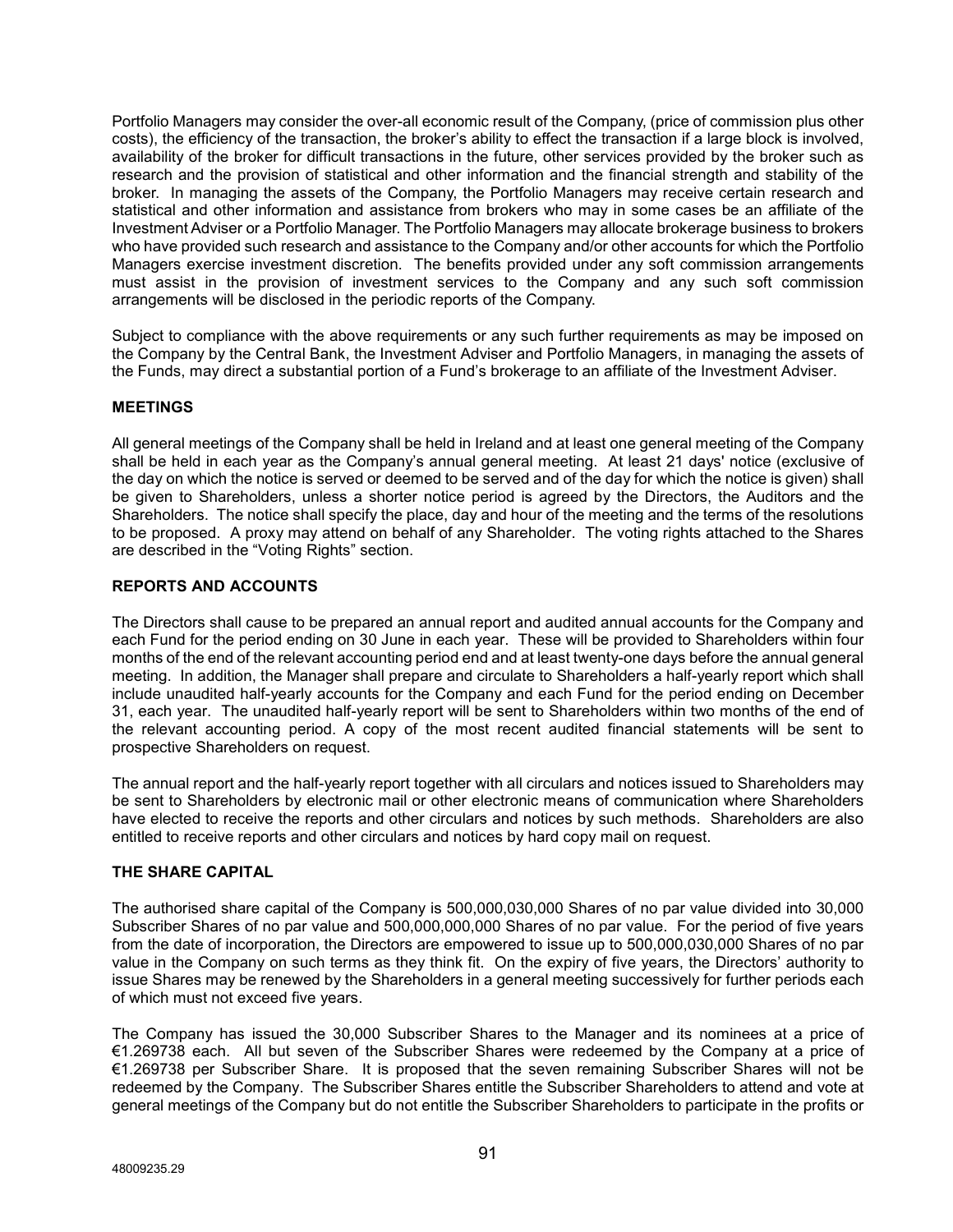Portfolio Managers may consider the over-all economic result of the Company, (price of commission plus other costs), the efficiency of the transaction, the broker's ability to effect the transaction if a large block is involved, availability of the broker for difficult transactions in the future, other services provided by the broker such as research and the provision of statistical and other information and the financial strength and stability of the broker. In managing the assets of the Company, the Portfolio Managers may receive certain research and statistical and other information and assistance from brokers who may in some cases be an affiliate of the Investment Adviser or a Portfolio Manager. The Portfolio Managers may allocate brokerage business to brokers who have provided such research and assistance to the Company and/or other accounts for which the Portfolio Managers exercise investment discretion. The benefits provided under any soft commission arrangements must assist in the provision of investment services to the Company and any such soft commission arrangements will be disclosed in the periodic reports of the Company.

Subject to compliance with the above requirements or any such further requirements as may be imposed on the Company by the Central Bank, the Investment Adviser and Portfolio Managers, in managing the assets of the Funds, may direct a substantial portion of a Fund's brokerage to an affiliate of the Investment Adviser.

## MEETINGS

All general meetings of the Company shall be held in Ireland and at least one general meeting of the Company shall be held in each year as the Company's annual general meeting. At least 21 days' notice (exclusive of the day on which the notice is served or deemed to be served and of the day for which the notice is given) shall be given to Shareholders, unless a shorter notice period is agreed by the Directors, the Auditors and the Shareholders. The notice shall specify the place, day and hour of the meeting and the terms of the resolutions to be proposed. A proxy may attend on behalf of any Shareholder. The voting rights attached to the Shares are described in the "Voting Rights" section.

## REPORTS AND ACCOUNTS

The Directors shall cause to be prepared an annual report and audited annual accounts for the Company and each Fund for the period ending on 30 June in each year. These will be provided to Shareholders within four months of the end of the relevant accounting period end and at least twenty-one days before the annual general meeting. In addition, the Manager shall prepare and circulate to Shareholders a half-yearly report which shall include unaudited half-yearly accounts for the Company and each Fund for the period ending on December 31, each year. The unaudited half-yearly report will be sent to Shareholders within two months of the end of the relevant accounting period. A copy of the most recent audited financial statements will be sent to prospective Shareholders on request.

The annual report and the half-yearly report together with all circulars and notices issued to Shareholders may be sent to Shareholders by electronic mail or other electronic means of communication where Shareholders have elected to receive the reports and other circulars and notices by such methods. Shareholders are also entitled to receive reports and other circulars and notices by hard copy mail on request.

## THE SHARE CAPITAL

The authorised share capital of the Company is 500,000,030,000 Shares of no par value divided into 30,000 Subscriber Shares of no par value and 500,000,000,000 Shares of no par value. For the period of five years from the date of incorporation, the Directors are empowered to issue up to 500,000,030,000 Shares of no par value in the Company on such terms as they think fit. On the expiry of five years, the Directors' authority to issue Shares may be renewed by the Shareholders in a general meeting successively for further periods each of which must not exceed five years.

The Company has issued the 30,000 Subscriber Shares to the Manager and its nominees at a price of €1.269738 each. All but seven of the Subscriber Shares were redeemed by the Company at a price of €1.269738 per Subscriber Share. It is proposed that the seven remaining Subscriber Shares will not be redeemed by the Company. The Subscriber Shares entitle the Subscriber Shareholders to attend and vote at general meetings of the Company but do not entitle the Subscriber Shareholders to participate in the profits or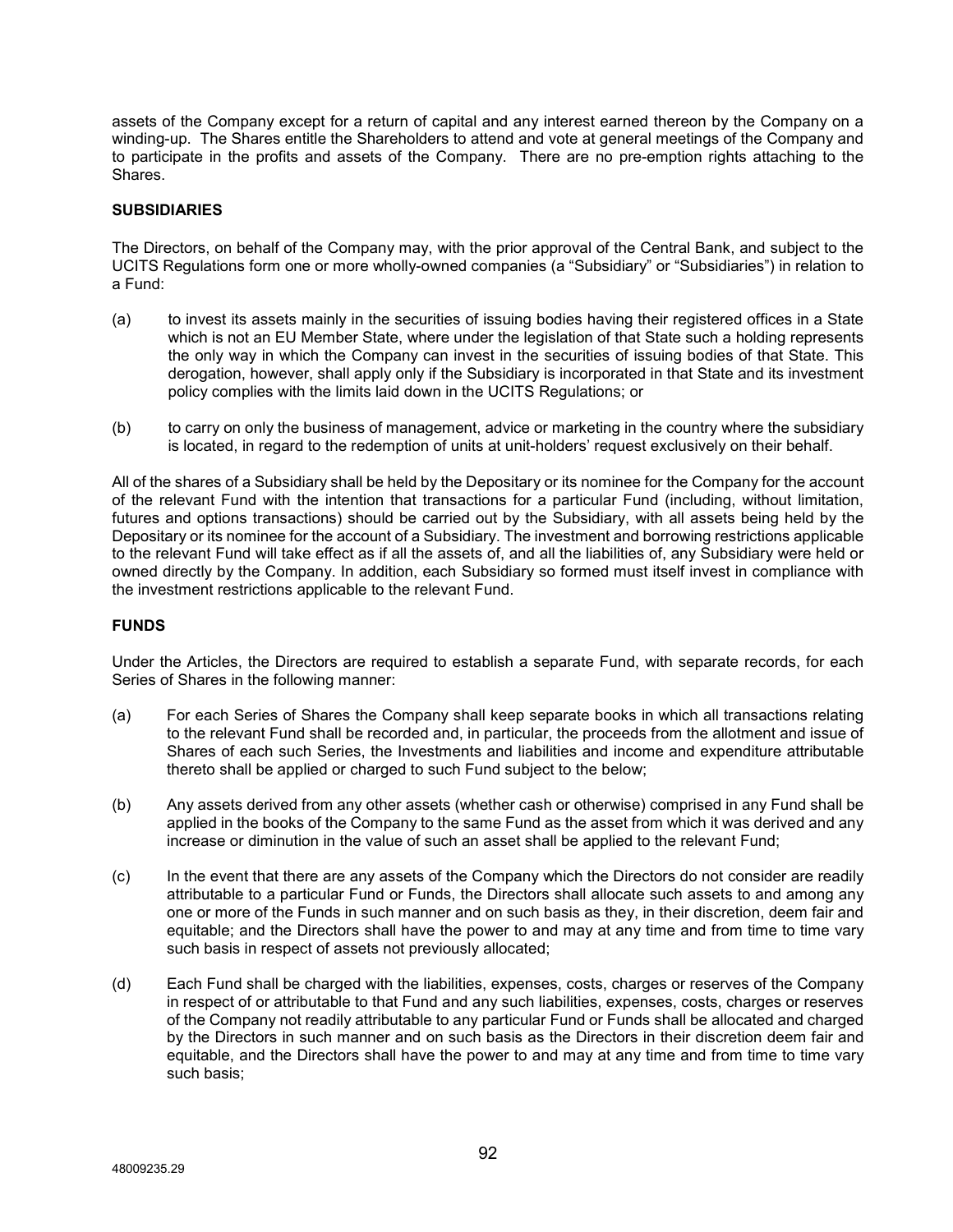assets of the Company except for a return of capital and any interest earned thereon by the Company on a winding-up. The Shares entitle the Shareholders to attend and vote at general meetings of the Company and to participate in the profits and assets of the Company. There are no pre-emption rights attaching to the Shares.

## SUBSIDIARIES

The Directors, on behalf of the Company may, with the prior approval of the Central Bank, and subject to the UCITS Regulations form one or more wholly-owned companies (a "Subsidiary" or "Subsidiaries") in relation to a Fund:

(a) to invest its assets mainly in the securities of issuing bodies having their registered offices in a State which is not an EU Member State, where under the legislation of that State such a holding represents the only way in which the Company can invest in the securities of issuing bodies of that State. This derogation, however, shall apply only if the Subsidiary is incorporated in that State and its investment policy complies with the limits laid down in the UCITS Regulations; or

(b) to carry on only the business of management, advice or marketing in the country where the subsidiary is located, in regard to the redemption of units at unit-holders' request exclusively on their behalf.

All of the shares of a Subsidiary shall be held by the Depositary or its nominee for the Company for the account of the relevant Fund with the intention that transactions for a particular Fund (including, without limitation, futures and options transactions) should be carried out by the Subsidiary, with all assets being held by the Depositary or its nominee for the account of a Subsidiary. The investment and borrowing restrictions applicable to the relevant Fund will take effect as if all the assets of, and all the liabilities of, any Subsidiary were held or owned directly by the Company. In addition, each Subsidiary so formed must itself invest in compliance with the investment restrictions applicable to the relevant Fund.

## FUNDS

Under the Articles, the Directors are required to establish a separate Fund, with separate records, for each Series of Shares in the following manner:

(a) For each Series of Shares the Company shall keep separate books in which all transactions relating to the relevant Fund shall be recorded and, in particular, the proceeds from the allotment and issue of Shares of each such Series, the Investments and liabilities and income and expenditure attributable thereto shall be applied or charged to such Fund subject to the below;

(b) Any assets derived from any other assets (whether cash or otherwise) comprised in any Fund shall be applied in the books of the Company to the same Fund as the asset from which it was derived and any increase or diminution in the value of such an asset shall be applied to the relevant Fund;

(c) In the event that there are any assets of the Company which the Directors do not consider are readily attributable to a particular Fund or Funds, the Directors shall allocate such assets to and among any one or more of the Funds in such manner and on such basis as they, in their discretion, deem fair and equitable; and the Directors shall have the power to and may at any time and from time to time vary such basis in respect of assets not previously allocated;

(d) Each Fund shall be charged with the liabilities, expenses, costs, charges or reserves of the Company in respect of or attributable to that Fund and any such liabilities, expenses, costs, charges or reserves of the Company not readily attributable to any particular Fund or Funds shall be allocated and charged by the Directors in such manner and on such basis as the Directors in their discretion deem fair and equitable, and the Directors shall have the power to and may at any time and from time to time vary such basis;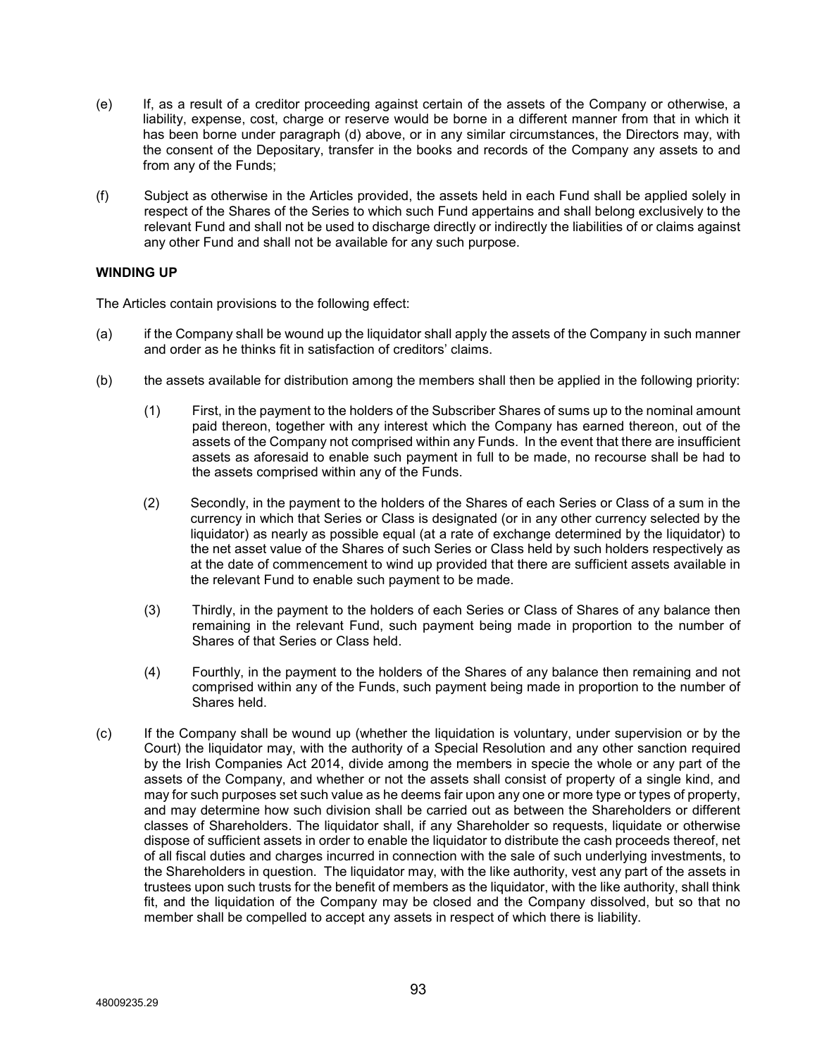(e) If, as a result of a creditor proceeding against certain of the assets of the Company or otherwise, a liability, expense, cost, charge or reserve would be borne in a different manner from that in which it has been borne under paragraph (d) above, or in any similar circumstances, the Directors may, with the consent of the Depositary, transfer in the books and records of the Company any assets to and from any of the Funds;

(f) Subject as otherwise in the Articles provided, the assets held in each Fund shall be applied solely in respect of the Shares of the Series to which such Fund appertains and shall belong exclusively to the relevant Fund and shall not be used to discharge directly or indirectly the liabilities of or claims against any other Fund and shall not be available for any such purpose.

**WINDING UP**

The Articles contain provisions to the following effect:

(a) if the Company shall be wound up the liquidator shall apply the assets of the Company in such manner and order as he thinks fit in satisfaction of creditors' claims.

(b) the assets available for distribution among the members shall then be applied in the following priority:

(1) First, in the payment to the holders of the Subscriber Shares of sums up to the nominal amount paid thereon, together with any interest which the Company has earned thereon, out of the assets of the Company not comprised within any Funds. In the event that there are insufficient assets as aforesaid to enable such payment in full to be made, no recourse shall be had to the assets comprised within any of the Funds.

(2) Secondly, in the payment to the holders of the Shares of each Series or Class of a sum in the currency in which that Series or Class is designated (or in any other currency selected by the liquidator) as nearly as possible equal (at a rate of exchange determined by the liquidator) to the net asset value of the Shares of such Series or Class held by such holders respectively as at the date of commencement to wind up provided that there are sufficient assets available in the relevant Fund to enable such payment to be made.

(3) Thirdly, in the payment to the holders of each Series or Class of Shares of any balance then remaining in the relevant Fund, such payment being made in proportion to the number of Shares of that Series or Class held.

(4) Fourthly, in the payment to the holders of the Shares of any balance then remaining and not comprised within any of the Funds, such payment being made in proportion to the number of Shares held.

(c) If the Company shall be wound up (whether the liquidation is voluntary, under supervision or by the Court) the liquidator may, with the authority of a Special Resolution and any other sanction required by the Irish Companies Act 2014, divide among the members in specie the whole or any part of the assets of the Company, and whether or not the assets shall consist of property of a single kind, and may for such purposes set such value as he deems fair upon any one or more type or types of property, and may determine how such division shall be carried out as between the Shareholders or different classes of Shareholders. The liquidator shall, if any Shareholder so requests, liquidate or otherwise dispose of sufficient assets in order to enable the liquidator to distribute the cash proceeds thereof, net of all fiscal duties and charges incurred in connection with the sale of such underlying investments, to the Shareholders in question. The liquidator may, with the like authority, vest any part of the assets in trustees upon such trusts for the benefit of members as the liquidator, with the like authority, shall think fit, and the liquidation of the Company may be closed and the Company dissolved, but so that no member shall be compelled to accept any assets in respect of which there is liability.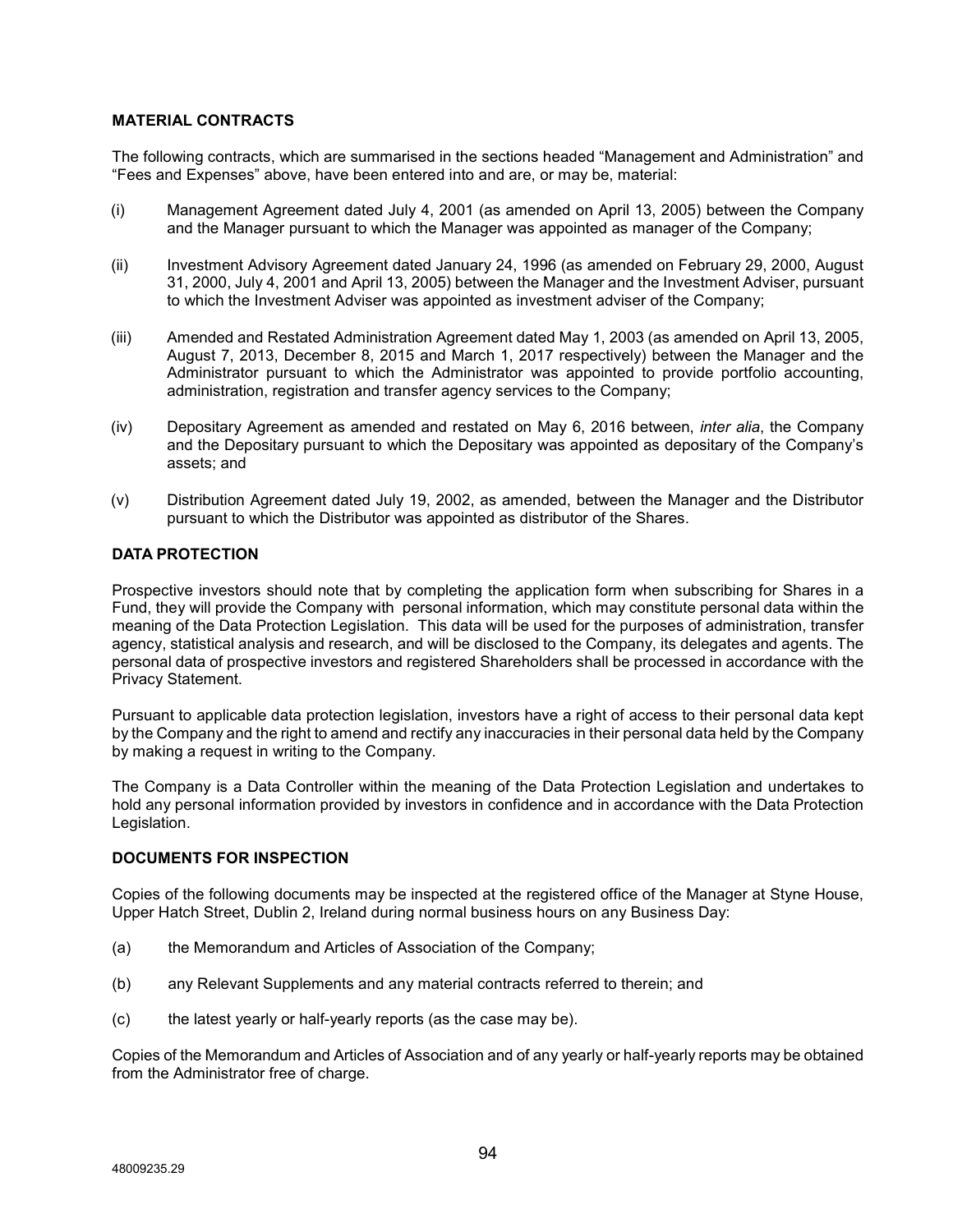## MATERIAL CONTRACTS

The following contracts, which are summarised in the sections headed "Management and Administration" and "Fees and Expenses" above, have been entered into and are, or may be, material:

(i) Management Agreement dated July 4, 2001 (as amended on April 13, 2005) between the Company and the Manager pursuant to which the Manager was appointed as manager of the Company;

(ii) Investment Advisory Agreement dated January 24, 1996 (as amended on February 29, 2000, August 31, 2000, July 4, 2001 and April 13, 2005) between the Manager and the Investment Adviser, pursuant to which the Investment Adviser was appointed as investment adviser of the Company;

(iii) Amended and Restated Administration Agreement dated May 1, 2003 (as amended on April 13, 2005, August 7, 2013, December 8, 2015 and March 1, 2017 respectively) between the Manager and the Administrator pursuant to which the Administrator was appointed to provide portfolio accounting, administration, registration and transfer agency services to the Company;

(iv) Depositary Agreement as amended and restated on May 6, 2016 between, *inter alia*, the Company and the Depositary pursuant to which the Depositary was appointed as depositary of the Company's assets; and

(v) Distribution Agreement dated July 19, 2002, as amended, between the Manager and the Distributor pursuant to which the Distributor was appointed as distributor of the Shares.

## DATA PROTECTION

Prospective investors should note that by completing the application form when subscribing for Shares in a Fund, they will provide the Company with personal information, which may constitute personal data within the meaning of the Data Protection Legislation. This data will be used for the purposes of administration, transfer agency, statistical analysis and research, and will be disclosed to the Company, its delegates and agents. The personal data of prospective investors and registered Shareholders shall be processed in accordance with the Privacy Statement.

Pursuant to applicable data protection legislation, investors have a right of access to their personal data kept by the Company and the right to amend and rectify any inaccuracies in their personal data held by the Company by making a request in writing to the Company.

The Company is a Data Controller within the meaning of the Data Protection Legislation and undertakes to hold any personal information provided by investors in confidence and in accordance with the Data Protection Legislation.

## DOCUMENTS FOR INSPECTION

Copies of the following documents may be inspected at the registered office of the Manager at Styne House, Upper Hatch Street, Dublin 2, Ireland during normal business hours on any Business Day:

(a) the Memorandum and Articles of Association of the Company;

(b) any Relevant Supplements and any material contracts referred to therein; and

(c) the latest yearly or half-yearly reports (as the case may be).

Copies of the Memorandum and Articles of Association and of any yearly or half-yearly reports may be obtained from the Administrator free of charge.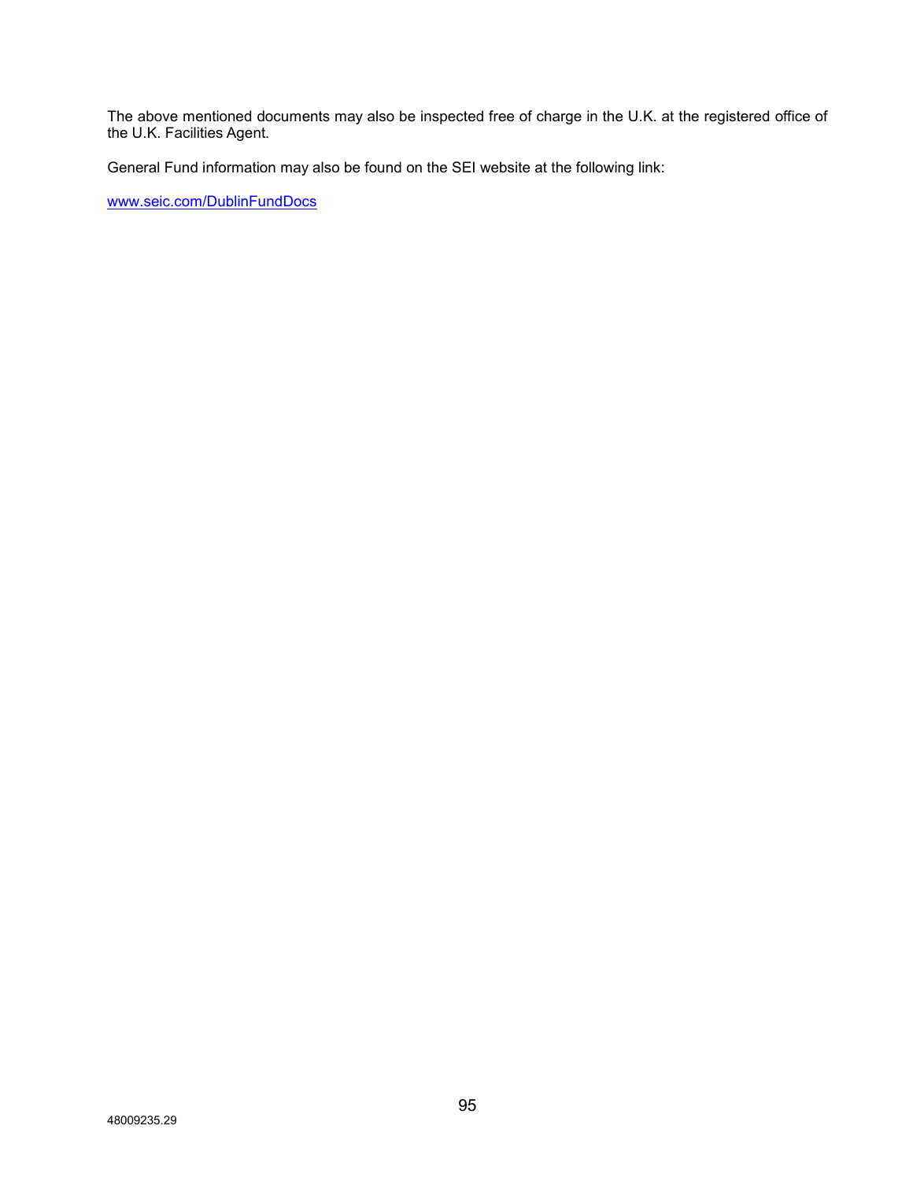The above mentioned documents may also be inspected free of charge in the U.K. at the registered office of the U.K. Facilities Agent.

General Fund information may also be found on the SEI website at the following link:

www.seic.com/DublinFundDocs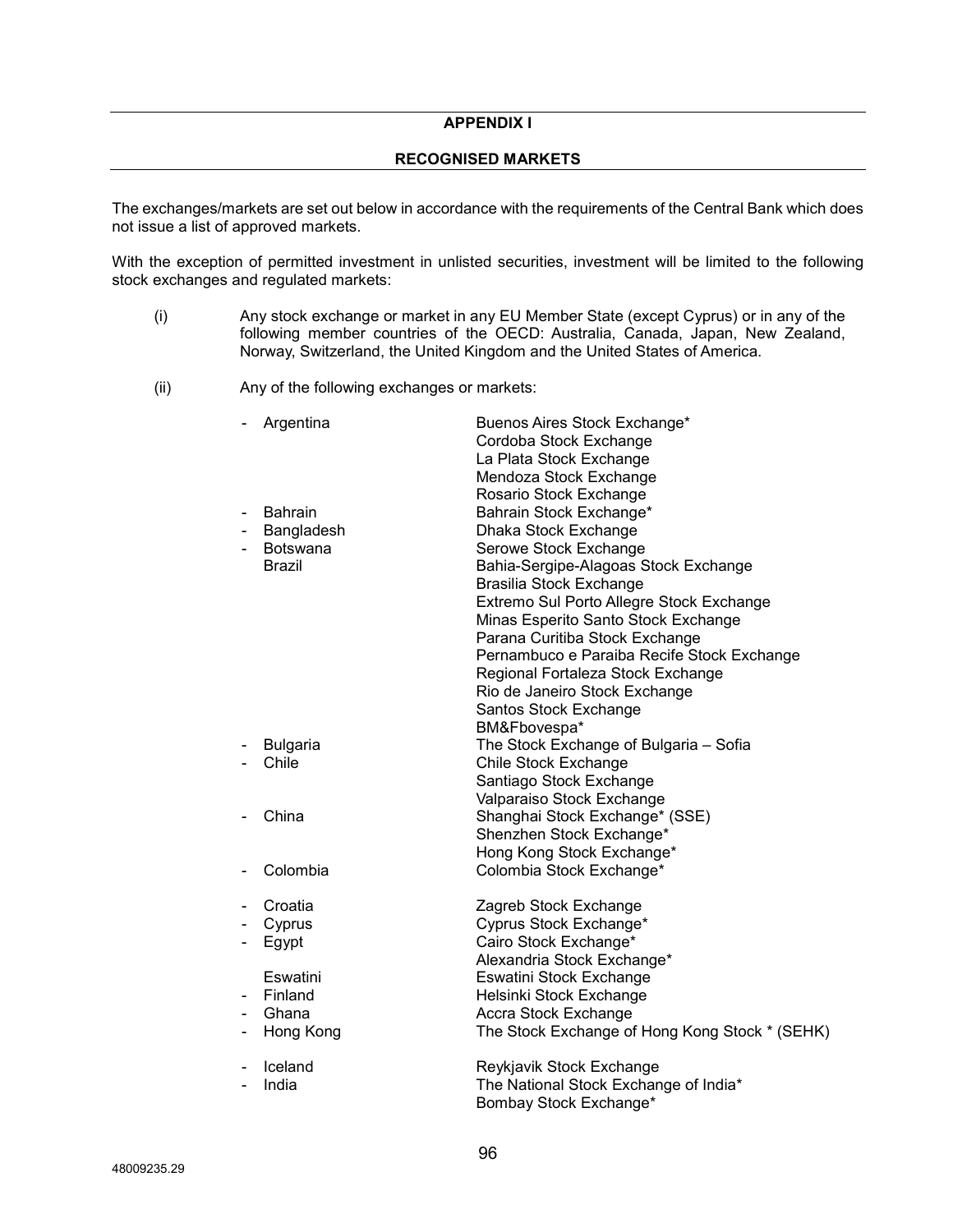## APPENDIX I

## RECOGNISED MARKETS

The exchanges/markets are set out below in accordance with the requirements of the Central Bank which does not issue a list of approved markets.

With the exception of permitted investment in unlisted securities, investment will be limited to the following stock exchanges and regulated markets:

(i) Any stock exchange or market in any EU Member State (except Cyprus) or in any of the following member countries of the OECD: Australia, Canada, Japan, New Zealand, Norway, Switzerland, the United Kingdom and the United States of America.

(ii) Any of the following exchanges or markets:

| Country | Exchange |
|---|---|
| - Argentina | Buenos Aires Stock Exchange* |
| | Cordoba Stock Exchange |
| | La Plata Stock Exchange |
| | Mendoza Stock Exchange |
| | Rosario Stock Exchange |
| - Bahrain | Bahrain Stock Exchange* |
| - Bangladesh | Dhaka Stock Exchange |
| - Botswana | Serowe Stock Exchange |
| Brazil | Bahia-Sergipe-Alagoas Stock Exchange |
| | Brasilia Stock Exchange |
| | Extremo Sul Porto Allegre Stock Exchange |
| | Minas Esperito Santo Stock Exchange |
| | Parana Curitiba Stock Exchange |
| | Pernambuco e Paraiba Recife Stock Exchange |
| | Regional Fortaleza Stock Exchange |
| | Rio de Janeiro Stock Exchange |
| | Santos Stock Exchange |
| | BM&Fbovespa* |
| - Bulgaria | The Stock Exchange of Bulgaria – Sofia |
| - Chile | Chile Stock Exchange |
| | Santiago Stock Exchange |
| | Valparaiso Stock Exchange |
| - China | Shanghai Stock Exchange* (SSE) |
| | Shenzhen Stock Exchange* |
| | Hong Kong Stock Exchange* |
| - Colombia | Colombia Stock Exchange* |
| - Croatia | Zagreb Stock Exchange |
| - Cyprus | Cyprus Stock Exchange* |
| - Egypt | Cairo Stock Exchange* |
| | Alexandria Stock Exchange* |
| Eswatini | Eswatini Stock Exchange |
| - Finland | Helsinki Stock Exchange |
| - Ghana | Accra Stock Exchange |
| - Hong Kong | The Stock Exchange of Hong Kong Stock * (SEHK) |
| - Iceland | Reykjavik Stock Exchange |
| - India | The National Stock Exchange of India* |
| | Bombay Stock Exchange* |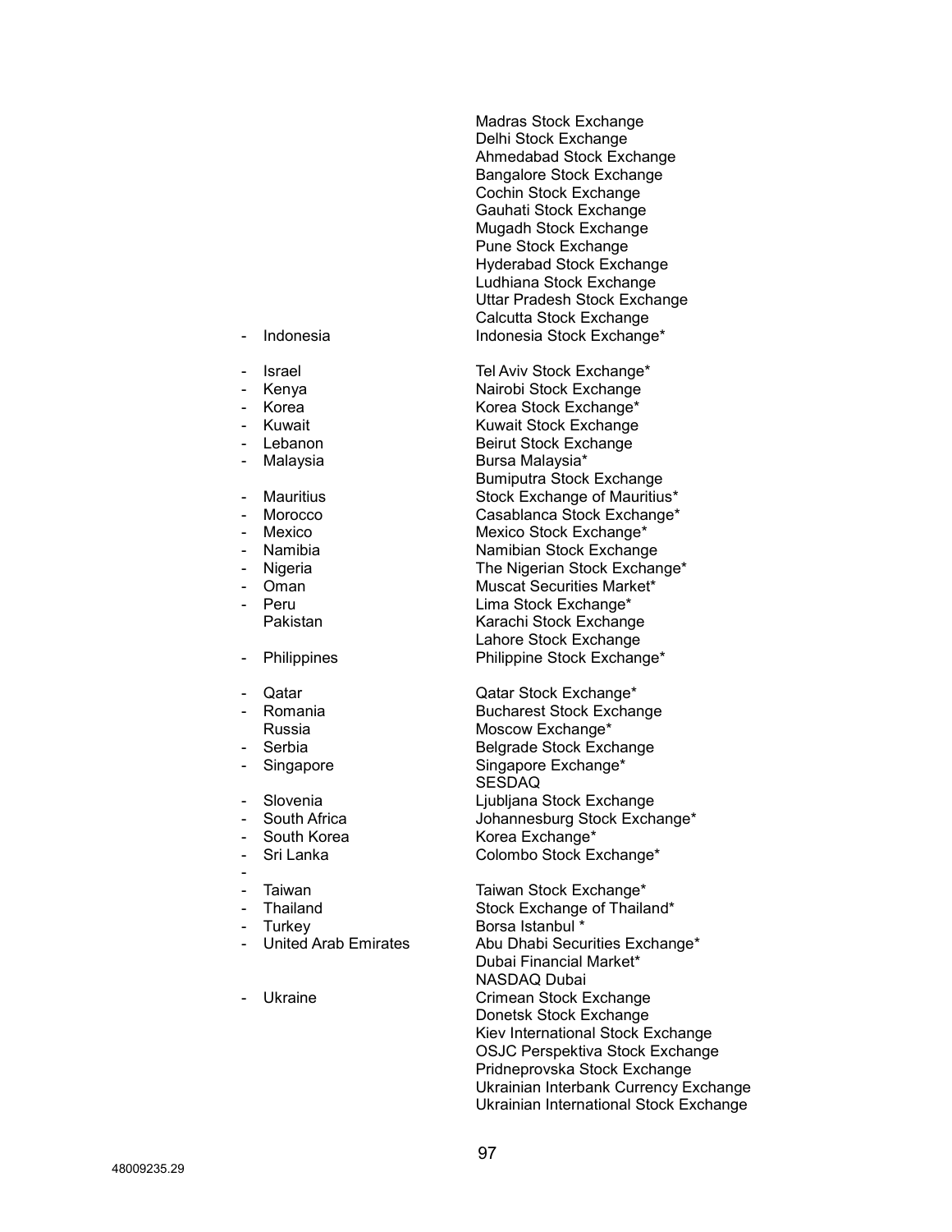| | |
|---|---|
| | Madras Stock Exchange |
| | Delhi Stock Exchange |
| | Ahmedabad Stock Exchange |
| | Bangalore Stock Exchange |
| | Cochin Stock Exchange |
| | Gauhati Stock Exchange |
| | Mugadh Stock Exchange |
| | Pune Stock Exchange |
| | Hyderabad Stock Exchange |
| | Ludhiana Stock Exchange |
| | Uttar Pradesh Stock Exchange |
| | Calcutta Stock Exchange |
| - Indonesia | Indonesia Stock Exchange* |
| - Israel | Tel Aviv Stock Exchange* |
| - Kenya | Nairobi Stock Exchange |
| - Korea | Korea Stock Exchange* |
| - Kuwait | Kuwait Stock Exchange |
| - Lebanon | Beirut Stock Exchange |
| - Malaysia | Bursa Malaysia* |
| | Bumiputra Stock Exchange |
| - Mauritius | Stock Exchange of Mauritius* |
| - Morocco | Casablanca Stock Exchange* |
| - Mexico | Mexico Stock Exchange* |
| - Namibia | Namibian Stock Exchange |
| - Nigeria | The Nigerian Stock Exchange* |
| - Oman | Muscat Securities Market* |
| - Peru | Lima Stock Exchange* |
| Pakistan | Karachi Stock Exchange |
| | Lahore Stock Exchange |
| - Philippines | Philippine Stock Exchange* |
| - Qatar | Qatar Stock Exchange* |
| - Romania | Bucharest Stock Exchange |
| Russia | Moscow Exchange* |
| - Serbia | Belgrade Stock Exchange |
| - Singapore | Singapore Exchange* |
| | SESDAQ |
| - Slovenia | Ljubljana Stock Exchange |
| - South Africa | Johannesburg Stock Exchange* |
| - South Korea | Korea Exchange* |
| - Sri Lanka | Colombo Stock Exchange* |
| - | |
| - Taiwan | Taiwan Stock Exchange* |
| - Thailand | Stock Exchange of Thailand* |
| - Turkey | Borsa Istanbul * |
| - United Arab Emirates | Abu Dhabi Securities Exchange* |
| | Dubai Financial Market* |
| | NASDAQ Dubai |
| - Ukraine | Crimean Stock Exchange |
| | Donetsk Stock Exchange |
| | Kiev International Stock Exchange |
| | OSJC Perspektiva Stock Exchange |
| | Pridneprovska Stock Exchange |
| | Ukrainian Interbank Currency Exchange |
| | Ukrainian International Stock Exchange |

48009235.29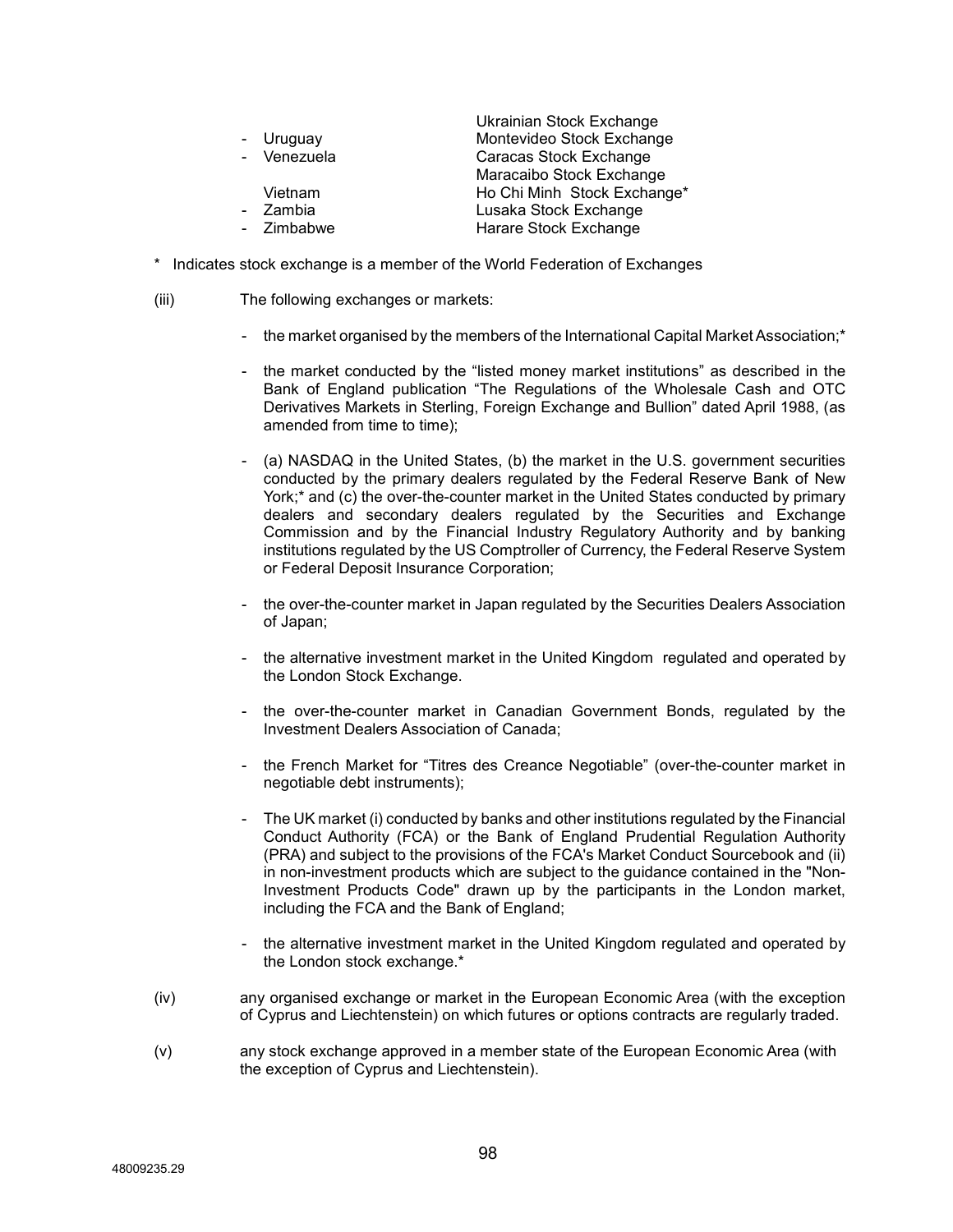| | |
|---|---|
| | Ukrainian Stock Exchange |
| - Uruguay | Montevideo Stock Exchange |
| - Venezuela | Caracas Stock Exchange |
| | Maracaibo Stock Exchange |
| Vietnam | Ho Chi Minh Stock Exchange* |
| - Zambia | Lusaka Stock Exchange |
| - Zimbabwe | Harare Stock Exchange |

\* Indicates stock exchange is a member of the World Federation of Exchanges

(iii) The following exchanges or markets:

- the market organised by the members of the International Capital Market Association;*

- the market conducted by the "listed money market institutions" as described in the Bank of England publication "The Regulations of the Wholesale Cash and OTC Derivatives Markets in Sterling, Foreign Exchange and Bullion" dated April 1988, (as amended from time to time);

- (a) NASDAQ in the United States, (b) the market in the U.S. government securities conducted by the primary dealers regulated by the Federal Reserve Bank of New York;* and (c) the over-the-counter market in the United States conducted by primary dealers and secondary dealers regulated by the Securities and Exchange Commission and by the Financial Industry Regulatory Authority and by banking institutions regulated by the US Comptroller of Currency, the Federal Reserve System or Federal Deposit Insurance Corporation;

- the over-the-counter market in Japan regulated by the Securities Dealers Association of Japan;

- the alternative investment market in the United Kingdom regulated and operated by the London Stock Exchange.

- the over-the-counter market in Canadian Government Bonds, regulated by the Investment Dealers Association of Canada;

- the French Market for "Titres des Creance Negotiable" (over-the-counter market in negotiable debt instruments);

- The UK market (i) conducted by banks and other institutions regulated by the Financial Conduct Authority (FCA) or the Bank of England Prudential Regulation Authority (PRA) and subject to the provisions of the FCA's Market Conduct Sourcebook and (ii) in non-investment products which are subject to the guidance contained in the "Non-Investment Products Code" drawn up by the participants in the London market, including the FCA and the Bank of England;

- the alternative investment market in the United Kingdom regulated and operated by the London stock exchange.*

(iv) any organised exchange or market in the European Economic Area (with the exception of Cyprus and Liechtenstein) on which futures or options contracts are regularly traded.

(v) any stock exchange approved in a member state of the European Economic Area (with the exception of Cyprus and Liechtenstein).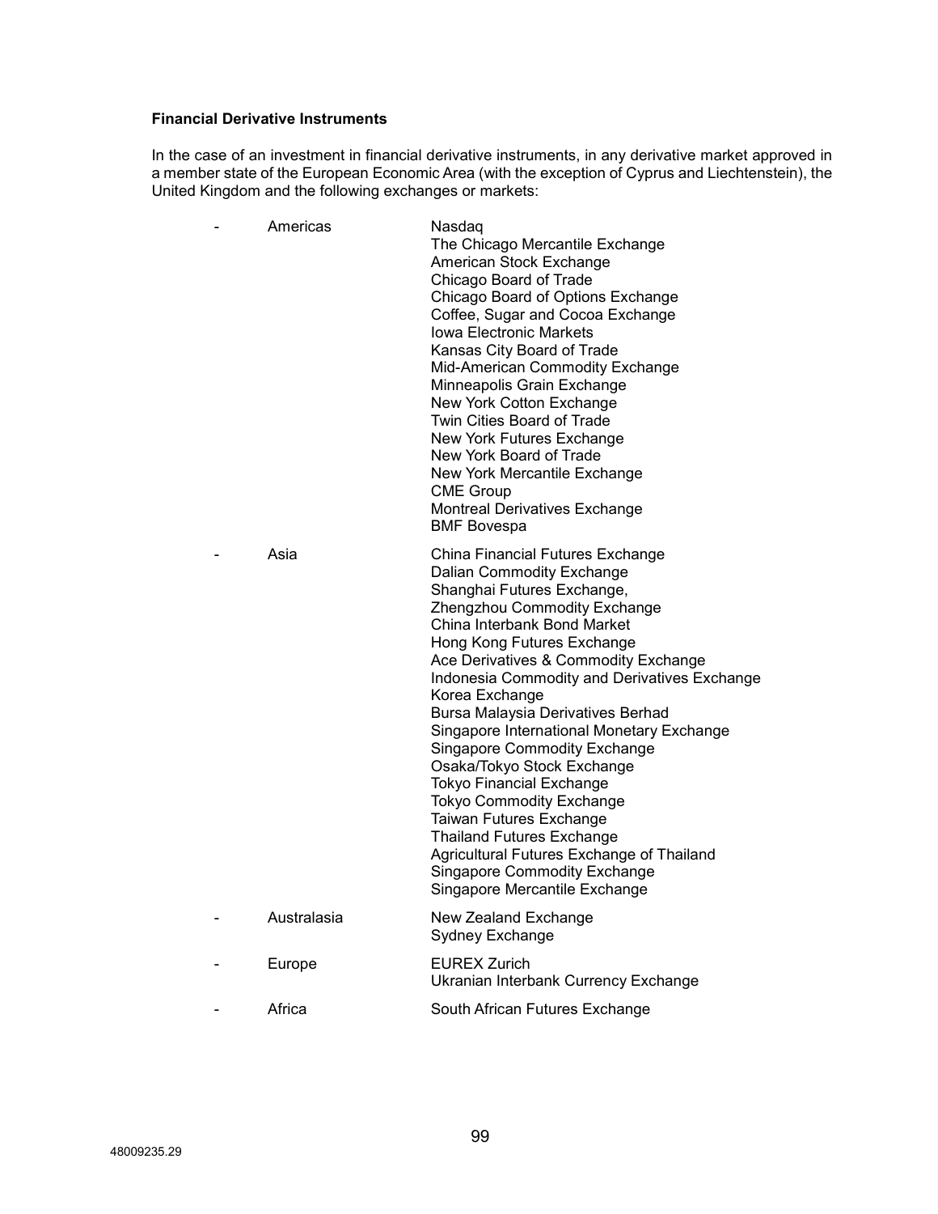**Financial Derivative Instruments**

In the case of an investment in financial derivative instruments, in any derivative market approved in a member state of the European Economic Area (with the exception of Cyprus and Liechtenstein), the United Kingdom and the following exchanges or markets:

| | | |
|---|---|---|
| - | Americas | Nasdaq<br>The Chicago Mercantile Exchange<br>American Stock Exchange<br>Chicago Board of Trade<br>Chicago Board of Options Exchange<br>Coffee, Sugar and Cocoa Exchange<br>Iowa Electronic Markets<br>Kansas City Board of Trade<br>Mid-American Commodity Exchange<br>Minneapolis Grain Exchange<br>New York Cotton Exchange<br>Twin Cities Board of Trade<br>New York Futures Exchange<br>New York Board of Trade<br>New York Mercantile Exchange<br>CME Group<br>Montreal Derivatives Exchange<br>BMF Bovespa |
| - | Asia | China Financial Futures Exchange<br>Dalian Commodity Exchange<br>Shanghai Futures Exchange,<br>Zhengzhou Commodity Exchange<br>China Interbank Bond Market<br>Hong Kong Futures Exchange<br>Ace Derivatives & Commodity Exchange<br>Indonesia Commodity and Derivatives Exchange<br>Korea Exchange<br>Bursa Malaysia Derivatives Berhad<br>Singapore International Monetary Exchange<br>Singapore Commodity Exchange<br>Osaka/Tokyo Stock Exchange<br>Tokyo Financial Exchange<br>Tokyo Commodity Exchange<br>Taiwan Futures Exchange<br>Thailand Futures Exchange<br>Agricultural Futures Exchange of Thailand<br>Singapore Commodity Exchange<br>Singapore Mercantile Exchange |
| - | Australasia | New Zealand Exchange<br>Sydney Exchange |
| - | Europe | EUREX Zurich<br>Ukranian Interbank Currency Exchange |
| - | Africa | South African Futures Exchange |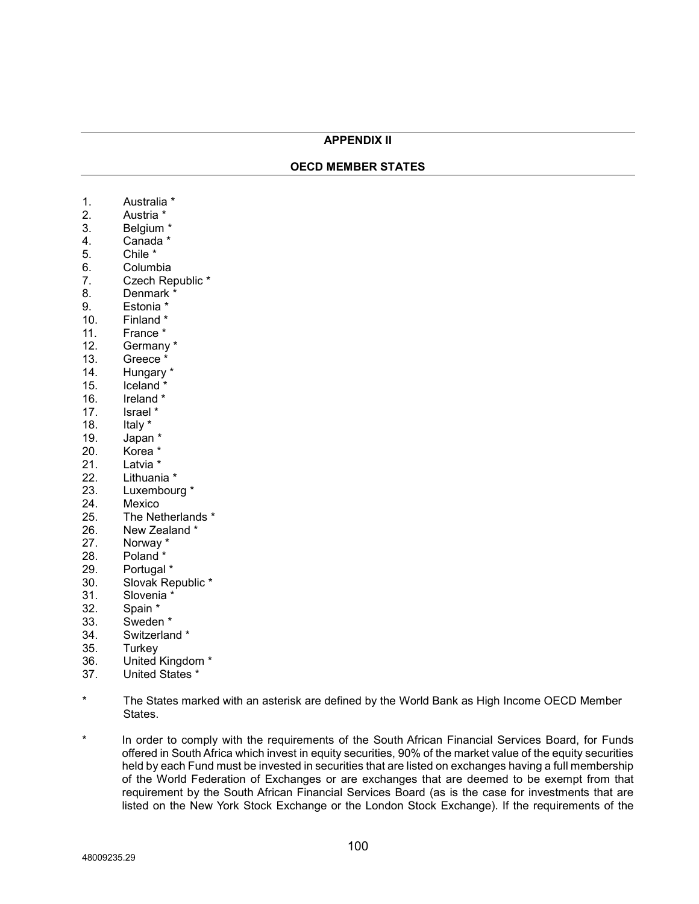## APPENDIX II

## OECD MEMBER STATES

1. Australia *
2. Austria *
3. Belgium *
4. Canada *
5. Chile *
6. Columbia
7. Czech Republic *
8. Denmark *
9. Estonia *
10. Finland *
11. France *
12. Germany *
13. Greece *
14. Hungary *
15. Iceland *
16. Ireland *
17. Israel *
18. Italy *
19. Japan *
20. Korea *
21. Latvia *
22. Lithuania *
23. Luxembourg *
24. Mexico
25. The Netherlands *
26. New Zealand *
27. Norway *
28. Poland *
29. Portugal *
30. Slovak Republic *
31. Slovenia *
32. Spain *
33. Sweden *
34. Switzerland *
35. Turkey
36. United Kingdom *
37. United States *

\* The States marked with an asterisk are defined by the World Bank as High Income OECD Member States.

\* In order to comply with the requirements of the South African Financial Services Board, for Funds offered in South Africa which invest in equity securities, 90% of the market value of the equity securities held by each Fund must be invested in securities that are listed on exchanges having a full membership of the World Federation of Exchanges or are exchanges that are deemed to be exempt from that requirement by the South African Financial Services Board (as is the case for investments that are listed on the New York Stock Exchange or the London Stock Exchange). If the requirements of the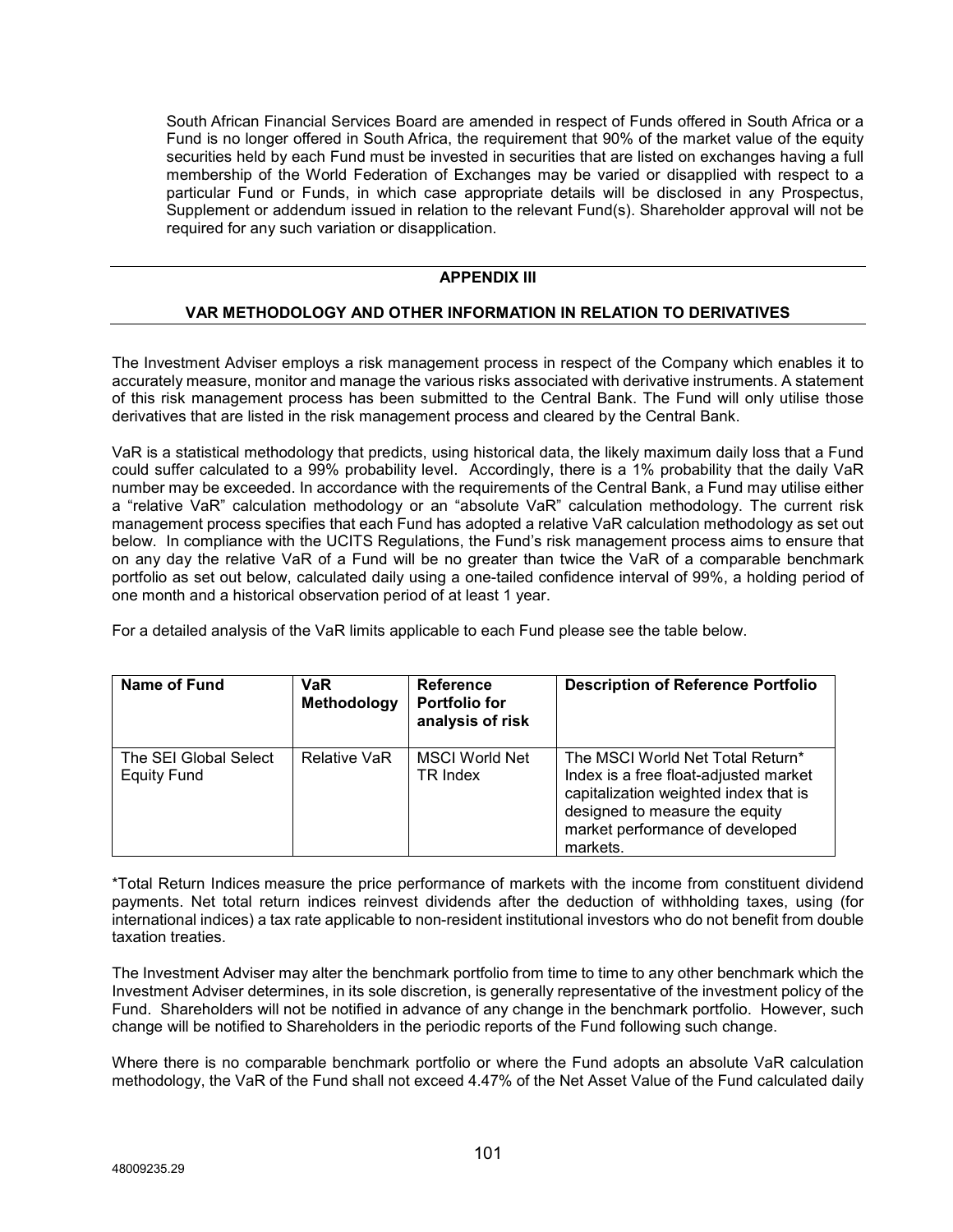South African Financial Services Board are amended in respect of Funds offered in South Africa or a Fund is no longer offered in South Africa, the requirement that 90% of the market value of the equity securities held by each Fund must be invested in securities that are listed on exchanges having a full membership of the World Federation of Exchanges may be varied or disapplied with respect to a particular Fund or Funds, in which case appropriate details will be disclosed in any Prospectus, Supplement or addendum issued in relation to the relevant Fund(s). Shareholder approval will not be required for any such variation or disapplication.

## APPENDIX III

## VAR METHODOLOGY AND OTHER INFORMATION IN RELATION TO DERIVATIVES

The Investment Adviser employs a risk management process in respect of the Company which enables it to accurately measure, monitor and manage the various risks associated with derivative instruments. A statement of this risk management process has been submitted to the Central Bank. The Fund will only utilise those derivatives that are listed in the risk management process and cleared by the Central Bank.

VaR is a statistical methodology that predicts, using historical data, the likely maximum daily loss that a Fund could suffer calculated to a 99% probability level. Accordingly, there is a 1% probability that the daily VaR number may be exceeded. In accordance with the requirements of the Central Bank, a Fund may utilise either a "relative VaR" calculation methodology or an "absolute VaR" calculation methodology. The current risk management process specifies that each Fund has adopted a relative VaR calculation methodology as set out below. In compliance with the UCITS Regulations, the Fund's risk management process aims to ensure that on any day the relative VaR of a Fund will be no greater than twice the VaR of a comparable benchmark portfolio as set out below, calculated daily using a one-tailed confidence interval of 99%, a holding period of one month and a historical observation period of at least 1 year.

For a detailed analysis of the VaR limits applicable to each Fund please see the table below.

| Name of Fund | VaR Methodology | Reference Portfolio for analysis of risk | Description of Reference Portfolio |
|---|---|---|---|
| The SEI Global Select Equity Fund | Relative VaR | MSCI World Net TR Index | The MSCI World Net Total Return* Index is a free float-adjusted market capitalization weighted index that is designed to measure the equity market performance of developed markets. |

*Total Return Indices measure the price performance of markets with the income from constituent dividend payments. Net total return indices reinvest dividends after the deduction of withholding taxes, using (for international indices) a tax rate applicable to non-resident institutional investors who do not benefit from double taxation treaties.

The Investment Adviser may alter the benchmark portfolio from time to time to any other benchmark which the Investment Adviser determines, in its sole discretion, is generally representative of the investment policy of the Fund. Shareholders will not be notified in advance of any change in the benchmark portfolio. However, such change will be notified to Shareholders in the periodic reports of the Fund following such change.

Where there is no comparable benchmark portfolio or where the Fund adopts an absolute VaR calculation methodology, the VaR of the Fund shall not exceed 4.47% of the Net Asset Value of the Fund calculated daily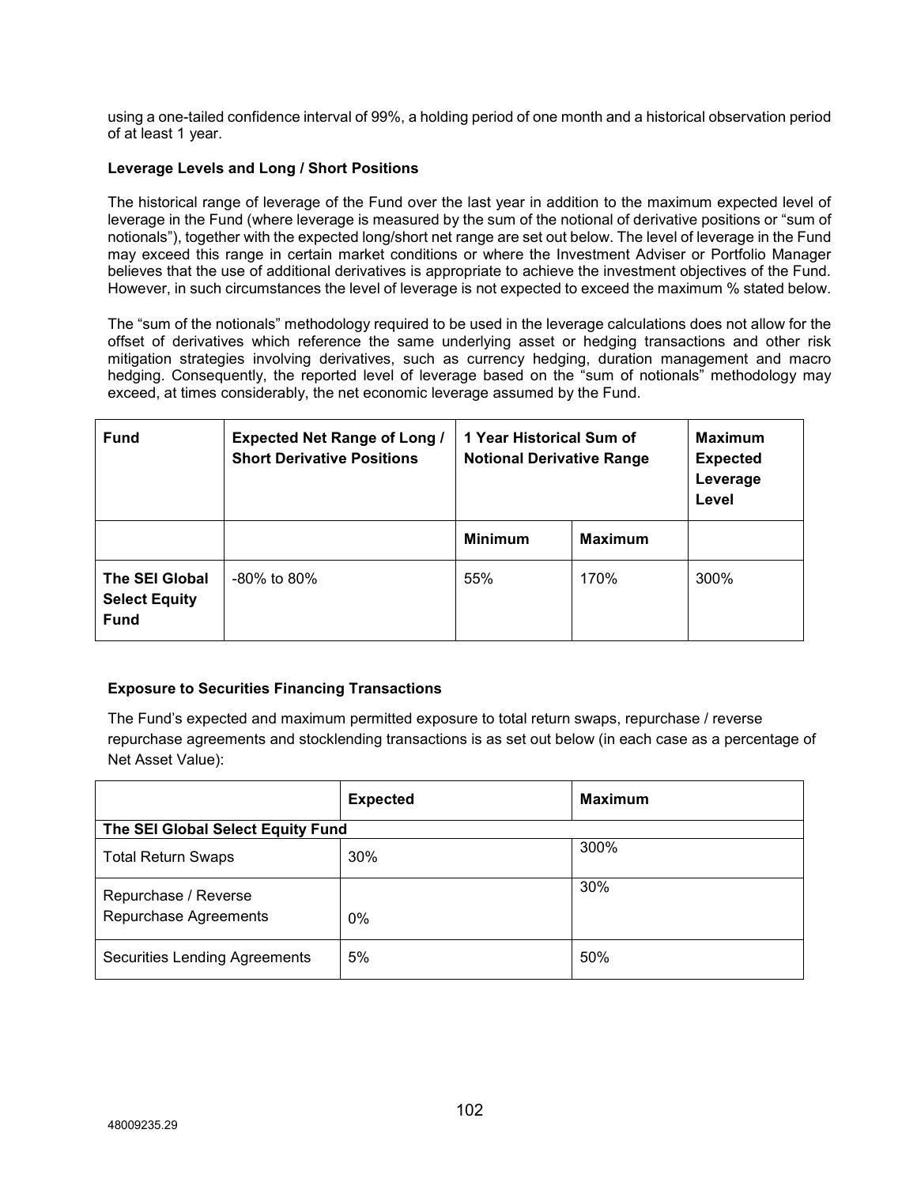using a one-tailed confidence interval of 99%, a holding period of one month and a historical observation period of at least 1 year.

**Leverage Levels and Long / Short Positions**

The historical range of leverage of the Fund over the last year in addition to the maximum expected level of leverage in the Fund (where leverage is measured by the sum of the notional of derivative positions or "sum of notionals"), together with the expected long/short net range are set out below. The level of leverage in the Fund may exceed this range in certain market conditions or where the Investment Adviser or Portfolio Manager believes that the use of additional derivatives is appropriate to achieve the investment objectives of the Fund. However, in such circumstances the level of leverage is not expected to exceed the maximum % stated below.

The "sum of the notionals" methodology required to be used in the leverage calculations does not allow for the offset of derivatives which reference the same underlying asset or hedging transactions and other risk mitigation strategies involving derivatives, such as currency hedging, duration management and macro hedging. Consequently, the reported level of leverage based on the "sum of notionals" methodology may exceed, at times considerably, the net economic leverage assumed by the Fund.

| **Fund** | **Expected Net Range of Long / Short Derivative Positions** | **1 Year Historical Sum of Notional Derivative Range** | | **Maximum Expected Leverage Level** |
|---|---|---|---|---|
| | | **Minimum** | **Maximum** | |
| **The SEI Global Select Equity Fund** | -80% to 80% | 55% | 170% | 300% |

**Exposure to Securities Financing Transactions**

The Fund's expected and maximum permitted exposure to total return swaps, repurchase / reverse repurchase agreements and stocklending transactions is as set out below (in each case as a percentage of Net Asset Value):

| | **Expected** | **Maximum** |
|---|---|---|
| **The SEI Global Select Equity Fund** | | |
| Total Return Swaps | 30% | 300% |
| Repurchase / Reverse Repurchase Agreements | 0% | 30% |
| Securities Lending Agreements | 5% | 50% |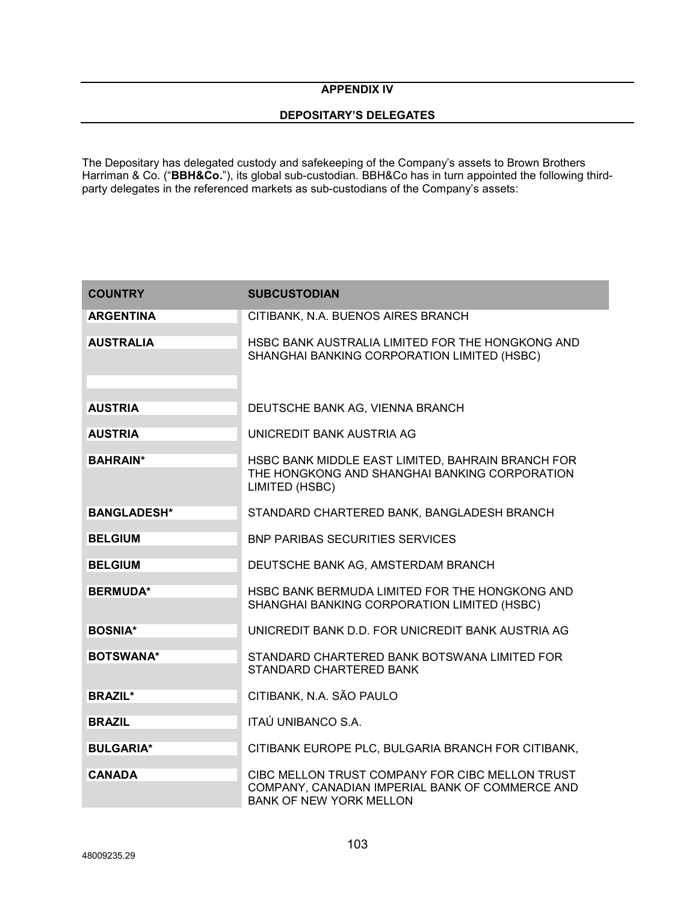## APPENDIX IV

## DEPOSITARY'S DELEGATES

The Depositary has delegated custody and safekeeping of the Company's assets to Brown Brothers Harriman & Co. ("**BBH&Co.**"), its global sub-custodian. BBH&Co has in turn appointed the following third-party delegates in the referenced markets as sub-custodians of the Company's assets:

| COUNTRY | SUBCUSTODIAN |
|---|---|
| **ARGENTINA** | CITIBANK, N.A. BUENOS AIRES BRANCH |
| **AUSTRALIA** | HSBC BANK AUSTRALIA LIMITED FOR THE HONGKONG AND SHANGHAI BANKING CORPORATION LIMITED (HSBC) |
| | |
| **AUSTRIA** | DEUTSCHE BANK AG, VIENNA BRANCH |
| **AUSTRIA** | UNICREDIT BANK AUSTRIA AG |
| **BAHRAIN*** | HSBC BANK MIDDLE EAST LIMITED, BAHRAIN BRANCH FOR THE HONGKONG AND SHANGHAI BANKING CORPORATION LIMITED (HSBC) |
| **BANGLADESH*** | STANDARD CHARTERED BANK, BANGLADESH BRANCH |
| **BELGIUM** | BNP PARIBAS SECURITIES SERVICES |
| **BELGIUM** | DEUTSCHE BANK AG, AMSTERDAM BRANCH |
| **BERMUDA*** | HSBC BANK BERMUDA LIMITED FOR THE HONGKONG AND SHANGHAI BANKING CORPORATION LIMITED (HSBC) |
| **BOSNIA*** | UNICREDIT BANK D.D. FOR UNICREDIT BANK AUSTRIA AG |
| **BOTSWANA*** | STANDARD CHARTERED BANK BOTSWANA LIMITED FOR STANDARD CHARTERED BANK |
| **BRAZIL*** | CITIBANK, N.A. SÃO PAULO |
| **BRAZIL** | ITAÚ UNIBANCO S.A. |
| **BULGARIA*** | CITIBANK EUROPE PLC, BULGARIA BRANCH FOR CITIBANK, |
| **CANADA** | CIBC MELLON TRUST COMPANY FOR CIBC MELLON TRUST COMPANY, CANADIAN IMPERIAL BANK OF COMMERCE AND BANK OF NEW YORK MELLON |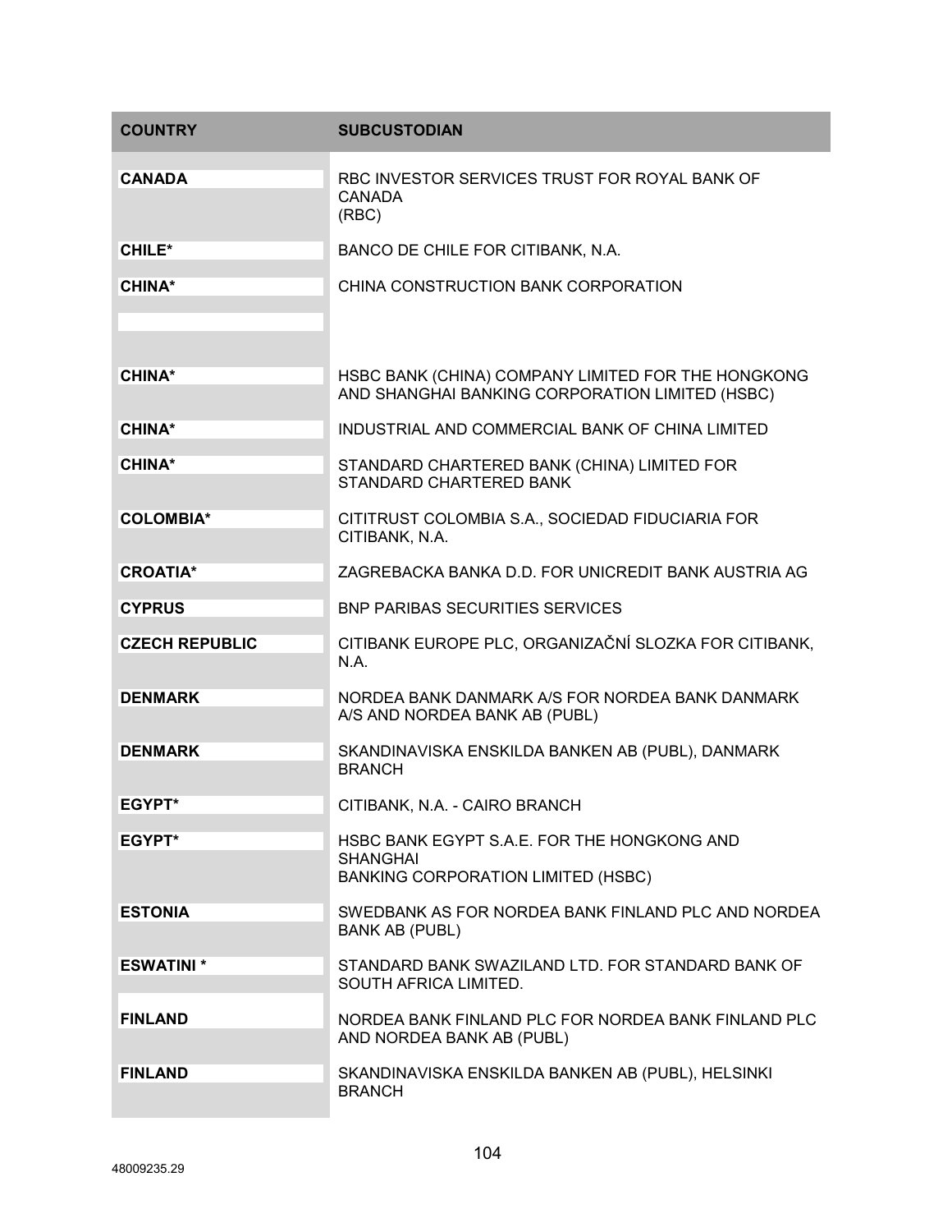| COUNTRY | SUBCUSTODIAN |
| --- | --- |
| **CANADA** | RBC INVESTOR SERVICES TRUST FOR ROYAL BANK OF CANADA (RBC) |
| **CHILE*** | BANCO DE CHILE FOR CITIBANK, N.A. |
| **CHINA*** | CHINA CONSTRUCTION BANK CORPORATION |
| | |
| **CHINA*** | HSBC BANK (CHINA) COMPANY LIMITED FOR THE HONGKONG AND SHANGHAI BANKING CORPORATION LIMITED (HSBC) |
| **CHINA*** | INDUSTRIAL AND COMMERCIAL BANK OF CHINA LIMITED |
| **CHINA*** | STANDARD CHARTERED BANK (CHINA) LIMITED FOR STANDARD CHARTERED BANK |
| **COLOMBIA*** | CITITRUST COLOMBIA S.A., SOCIEDAD FIDUCIARIA FOR CITIBANK, N.A. |
| **CROATIA*** | ZAGREBACKA BANKA D.D. FOR UNICREDIT BANK AUSTRIA AG |
| **CYPRUS** | BNP PARIBAS SECURITIES SERVICES |
| **CZECH REPUBLIC** | CITIBANK EUROPE PLC, ORGANIZAČNÍ SLOZKA FOR CITIBANK, N.A. |
| **DENMARK** | NORDEA BANK DANMARK A/S FOR NORDEA BANK DANMARK A/S AND NORDEA BANK AB (PUBL) |
| **DENMARK** | SKANDINAVISKA ENSKILDA BANKEN AB (PUBL), DANMARK BRANCH |
| **EGYPT*** | CITIBANK, N.A. - CAIRO BRANCH |
| **EGYPT*** | HSBC BANK EGYPT S.A.E. FOR THE HONGKONG AND SHANGHAI BANKING CORPORATION LIMITED (HSBC) |
| **ESTONIA** | SWEDBANK AS FOR NORDEA BANK FINLAND PLC AND NORDEA BANK AB (PUBL) |
| **ESWATINI *** | STANDARD BANK SWAZILAND LTD. FOR STANDARD BANK OF SOUTH AFRICA LIMITED. |
| **FINLAND** | NORDEA BANK FINLAND PLC FOR NORDEA BANK FINLAND PLC AND NORDEA BANK AB (PUBL) |
| **FINLAND** | SKANDINAVISKA ENSKILDA BANKEN AB (PUBL), HELSINKI BRANCH |

48009235.29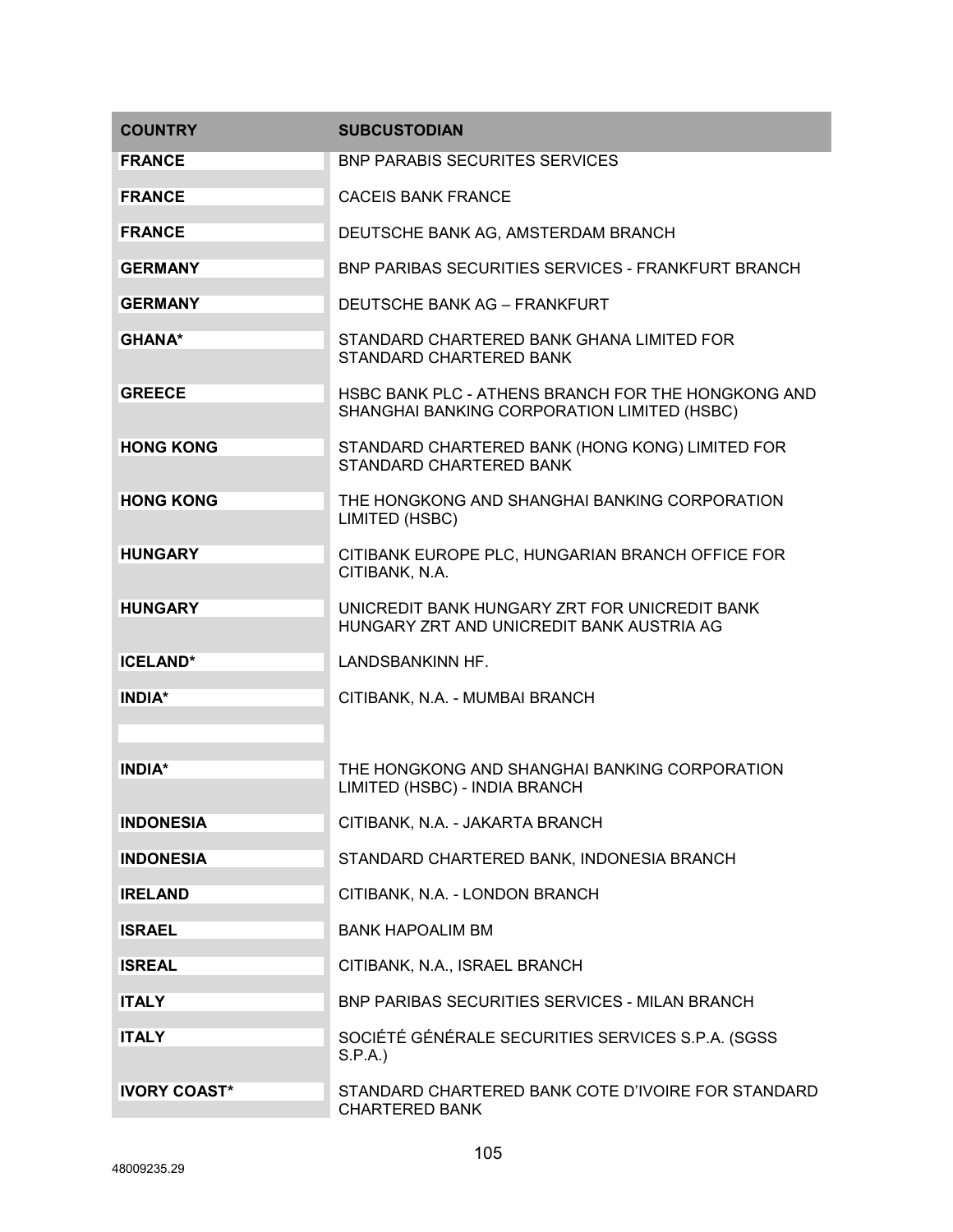| COUNTRY | SUBCUSTODIAN |
|---|---|
| **FRANCE** | BNP PARABIS SECURITES SERVICES |
| **FRANCE** | CACEIS BANK FRANCE |
| **FRANCE** | DEUTSCHE BANK AG, AMSTERDAM BRANCH |
| **GERMANY** | BNP PARIBAS SECURITIES SERVICES - FRANKFURT BRANCH |
| **GERMANY** | DEUTSCHE BANK AG – FRANKFURT |
| **GHANA*** | STANDARD CHARTERED BANK GHANA LIMITED FOR STANDARD CHARTERED BANK |
| **GREECE** | HSBC BANK PLC - ATHENS BRANCH FOR THE HONGKONG AND SHANGHAI BANKING CORPORATION LIMITED (HSBC) |
| **HONG KONG** | STANDARD CHARTERED BANK (HONG KONG) LIMITED FOR STANDARD CHARTERED BANK |
| **HONG KONG** | THE HONGKONG AND SHANGHAI BANKING CORPORATION LIMITED (HSBC) |
| **HUNGARY** | CITIBANK EUROPE PLC, HUNGARIAN BRANCH OFFICE FOR CITIBANK, N.A. |
| **HUNGARY** | UNICREDIT BANK HUNGARY ZRT FOR UNICREDIT BANK HUNGARY ZRT AND UNICREDIT BANK AUSTRIA AG |
| **ICELAND*** | LANDSBANKINN HF. |
| **INDIA*** | CITIBANK, N.A. - MUMBAI BRANCH |
| | |
| **INDIA*** | THE HONGKONG AND SHANGHAI BANKING CORPORATION LIMITED (HSBC) - INDIA BRANCH |
| **INDONESIA** | CITIBANK, N.A. - JAKARTA BRANCH |
| **INDONESIA** | STANDARD CHARTERED BANK, INDONESIA BRANCH |
| **IRELAND** | CITIBANK, N.A. - LONDON BRANCH |
| **ISRAEL** | BANK HAPOALIM BM |
| **ISREAL** | CITIBANK, N.A., ISRAEL BRANCH |
| **ITALY** | BNP PARIBAS SECURITIES SERVICES - MILAN BRANCH |
| **ITALY** | SOCIÉTÉ GÉNÉRALE SECURITIES SERVICES S.P.A. (SGSS S.P.A.) |
| **IVORY COAST*** | STANDARD CHARTERED BANK COTE D'IVOIRE FOR STANDARD CHARTERED BANK |

48009235.29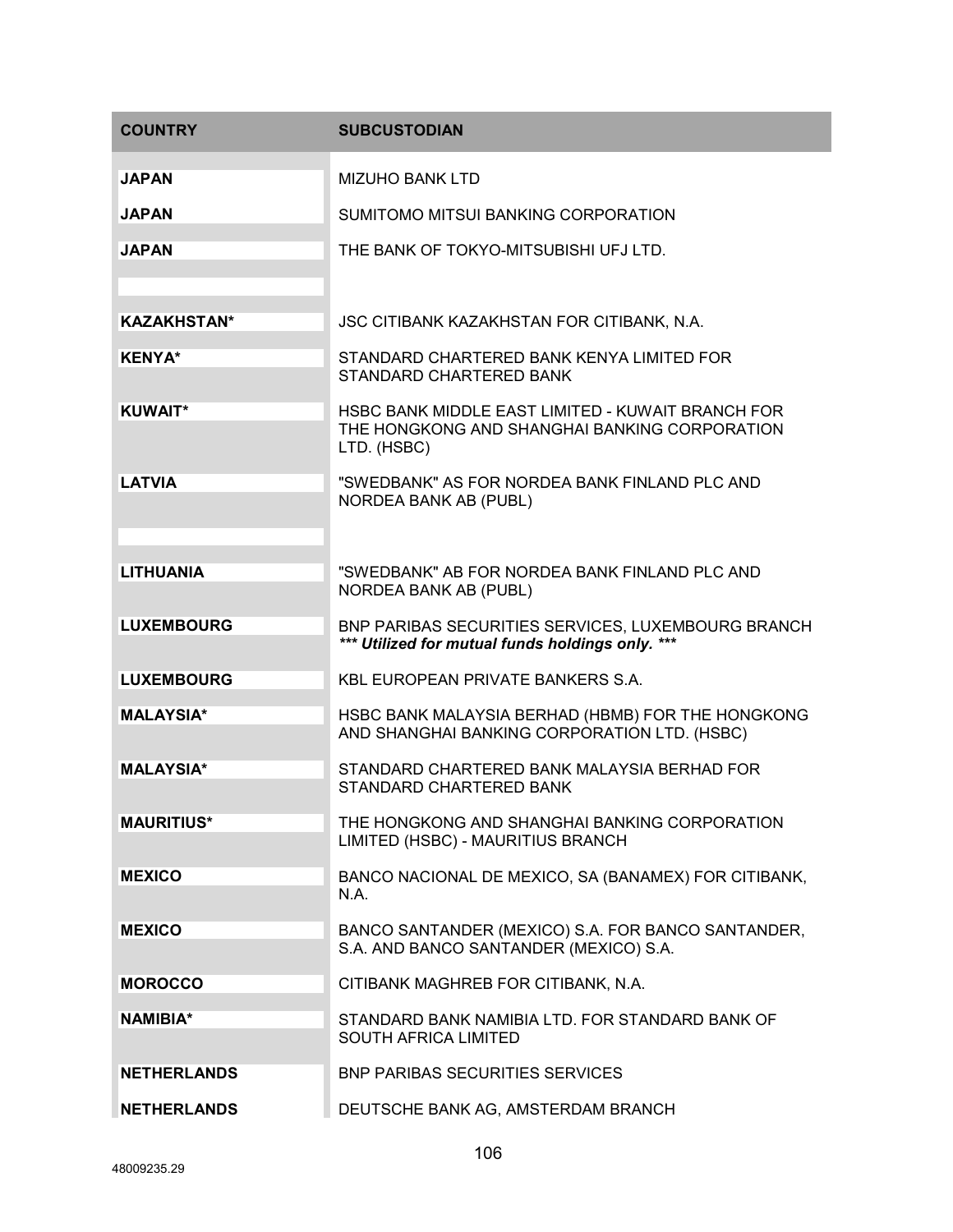| COUNTRY | SUBCUSTODIAN |
|---|---|
| **JAPAN** | MIZUHO BANK LTD |
| **JAPAN** | SUMITOMO MITSUI BANKING CORPORATION |
| **JAPAN** | THE BANK OF TOKYO-MITSUBISHI UFJ LTD. |
| | |
| **KAZAKHSTAN*** | JSC CITIBANK KAZAKHSTAN FOR CITIBANK, N.A. |
| **KENYA*** | STANDARD CHARTERED BANK KENYA LIMITED FOR STANDARD CHARTERED BANK |
| **KUWAIT*** | HSBC BANK MIDDLE EAST LIMITED - KUWAIT BRANCH FOR THE HONGKONG AND SHANGHAI BANKING CORPORATION LTD. (HSBC) |
| **LATVIA** | "SWEDBANK" AS FOR NORDEA BANK FINLAND PLC AND NORDEA BANK AB (PUBL) |
| | |
| **LITHUANIA** | "SWEDBANK" AB FOR NORDEA BANK FINLAND PLC AND NORDEA BANK AB (PUBL) |
| **LUXEMBOURG** | BNP PARIBAS SECURITIES SERVICES, LUXEMBOURG BRANCH ***\*\*\* Utilized for mutual funds holdings only. \*\*\**** |
| **LUXEMBOURG** | KBL EUROPEAN PRIVATE BANKERS S.A. |
| **MALAYSIA*** | HSBC BANK MALAYSIA BERHAD (HBMB) FOR THE HONGKONG AND SHANGHAI BANKING CORPORATION LTD. (HSBC) |
| **MALAYSIA*** | STANDARD CHARTERED BANK MALAYSIA BERHAD FOR STANDARD CHARTERED BANK |
| **MAURITIUS*** | THE HONGKONG AND SHANGHAI BANKING CORPORATION LIMITED (HSBC) - MAURITIUS BRANCH |
| **MEXICO** | BANCO NACIONAL DE MEXICO, SA (BANAMEX) FOR CITIBANK, N.A. |
| **MEXICO** | BANCO SANTANDER (MEXICO) S.A. FOR BANCO SANTANDER, S.A. AND BANCO SANTANDER (MEXICO) S.A. |
| **MOROCCO** | CITIBANK MAGHREB FOR CITIBANK, N.A. |
| **NAMIBIA*** | STANDARD BANK NAMIBIA LTD. FOR STANDARD BANK OF SOUTH AFRICA LIMITED |
| **NETHERLANDS** | BNP PARIBAS SECURITIES SERVICES |
| **NETHERLANDS** | DEUTSCHE BANK AG, AMSTERDAM BRANCH |

48009235.29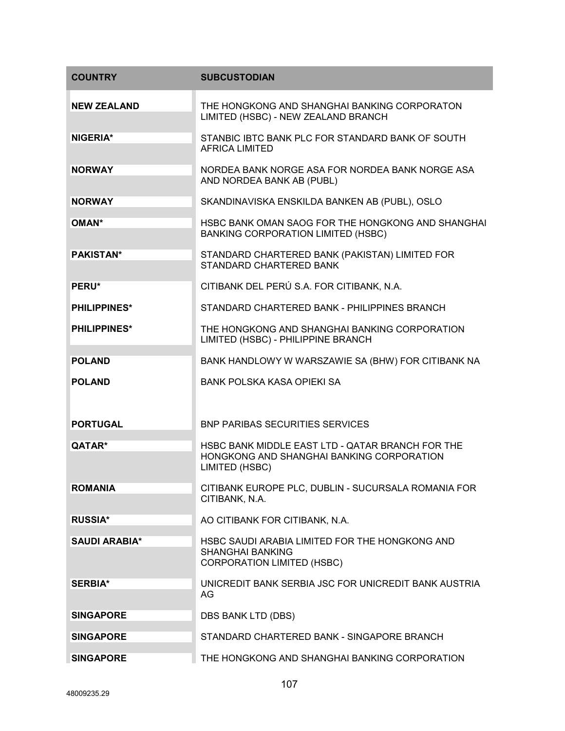| COUNTRY | SUBCUSTODIAN |
|---|---|
| **NEW ZEALAND** | THE HONGKONG AND SHANGHAI BANKING CORPORATON LIMITED (HSBC) - NEW ZEALAND BRANCH |
| **NIGERIA*** | STANBIC IBTC BANK PLC FOR STANDARD BANK OF SOUTH AFRICA LIMITED |
| **NORWAY** | NORDEA BANK NORGE ASA FOR NORDEA BANK NORGE ASA AND NORDEA BANK AB (PUBL) |
| **NORWAY** | SKANDINAVISKA ENSKILDA BANKEN AB (PUBL), OSLO |
| **OMAN*** | HSBC BANK OMAN SAOG FOR THE HONGKONG AND SHANGHAI BANKING CORPORATION LIMITED (HSBC) |
| **PAKISTAN*** | STANDARD CHARTERED BANK (PAKISTAN) LIMITED FOR STANDARD CHARTERED BANK |
| **PERU*** | CITIBANK DEL PERÚ S.A. FOR CITIBANK, N.A. |
| **PHILIPPINES*** | STANDARD CHARTERED BANK - PHILIPPINES BRANCH |
| **PHILIPPINES*** | THE HONGKONG AND SHANGHAI BANKING CORPORATION LIMITED (HSBC) - PHILIPPINE BRANCH |
| **POLAND** | BANK HANDLOWY W WARSZAWIE SA (BHW) FOR CITIBANK NA |
| **POLAND** | BANK POLSKA KASA OPIEKI SA |
| **PORTUGAL** | BNP PARIBAS SECURITIES SERVICES |
| **QATAR*** | HSBC BANK MIDDLE EAST LTD - QATAR BRANCH FOR THE HONGKONG AND SHANGHAI BANKING CORPORATION LIMITED (HSBC) |
| **ROMANIA** | CITIBANK EUROPE PLC, DUBLIN - SUCURSALA ROMANIA FOR CITIBANK, N.A. |
| **RUSSIA*** | AO CITIBANK FOR CITIBANK, N.A. |
| **SAUDI ARABIA*** | HSBC SAUDI ARABIA LIMITED FOR THE HONGKONG AND SHANGHAI BANKING CORPORATION LIMITED (HSBC) |
| **SERBIA*** | UNICREDIT BANK SERBIA JSC FOR UNICREDIT BANK AUSTRIA AG |
| **SINGAPORE** | DBS BANK LTD (DBS) |
| **SINGAPORE** | STANDARD CHARTERED BANK - SINGAPORE BRANCH |
| **SINGAPORE** | THE HONGKONG AND SHANGHAI BANKING CORPORATION |

48009235.29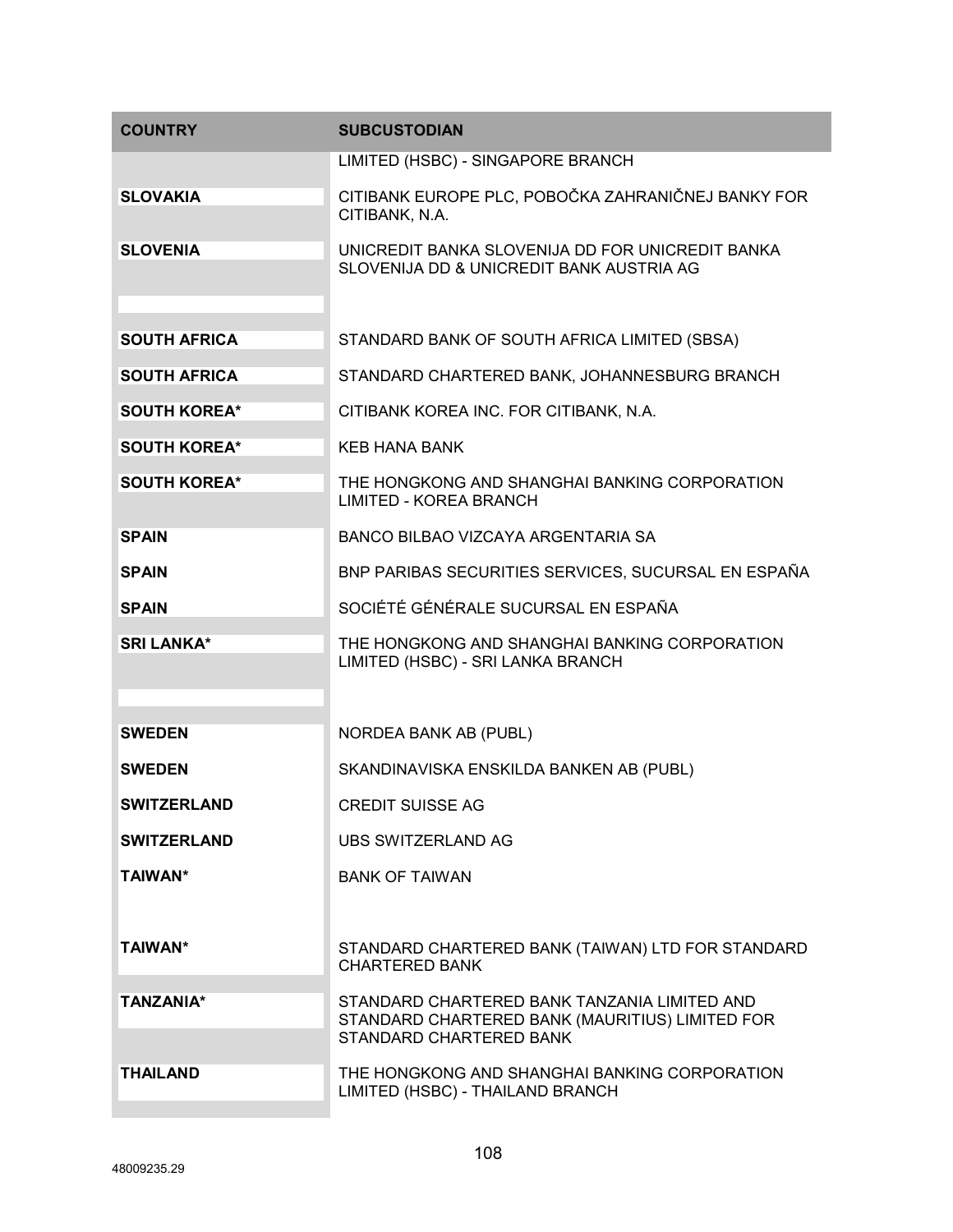| COUNTRY | SUBCUSTODIAN |
|---|---|
| | LIMITED (HSBC) - SINGAPORE BRANCH |
| **SLOVAKIA** | CITIBANK EUROPE PLC, POBOČKA ZAHRANIČNEJ BANKY FOR CITIBANK, N.A. |
| **SLOVENIA** | UNICREDIT BANKA SLOVENIJA DD FOR UNICREDIT BANKA SLOVENIJA DD & UNICREDIT BANK AUSTRIA AG |
| | |
| **SOUTH AFRICA** | STANDARD BANK OF SOUTH AFRICA LIMITED (SBSA) |
| **SOUTH AFRICA** | STANDARD CHARTERED BANK, JOHANNESBURG BRANCH |
| **SOUTH KOREA*** | CITIBANK KOREA INC. FOR CITIBANK, N.A. |
| **SOUTH KOREA*** | KEB HANA BANK |
| **SOUTH KOREA*** | THE HONGKONG AND SHANGHAI BANKING CORPORATION LIMITED - KOREA BRANCH |
| **SPAIN** | BANCO BILBAO VIZCAYA ARGENTARIA SA |
| **SPAIN** | BNP PARIBAS SECURITIES SERVICES, SUCURSAL EN ESPAÑA |
| **SPAIN** | SOCIÉTÉ GÉNÉRALE SUCURSAL EN ESPAÑA |
| **SRI LANKA*** | THE HONGKONG AND SHANGHAI BANKING CORPORATION LIMITED (HSBC) - SRI LANKA BRANCH |
| | |
| **SWEDEN** | NORDEA BANK AB (PUBL) |
| **SWEDEN** | SKANDINAVISKA ENSKILDA BANKEN AB (PUBL) |
| **SWITZERLAND** | CREDIT SUISSE AG |
| **SWITZERLAND** | UBS SWITZERLAND AG |
| **TAIWAN*** | BANK OF TAIWAN |
| **TAIWAN*** | STANDARD CHARTERED BANK (TAIWAN) LTD FOR STANDARD CHARTERED BANK |
| **TANZANIA*** | STANDARD CHARTERED BANK TANZANIA LIMITED AND STANDARD CHARTERED BANK (MAURITIUS) LIMITED FOR STANDARD CHARTERED BANK |
| **THAILAND** | THE HONGKONG AND SHANGHAI BANKING CORPORATION LIMITED (HSBC) - THAILAND BRANCH |

48009235.29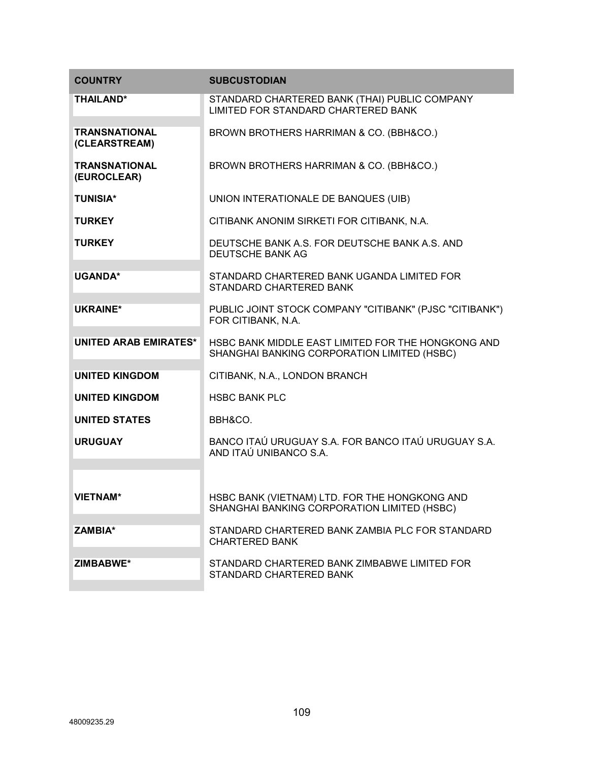| COUNTRY | SUBCUSTODIAN |
|---|---|
| **THAILAND*** | STANDARD CHARTERED BANK (THAI) PUBLIC COMPANY LIMITED FOR STANDARD CHARTERED BANK |
| **TRANSNATIONAL (CLEARSTREAM)** | BROWN BROTHERS HARRIMAN & CO. (BBH&CO.) |
| **TRANSNATIONAL (EUROCLEAR)** | BROWN BROTHERS HARRIMAN & CO. (BBH&CO.) |
| **TUNISIA*** | UNION INTERATIONALE DE BANQUES (UIB) |
| **TURKEY** | CITIBANK ANONIM SIRKETI FOR CITIBANK, N.A. |
| **TURKEY** | DEUTSCHE BANK A.S. FOR DEUTSCHE BANK A.S. AND DEUTSCHE BANK AG |
| **UGANDA*** | STANDARD CHARTERED BANK UGANDA LIMITED FOR STANDARD CHARTERED BANK |
| **UKRAINE*** | PUBLIC JOINT STOCK COMPANY "CITIBANK" (PJSC "CITIBANK") FOR CITIBANK, N.A. |
| **UNITED ARAB EMIRATES*** | HSBC BANK MIDDLE EAST LIMITED FOR THE HONGKONG AND SHANGHAI BANKING CORPORATION LIMITED (HSBC) |
| **UNITED KINGDOM** | CITIBANK, N.A., LONDON BRANCH |
| **UNITED KINGDOM** | HSBC BANK PLC |
| **UNITED STATES** | BBH&CO. |
| **URUGUAY** | BANCO ITAÚ URUGUAY S.A. FOR BANCO ITAÚ URUGUAY S.A. AND ITAÚ UNIBANCO S.A. |
| **VIETNAM*** | HSBC BANK (VIETNAM) LTD. FOR THE HONGKONG AND SHANGHAI BANKING CORPORATION LIMITED (HSBC) |
| **ZAMBIA*** | STANDARD CHARTERED BANK ZAMBIA PLC FOR STANDARD CHARTERED BANK |
| **ZIMBABWE*** | STANDARD CHARTERED BANK ZIMBABWE LIMITED FOR STANDARD CHARTERED BANK |

48009235.29